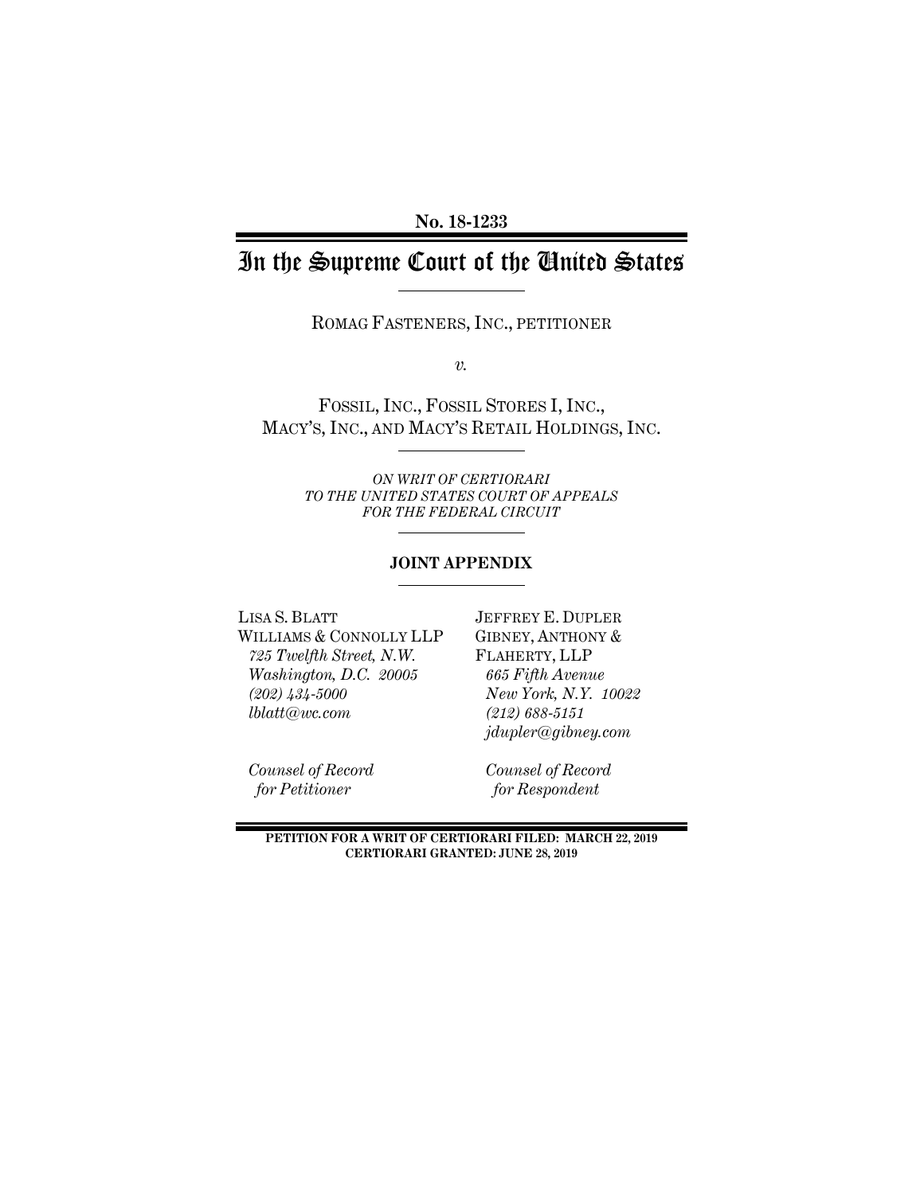**No. 18-1233**

# In the Supreme Court of the United States

ROMAG FASTENERS, INC., PETITIONER

*v.*

FOSSIL, INC., FOSSIL STORES I, INC.,
MACY'S, INC., AND MACY'S RETAIL HOLDINGS, INC.

*ON WRIT OF CERTIORARI*
*TO THE UNITED STATES COURT OF APPEALS*
*FOR THE FEDERAL CIRCUIT*

**JOINT APPENDIX**

LISA S. BLATT
WILLIAMS & CONNOLLY LLP
*725 Twelfth Street, N.W.*
*Washington, D.C. 20005*
*(202) 434-5000*
*lblatt@wc.com*

*Counsel of Record*
*for Petitioner*

JEFFREY E. DUPLER
GIBNEY, ANTHONY &
FLAHERTY, LLP
*665 Fifth Avenue*
*New York, N.Y. 10022*
*(212) 688-5151*
*jdupler@gibney.com*

*Counsel of Record*
*for Respondent*

**PETITION FOR A WRIT OF CERTIORARI FILED: MARCH 22, 2019**
**CERTIORARI GRANTED: JUNE 28, 2019**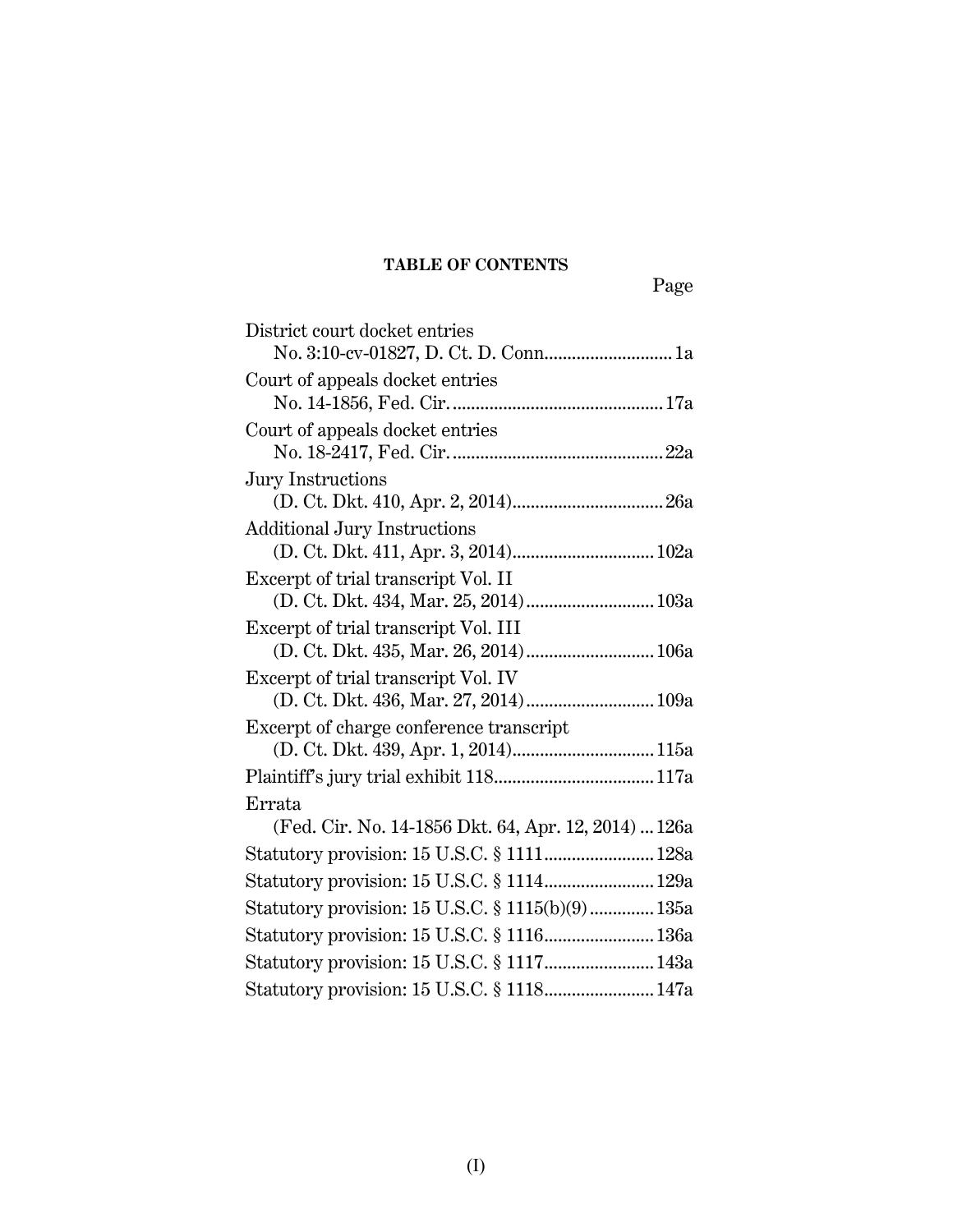## TABLE OF CONTENTS

| | Page |
|---|---|
| District court docket entries<br>No. 3:10-cv-01827, D. Ct. D. Conn. | 1a |
| Court of appeals docket entries<br>No. 14-1856, Fed. Cir. | 17a |
| Court of appeals docket entries<br>No. 18-2417, Fed. Cir. | 22a |
| Jury Instructions<br>(D. Ct. Dkt. 410, Apr. 2, 2014) | 26a |
| Additional Jury Instructions<br>(D. Ct. Dkt. 411, Apr. 3, 2014) | 102a |
| Excerpt of trial transcript Vol. II<br>(D. Ct. Dkt. 434, Mar. 25, 2014) | 103a |
| Excerpt of trial transcript Vol. III<br>(D. Ct. Dkt. 435, Mar. 26, 2014) | 106a |
| Excerpt of trial transcript Vol. IV<br>(D. Ct. Dkt. 436, Mar. 27, 2014) | 109a |
| Excerpt of charge conference transcript<br>(D. Ct. Dkt. 439, Apr. 1, 2014) | 115a |
| Plaintiff's jury trial exhibit 118 | 117a |
| Errata<br>(Fed. Cir. No. 14-1856 Dkt. 64, Apr. 12, 2014) | 126a |
| Statutory provision: 15 U.S.C. § 1111 | 128a |
| Statutory provision: 15 U.S.C. § 1114 | 129a |
| Statutory provision: 15 U.S.C. § 1115(b)(9) | 135a |
| Statutory provision: 15 U.S.C. § 1116 | 136a |
| Statutory provision: 15 U.S.C. § 1117 | 143a |
| Statutory provision: 15 U.S.C. § 1118 | 147a |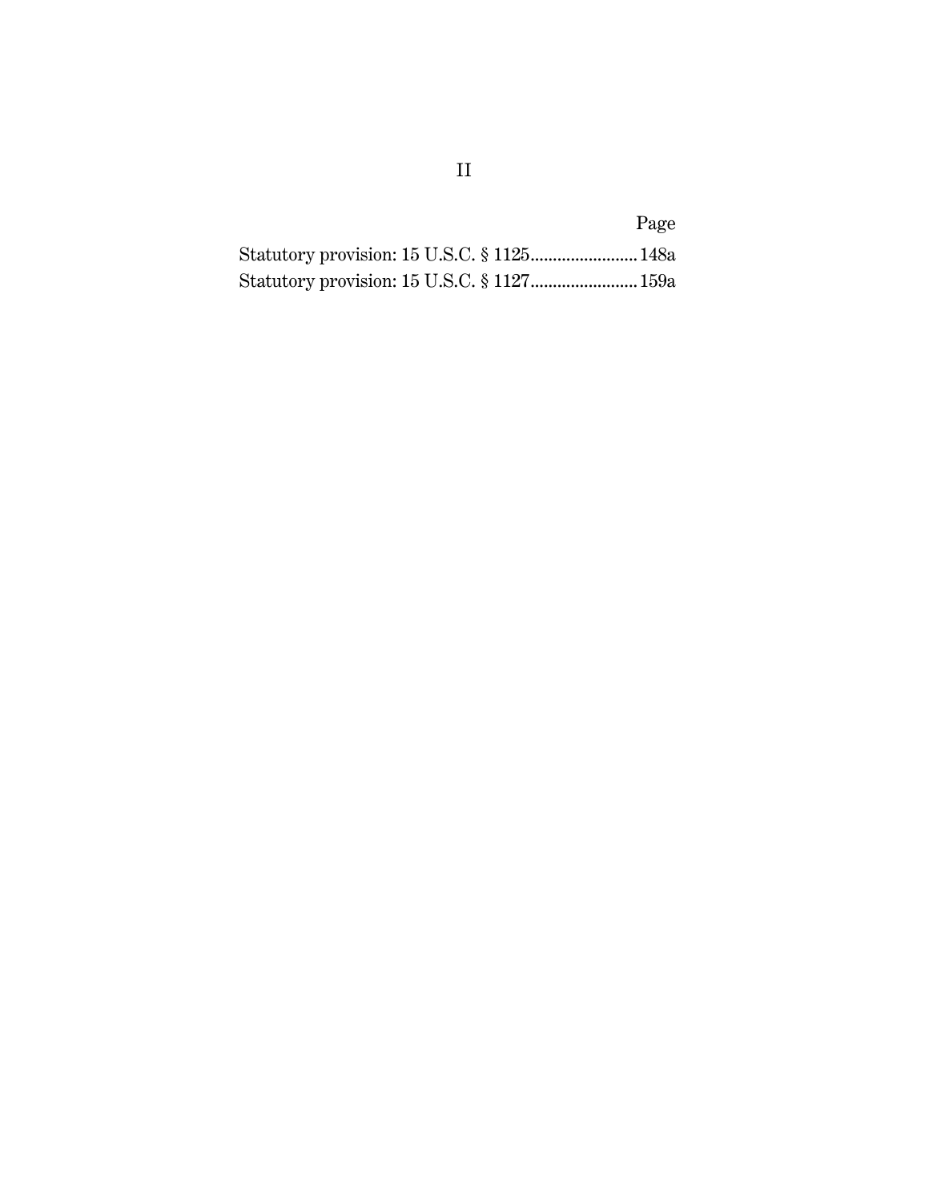| | Page |
|---|---|
| Statutory provision: 15 U.S.C. § 1125 | 148a |
| Statutory provision: 15 U.S.C. § 1127 | 159a |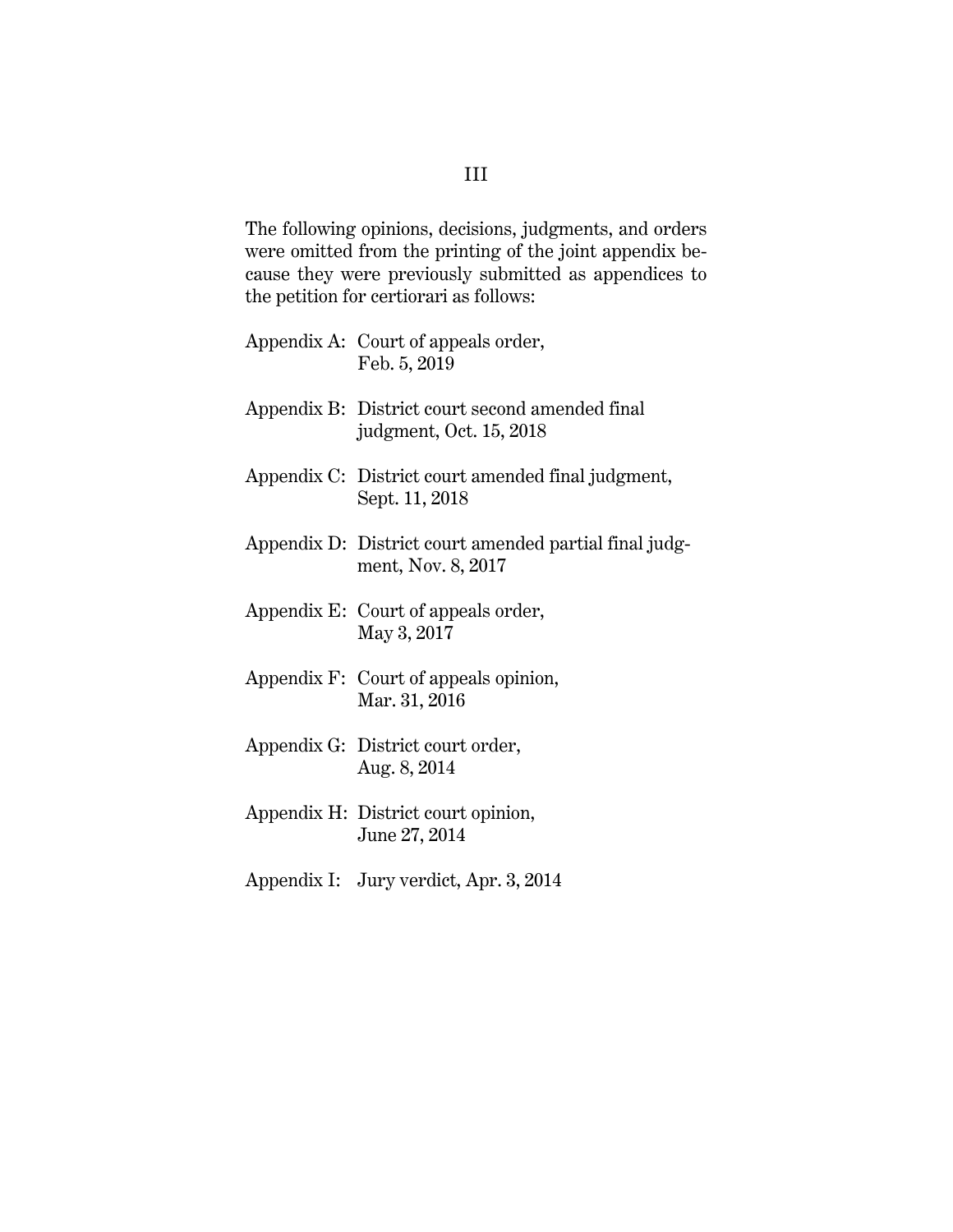The following opinions, decisions, judgments, and orders were omitted from the printing of the joint appendix because they were previously submitted as appendices to the petition for certiorari as follows:

| | |
|---|---|
| Appendix A: | Court of appeals order, Feb. 5, 2019 |
| Appendix B: | District court second amended final judgment, Oct. 15, 2018 |
| Appendix C: | District court amended final judgment, Sept. 11, 2018 |
| Appendix D: | District court amended partial final judgment, Nov. 8, 2017 |
| Appendix E: | Court of appeals order, May 3, 2017 |
| Appendix F: | Court of appeals opinion, Mar. 31, 2016 |
| Appendix G: | District court order, Aug. 8, 2014 |
| Appendix H: | District court opinion, June 27, 2014 |
| Appendix I: | Jury verdict, Apr. 3, 2014 |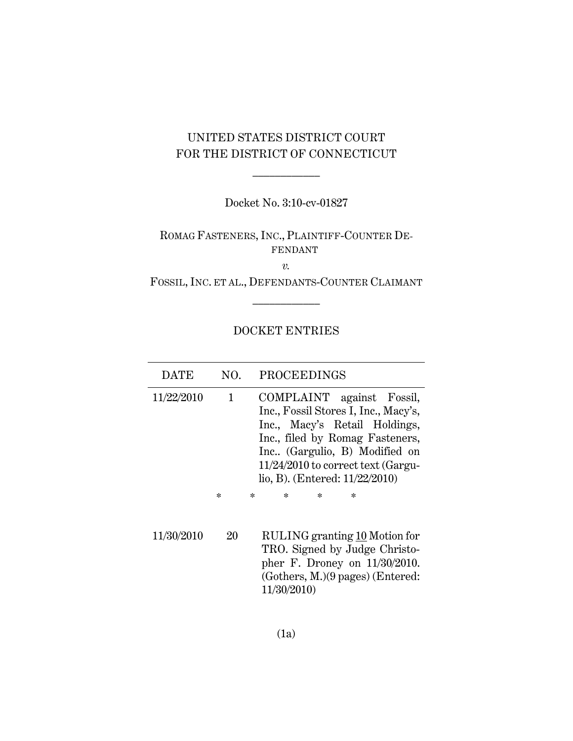UNITED STATES DISTRICT COURT
FOR THE DISTRICT OF CONNECTICUT

---

Docket No. 3:10-cv-01827

ROMAG FASTENERS, INC., PLAINTIFF-COUNTER DEFENDANT

*v.*

FOSSIL, INC. ET AL., DEFENDANTS-COUNTER CLAIMANT

---

DOCKET ENTRIES

| DATE | NO. | PROCEEDINGS |
|---|---|---|
| 11/22/2010 | 1 | COMPLAINT against Fossil, Inc., Fossil Stores I, Inc., Macy's, Inc., Macy's Retail Holdings, Inc., filed by Romag Fasteners, Inc.. (Gargulio, B) Modified on 11/24/2010 to correct text (Gargulio, B). (Entered: 11/22/2010) |
| | | * * * * * |
| 11/30/2010 | 20 | RULING granting 10 Motion for TRO. Signed by Judge Christopher F. Droney on 11/30/2010. (Gothers, M.)(9 pages) (Entered: 11/30/2010) |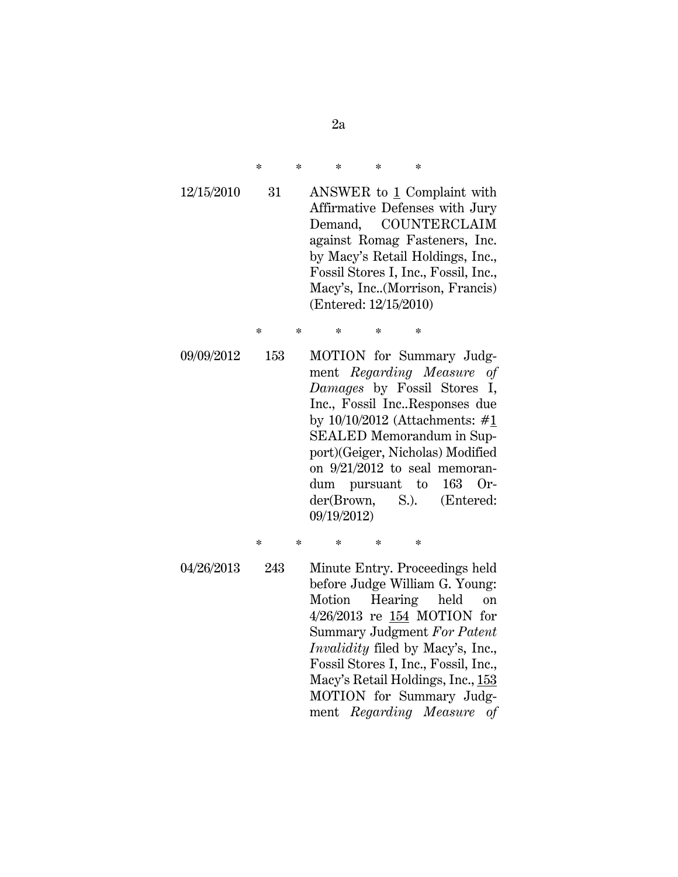\*   \*   \*   \*   \*

| | | |
|---|---|---|
| 12/15/2010 | 31 | ANSWER to 1 Complaint with Affirmative Defenses with Jury Demand, COUNTERCLAIM against Romag Fasteners, Inc. by Macy's Retail Holdings, Inc., Fossil Stores I, Inc., Fossil, Inc., Macy's, Inc..(Morrison, Francis) (Entered: 12/15/2010) |

\*   \*   \*   \*   \*

| | | |
|---|---|---|
| 09/09/2012 | 153 | MOTION for Summary Judgment *Regarding Measure of Damages* by Fossil Stores I, Inc., Fossil Inc..Responses due by 10/10/2012 (Attachments: #1 SEALED Memorandum in Support)(Geiger, Nicholas) Modified on 9/21/2012 to seal memorandum pursuant to 163 Order(Brown, S.). (Entered: 09/19/2012) |

\*   \*   \*   \*   \*

| | | |
|---|---|---|
| 04/26/2013 | 243 | Minute Entry. Proceedings held before Judge William G. Young: Motion Hearing held on 4/26/2013 re 154 MOTION for Summary Judgment *For Patent Invalidity* filed by Macy's, Inc., Fossil Stores I, Inc., Fossil, Inc., Macy's Retail Holdings, Inc., 153 MOTION for Summary Judgment *Regarding Measure of* |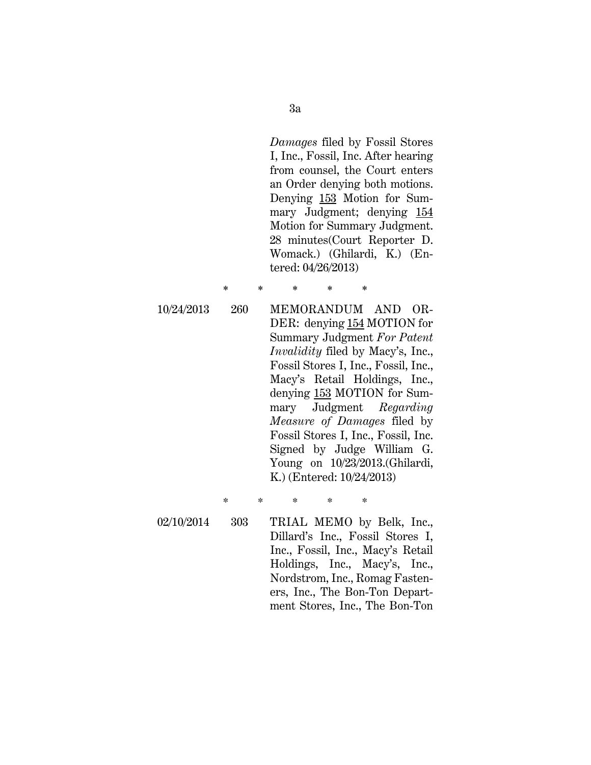| | | *Damages* filed by Fossil Stores I, Inc., Fossil, Inc. After hearing from counsel, the Court enters an Order denying both motions. Denying 153 Motion for Summary Judgment; denying 154 Motion for Summary Judgment. 28 minutes(Court Reporter D. Womack.) (Ghilardi, K.) (Entered: 04/26/2013) |
|---|---|---|

\* \* \* \* \*

| | | |
|---|---|---|
| 10/24/2013 | 260 | MEMORANDUM AND ORDER: denying 154 MOTION for Summary Judgment *For Patent Invalidity* filed by Macy's, Inc., Fossil Stores I, Inc., Fossil, Inc., Macy's Retail Holdings, Inc., denying 153 MOTION for Summary Judgment *Regarding Measure of Damages* filed by Fossil Stores I, Inc., Fossil, Inc. Signed by Judge William G. Young on 10/23/2013.(Ghilardi, K.) (Entered: 10/24/2013) |

\* \* \* \* \*

| | | |
|---|---|---|
| 02/10/2014 | 303 | TRIAL MEMO by Belk, Inc., Dillard's Inc., Fossil Stores I, Inc., Fossil, Inc., Macy's Retail Holdings, Inc., Macy's, Inc., Nordstrom, Inc., Romag Fasteners, Inc., The Bon-Ton Department Stores, Inc., The Bon-Ton |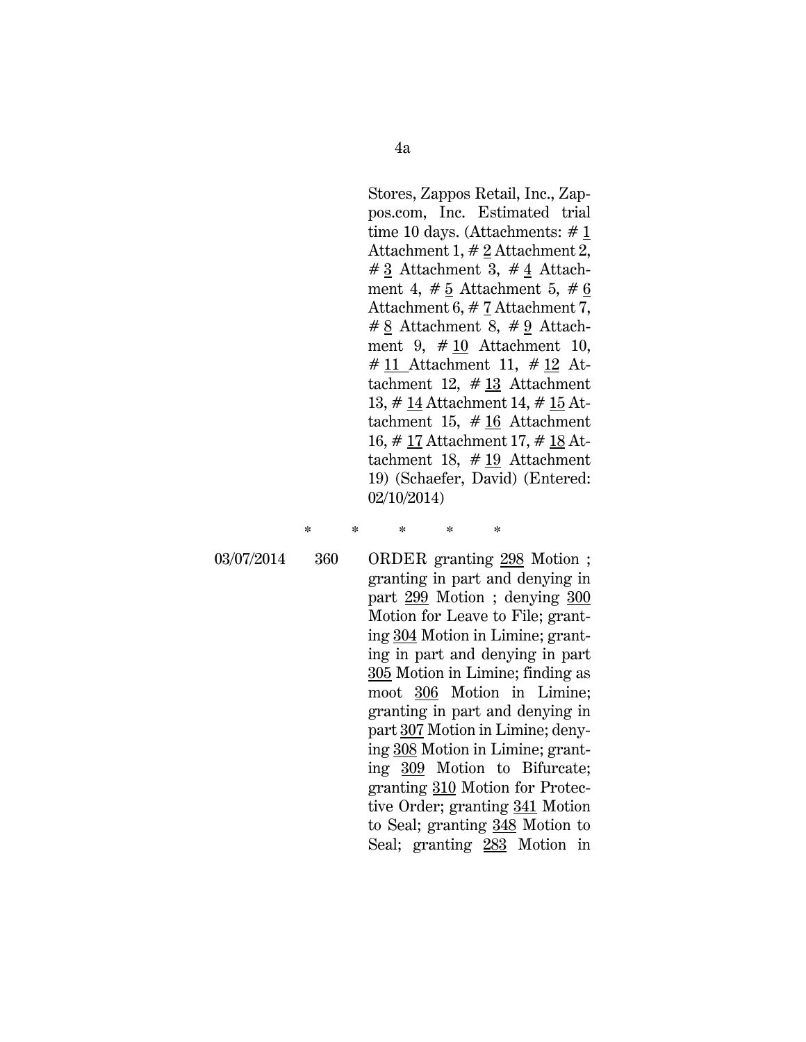| | | |
|---|---|---|
| | | Stores, Zappos Retail, Inc., Zappos.com, Inc. Estimated trial time 10 days. (Attachments: # 1 Attachment 1, # 2 Attachment 2, # 3 Attachment 3, # 4 Attachment 4, # 5 Attachment 5, # 6 Attachment 6, # 7 Attachment 7, # 8 Attachment 8, # 9 Attachment 9, # 10 Attachment 10, # 11 Attachment 11, # 12 Attachment 12, # 13 Attachment 13, # 14 Attachment 14, # 15 Attachment 15, # 16 Attachment 16, # 17 Attachment 17, # 18 Attachment 18, # 19 Attachment 19) (Schaefer, David) (Entered: 02/10/2014) |

\* \* \* \* \*

| | | |
|---|---|---|
| 03/07/2014 | 360 | ORDER granting 298 Motion ; granting in part and denying in part 299 Motion ; denying 300 Motion for Leave to File; granting 304 Motion in Limine; granting in part and denying in part 305 Motion in Limine; finding as moot 306 Motion in Limine; granting in part and denying in part 307 Motion in Limine; denying 308 Motion in Limine; granting 309 Motion to Bifurcate; granting 310 Motion for Protective Order; granting 341 Motion to Seal; granting 348 Motion to Seal; granting 283 Motion in |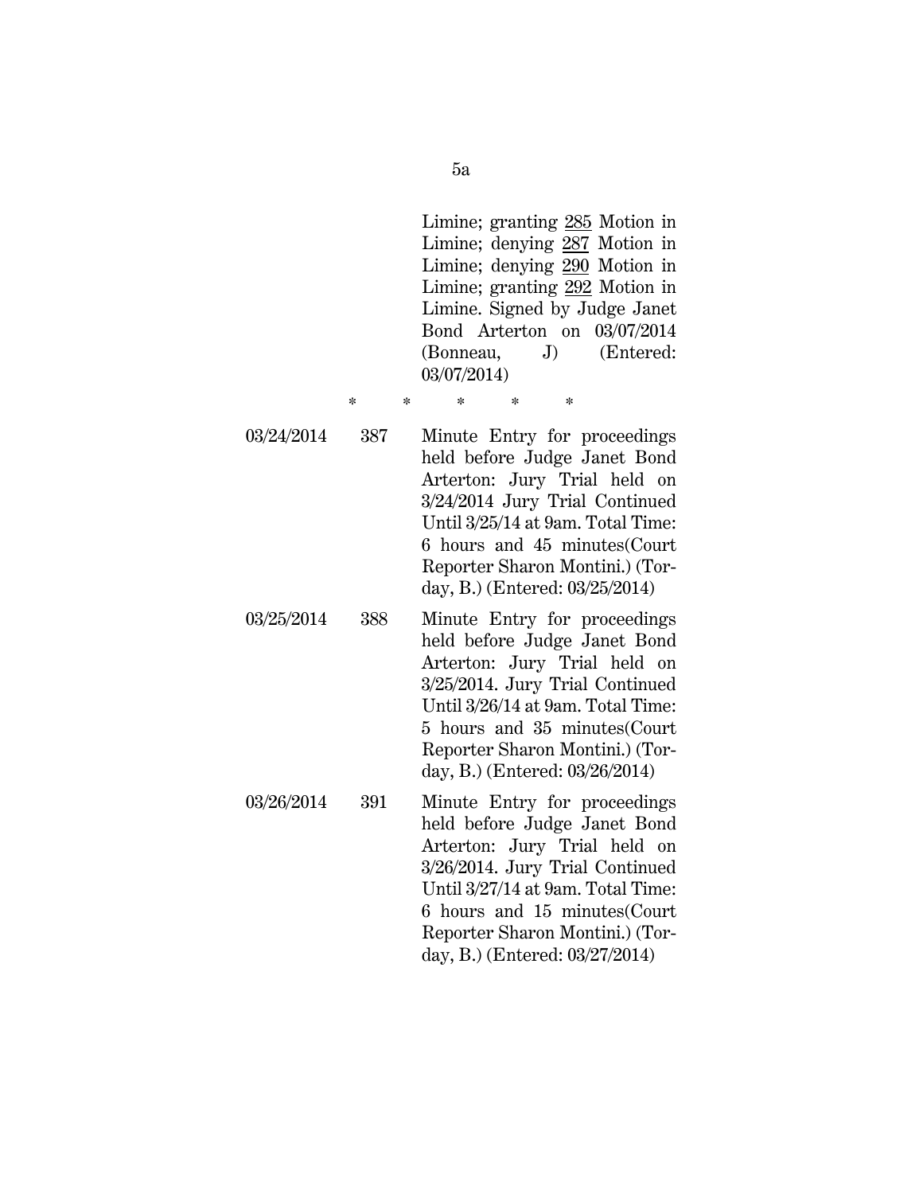| | | |
|---|---|---|
| | | Limine; granting 285 Motion in Limine; denying 287 Motion in Limine; denying 290 Motion in Limine; granting 292 Motion in Limine. Signed by Judge Janet Bond Arterton on 03/07/2014 (Bonneau, J) (Entered: 03/07/2014) |

\* \* \* \* \*

| | | |
|---|---|---|
| 03/24/2014 | 387 | Minute Entry for proceedings held before Judge Janet Bond Arterton: Jury Trial held on 3/24/2014 Jury Trial Continued Until 3/25/14 at 9am. Total Time: 6 hours and 45 minutes(Court Reporter Sharon Montini.) (Torday, B.) (Entered: 03/25/2014) |
| 03/25/2014 | 388 | Minute Entry for proceedings held before Judge Janet Bond Arterton: Jury Trial held on 3/25/2014. Jury Trial Continued Until 3/26/14 at 9am. Total Time: 5 hours and 35 minutes(Court Reporter Sharon Montini.) (Torday, B.) (Entered: 03/26/2014) |
| 03/26/2014 | 391 | Minute Entry for proceedings held before Judge Janet Bond Arterton: Jury Trial held on 3/26/2014. Jury Trial Continued Until 3/27/14 at 9am. Total Time: 6 hours and 15 minutes(Court Reporter Sharon Montini.) (Torday, B.) (Entered: 03/27/2014) |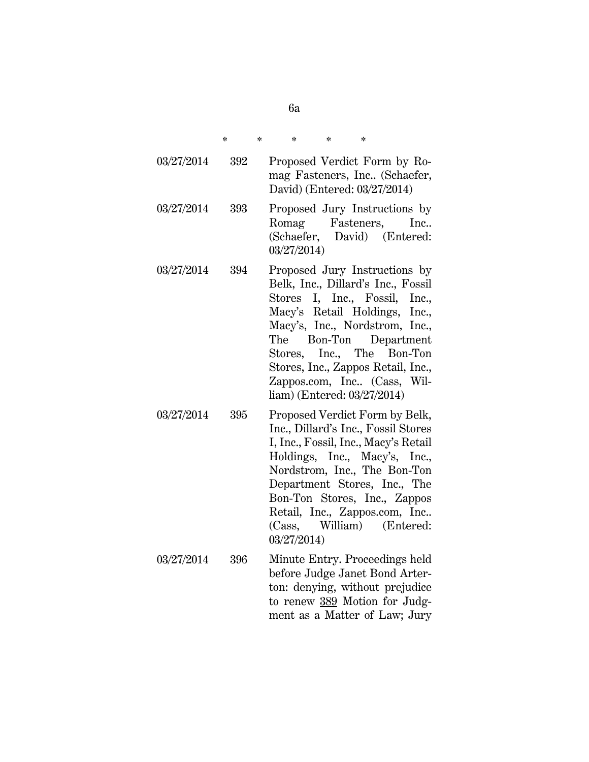\* \* \* \* \*

| | | |
|---|---|---|
| 03/27/2014 | 392 | Proposed Verdict Form by Romag Fasteners, Inc.. (Schaefer, David) (Entered: 03/27/2014) |
| 03/27/2014 | 393 | Proposed Jury Instructions by Romag Fasteners, Inc.. (Schaefer, David) (Entered: 03/27/2014) |
| 03/27/2014 | 394 | Proposed Jury Instructions by Belk, Inc., Dillard's Inc., Fossil Stores I, Inc., Fossil, Inc., Macy's Retail Holdings, Inc., Macy's, Inc., Nordstrom, Inc., The Bon-Ton Department Stores, Inc., The Bon-Ton Stores, Inc., Zappos Retail, Inc., Zappos.com, Inc.. (Cass, William) (Entered: 03/27/2014) |
| 03/27/2014 | 395 | Proposed Verdict Form by Belk, Inc., Dillard's Inc., Fossil Stores I, Inc., Fossil, Inc., Macy's Retail Holdings, Inc., Macy's, Inc., Nordstrom, Inc., The Bon-Ton Department Stores, Inc., The Bon-Ton Stores, Inc., Zappos Retail, Inc., Zappos.com, Inc.. (Cass, William) (Entered: 03/27/2014) |
| 03/27/2014 | 396 | Minute Entry. Proceedings held before Judge Janet Bond Arterton: denying, without prejudice to renew 389 Motion for Judgment as a Matter of Law; Jury |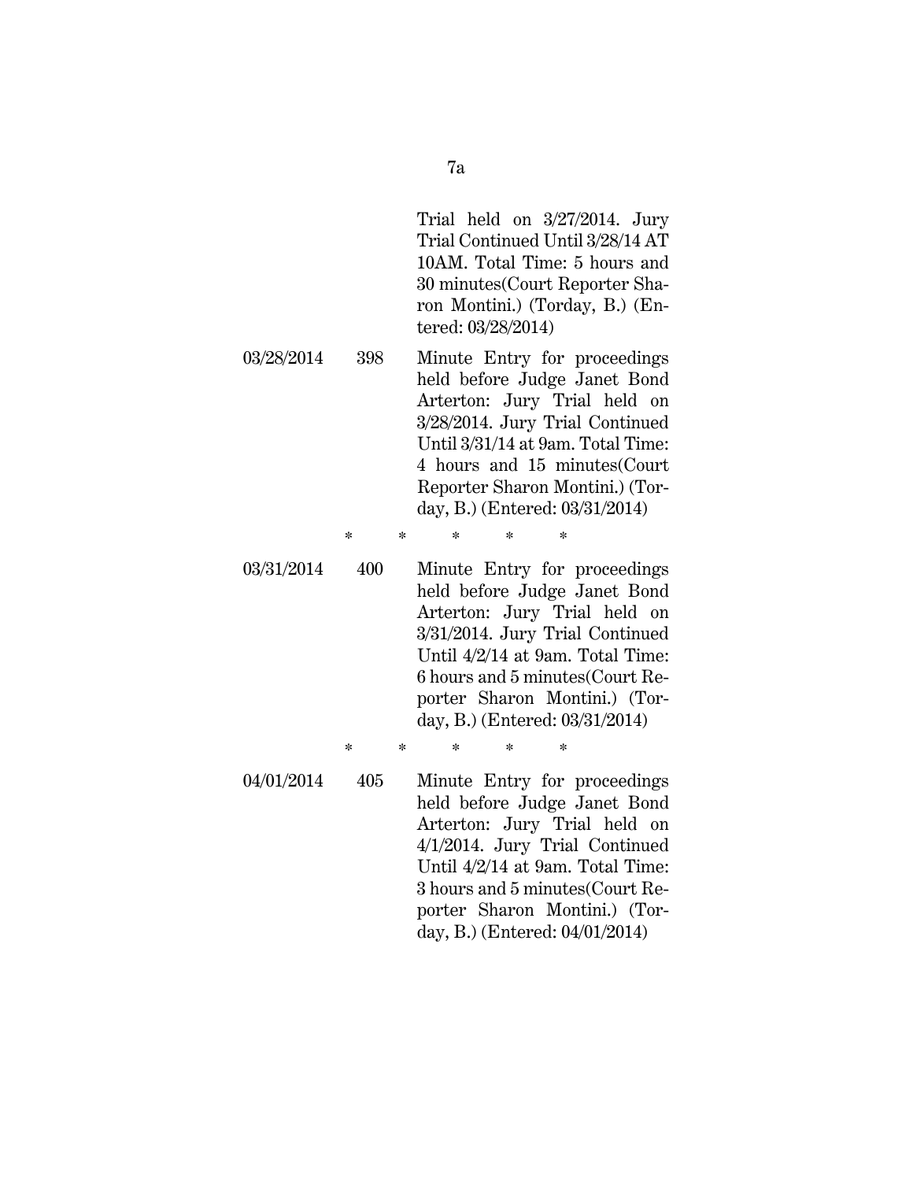| | | |
|---|---|---|
| | | Trial held on 3/27/2014. Jury Trial Continued Until 3/28/14 AT 10AM. Total Time: 5 hours and 30 minutes(Court Reporter Sharon Montini.) (Torday, B.) (Entered: 03/28/2014) |
| 03/28/2014 | 398 | Minute Entry for proceedings held before Judge Janet Bond Arterton: Jury Trial held on 3/28/2014. Jury Trial Continued Until 3/31/14 at 9am. Total Time: 4 hours and 15 minutes(Court Reporter Sharon Montini.) (Torday, B.) (Entered: 03/31/2014) |

\* \* \* \* \*

| | | |
|---|---|---|
| 03/31/2014 | 400 | Minute Entry for proceedings held before Judge Janet Bond Arterton: Jury Trial held on 3/31/2014. Jury Trial Continued Until 4/2/14 at 9am. Total Time: 6 hours and 5 minutes(Court Reporter Sharon Montini.) (Torday, B.) (Entered: 03/31/2014) |

\* \* \* \* \*

| | | |
|---|---|---|
| 04/01/2014 | 405 | Minute Entry for proceedings held before Judge Janet Bond Arterton: Jury Trial held on 4/1/2014. Jury Trial Continued Until 4/2/14 at 9am. Total Time: 3 hours and 5 minutes(Court Reporter Sharon Montini.) (Torday, B.) (Entered: 04/01/2014) |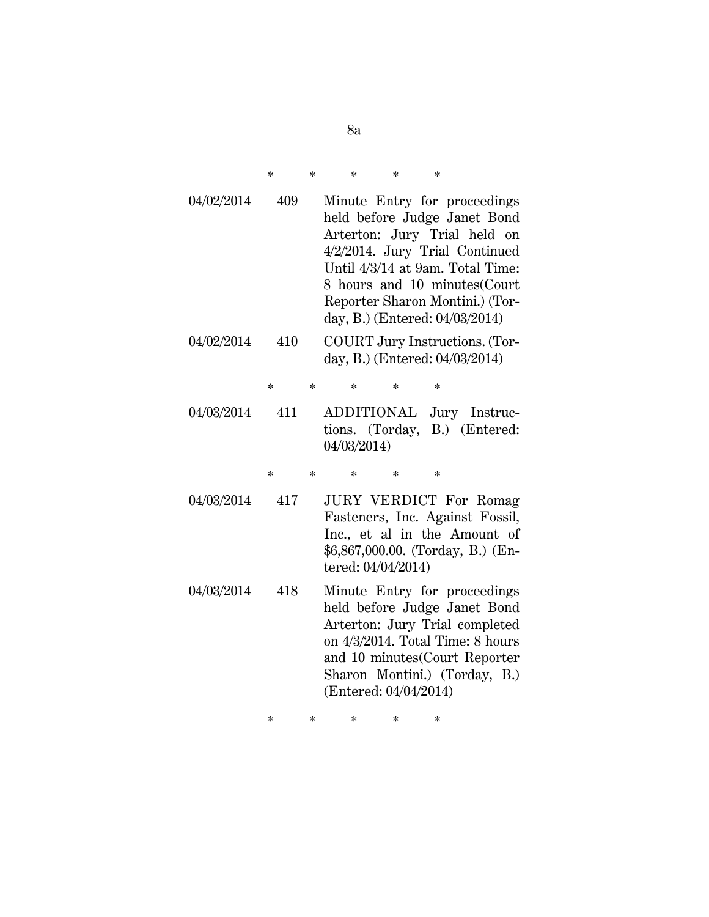\* \* \* \* \*

| | | |
|---|---|---|
| 04/02/2014 | 409 | Minute Entry for proceedings held before Judge Janet Bond Arterton: Jury Trial held on 4/2/2014. Jury Trial Continued Until 4/3/14 at 9am. Total Time: 8 hours and 10 minutes(Court Reporter Sharon Montini.) (Torday, B.) (Entered: 04/03/2014) |
| 04/02/2014 | 410 | COURT Jury Instructions. (Torday, B.) (Entered: 04/03/2014) |

\* \* \* \* \*

| | | |
|---|---|---|
| 04/03/2014 | 411 | ADDITIONAL Jury Instructions. (Torday, B.) (Entered: 04/03/2014) |

\* \* \* \* \*

| | | |
|---|---|---|
| 04/03/2014 | 417 | JURY VERDICT For Romag Fasteners, Inc. Against Fossil, Inc., et al in the Amount of $6,867,000.00. (Torday, B.) (Entered: 04/04/2014) |
| 04/03/2014 | 418 | Minute Entry for proceedings held before Judge Janet Bond Arterton: Jury Trial completed on 4/3/2014. Total Time: 8 hours and 10 minutes(Court Reporter Sharon Montini.) (Torday, B.) (Entered: 04/04/2014) |

\* \* \* \* \*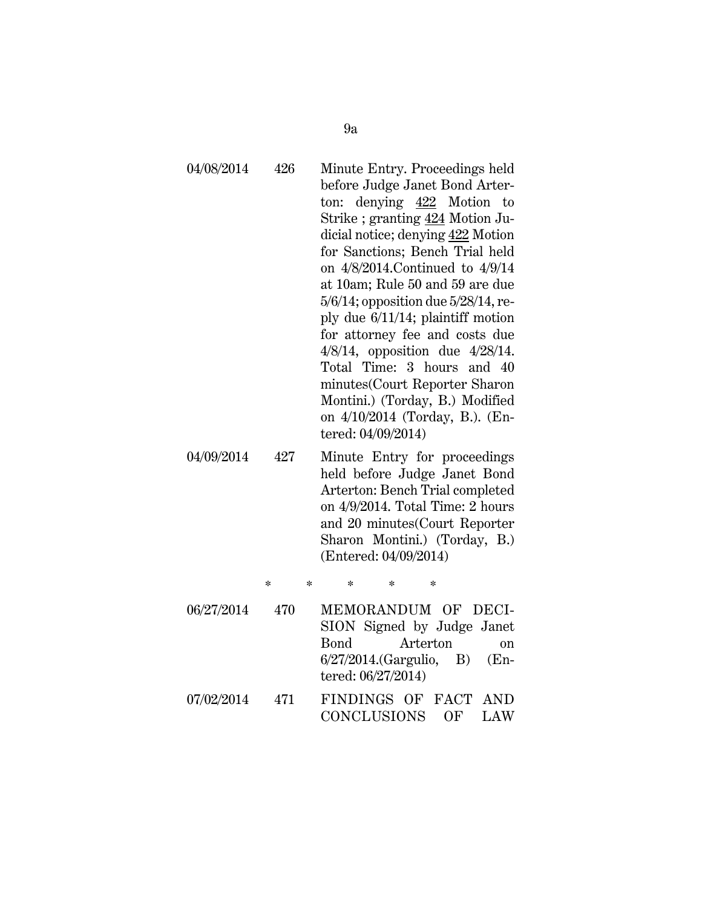| | | |
|---|---|---|
| 04/08/2014 | 426 | Minute Entry. Proceedings held before Judge Janet Bond Arterton: denying 422 Motion to Strike ; granting 424 Motion Judicial notice; denying 422 Motion for Sanctions; Bench Trial held on 4/8/2014.Continued to 4/9/14 at 10am; Rule 50 and 59 are due 5/6/14; opposition due 5/28/14, reply due 6/11/14; plaintiff motion for attorney fee and costs due 4/8/14, opposition due 4/28/14. Total Time: 3 hours and 40 minutes(Court Reporter Sharon Montini.) (Torday, B.) Modified on 4/10/2014 (Torday, B.). (Entered: 04/09/2014) |
| 04/09/2014 | 427 | Minute Entry for proceedings held before Judge Janet Bond Arterton: Bench Trial completed on 4/9/2014. Total Time: 2 hours and 20 minutes(Court Reporter Sharon Montini.) (Torday, B.) (Entered: 04/09/2014) |

\* \* \* \* \*

| | | |
|---|---|---|
| 06/27/2014 | 470 | MEMORANDUM OF DECISION Signed by Judge Janet Bond Arterton on 6/27/2014.(Gargulio, B) (Entered: 06/27/2014) |
| 07/02/2014 | 471 | FINDINGS OF FACT AND CONCLUSIONS OF LAW |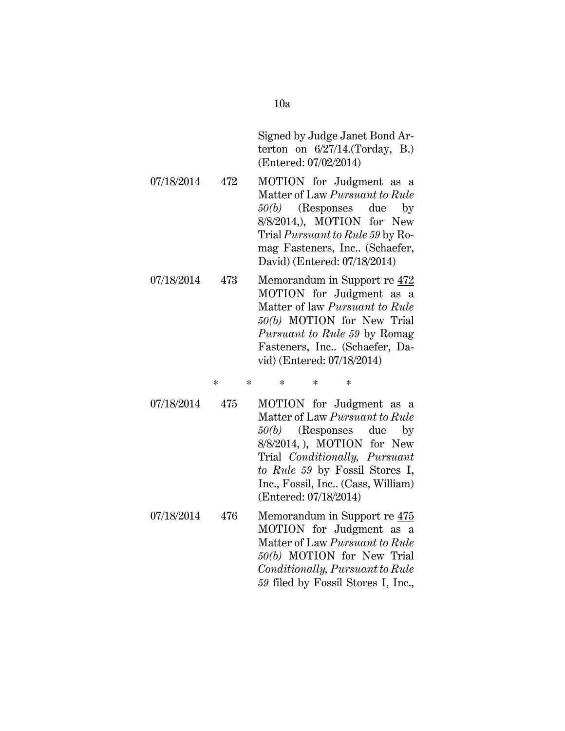| | | |
|---|---|---|
| | | Signed by Judge Janet Bond Arterton on 6/27/14.(Torday, B.) (Entered: 07/02/2014) |
| 07/18/2014 | 472 | MOTION for Judgment as a Matter of Law *Pursuant to Rule 50(b)* (Responses due by 8/8/2014,), MOTION for New Trial *Pursuant to Rule 59* by Romag Fasteners, Inc.. (Schaefer, David) (Entered: 07/18/2014) |
| 07/18/2014 | 473 | Memorandum in Support re 472 MOTION for Judgment as a Matter of law *Pursuant to Rule 50(b)* MOTION for New Trial *Pursuant to Rule 59* by Romag Fasteners, Inc.. (Schaefer, David) (Entered: 07/18/2014) |

\* \* \* \* \*

| | | |
|---|---|---|
| 07/18/2014 | 475 | MOTION for Judgment as a Matter of Law *Pursuant to Rule 50(b)* (Responses due by 8/8/2014, ), MOTION for New Trial *Conditionally, Pursuant to Rule 59* by Fossil Stores I, Inc., Fossil, Inc.. (Cass, William) (Entered: 07/18/2014) |
| 07/18/2014 | 476 | Memorandum in Support re 475 MOTION for Judgment as a Matter of Law *Pursuant to Rule 50(b)* MOTION for New Trial *Conditionally, Pursuant to Rule 59* filed by Fossil Stores I, Inc., |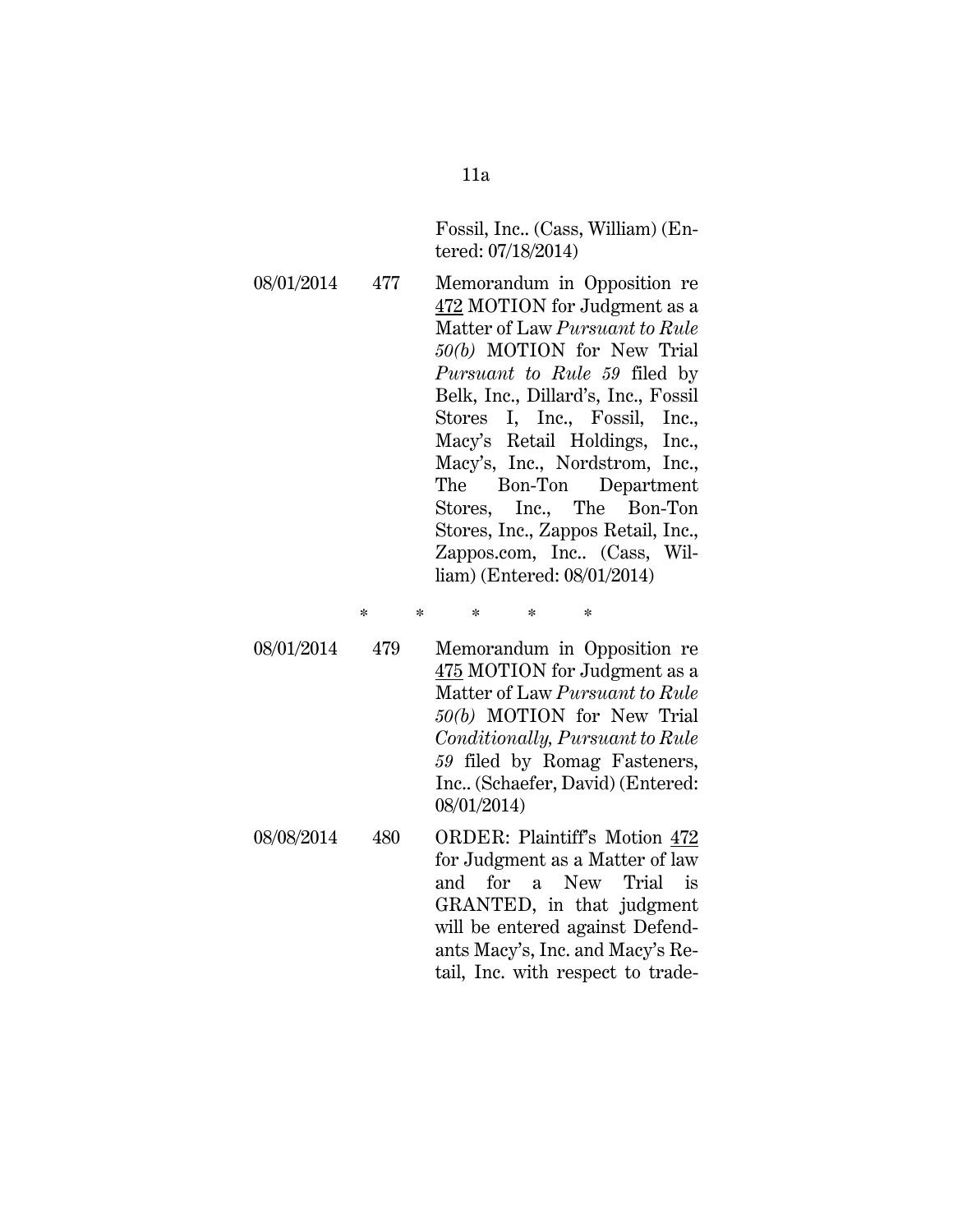| | | Fossil, Inc.. (Cass, William) (Entered: 07/18/2014) |
|---|---|---|
| 08/01/2014 | 477 | Memorandum in Opposition re 472 MOTION for Judgment as a Matter of Law *Pursuant to Rule 50(b)* MOTION for New Trial *Pursuant to Rule 59* filed by Belk, Inc., Dillard's, Inc., Fossil Stores I, Inc., Fossil, Inc., Macy's Retail Holdings, Inc., Macy's, Inc., Nordstrom, Inc., The Bon-Ton Department Stores, Inc., The Bon-Ton Stores, Inc., Zappos Retail, Inc., Zappos.com, Inc.. (Cass, William) (Entered: 08/01/2014) |

\* \* \* \* \*

| | | |
|---|---|---|
| 08/01/2014 | 479 | Memorandum in Opposition re 475 MOTION for Judgment as a Matter of Law *Pursuant to Rule 50(b)* MOTION for New Trial *Conditionally, Pursuant to Rule 59* filed by Romag Fasteners, Inc.. (Schaefer, David) (Entered: 08/01/2014) |
| 08/08/2014 | 480 | ORDER: Plaintiff's Motion 472 for Judgment as a Matter of law and for a New Trial is GRANTED, in that judgment will be entered against Defendants Macy's, Inc. and Macy's Retail, Inc. with respect to trade- |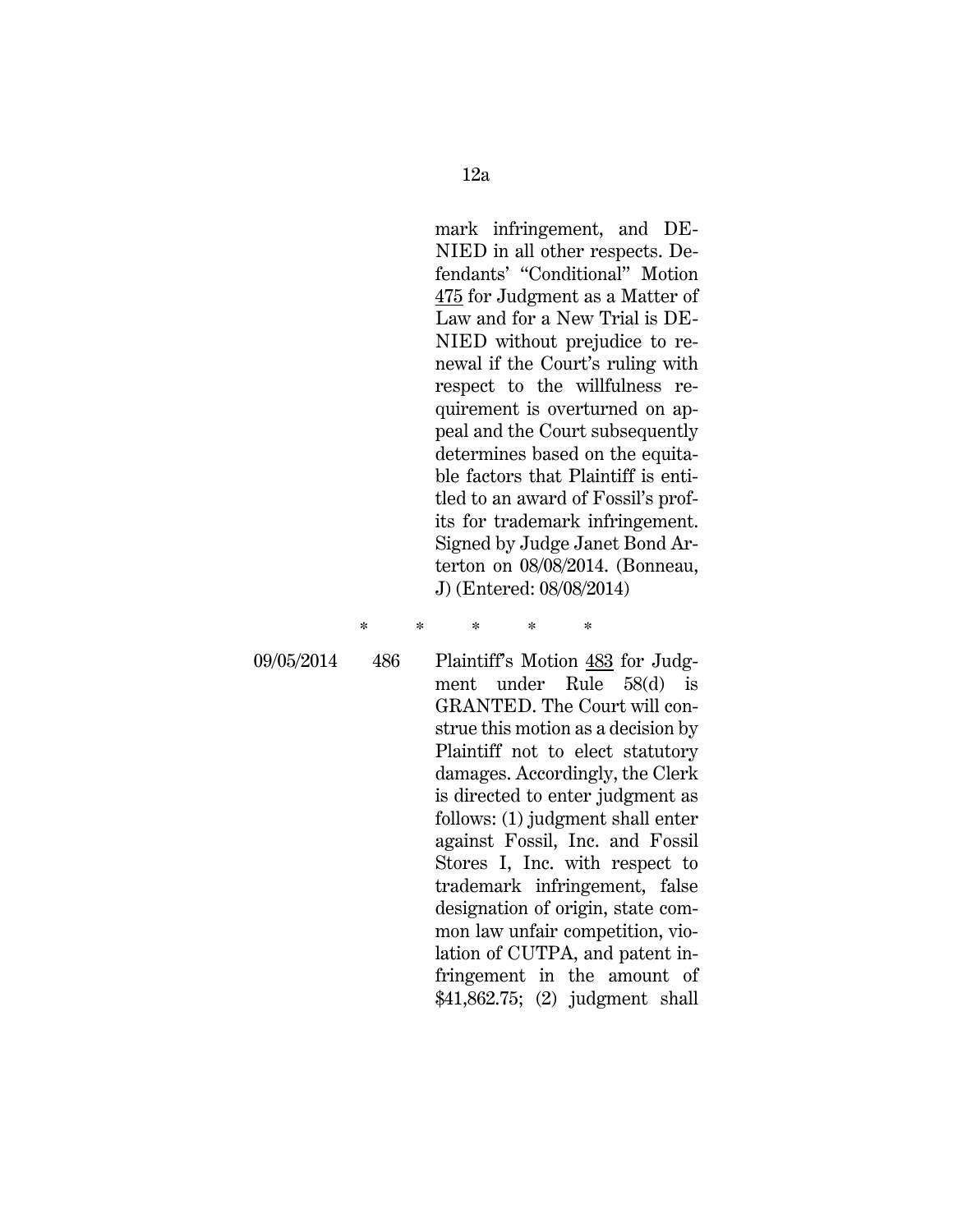| | | |
|---|---|---|
| | | mark infringement, and DENIED in all other respects. Defendants' "Conditional" Motion 475 for Judgment as a Matter of Law and for a New Trial is DENIED without prejudice to renewal if the Court's ruling with respect to the willfulness requirement is overturned on appeal and the Court subsequently determines based on the equitable factors that Plaintiff is entitled to an award of Fossil's profits for trademark infringement. Signed by Judge Janet Bond Arterton on 08/08/2014. (Bonneau, J) (Entered: 08/08/2014) |

\*     \*     \*     \*     \*

| | | |
|---|---|---|
| 09/05/2014 | 486 | Plaintiff's Motion 483 for Judgment under Rule 58(d) is GRANTED. The Court will construe this motion as a decision by Plaintiff not to elect statutory damages. Accordingly, the Clerk is directed to enter judgment as follows: (1) judgment shall enter against Fossil, Inc. and Fossil Stores I, Inc. with respect to trademark infringement, false designation of origin, state common law unfair competition, violation of CUTPA, and patent infringement in the amount of $41,862.75; (2) judgment shall |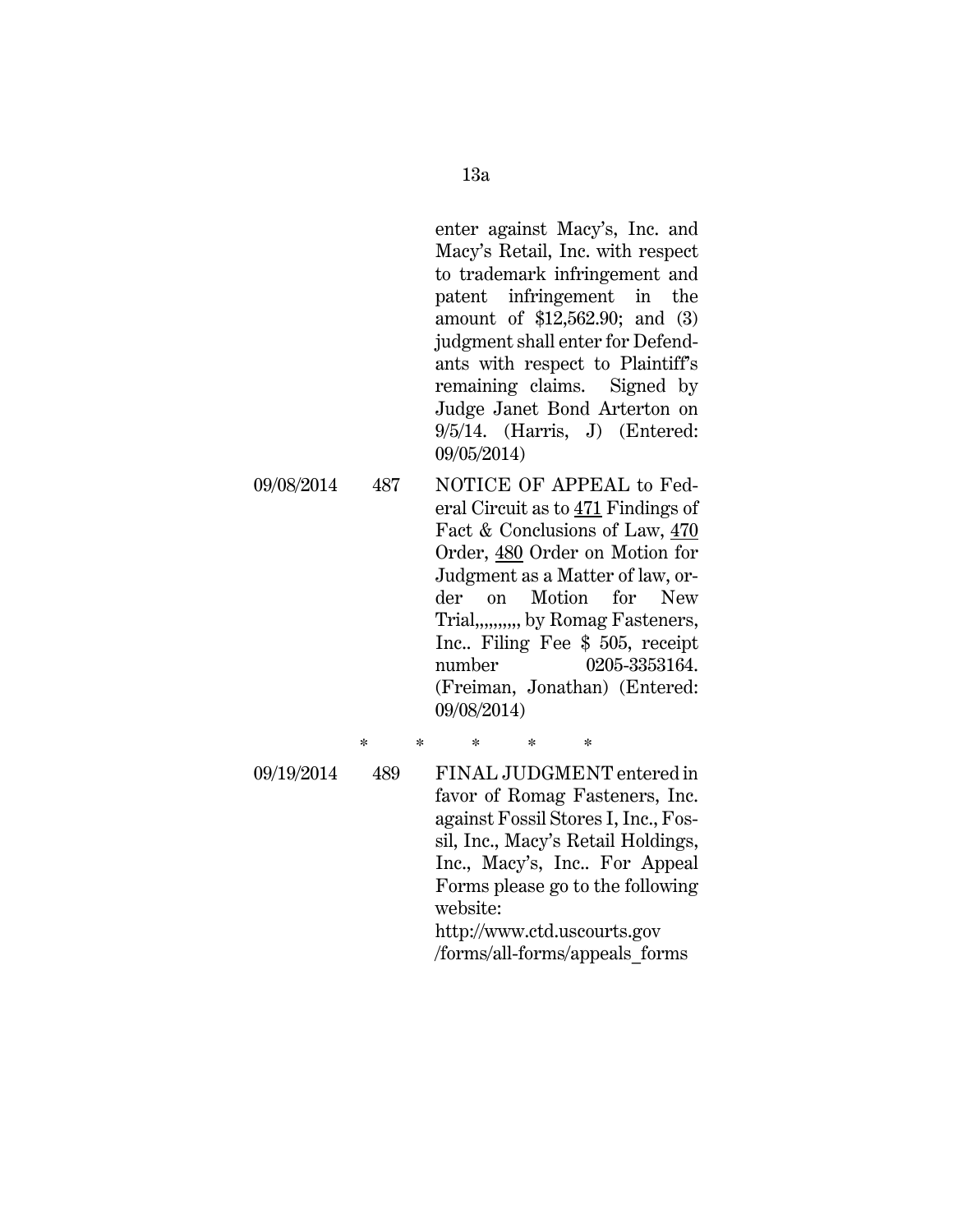| | | |
|---|---|---|
| | | enter against Macy's, Inc. and Macy's Retail, Inc. with respect to trademark infringement and patent infringement in the amount of $12,562.90; and (3) judgment shall enter for Defendants with respect to Plaintiff's remaining claims. Signed by Judge Janet Bond Arterton on 9/5/14. (Harris, J) (Entered: 09/05/2014) |
| 09/08/2014 | 487 | NOTICE OF APPEAL to Federal Circuit as to 471 Findings of Fact & Conclusions of Law, 470 Order, 480 Order on Motion for Judgment as a Matter of law, order on Motion for New Trial,,,,,,,,, by Romag Fasteners, Inc.. Filing Fee $ 505, receipt number 0205-3353164. (Freiman, Jonathan) (Entered: 09/08/2014) |

\*  \*  \*  \*  \*

| | | |
|---|---|---|
| 09/19/2014 | 489 | FINAL JUDGMENT entered in favor of Romag Fasteners, Inc. against Fossil Stores I, Inc., Fossil, Inc., Macy's Retail Holdings, Inc., Macy's, Inc.. For Appeal Forms please go to the following website: http://www.ctd.uscourts.gov/forms/all-forms/appeals_forms |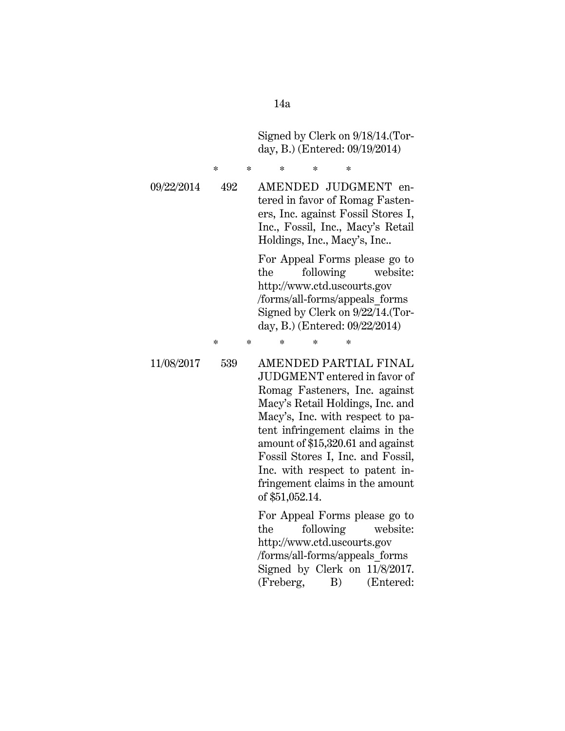Signed by Clerk on 9/18/14.(Torday, B.) (Entered: 09/19/2014)

\* \* \* \* \*

| | | |
|---|---|---|
| 09/22/2014 | 492 | AMENDED JUDGMENT entered in favor of Romag Fasteners, Inc. against Fossil Stores I, Inc., Fossil, Inc., Macy's Retail Holdings, Inc., Macy's, Inc.. For Appeal Forms please go to the following website: http://www.ctd.uscourts.gov /forms/all-forms/appeals_forms Signed by Clerk on 9/22/14.(Torday, B.) (Entered: 09/22/2014) |

\* \* \* \* \*

| | | |
|---|---|---|
| 11/08/2017 | 539 | AMENDED PARTIAL FINAL JUDGMENT entered in favor of Romag Fasteners, Inc. against Macy's Retail Holdings, Inc. and Macy's, Inc. with respect to patent infringement claims in the amount of $15,320.61 and against Fossil Stores I, Inc. and Fossil, Inc. with respect to patent infringement claims in the amount of $51,052.14. For Appeal Forms please go to the following website: http://www.ctd.uscourts.gov /forms/all-forms/appeals_forms Signed by Clerk on 11/8/2017. (Freberg, B) (Entered: |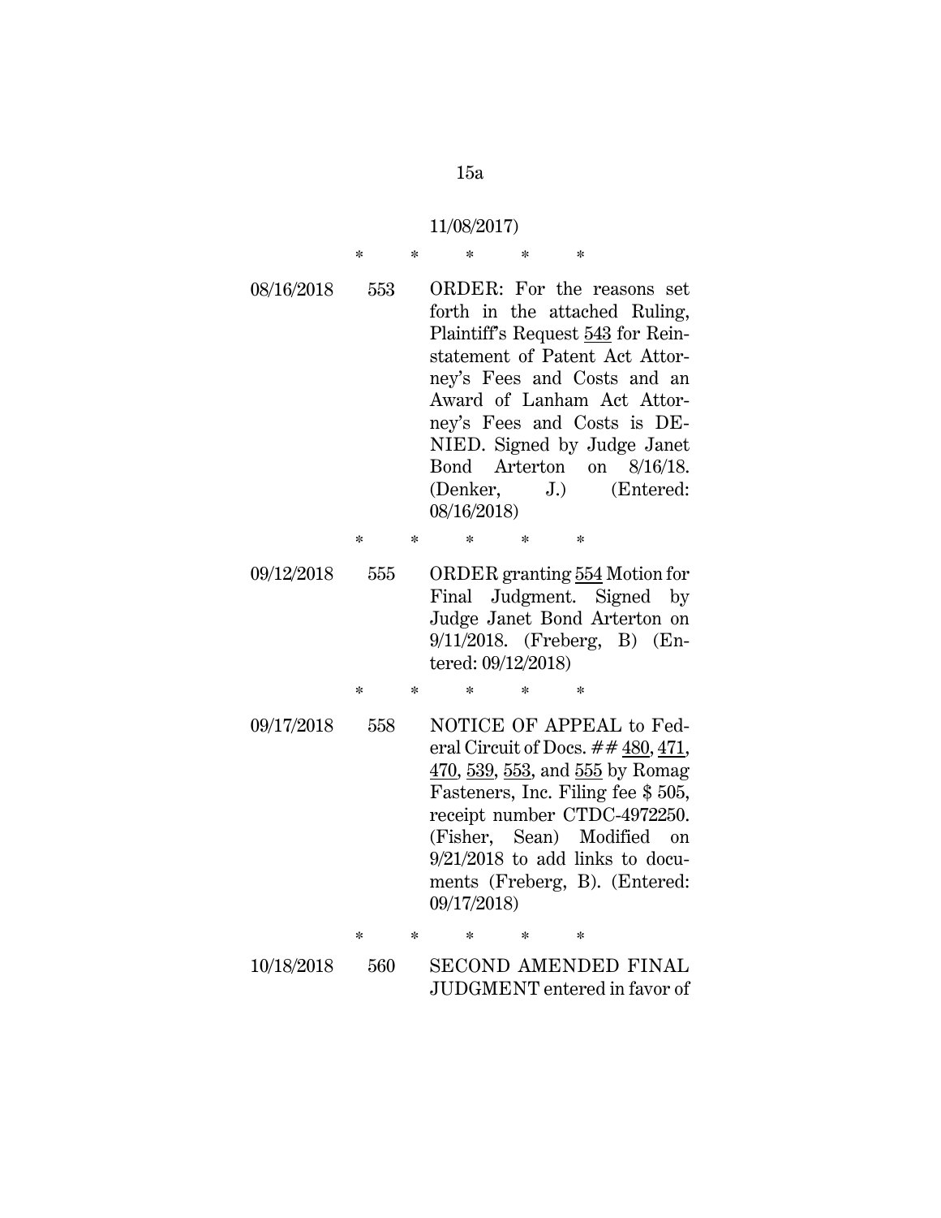11/08/2017)

\* \* \* \* \*

| | | |
|---|---|---|
| 08/16/2018 | 553 | ORDER: For the reasons set forth in the attached Ruling, Plaintiff's Request 543 for Reinstatement of Patent Act Attorney's Fees and Costs and an Award of Lanham Act Attorney's Fees and Costs is DENIED. Signed by Judge Janet Bond Arterton on 8/16/18. (Denker, J.) (Entered: 08/16/2018) |

\* \* \* \* \*

| | | |
|---|---|---|
| 09/12/2018 | 555 | ORDER granting 554 Motion for Final Judgment. Signed by Judge Janet Bond Arterton on 9/11/2018. (Freberg, B) (Entered: 09/12/2018) |

\* \* \* \* \*

| | | |
|---|---|---|
| 09/17/2018 | 558 | NOTICE OF APPEAL to Federal Circuit of Docs. ## 480, 471, 470, 539, 553, and 555 by Romag Fasteners, Inc. Filing fee $ 505, receipt number CTDC-4972250. (Fisher, Sean) Modified on 9/21/2018 to add links to documents (Freberg, B). (Entered: 09/17/2018) |

\* \* \* \* \*

| | | |
|---|---|---|
| 10/18/2018 | 560 | SECOND AMENDED FINAL JUDGMENT entered in favor of |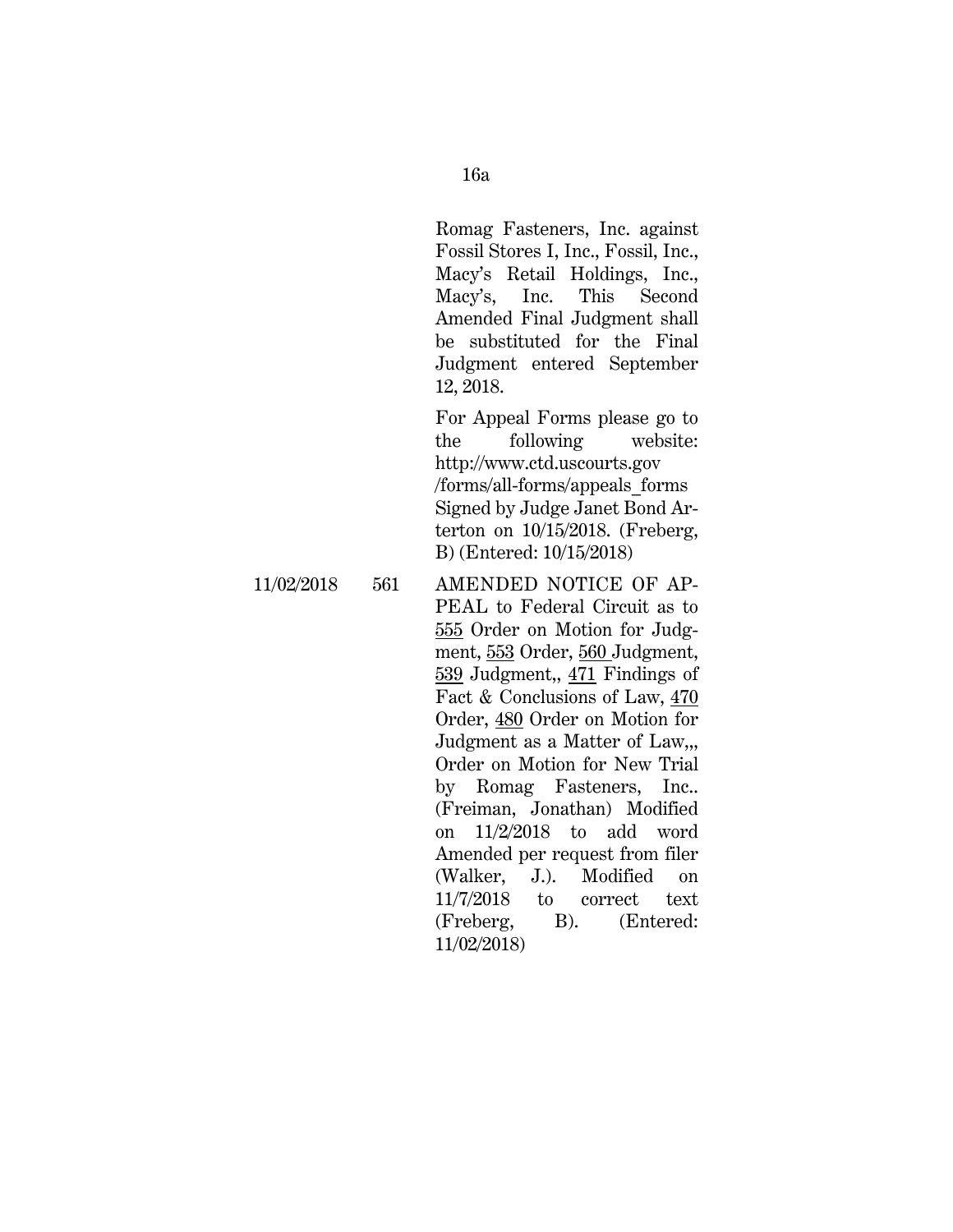| | | |
|---|---|---|
| | | Romag Fasteners, Inc. against Fossil Stores I, Inc., Fossil, Inc., Macy's Retail Holdings, Inc., Macy's, Inc. This Second Amended Final Judgment shall be substituted for the Final Judgment entered September 12, 2018.<br><br>For Appeal Forms please go to the following website: http://www.ctd.uscourts.gov /forms/all-forms/appeals_forms Signed by Judge Janet Bond Arterton on 10/15/2018. (Freberg, B) (Entered: 10/15/2018) |
| 11/02/2018 | 561 | AMENDED NOTICE OF APPEAL to Federal Circuit as to 555 Order on Motion for Judgment, 553 Order, 560 Judgment, 539 Judgment,, 471 Findings of Fact & Conclusions of Law, 470 Order, 480 Order on Motion for Judgment as a Matter of Law,,, Order on Motion for New Trial by Romag Fasteners, Inc.. (Freiman, Jonathan) Modified on 11/2/2018 to add word Amended per request from filer (Walker, J.). Modified on 11/7/2018 to correct text (Freberg, B). (Entered: 11/02/2018) |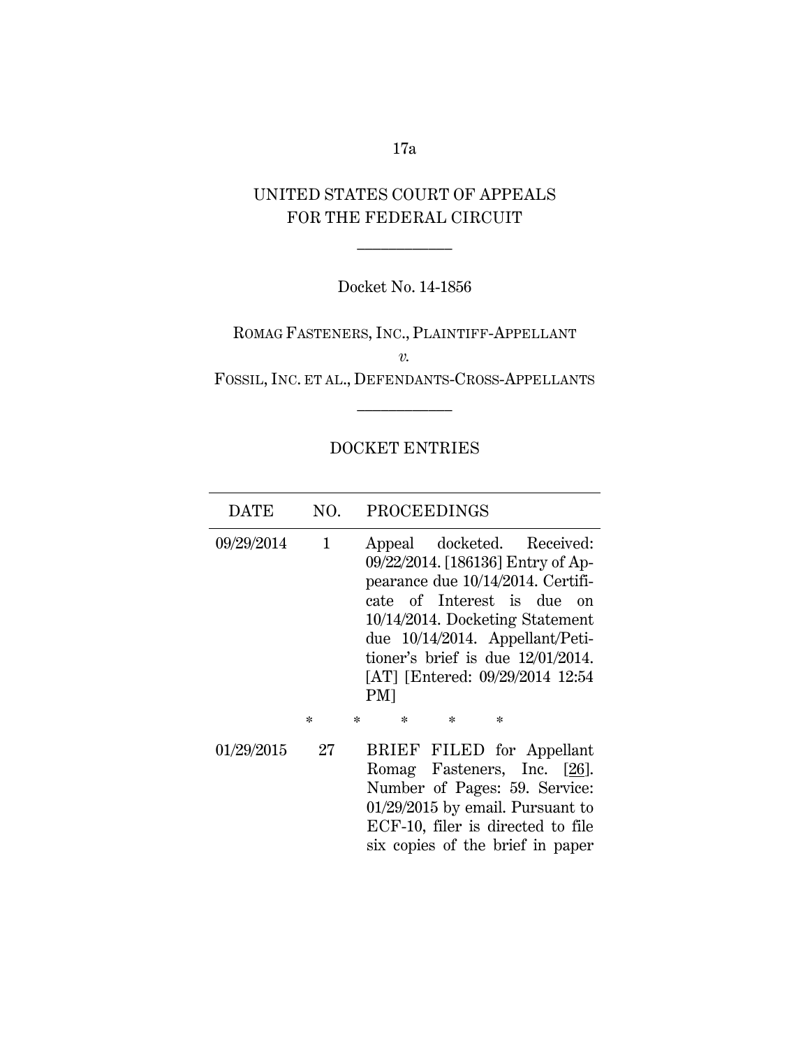UNITED STATES COURT OF APPEALS
FOR THE FEDERAL CIRCUIT

---

Docket No. 14-1856

ROMAG FASTENERS, INC., PLAINTIFF-APPELLANT

*v.*

FOSSIL, INC. ET AL., DEFENDANTS-CROSS-APPELLANTS

---

DOCKET ENTRIES

| DATE | NO. | PROCEEDINGS |
|---|---|---|
| 09/29/2014 | 1 | Appeal docketed. Received: 09/22/2014. [186136] Entry of Appearance due 10/14/2014. Certificate of Interest is due on 10/14/2014. Docketing Statement due 10/14/2014. Appellant/Petitioner's brief is due 12/01/2014. [AT] [Entered: 09/29/2014 12:54 PM] |
| | | * * * * * |
| 01/29/2015 | 27 | BRIEF FILED for Appellant Romag Fasteners, Inc. [26]. Number of Pages: 59. Service: 01/29/2015 by email. Pursuant to ECF-10, filer is directed to file six copies of the brief in paper |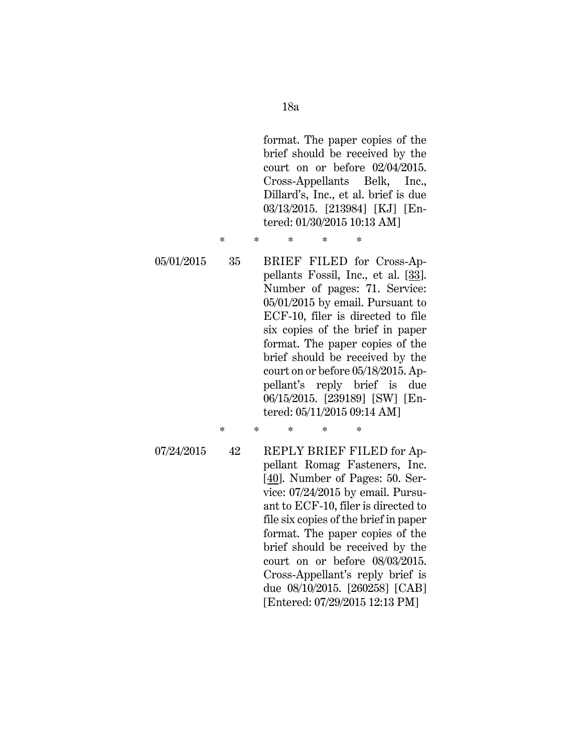format. The paper copies of the brief should be received by the court on or before 02/04/2015. Cross-Appellants Belk, Inc., Dillard's, Inc., et al. brief is due 03/13/2015. [213984] [KJ] [Entered: 01/30/2015 10:13 AM]

\* \* \* \* \*

| | | |
|---|---|---|
| 05/01/2015 | 35 | BRIEF FILED for Cross-Appellants Fossil, Inc., et al. [33]. Number of pages: 71. Service: 05/01/2015 by email. Pursuant to ECF-10, filer is directed to file six copies of the brief in paper format. The paper copies of the brief should be received by the court on or before 05/18/2015. Appellant's reply brief is due 06/15/2015. [239189] [SW] [Entered: 05/11/2015 09:14 AM] |

\* \* \* \* \*

| | | |
|---|---|---|
| 07/24/2015 | 42 | REPLY BRIEF FILED for Appellant Romag Fasteners, Inc. [40]. Number of Pages: 50. Service: 07/24/2015 by email. Pursuant to ECF-10, filer is directed to file six copies of the brief in paper format. The paper copies of the brief should be received by the court on or before 08/03/2015. Cross-Appellant's reply brief is due 08/10/2015. [260258] [CAB] [Entered: 07/29/2015 12:13 PM] |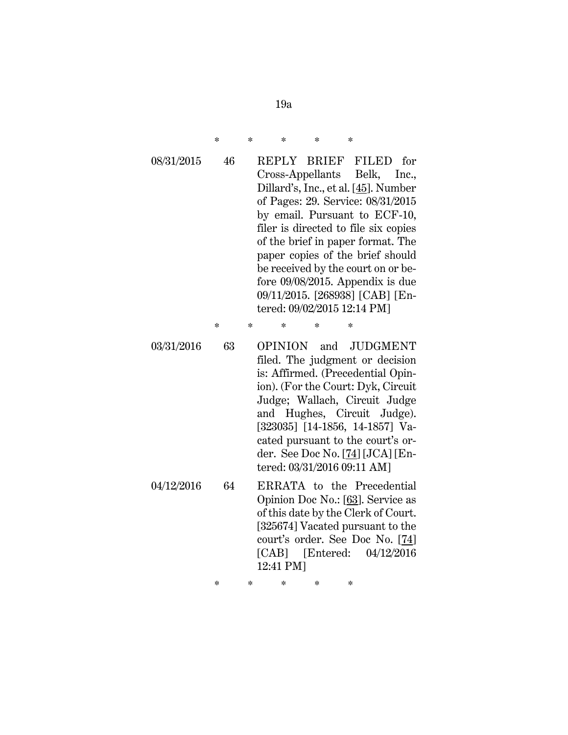\* \* \* \* \*

| | | |
|---|---|---|
| 08/31/2015 | 46 | REPLY BRIEF FILED for Cross-Appellants Belk, Inc., Dillard's, Inc., et al. [45]. Number of Pages: 29. Service: 08/31/2015 by email. Pursuant to ECF-10, filer is directed to file six copies of the brief in paper format. The paper copies of the brief should be received by the court on or before 09/08/2015. Appendix is due 09/11/2015. [268938] [CAB] [Entered: 09/02/2015 12:14 PM] |

\* \* \* \* \*

| | | |
|---|---|---|
| 03/31/2016 | 63 | OPINION and JUDGMENT filed. The judgment or decision is: Affirmed. (Precedential Opinion). (For the Court: Dyk, Circuit Judge; Wallach, Circuit Judge and Hughes, Circuit Judge). [323035] [14-1856, 14-1857] Vacated pursuant to the court's order. See Doc No. [74] [JCA] [Entered: 03/31/2016 09:11 AM] |
| 04/12/2016 | 64 | ERRATA to the Precedential Opinion Doc No.: [63]. Service as of this date by the Clerk of Court. [325674] Vacated pursuant to the court's order. See Doc No. [74] [CAB] [Entered: 04/12/2016 12:41 PM] |

\* \* \* \* \*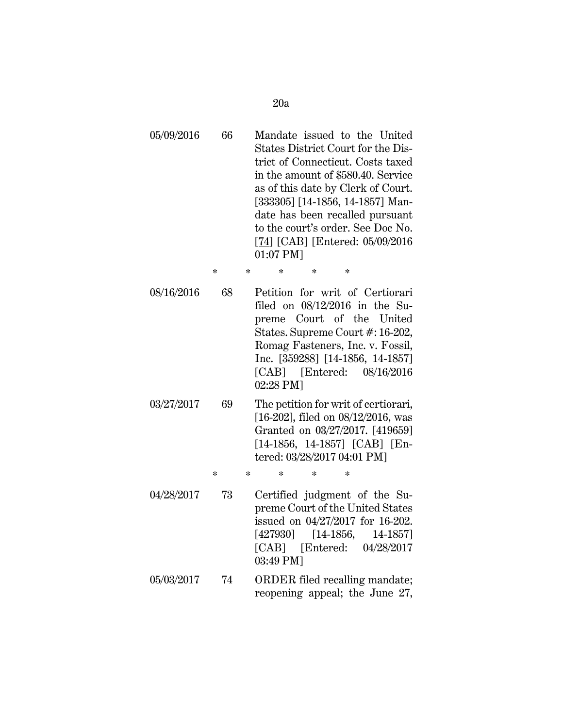| | | |
|---|---|---|
| 05/09/2016 | 66 | Mandate issued to the United States District Court for the District of Connecticut. Costs taxed in the amount of $580.40. Service as of this date by Clerk of Court. [333305] [14-1856, 14-1857] Mandate has been recalled pursuant to the court's order. See Doc No. [74] [CAB] [Entered: 05/09/2016 01:07 PM] |

\* \* \* \* \*

| | | |
|---|---|---|
| 08/16/2016 | 68 | Petition for writ of Certiorari filed on 08/12/2016 in the Supreme Court of the United States. Supreme Court #: 16-202, Romag Fasteners, Inc. v. Fossil, Inc. [359288] [14-1856, 14-1857] [CAB] [Entered: 08/16/2016 02:28 PM] |
| 03/27/2017 | 69 | The petition for writ of certiorari, [16-202], filed on 08/12/2016, was Granted on 03/27/2017. [419659] [14-1856, 14-1857] [CAB] [Entered: 03/28/2017 04:01 PM] |

\* \* \* \* \*

| | | |
|---|---|---|
| 04/28/2017 | 73 | Certified judgment of the Supreme Court of the United States issued on 04/27/2017 for 16-202. [427930] [14-1856, 14-1857] [CAB] [Entered: 04/28/2017 03:49 PM] |
| 05/03/2017 | 74 | ORDER filed recalling mandate; reopening appeal; the June 27, |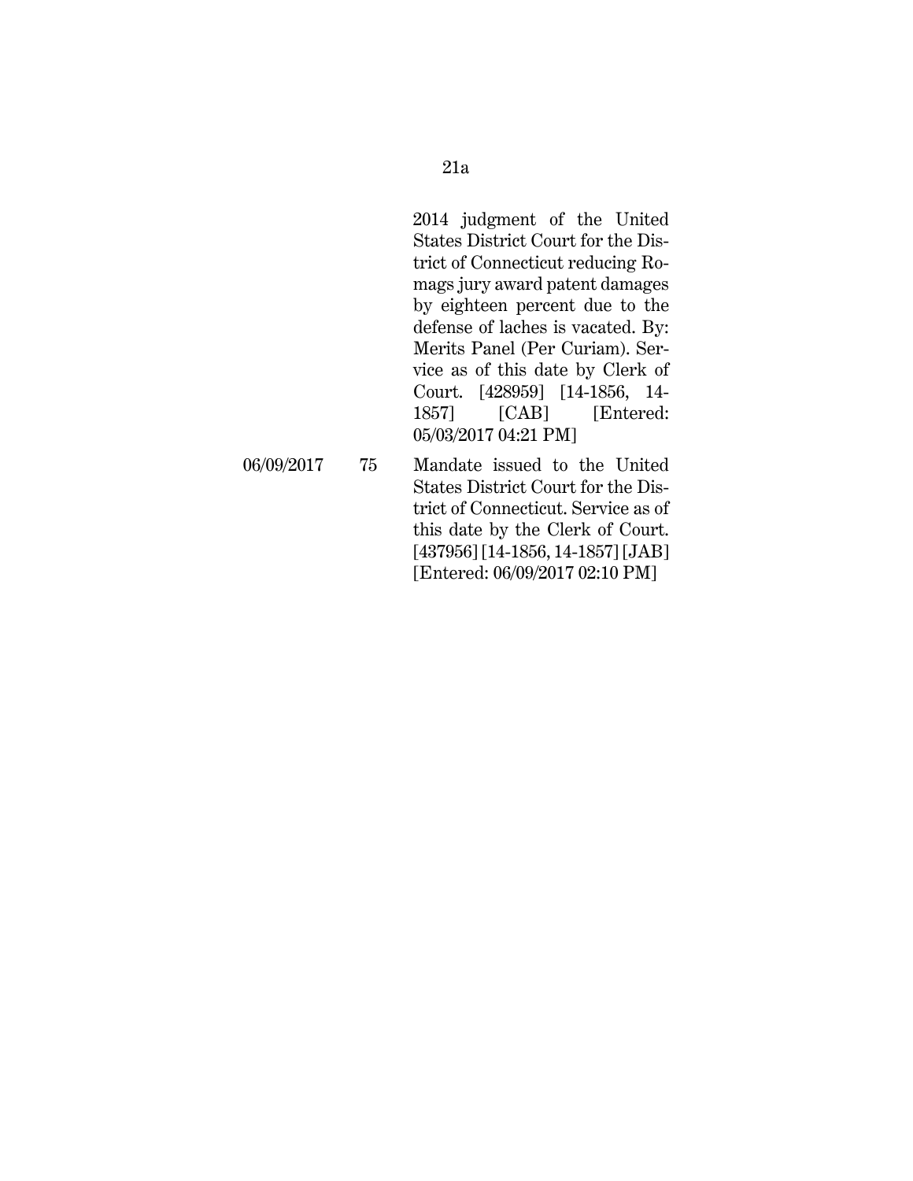| | | |
|---|---|---|
| | | 2014 judgment of the United States District Court for the District of Connecticut reducing Romags jury award patent damages by eighteen percent due to the defense of laches is vacated. By: Merits Panel (Per Curiam). Service as of this date by Clerk of Court. [428959] [14-1856, 14-1857] [CAB] [Entered: 05/03/2017 04:21 PM] |
| 06/09/2017 | 75 | Mandate issued to the United States District Court for the District of Connecticut. Service as of this date by the Clerk of Court. [437956] [14-1856, 14-1857] [JAB] [Entered: 06/09/2017 02:10 PM] |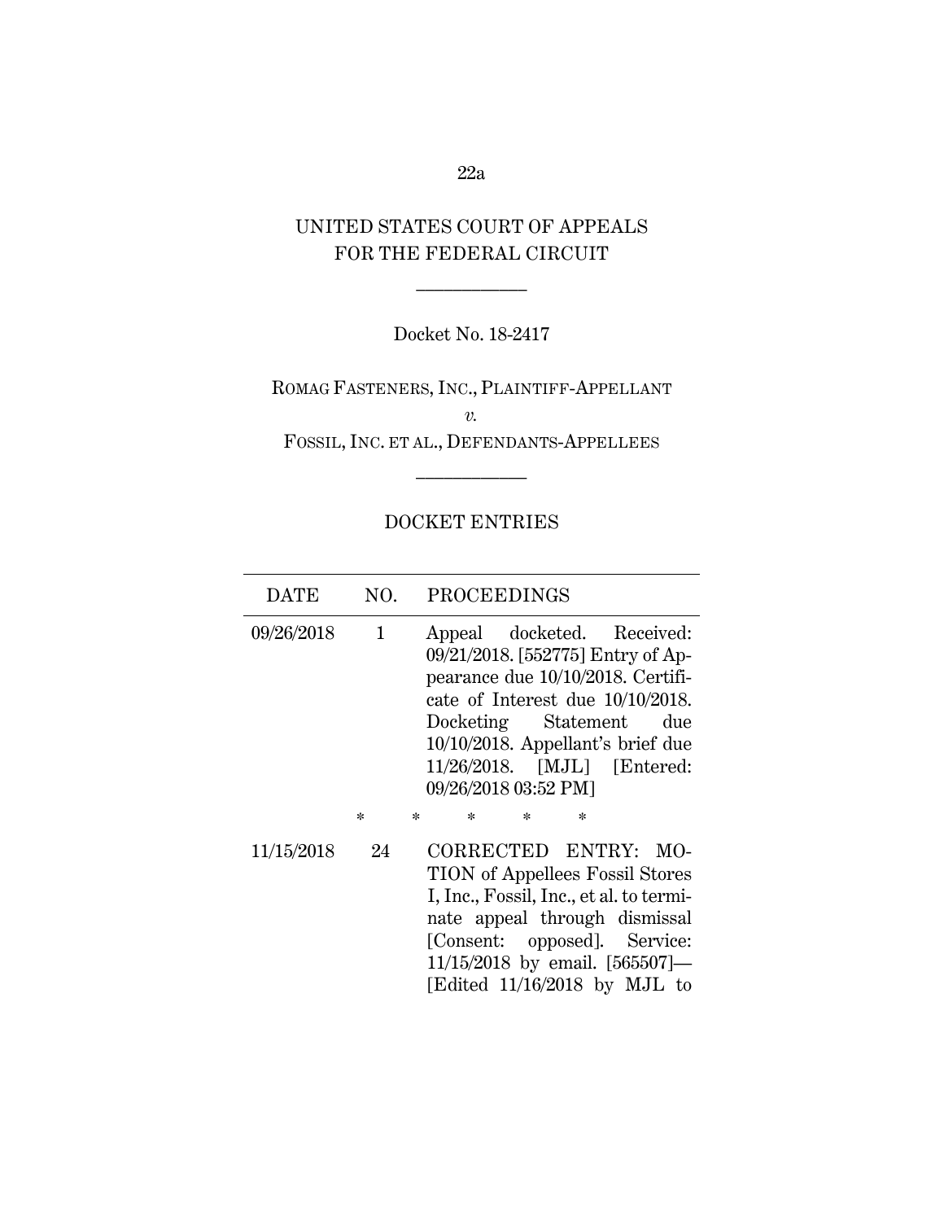UNITED STATES COURT OF APPEALS
FOR THE FEDERAL CIRCUIT

---

Docket No. 18-2417

ROMAG FASTENERS, INC., PLAINTIFF-APPELLANT

*v.*

FOSSIL, INC. ET AL., DEFENDANTS-APPELLEES

---

DOCKET ENTRIES

| DATE | NO. | PROCEEDINGS |
|---|---|---|
| 09/26/2018 | 1 | Appeal docketed. Received: 09/21/2018. [552775] Entry of Appearance due 10/10/2018. Certificate of Interest due 10/10/2018. Docketing Statement due 10/10/2018. Appellant's brief due 11/26/2018. [MJL] [Entered: 09/26/2018 03:52 PM] |
| | | * * * * * |
| 11/15/2018 | 24 | CORRECTED ENTRY: MOTION of Appellees Fossil Stores I, Inc., Fossil, Inc., et al. to terminate appeal through dismissal [Consent: opposed]. Service: 11/15/2018 by email. [565507]—[Edited 11/16/2018 by MJL to |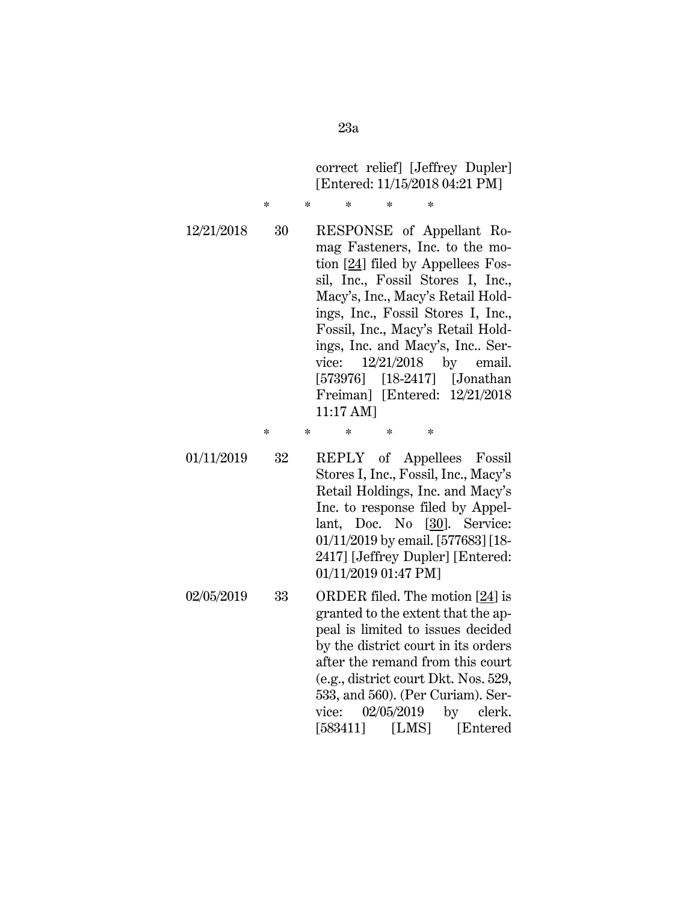correct relief] [Jeffrey Dupler] [Entered: 11/15/2018 04:21 PM]

\* \* \* \* \*

| | | |
|---|---|---|
| 12/21/2018 | 30 | RESPONSE of Appellant Romag Fasteners, Inc. to the motion [24] filed by Appellees Fossil, Inc., Fossil Stores I, Inc., Macy's, Inc., Macy's Retail Holdings, Inc., Fossil Stores I, Inc., Fossil, Inc., Macy's Retail Holdings, Inc. and Macy's, Inc.. Service: 12/21/2018 by email. [573976] [18-2417] [Jonathan Freiman] [Entered: 12/21/2018 11:17 AM] |

\* \* \* \* \*

| | | |
|---|---|---|
| 01/11/2019 | 32 | REPLY of Appellees Fossil Stores I, Inc., Fossil, Inc., Macy's Retail Holdings, Inc. and Macy's Inc. to response filed by Appellant, Doc. No [30]. Service: 01/11/2019 by email. [577683] [18-2417] [Jeffrey Dupler] [Entered: 01/11/2019 01:47 PM] |
| 02/05/2019 | 33 | ORDER filed. The motion [24] is granted to the extent that the appeal is limited to issues decided by the district court in its orders after the remand from this court (e.g., district court Dkt. Nos. 529, 533, and 560). (Per Curiam). Service: 02/05/2019 by clerk. [583411] [LMS] [Entered |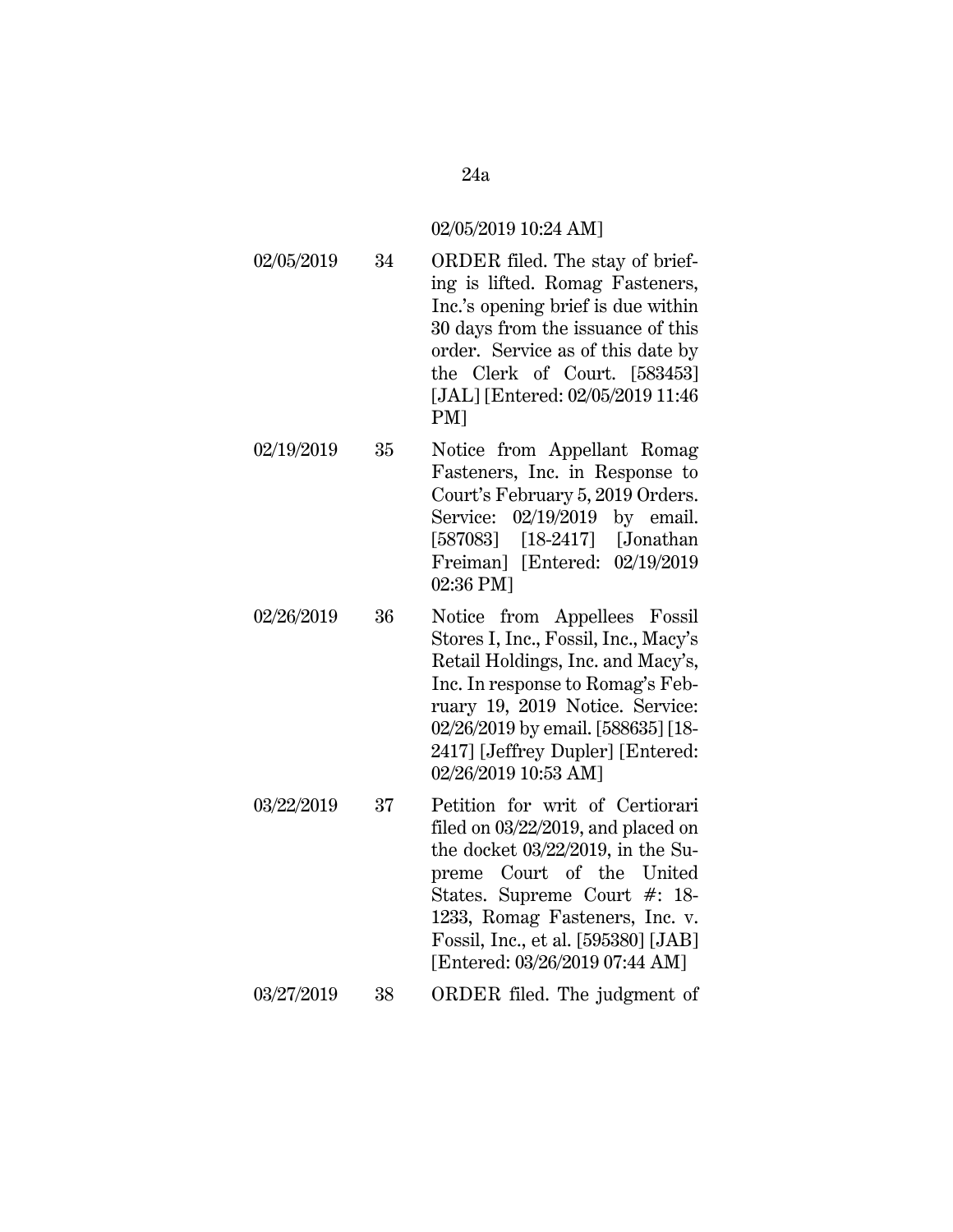| | | 02/05/2019 10:24 AM] |
|---|---|---|
| 02/05/2019 | 34 | ORDER filed. The stay of briefing is lifted. Romag Fasteners, Inc.'s opening brief is due within 30 days from the issuance of this order. Service as of this date by the Clerk of Court. [583453] [JAL] [Entered: 02/05/2019 11:46 PM] |
| 02/19/2019 | 35 | Notice from Appellant Romag Fasteners, Inc. in Response to Court's February 5, 2019 Orders. Service: 02/19/2019 by email. [587083] [18-2417] [Jonathan Freiman] [Entered: 02/19/2019 02:36 PM] |
| 02/26/2019 | 36 | Notice from Appellees Fossil Stores I, Inc., Fossil, Inc., Macy's Retail Holdings, Inc. and Macy's, Inc. In response to Romag's February 19, 2019 Notice. Service: 02/26/2019 by email. [588635] [18-2417] [Jeffrey Dupler] [Entered: 02/26/2019 10:53 AM] |
| 03/22/2019 | 37 | Petition for writ of Certiorari filed on 03/22/2019, and placed on the docket 03/22/2019, in the Supreme Court of the United States. Supreme Court #: 18-1233, Romag Fasteners, Inc. v. Fossil, Inc., et al. [595380] [JAB] [Entered: 03/26/2019 07:44 AM] |
| 03/27/2019 | 38 | ORDER filed. The judgment of |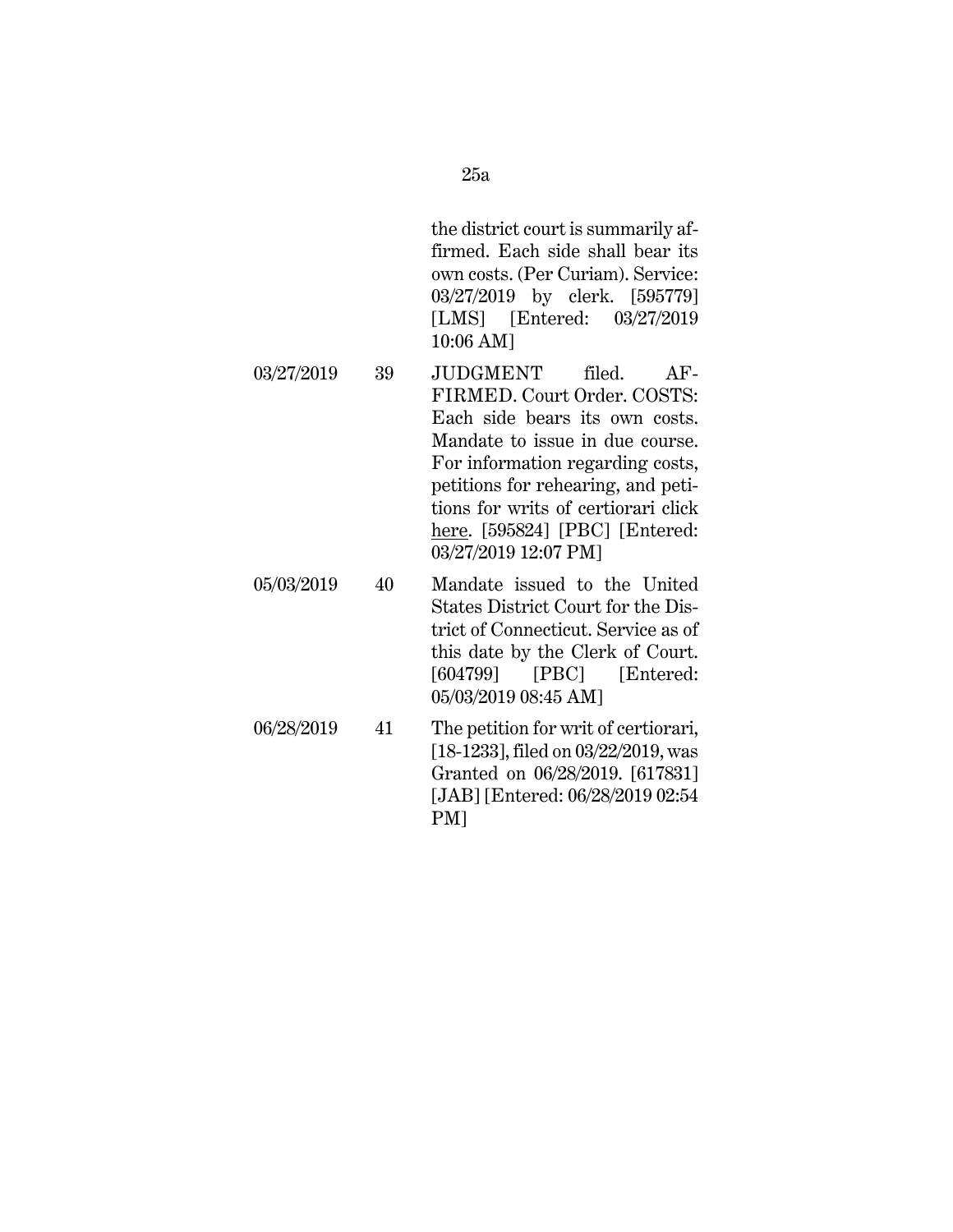| | | |
|---|---|---|
| | | the district court is summarily affirmed. Each side shall bear its own costs. (Per Curiam). Service: 03/27/2019 by clerk. [595779] [LMS] [Entered: 03/27/2019 10:06 AM] |
| 03/27/2019 | 39 | JUDGMENT filed. AFFIRMED. Court Order. COSTS: Each side bears its own costs. Mandate to issue in due course. For information regarding costs, petitions for rehearing, and petitions for writs of certiorari click here. [595824] [PBC] [Entered: 03/27/2019 12:07 PM] |
| 05/03/2019 | 40 | Mandate issued to the United States District Court for the District of Connecticut. Service as of this date by the Clerk of Court. [604799] [PBC] [Entered: 05/03/2019 08:45 AM] |
| 06/28/2019 | 41 | The petition for writ of certiorari, [18-1233], filed on 03/22/2019, was Granted on 06/28/2019. [617831] [JAB] [Entered: 06/28/2019 02:54 PM] |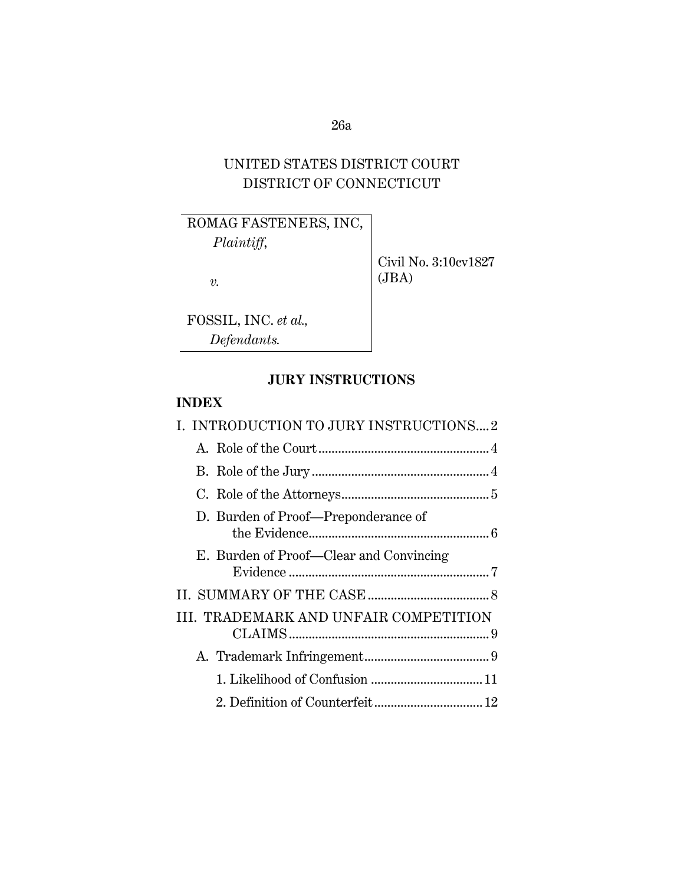UNITED STATES DISTRICT COURT
DISTRICT OF CONNECTICUT

| | |
|---|---|
| ROMAG FASTENERS, INC, *Plaintiff*, *v.* FOSSIL, INC. *et al.*, *Defendants.* | Civil No. 3:10cv1827 (JBA) |

## JURY INSTRUCTIONS

### INDEX

I. INTRODUCTION TO JURY INSTRUCTIONS.... 2

- A. Role of the Court .... 4
- B. Role of the Jury .... 4
- C. Role of the Attorneys .... 5
- D. Burden of Proof—Preponderance of the Evidence .... 6
- E. Burden of Proof—Clear and Convincing Evidence .... 7

II. SUMMARY OF THE CASE .... 8

III. TRADEMARK AND UNFAIR COMPETITION CLAIMS .... 9

- A. Trademark Infringement .... 9
  - 1. Likelihood of Confusion .... 11
  - 2. Definition of Counterfeit .... 12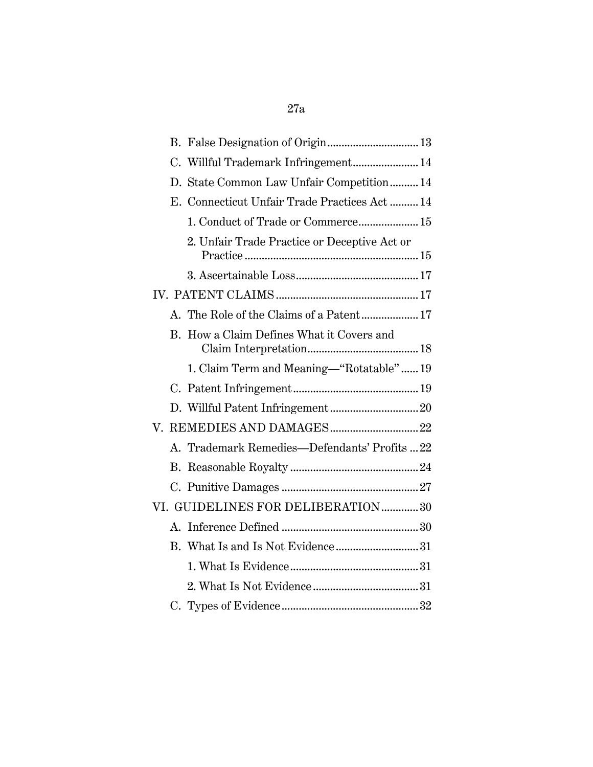B. False Designation of Origin ................................ 13

C. Willful Trademark Infringement ....................... 14

D. State Common Law Unfair Competition .......... 14

E. Connecticut Unfair Trade Practices Act .......... 14

1. Conduct of Trade or Commerce ..................... 15

2. Unfair Trade Practice or Deceptive Act or Practice ............................................................ 15

3. Ascertainable Loss ........................................... 17

IV. PATENT CLAIMS .................................................. 17

A. The Role of the Claims of a Patent .................... 17

B. How a Claim Defines What it Covers and Claim Interpretation ....................................... 18

1. Claim Term and Meaning—"Rotatable" ...... 19

C. Patent Infringement ............................................ 19

D. Willful Patent Infringement ............................... 20

V. REMEDIES AND DAMAGES ............................... 22

A. Trademark Remedies—Defendants' Profits ... 22

B. Reasonable Royalty ............................................. 24

C. Punitive Damages ................................................ 27

VI. GUIDELINES FOR DELIBERATION ............. 30

A. Inference Defined ................................................ 30

B. What Is and Is Not Evidence ............................. 31

1. What Is Evidence ............................................. 31

2. What Is Not Evidence ...................................... 31

C. Types of Evidence ................................................ 32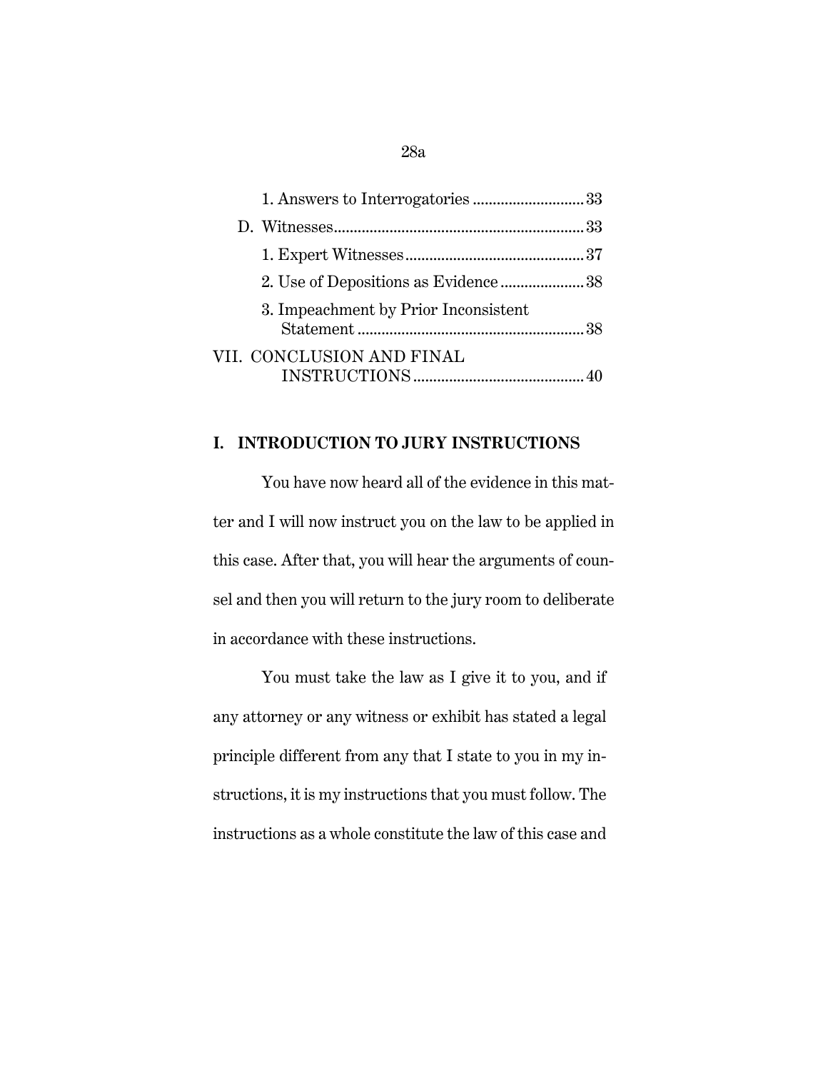1. Answers to Interrogatories ............................ 33

D. Witnesses............................................................... 33

1. Expert Witnesses............................................. 37

2. Use of Depositions as Evidence ..................... 38

3. Impeachment by Prior Inconsistent Statement ......................................................... 38

VII. CONCLUSION AND FINAL INSTRUCTIONS ........................................... 40

## I. INTRODUCTION TO JURY INSTRUCTIONS

You have now heard all of the evidence in this matter and I will now instruct you on the law to be applied in this case. After that, you will hear the arguments of counsel and then you will return to the jury room to deliberate in accordance with these instructions.

You must take the law as I give it to you, and if any attorney or any witness or exhibit has stated a legal principle different from any that I state to you in my instructions, it is my instructions that you must follow. The instructions as a whole constitute the law of this case and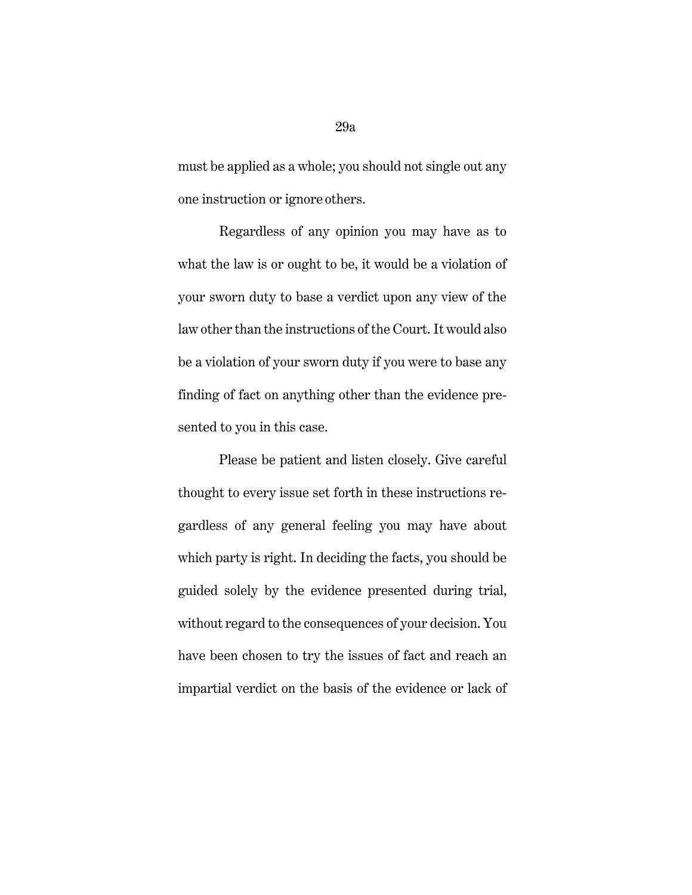must be applied as a whole; you should not single out any one instruction or ignore others.

Regardless of any opinion you may have as to what the law is or ought to be, it would be a violation of your sworn duty to base a verdict upon any view of the law other than the instructions of the Court. It would also be a violation of your sworn duty if you were to base any finding of fact on anything other than the evidence presented to you in this case.

Please be patient and listen closely. Give careful thought to every issue set forth in these instructions regardless of any general feeling you may have about which party is right. In deciding the facts, you should be guided solely by the evidence presented during trial, without regard to the consequences of your decision. You have been chosen to try the issues of fact and reach an impartial verdict on the basis of the evidence or lack of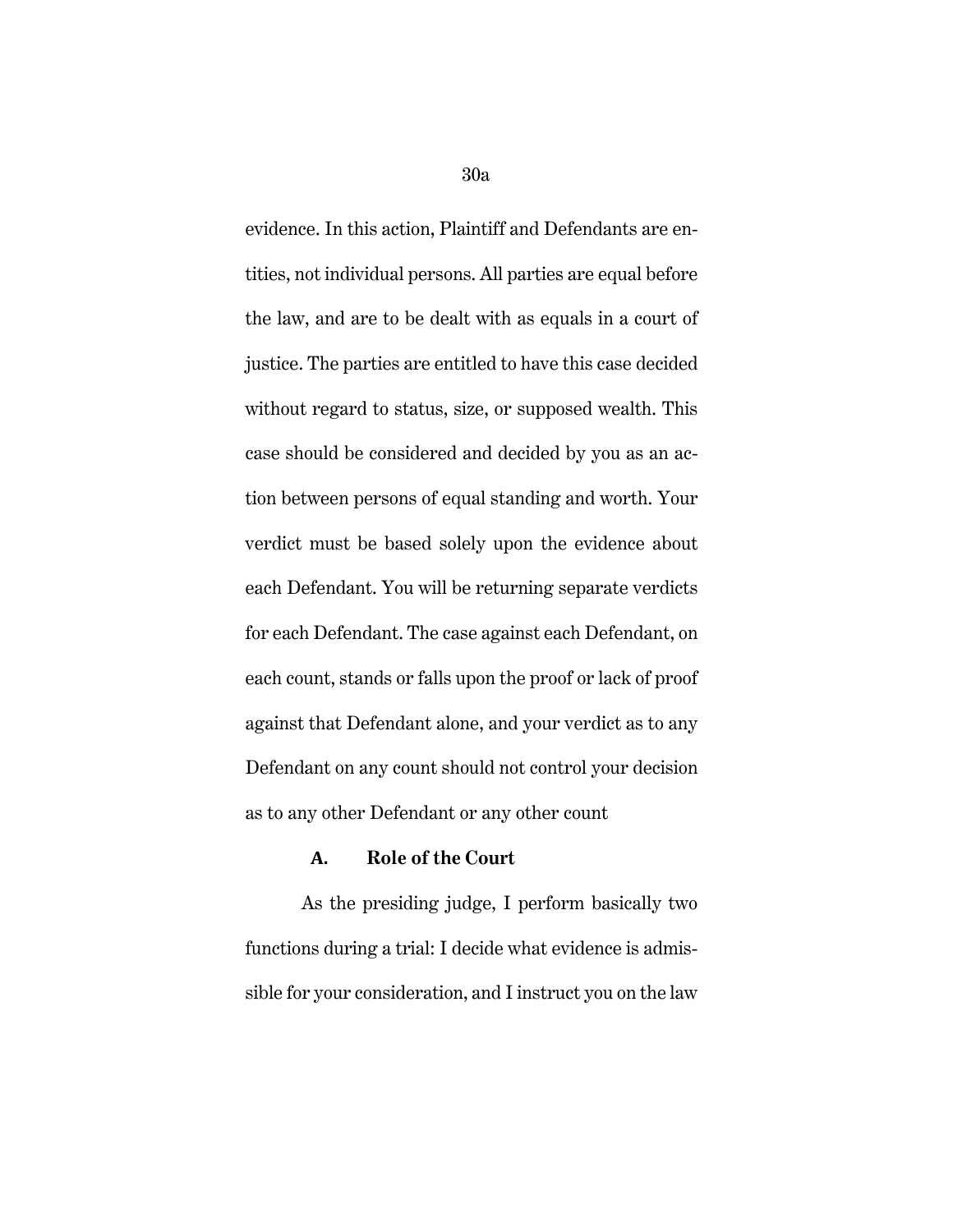evidence. In this action, Plaintiff and Defendants are entities, not individual persons. All parties are equal before the law, and are to be dealt with as equals in a court of justice. The parties are entitled to have this case decided without regard to status, size, or supposed wealth. This case should be considered and decided by you as an action between persons of equal standing and worth. Your verdict must be based solely upon the evidence about each Defendant. You will be returning separate verdicts for each Defendant. The case against each Defendant, on each count, stands or falls upon the proof or lack of proof against that Defendant alone, and your verdict as to any Defendant on any count should not control your decision as to any other Defendant or any other count

### A. Role of the Court

As the presiding judge, I perform basically two functions during a trial: I decide what evidence is admissible for your consideration, and I instruct you on the law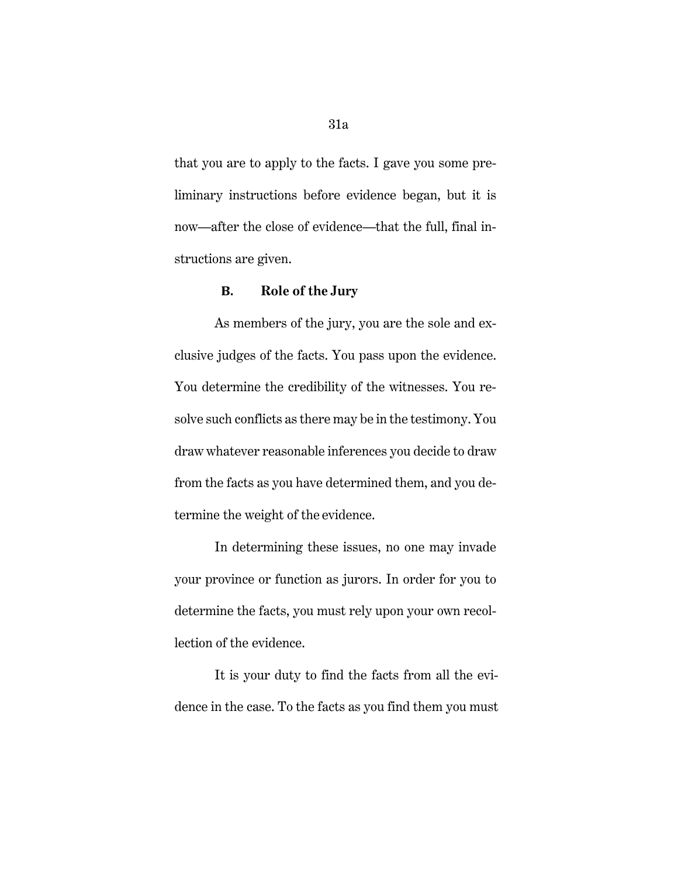that you are to apply to the facts. I gave you some preliminary instructions before evidence began, but it is now—after the close of evidence—that the full, final instructions are given.

### B. Role of the Jury

As members of the jury, you are the sole and exclusive judges of the facts. You pass upon the evidence. You determine the credibility of the witnesses. You resolve such conflicts as there may be in the testimony. You draw whatever reasonable inferences you decide to draw from the facts as you have determined them, and you determine the weight of the evidence.

In determining these issues, no one may invade your province or function as jurors. In order for you to determine the facts, you must rely upon your own recollection of the evidence.

It is your duty to find the facts from all the evidence in the case. To the facts as you find them you must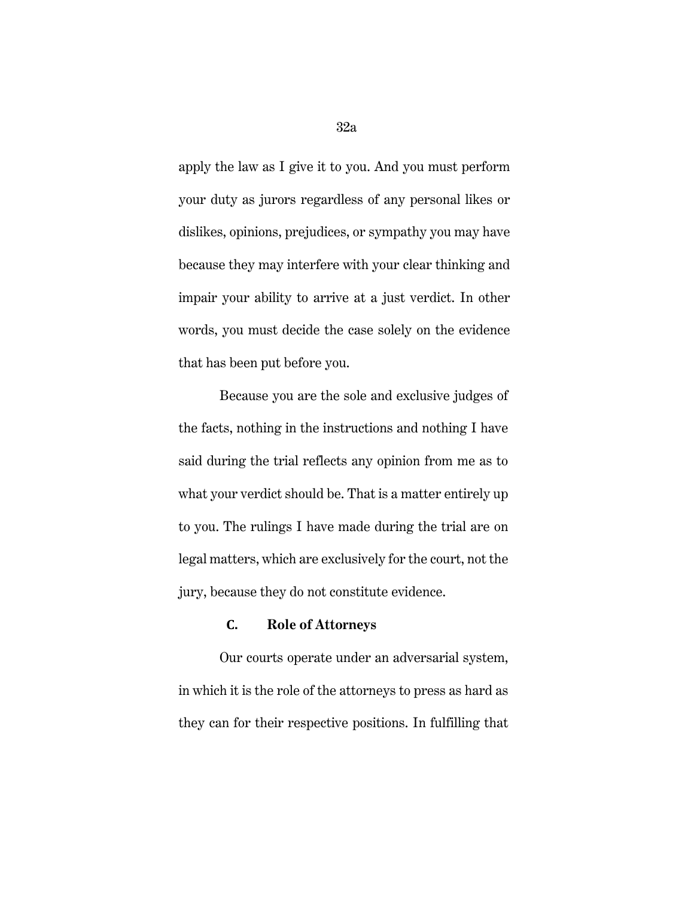apply the law as I give it to you. And you must perform your duty as jurors regardless of any personal likes or dislikes, opinions, prejudices, or sympathy you may have because they may interfere with your clear thinking and impair your ability to arrive at a just verdict. In other words, you must decide the case solely on the evidence that has been put before you.

Because you are the sole and exclusive judges of the facts, nothing in the instructions and nothing I have said during the trial reflects any opinion from me as to what your verdict should be. That is a matter entirely up to you. The rulings I have made during the trial are on legal matters, which are exclusively for the court, not the jury, because they do not constitute evidence.

### C. Role of Attorneys

Our courts operate under an adversarial system, in which it is the role of the attorneys to press as hard as they can for their respective positions. In fulfilling that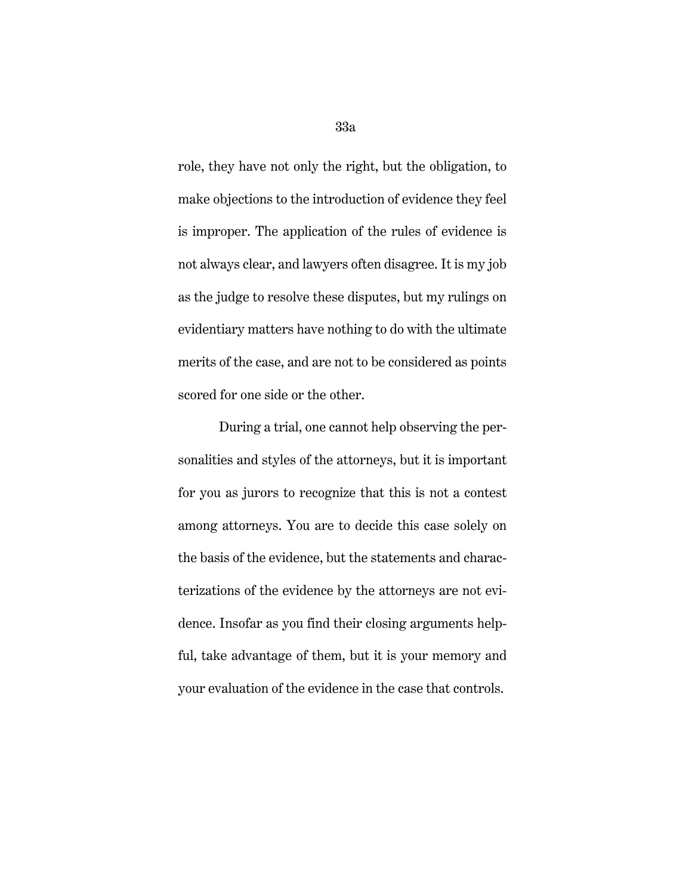role, they have not only the right, but the obligation, to make objections to the introduction of evidence they feel is improper. The application of the rules of evidence is not always clear, and lawyers often disagree. It is my job as the judge to resolve these disputes, but my rulings on evidentiary matters have nothing to do with the ultimate merits of the case, and are not to be considered as points scored for one side or the other.

During a trial, one cannot help observing the personalities and styles of the attorneys, but it is important for you as jurors to recognize that this is not a contest among attorneys. You are to decide this case solely on the basis of the evidence, but the statements and characterizations of the evidence by the attorneys are not evidence. Insofar as you find their closing arguments helpful, take advantage of them, but it is your memory and your evaluation of the evidence in the case that controls.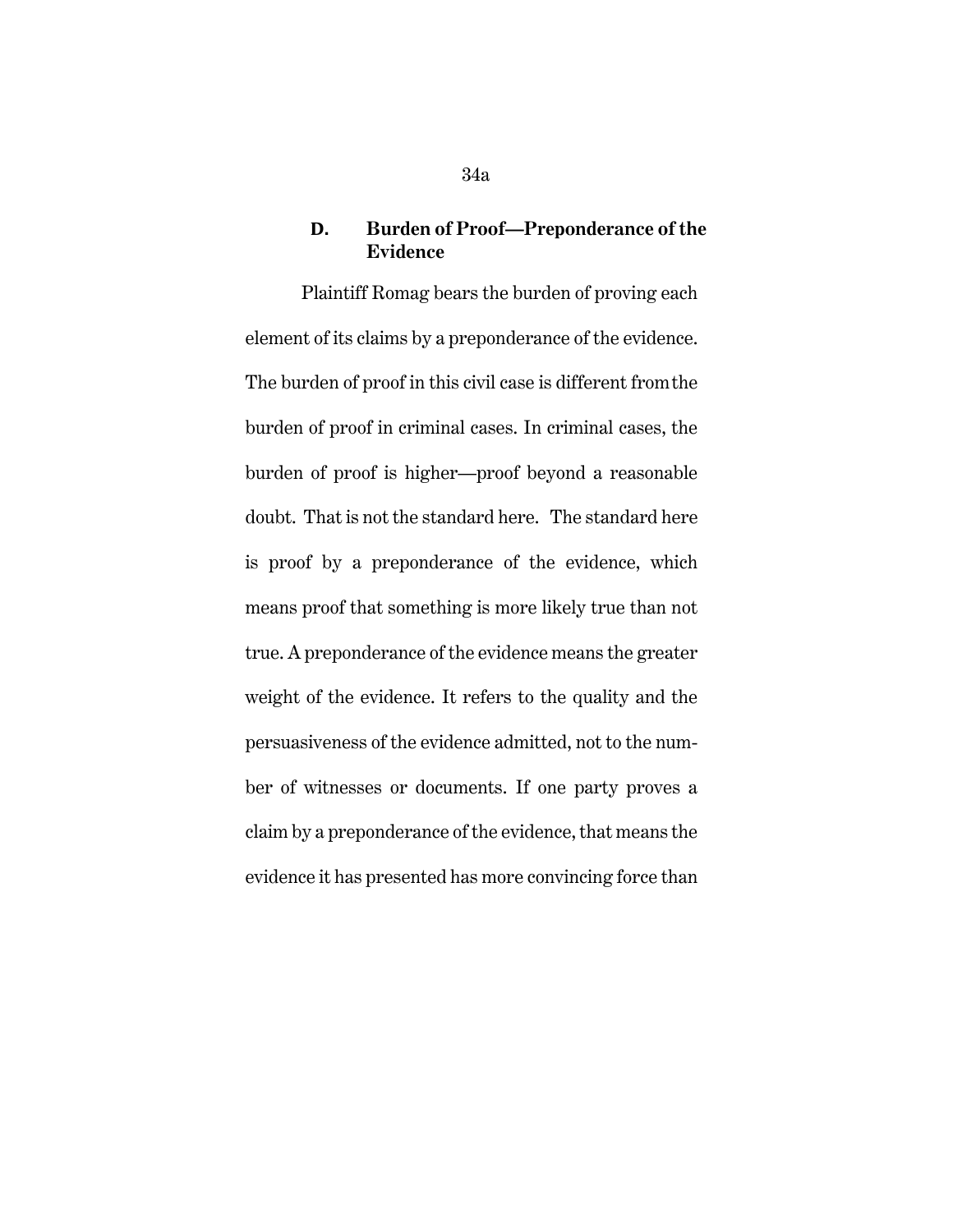### D. Burden of Proof—Preponderance of the Evidence

Plaintiff Romag bears the burden of proving each element of its claims by a preponderance of the evidence. The burden of proof in this civil case is different from the burden of proof in criminal cases. In criminal cases, the burden of proof is higher—proof beyond a reasonable doubt. That is not the standard here. The standard here is proof by a preponderance of the evidence, which means proof that something is more likely true than not true. A preponderance of the evidence means the greater weight of the evidence. It refers to the quality and the persuasiveness of the evidence admitted, not to the number of witnesses or documents. If one party proves a claim by a preponderance of the evidence, that means the evidence it has presented has more convincing force than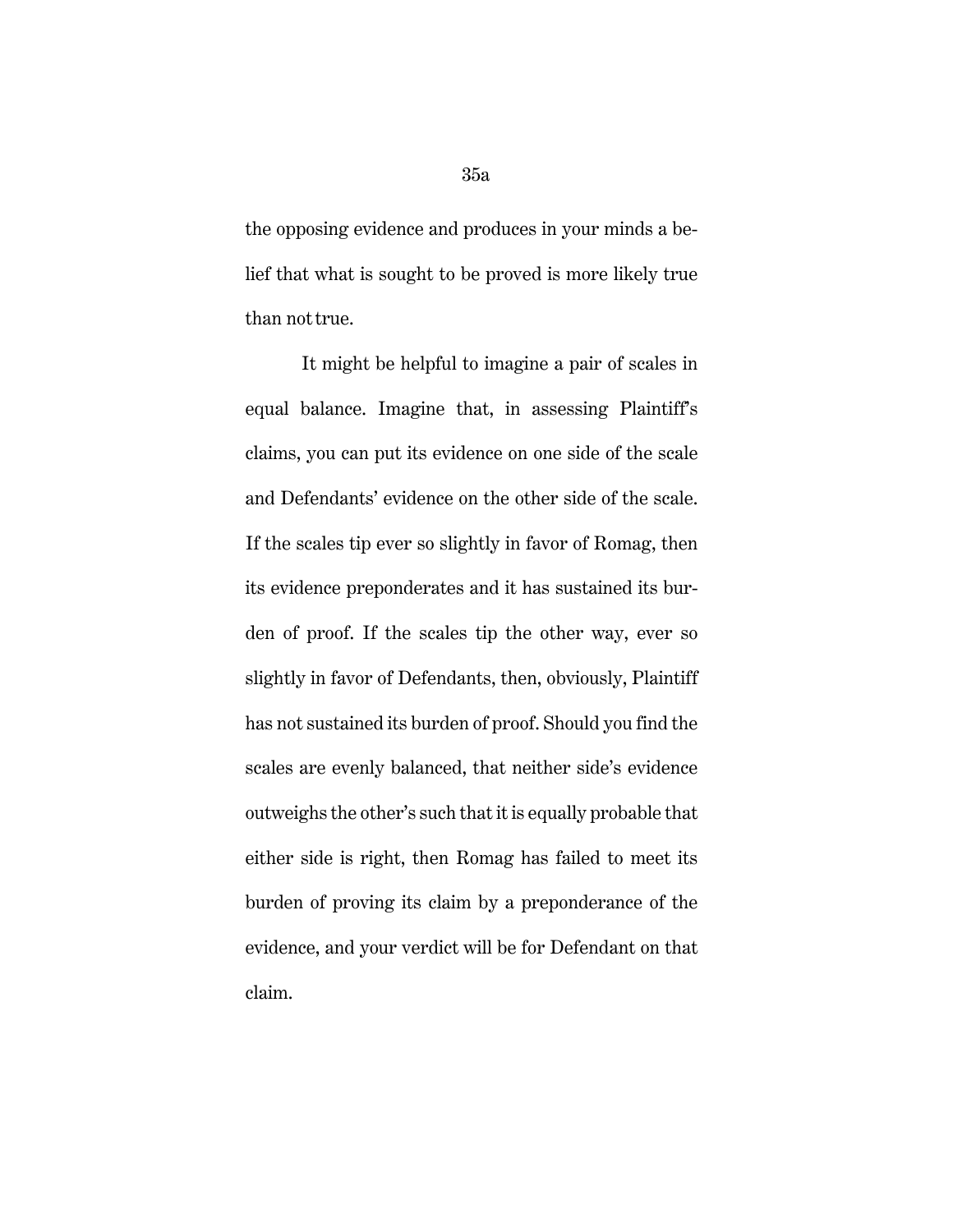the opposing evidence and produces in your minds a belief that what is sought to be proved is more likely true than not true.

It might be helpful to imagine a pair of scales in equal balance. Imagine that, in assessing Plaintiff's claims, you can put its evidence on one side of the scale and Defendants' evidence on the other side of the scale. If the scales tip ever so slightly in favor of Romag, then its evidence preponderates and it has sustained its burden of proof. If the scales tip the other way, ever so slightly in favor of Defendants, then, obviously, Plaintiff has not sustained its burden of proof. Should you find the scales are evenly balanced, that neither side's evidence outweighs the other's such that it is equally probable that either side is right, then Romag has failed to meet its burden of proving its claim by a preponderance of the evidence, and your verdict will be for Defendant on that claim.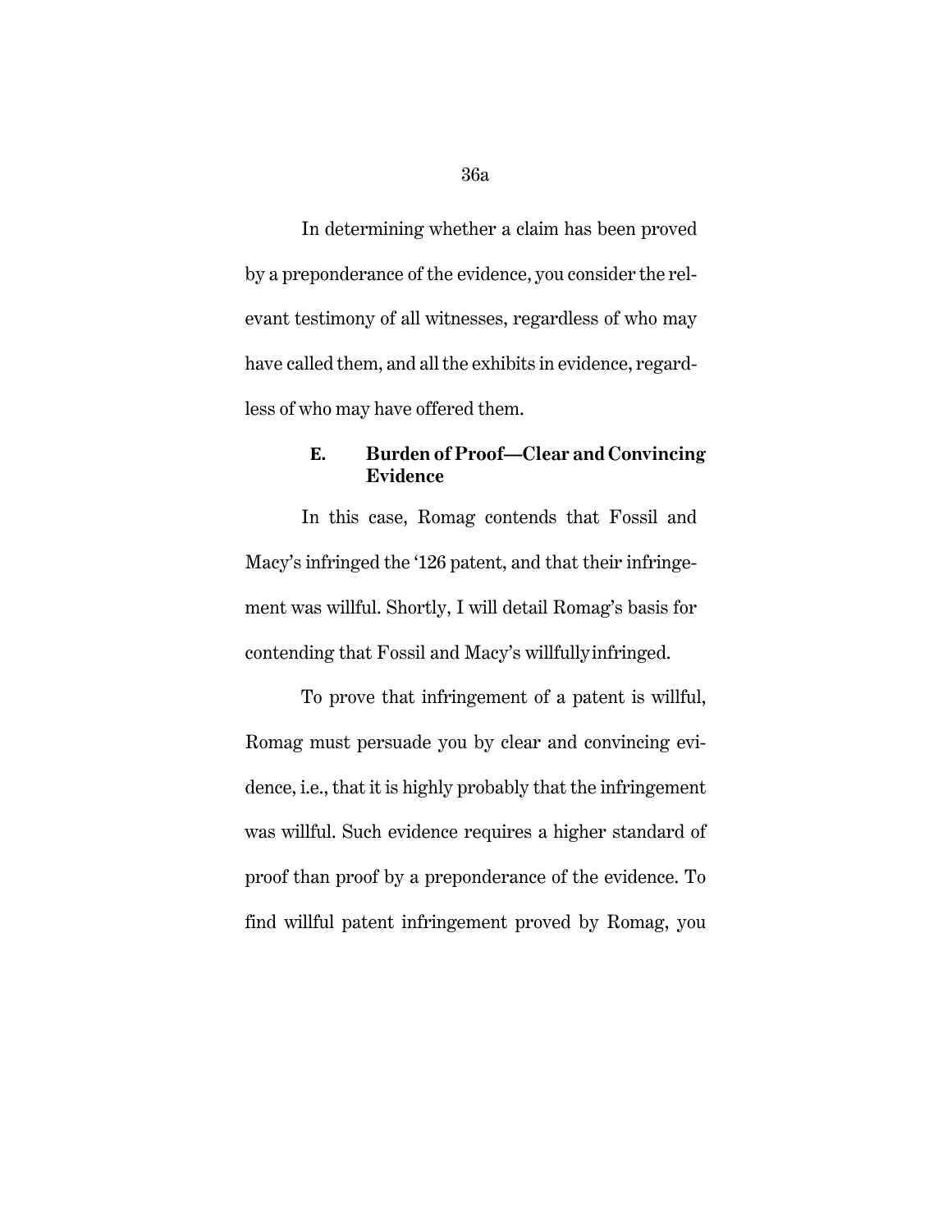In determining whether a claim has been proved by a preponderance of the evidence, you consider the relevant testimony of all witnesses, regardless of who may have called them, and all the exhibits in evidence, regardless of who may have offered them.

### E. Burden of Proof—Clear and Convincing Evidence

In this case, Romag contends that Fossil and Macy's infringed the '126 patent, and that their infringement was willful. Shortly, I will detail Romag's basis for contending that Fossil and Macy's willfully infringed.

To prove that infringement of a patent is willful, Romag must persuade you by clear and convincing evidence, i.e., that it is highly probably that the infringement was willful. Such evidence requires a higher standard of proof than proof by a preponderance of the evidence. To find willful patent infringement proved by Romag, you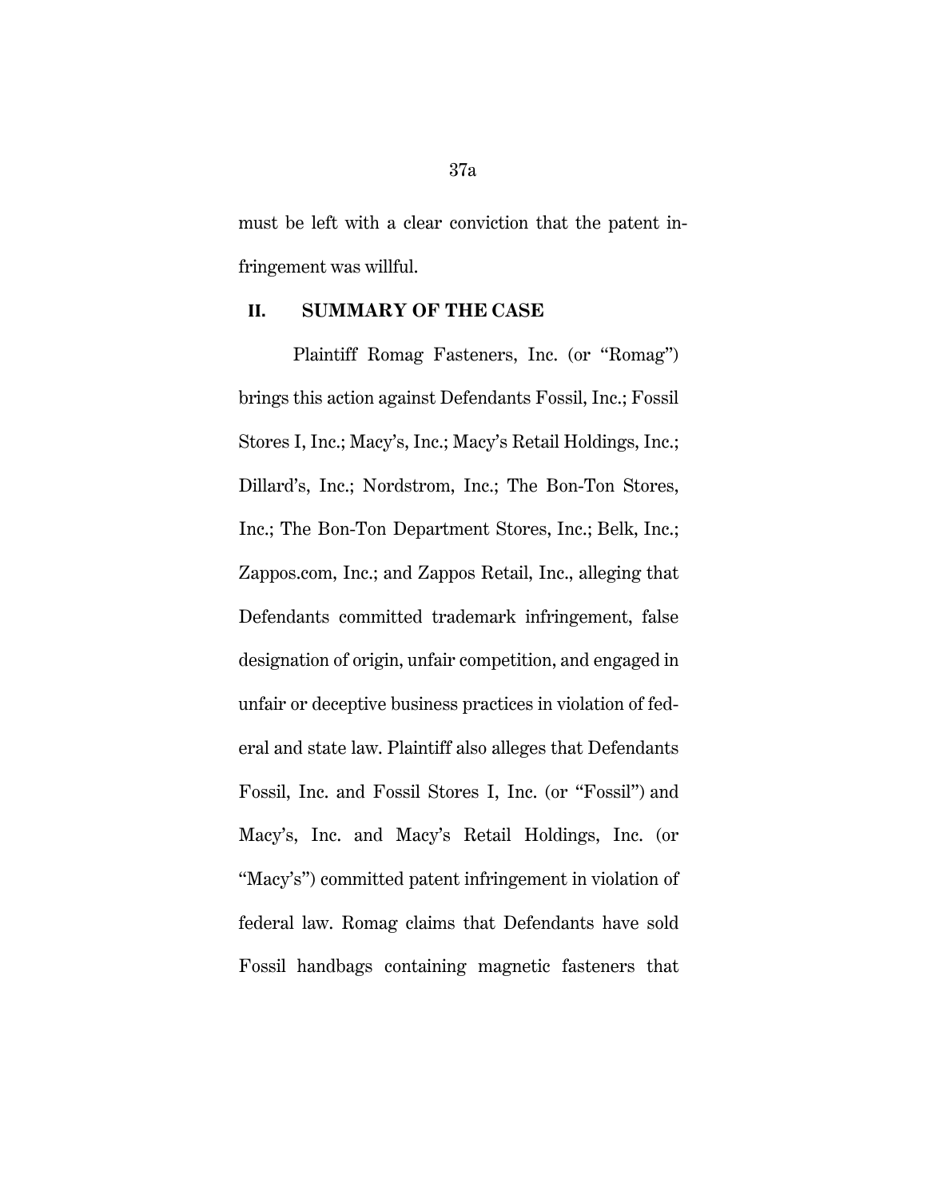must be left with a clear conviction that the patent infringement was willful.

## II. SUMMARY OF THE CASE

Plaintiff Romag Fasteners, Inc. (or "Romag") brings this action against Defendants Fossil, Inc.; Fossil Stores I, Inc.; Macy's, Inc.; Macy's Retail Holdings, Inc.; Dillard's, Inc.; Nordstrom, Inc.; The Bon-Ton Stores, Inc.; The Bon-Ton Department Stores, Inc.; Belk, Inc.; Zappos.com, Inc.; and Zappos Retail, Inc., alleging that Defendants committed trademark infringement, false designation of origin, unfair competition, and engaged in unfair or deceptive business practices in violation of federal and state law. Plaintiff also alleges that Defendants Fossil, Inc. and Fossil Stores I, Inc. (or "Fossil") and Macy's, Inc. and Macy's Retail Holdings, Inc. (or "Macy's") committed patent infringement in violation of federal law. Romag claims that Defendants have sold Fossil handbags containing magnetic fasteners that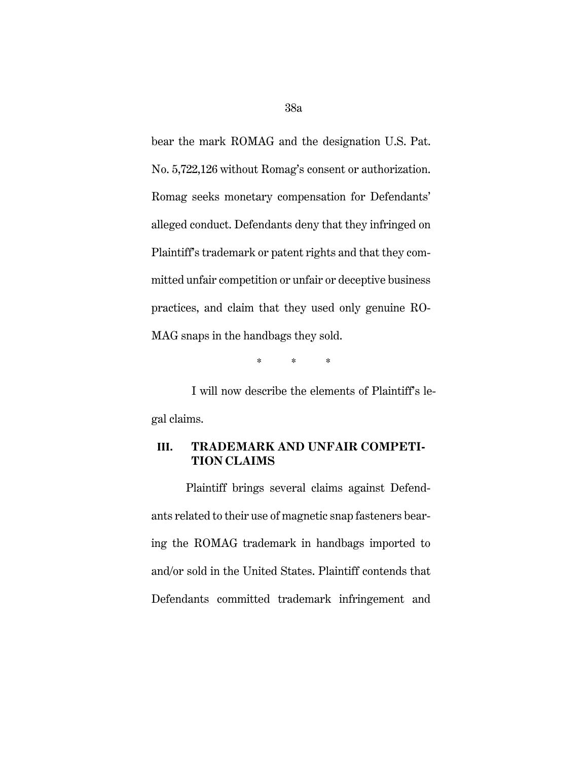bear the mark ROMAG and the designation U.S. Pat. No. 5,722,126 without Romag's consent or authorization. Romag seeks monetary compensation for Defendants' alleged conduct. Defendants deny that they infringed on Plaintiff's trademark or patent rights and that they committed unfair competition or unfair or deceptive business practices, and claim that they used only genuine ROMAG snaps in the handbags they sold.

\* \* \*

I will now describe the elements of Plaintiff's legal claims.

## III. TRADEMARK AND UNFAIR COMPETITION CLAIMS

Plaintiff brings several claims against Defendants related to their use of magnetic snap fasteners bearing the ROMAG trademark in handbags imported to and/or sold in the United States. Plaintiff contends that Defendants committed trademark infringement and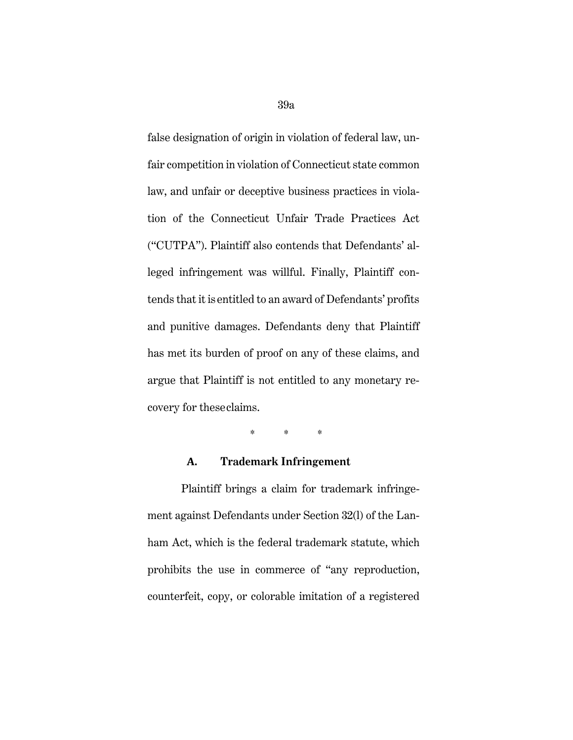false designation of origin in violation of federal law, unfair competition in violation of Connecticut state common law, and unfair or deceptive business practices in violation of the Connecticut Unfair Trade Practices Act ("CUTPA"). Plaintiff also contends that Defendants' alleged infringement was willful. Finally, Plaintiff contends that it is entitled to an award of Defendants' profits and punitive damages. Defendants deny that Plaintiff has met its burden of proof on any of these claims, and argue that Plaintiff is not entitled to any monetary recovery for these claims.

\* \* \*

### A. Trademark Infringement

Plaintiff brings a claim for trademark infringement against Defendants under Section 32(l) of the Lanham Act, which is the federal trademark statute, which prohibits the use in commerce of "any reproduction, counterfeit, copy, or colorable imitation of a registered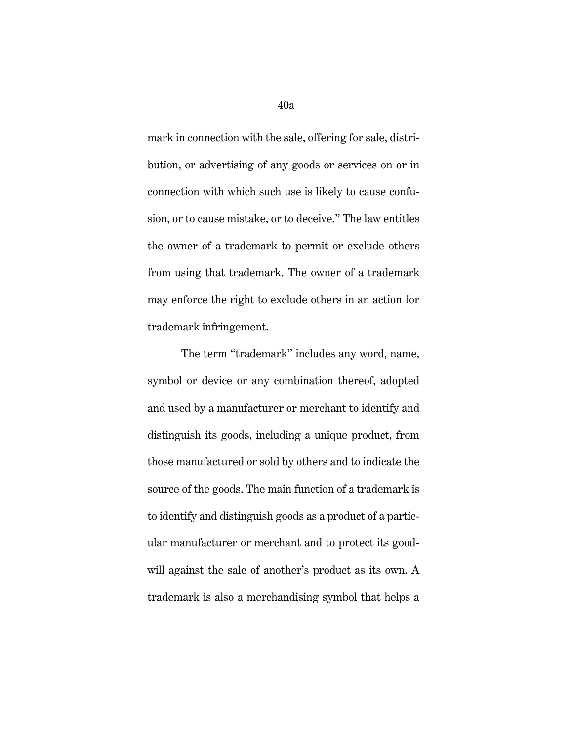mark in connection with the sale, offering for sale, distribution, or advertising of any goods or services on or in connection with which such use is likely to cause confusion, or to cause mistake, or to deceive." The law entitles the owner of a trademark to permit or exclude others from using that trademark. The owner of a trademark may enforce the right to exclude others in an action for trademark infringement.

The term "trademark" includes any word, name, symbol or device or any combination thereof, adopted and used by a manufacturer or merchant to identify and distinguish its goods, including a unique product, from those manufactured or sold by others and to indicate the source of the goods. The main function of a trademark is to identify and distinguish goods as a product of a particular manufacturer or merchant and to protect its goodwill against the sale of another's product as its own. A trademark is also a merchandising symbol that helps a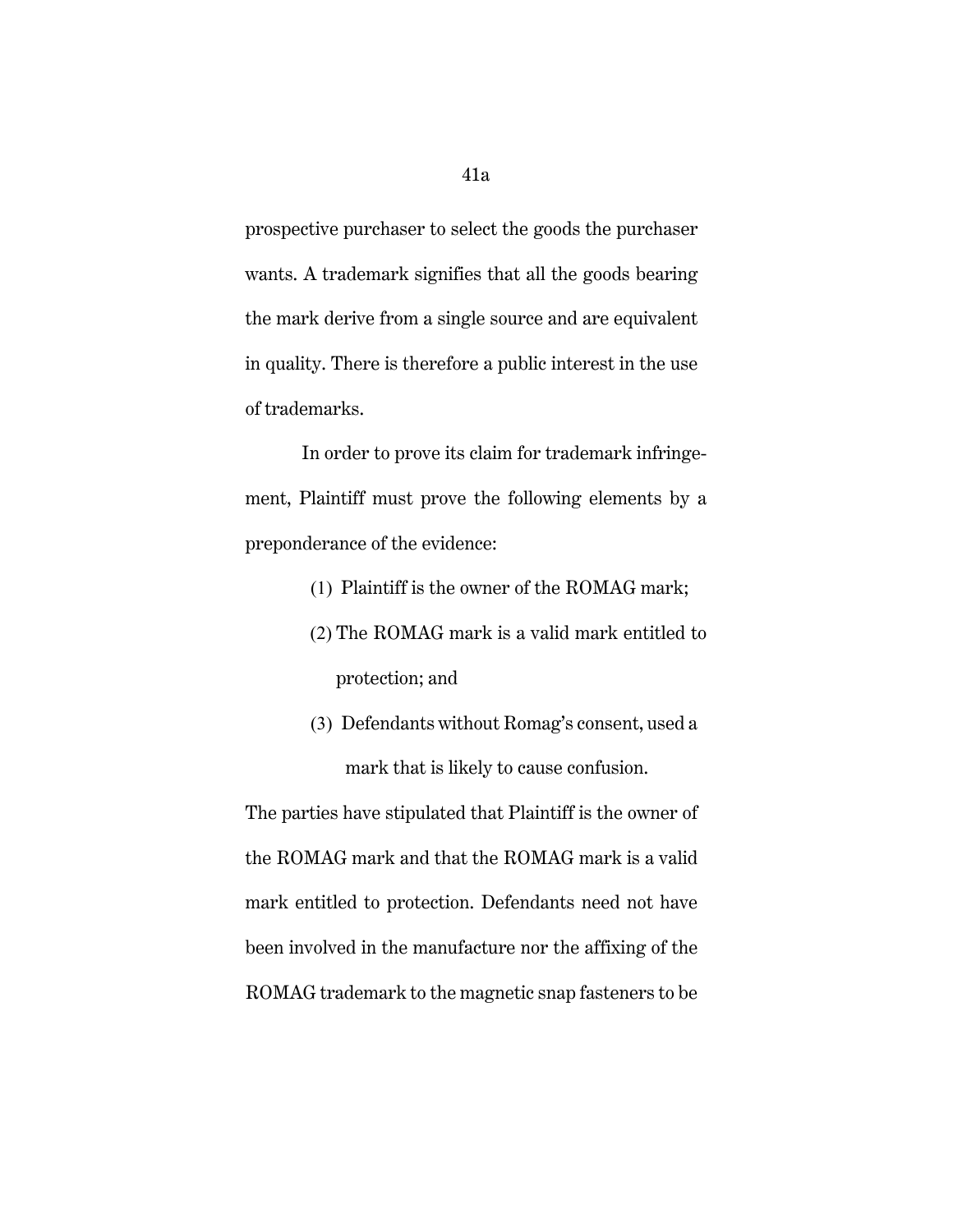prospective purchaser to select the goods the purchaser wants. A trademark signifies that all the goods bearing the mark derive from a single source and are equivalent in quality. There is therefore a public interest in the use of trademarks.

In order to prove its claim for trademark infringement, Plaintiff must prove the following elements by a preponderance of the evidence:

(1) Plaintiff is the owner of the ROMAG mark;

(2) The ROMAG mark is a valid mark entitled to protection; and

(3) Defendants without Romag's consent, used a mark that is likely to cause confusion.

The parties have stipulated that Plaintiff is the owner of the ROMAG mark and that the ROMAG mark is a valid mark entitled to protection. Defendants need not have been involved in the manufacture nor the affixing of the ROMAG trademark to the magnetic snap fasteners to be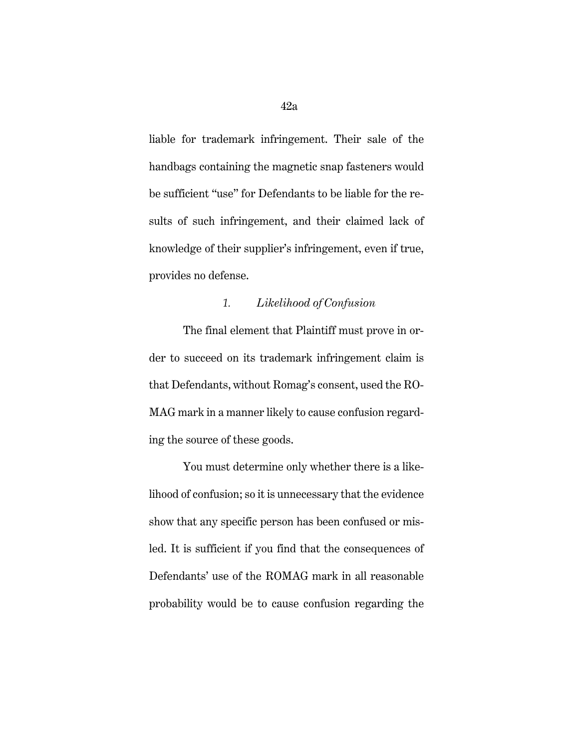liable for trademark infringement. Their sale of the handbags containing the magnetic snap fasteners would be sufficient "use" for Defendants to be liable for the results of such infringement, and their claimed lack of knowledge of their supplier's infringement, even if true, provides no defense.

*1. Likelihood of Confusion*

The final element that Plaintiff must prove in order to succeed on its trademark infringement claim is that Defendants, without Romag's consent, used the ROMAG mark in a manner likely to cause confusion regarding the source of these goods.

You must determine only whether there is a likelihood of confusion; so it is unnecessary that the evidence show that any specific person has been confused or misled. It is sufficient if you find that the consequences of Defendants' use of the ROMAG mark in all reasonable probability would be to cause confusion regarding the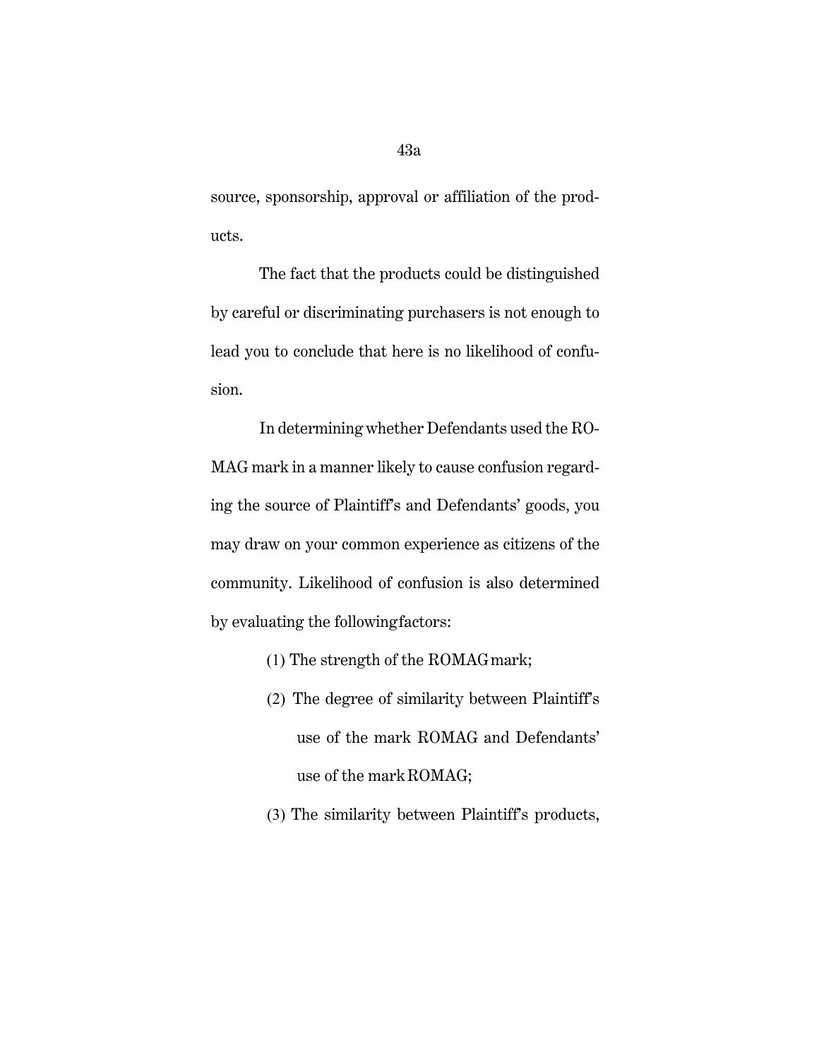source, sponsorship, approval or affiliation of the products.

The fact that the products could be distinguished by careful or discriminating purchasers is not enough to lead you to conclude that here is no likelihood of confusion.

In determining whether Defendants used the ROMAG mark in a manner likely to cause confusion regarding the source of Plaintiff's and Defendants' goods, you may draw on your common experience as citizens of the community. Likelihood of confusion is also determined by evaluating the following factors:

(1) The strength of the ROMAG mark;

(2) The degree of similarity between Plaintiff's use of the mark ROMAG and Defendants' use of the mark ROMAG;

(3) The similarity between Plaintiff's products,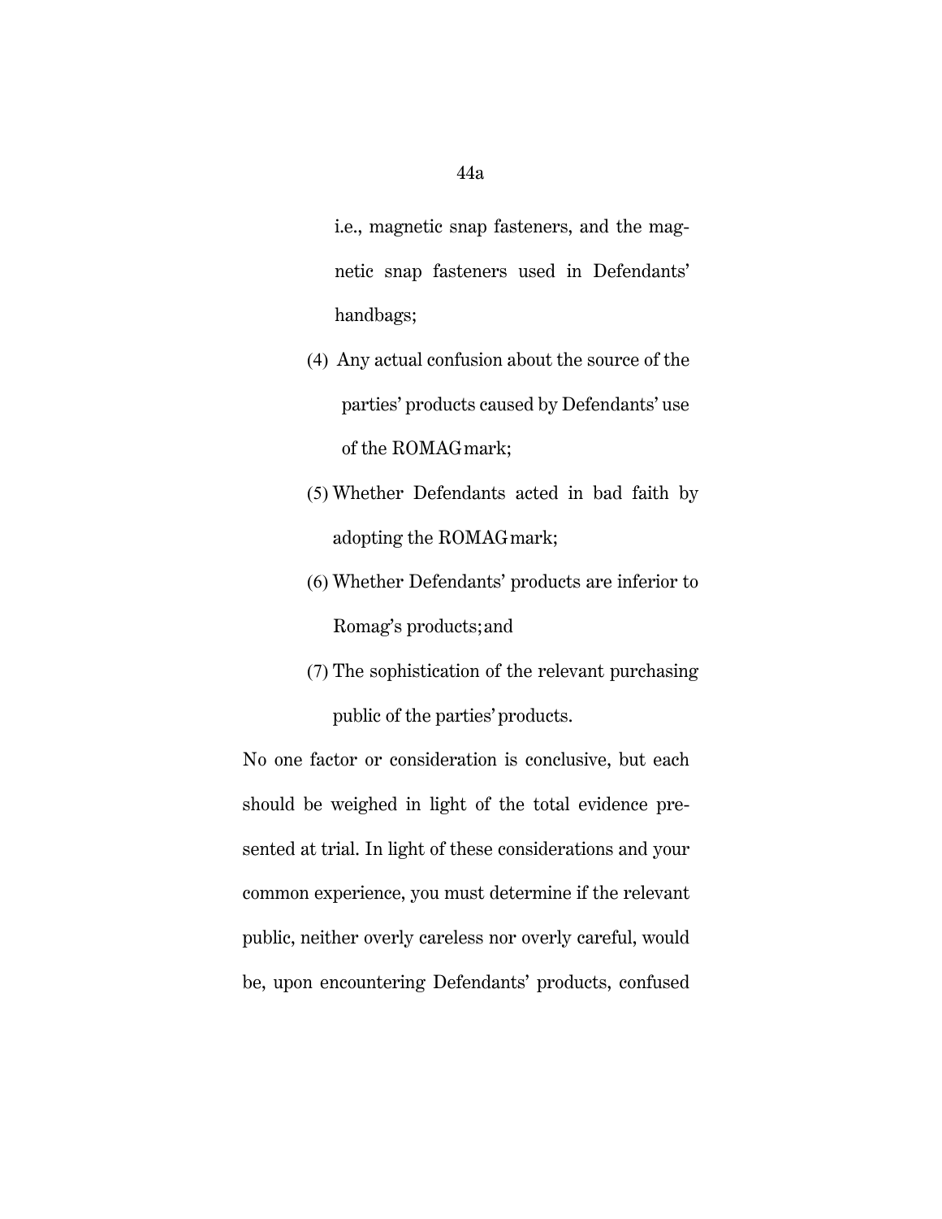i.e., magnetic snap fasteners, and the magnetic snap fasteners used in Defendants' handbags;

(4) Any actual confusion about the source of the parties' products caused by Defendants' use of the ROMAG mark;

(5) Whether Defendants acted in bad faith by adopting the ROMAG mark;

(6) Whether Defendants' products are inferior to Romag's products; and

(7) The sophistication of the relevant purchasing public of the parties' products.

No one factor or consideration is conclusive, but each should be weighed in light of the total evidence presented at trial. In light of these considerations and your common experience, you must determine if the relevant public, neither overly careless nor overly careful, would be, upon encountering Defendants' products, confused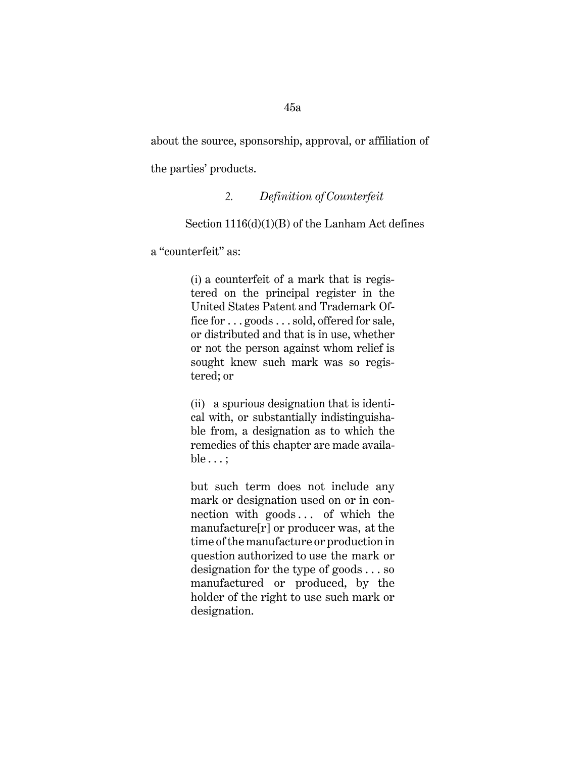about the source, sponsorship, approval, or affiliation of the parties' products.

### 2. *Definition of Counterfeit*

Section 1116(d)(1)(B) of the Lanham Act defines a "counterfeit" as:

> (i) a counterfeit of a mark that is registered on the principal register in the United States Patent and Trademark Office for . . . goods . . . sold, offered for sale, or distributed and that is in use, whether or not the person against whom relief is sought knew such mark was so registered; or
>
> (ii) a spurious designation that is identical with, or substantially indistinguishable from, a designation as to which the remedies of this chapter are made available . . . ;
>
> but such term does not include any mark or designation used on or in connection with goods . . . of which the manufacture[r] or producer was, at the time of the manufacture or production in question authorized to use the mark or designation for the type of goods . . . so manufactured or produced, by the holder of the right to use such mark or designation.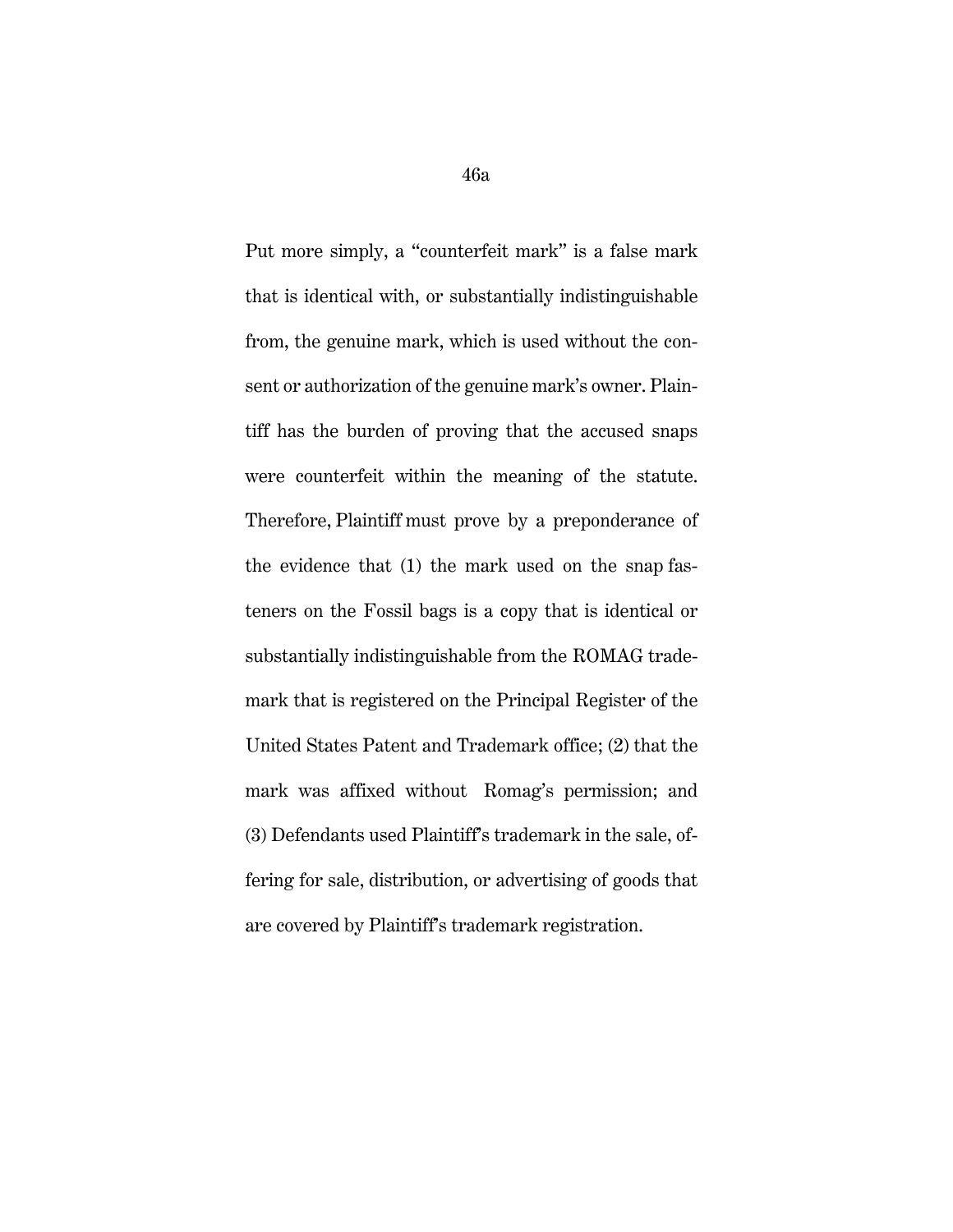Put more simply, a "counterfeit mark" is a false mark that is identical with, or substantially indistinguishable from, the genuine mark, which is used without the consent or authorization of the genuine mark's owner. Plaintiff has the burden of proving that the accused snaps were counterfeit within the meaning of the statute. Therefore, Plaintiff must prove by a preponderance of the evidence that (1) the mark used on the snap fasteners on the Fossil bags is a copy that is identical or substantially indistinguishable from the ROMAG trademark that is registered on the Principal Register of the United States Patent and Trademark office; (2) that the mark was affixed without Romag's permission; and (3) Defendants used Plaintiff's trademark in the sale, offering for sale, distribution, or advertising of goods that are covered by Plaintiff's trademark registration.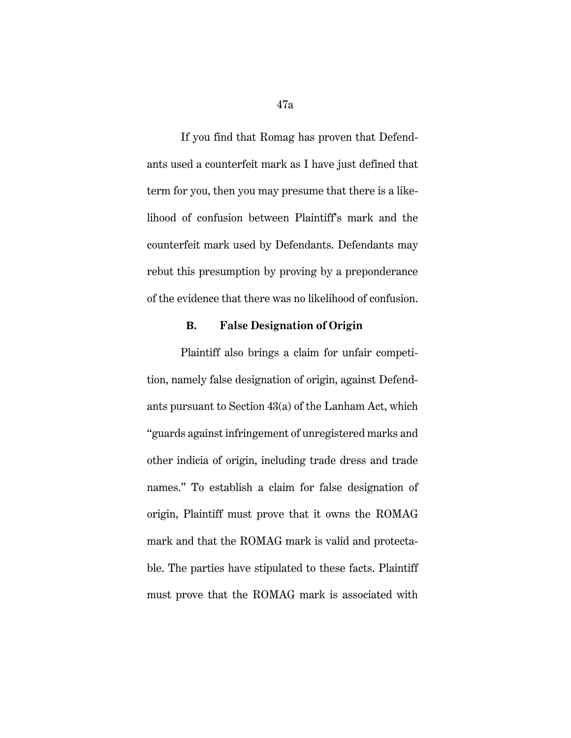If you find that Romag has proven that Defendants used a counterfeit mark as I have just defined that term for you, then you may presume that there is a likelihood of confusion between Plaintiff's mark and the counterfeit mark used by Defendants. Defendants may rebut this presumption by proving by a preponderance of the evidence that there was no likelihood of confusion.

### B. False Designation of Origin

Plaintiff also brings a claim for unfair competition, namely false designation of origin, against Defendants pursuant to Section 43(a) of the Lanham Act, which "guards against infringement of unregistered marks and other indicia of origin, including trade dress and trade names." To establish a claim for false designation of origin, Plaintiff must prove that it owns the ROMAG mark and that the ROMAG mark is valid and protectable. The parties have stipulated to these facts. Plaintiff must prove that the ROMAG mark is associated with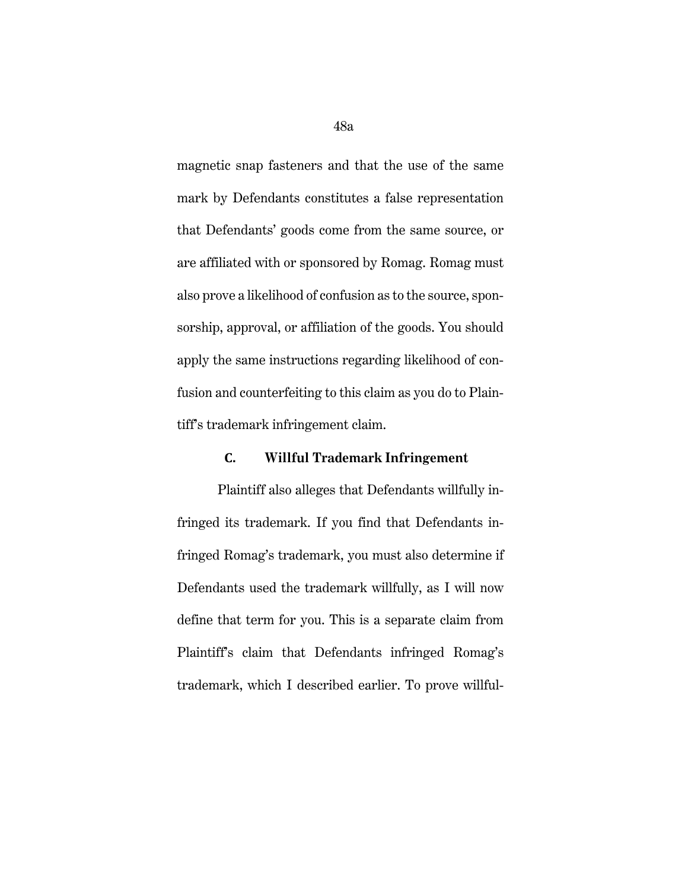magnetic snap fasteners and that the use of the same mark by Defendants constitutes a false representation that Defendants' goods come from the same source, or are affiliated with or sponsored by Romag. Romag must also prove a likelihood of confusion as to the source, sponsorship, approval, or affiliation of the goods. You should apply the same instructions regarding likelihood of confusion and counterfeiting to this claim as you do to Plaintiff's trademark infringement claim.

### C. Willful Trademark Infringement

Plaintiff also alleges that Defendants willfully infringed its trademark. If you find that Defendants infringed Romag's trademark, you must also determine if Defendants used the trademark willfully, as I will now define that term for you. This is a separate claim from Plaintiff's claim that Defendants infringed Romag's trademark, which I described earlier. To prove willful-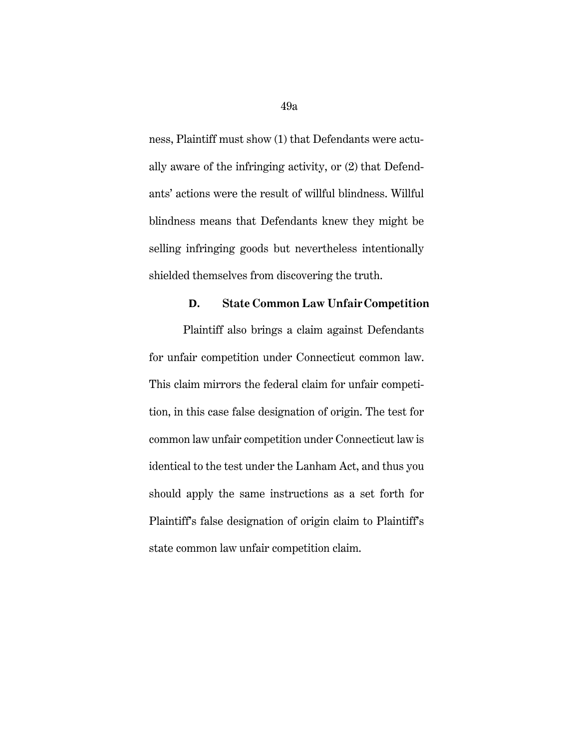ness, Plaintiff must show (1) that Defendants were actually aware of the infringing activity, or (2) that Defendants' actions were the result of willful blindness. Willful blindness means that Defendants knew they might be selling infringing goods but nevertheless intentionally shielded themselves from discovering the truth.

### D. State Common Law Unfair Competition

Plaintiff also brings a claim against Defendants for unfair competition under Connecticut common law. This claim mirrors the federal claim for unfair competition, in this case false designation of origin. The test for common law unfair competition under Connecticut law is identical to the test under the Lanham Act, and thus you should apply the same instructions as a set forth for Plaintiff's false designation of origin claim to Plaintiff's state common law unfair competition claim.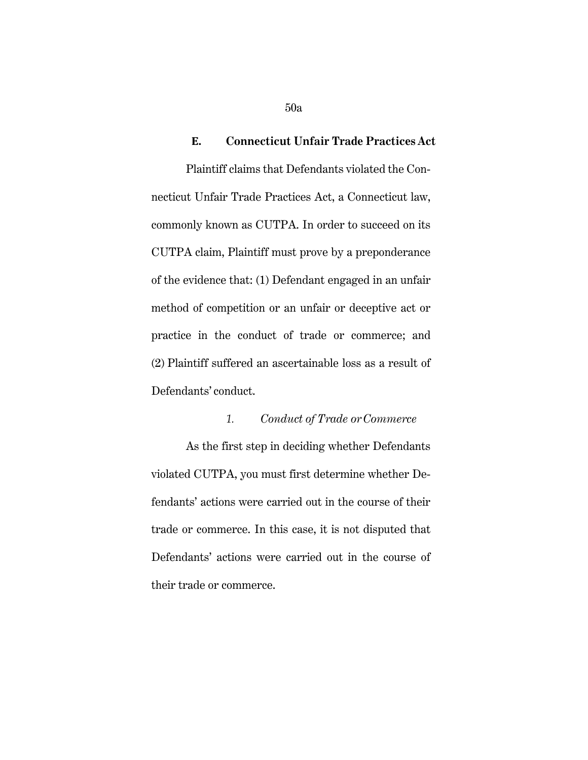## E. Connecticut Unfair Trade Practices Act

Plaintiff claims that Defendants violated the Connecticut Unfair Trade Practices Act, a Connecticut law, commonly known as CUTPA. In order to succeed on its CUTPA claim, Plaintiff must prove by a preponderance of the evidence that: (1) Defendant engaged in an unfair method of competition or an unfair or deceptive act or practice in the conduct of trade or commerce; and (2) Plaintiff suffered an ascertainable loss as a result of Defendants' conduct.

### *1. Conduct of Trade or Commerce*

As the first step in deciding whether Defendants violated CUTPA, you must first determine whether Defendants' actions were carried out in the course of their trade or commerce. In this case, it is not disputed that Defendants' actions were carried out in the course of their trade or commerce.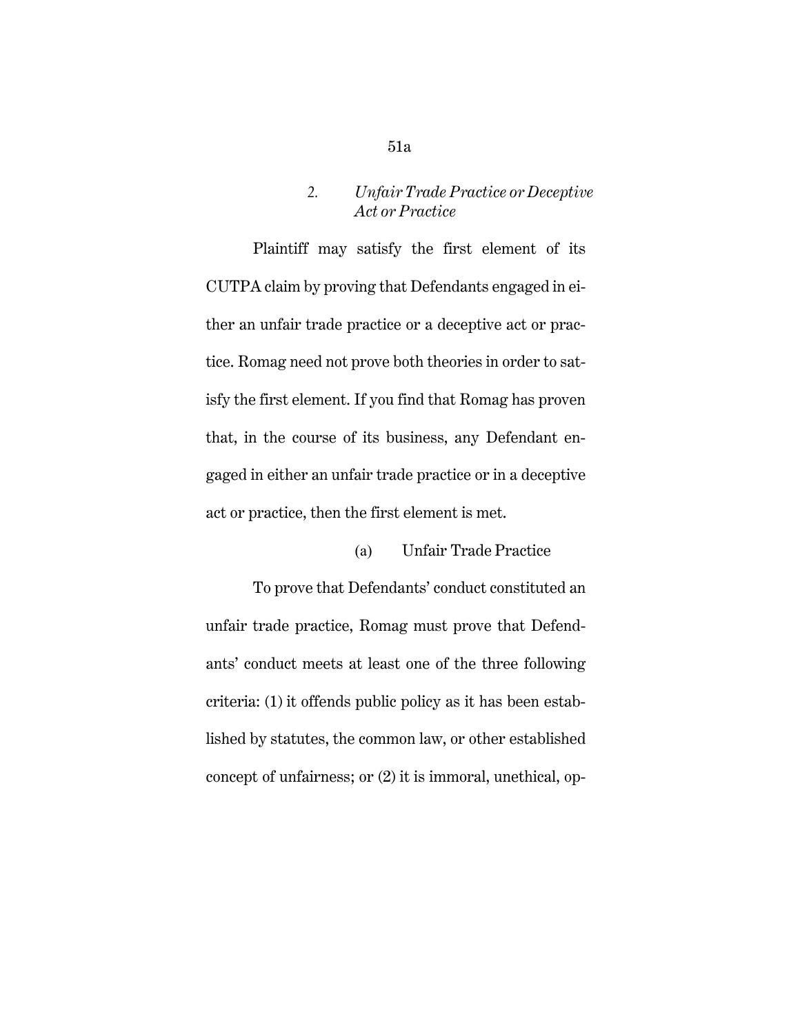### 2. *Unfair Trade Practice or Deceptive Act or Practice*

Plaintiff may satisfy the first element of its CUTPA claim by proving that Defendants engaged in either an unfair trade practice or a deceptive act or practice. Romag need not prove both theories in order to satisfy the first element. If you find that Romag has proven that, in the course of its business, any Defendant engaged in either an unfair trade practice or in a deceptive act or practice, then the first element is met.

#### (a) Unfair Trade Practice

To prove that Defendants' conduct constituted an unfair trade practice, Romag must prove that Defendants' conduct meets at least one of the three following criteria: (1) it offends public policy as it has been established by statutes, the common law, or other established concept of unfairness; or (2) it is immoral, unethical, op-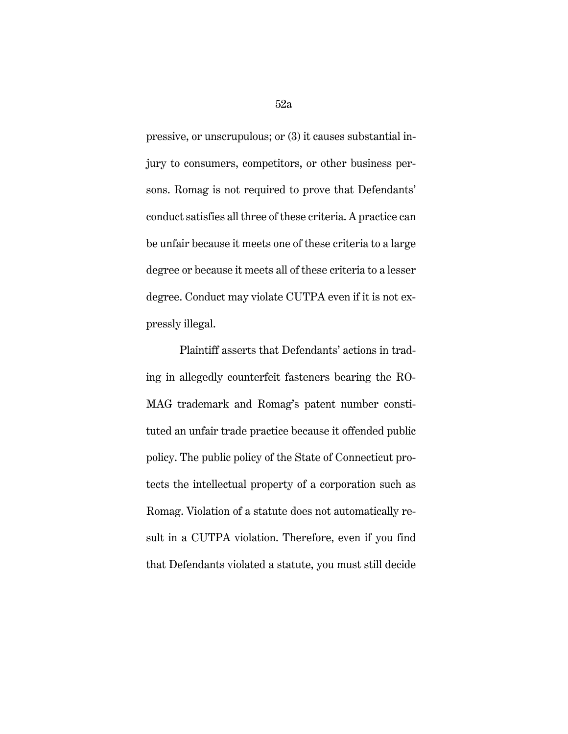pressive, or unscrupulous; or (3) it causes substantial injury to consumers, competitors, or other business persons. Romag is not required to prove that Defendants' conduct satisfies all three of these criteria. A practice can be unfair because it meets one of these criteria to a large degree or because it meets all of these criteria to a lesser degree. Conduct may violate CUTPA even if it is not expressly illegal.

Plaintiff asserts that Defendants' actions in trading in allegedly counterfeit fasteners bearing the ROMAG trademark and Romag's patent number constituted an unfair trade practice because it offended public policy. The public policy of the State of Connecticut protects the intellectual property of a corporation such as Romag. Violation of a statute does not automatically result in a CUTPA violation. Therefore, even if you find that Defendants violated a statute, you must still decide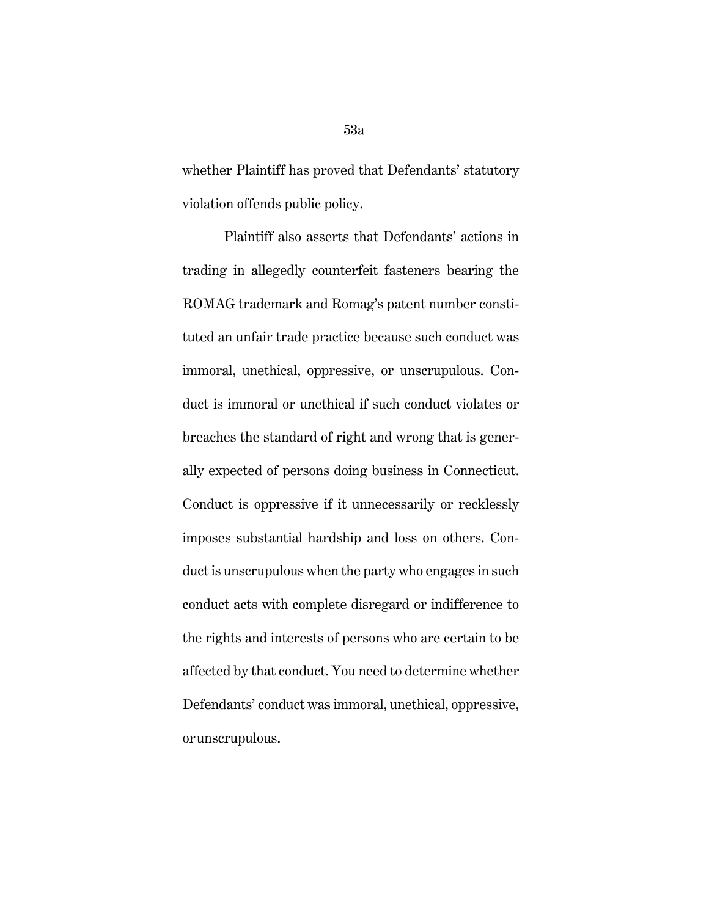whether Plaintiff has proved that Defendants' statutory violation offends public policy.

Plaintiff also asserts that Defendants' actions in trading in allegedly counterfeit fasteners bearing the ROMAG trademark and Romag's patent number constituted an unfair trade practice because such conduct was immoral, unethical, oppressive, or unscrupulous. Conduct is immoral or unethical if such conduct violates or breaches the standard of right and wrong that is generally expected of persons doing business in Connecticut. Conduct is oppressive if it unnecessarily or recklessly imposes substantial hardship and loss on others. Conduct is unscrupulous when the party who engages in such conduct acts with complete disregard or indifference to the rights and interests of persons who are certain to be affected by that conduct. You need to determine whether Defendants' conduct was immoral, unethical, oppressive, or unscrupulous.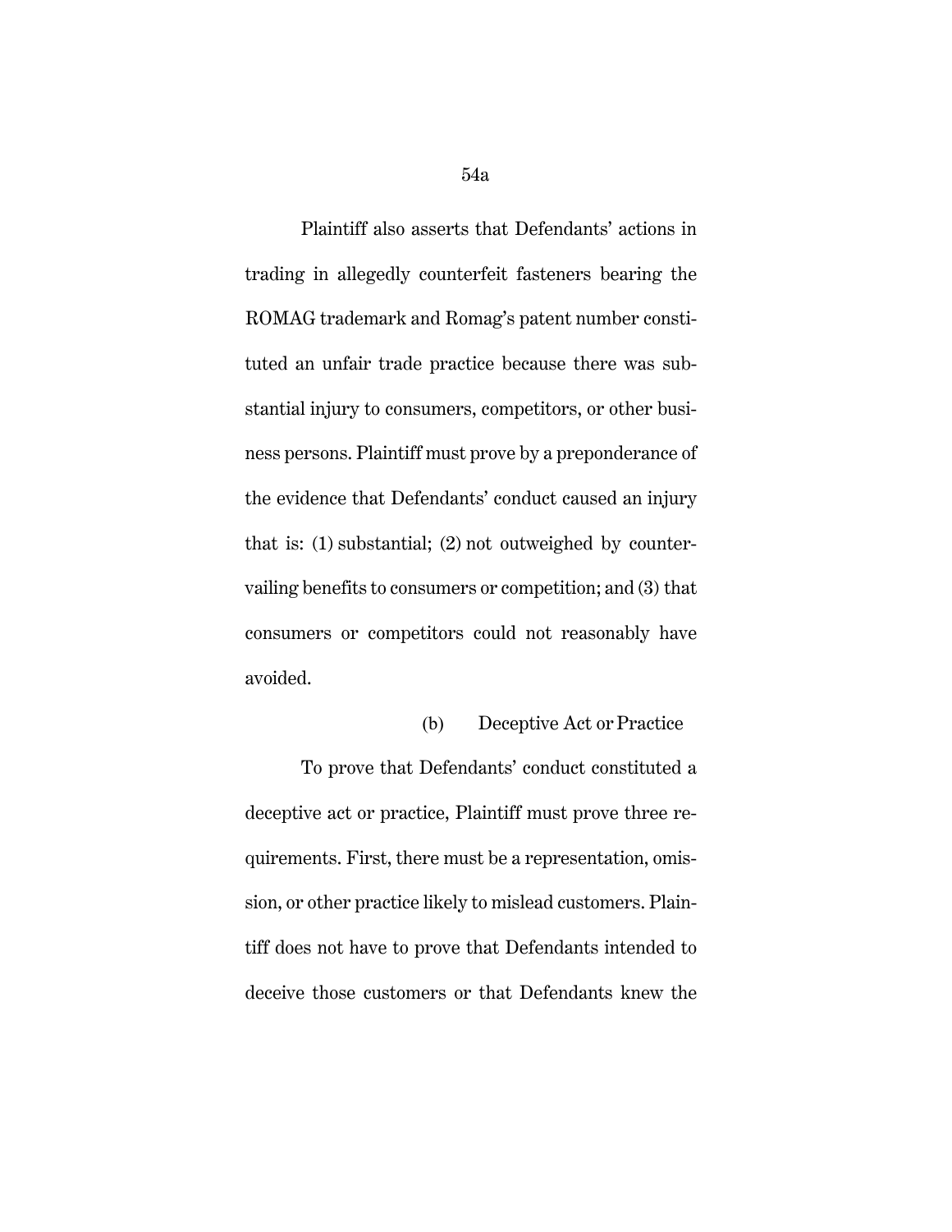Plaintiff also asserts that Defendants' actions in trading in allegedly counterfeit fasteners bearing the ROMAG trademark and Romag's patent number constituted an unfair trade practice because there was substantial injury to consumers, competitors, or other business persons. Plaintiff must prove by a preponderance of the evidence that Defendants' conduct caused an injury that is: (1) substantial; (2) not outweighed by countervailing benefits to consumers or competition; and (3) that consumers or competitors could not reasonably have avoided.

(b) Deceptive Act or Practice

To prove that Defendants' conduct constituted a deceptive act or practice, Plaintiff must prove three requirements. First, there must be a representation, omission, or other practice likely to mislead customers. Plaintiff does not have to prove that Defendants intended to deceive those customers or that Defendants knew the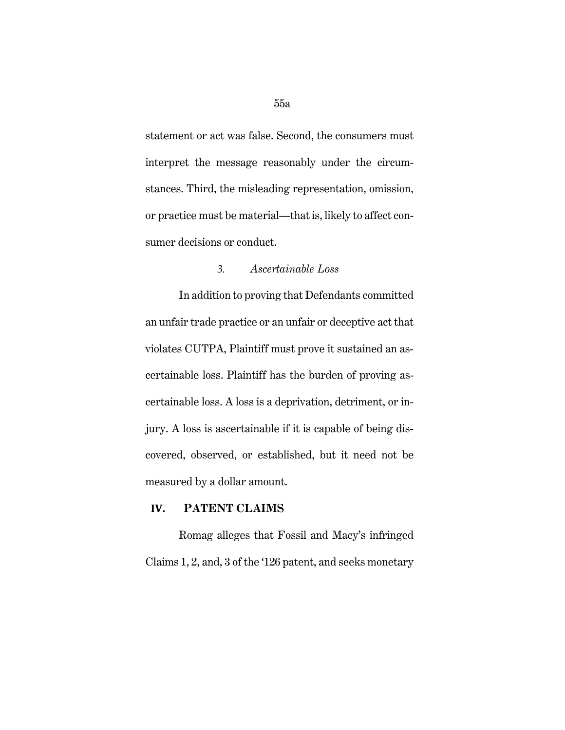statement or act was false. Second, the consumers must interpret the message reasonably under the circumstances. Third, the misleading representation, omission, or practice must be material—that is, likely to affect consumer decisions or conduct.

### *3. Ascertainable Loss*

In addition to proving that Defendants committed an unfair trade practice or an unfair or deceptive act that violates CUTPA, Plaintiff must prove it sustained an ascertainable loss. Plaintiff has the burden of proving ascertainable loss. A loss is a deprivation, detriment, or injury. A loss is ascertainable if it is capable of being discovered, observed, or established, but it need not be measured by a dollar amount.

## IV. PATENT CLAIMS

Romag alleges that Fossil and Macy's infringed Claims 1, 2, and, 3 of the '126 patent, and seeks monetary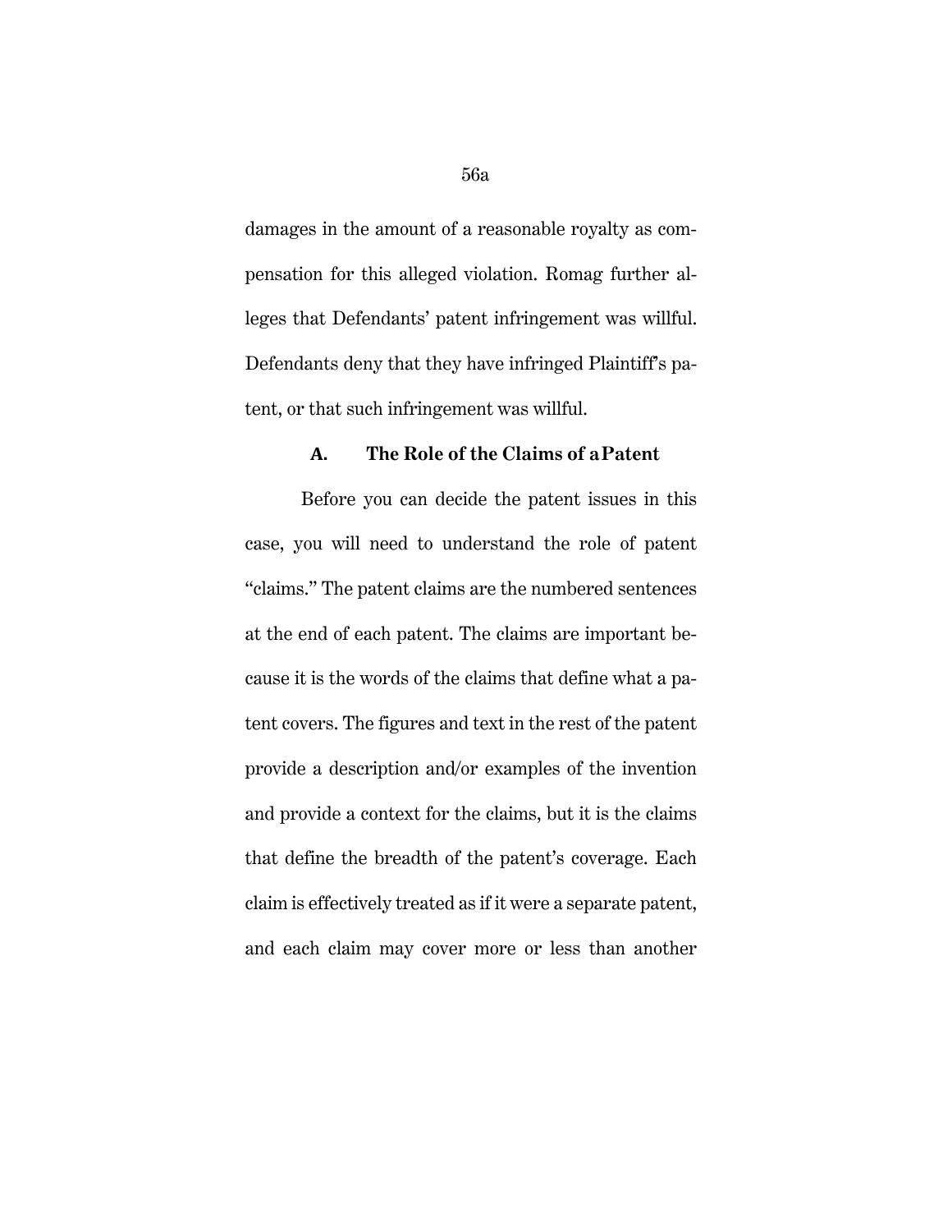damages in the amount of a reasonable royalty as compensation for this alleged violation. Romag further alleges that Defendants' patent infringement was willful. Defendants deny that they have infringed Plaintiff's patent, or that such infringement was willful.

### A. The Role of the Claims of a Patent

Before you can decide the patent issues in this case, you will need to understand the role of patent "claims." The patent claims are the numbered sentences at the end of each patent. The claims are important because it is the words of the claims that define what a patent covers. The figures and text in the rest of the patent provide a description and/or examples of the invention and provide a context for the claims, but it is the claims that define the breadth of the patent's coverage. Each claim is effectively treated as if it were a separate patent, and each claim may cover more or less than another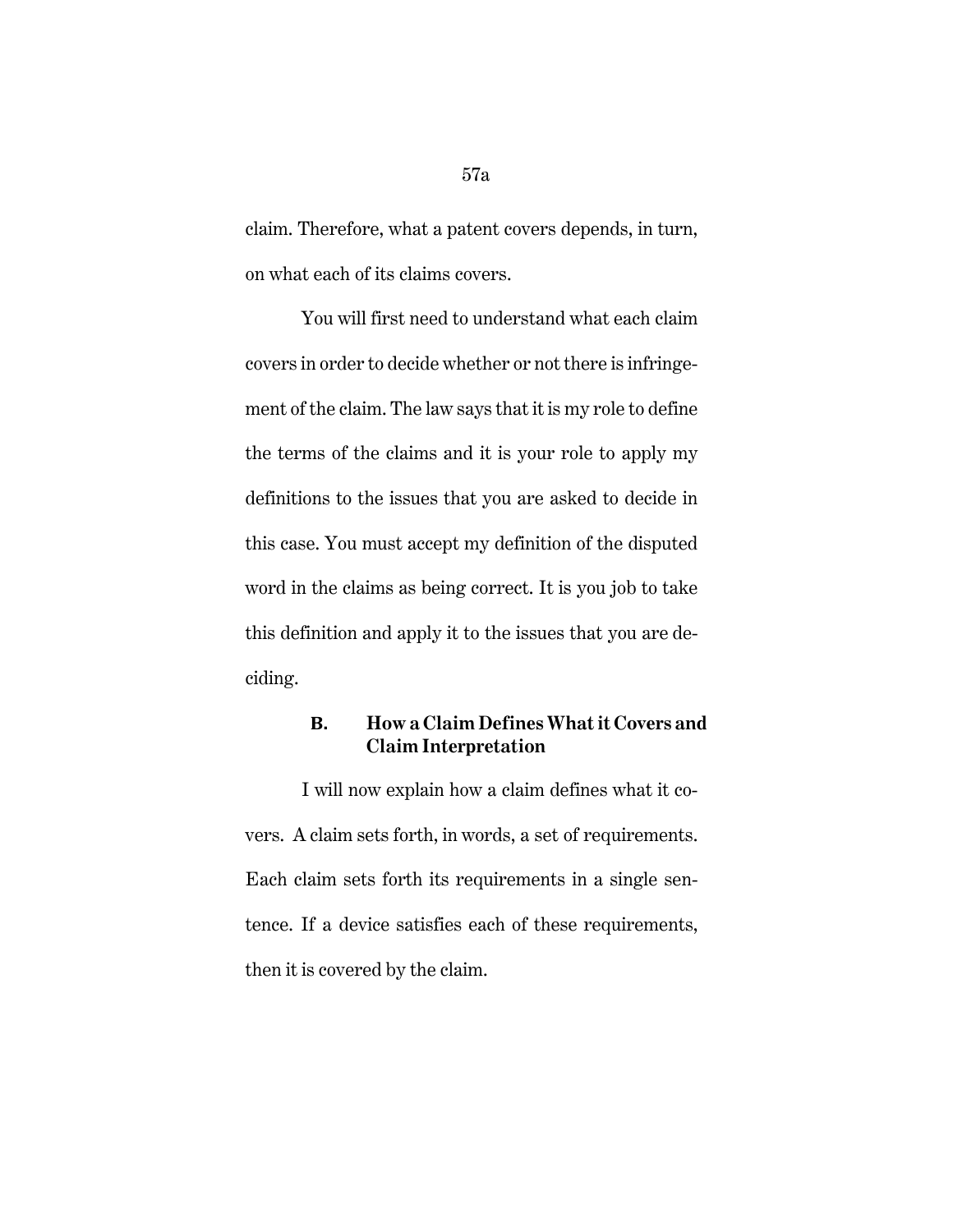claim. Therefore, what a patent covers depends, in turn, on what each of its claims covers.

You will first need to understand what each claim covers in order to decide whether or not there is infringement of the claim. The law says that it is my role to define the terms of the claims and it is your role to apply my definitions to the issues that you are asked to decide in this case. You must accept my definition of the disputed word in the claims as being correct. It is you job to take this definition and apply it to the issues that you are deciding.

**B. How a Claim Defines What it Covers and Claim Interpretation**

I will now explain how a claim defines what it covers. A claim sets forth, in words, a set of requirements. Each claim sets forth its requirements in a single sentence. If a device satisfies each of these requirements, then it is covered by the claim.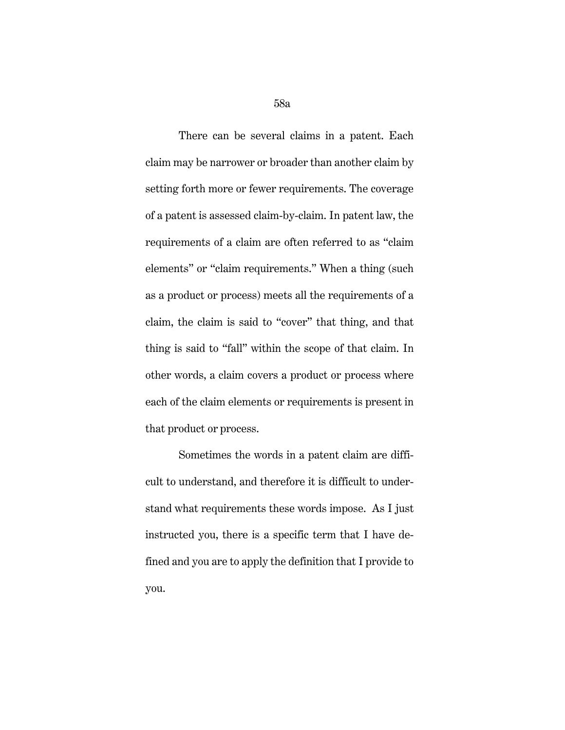There can be several claims in a patent. Each claim may be narrower or broader than another claim by setting forth more or fewer requirements. The coverage of a patent is assessed claim-by-claim. In patent law, the requirements of a claim are often referred to as "claim elements" or "claim requirements." When a thing (such as a product or process) meets all the requirements of a claim, the claim is said to "cover" that thing, and that thing is said to "fall" within the scope of that claim. In other words, a claim covers a product or process where each of the claim elements or requirements is present in that product or process.

Sometimes the words in a patent claim are difficult to understand, and therefore it is difficult to understand what requirements these words impose. As I just instructed you, there is a specific term that I have defined and you are to apply the definition that I provide to you.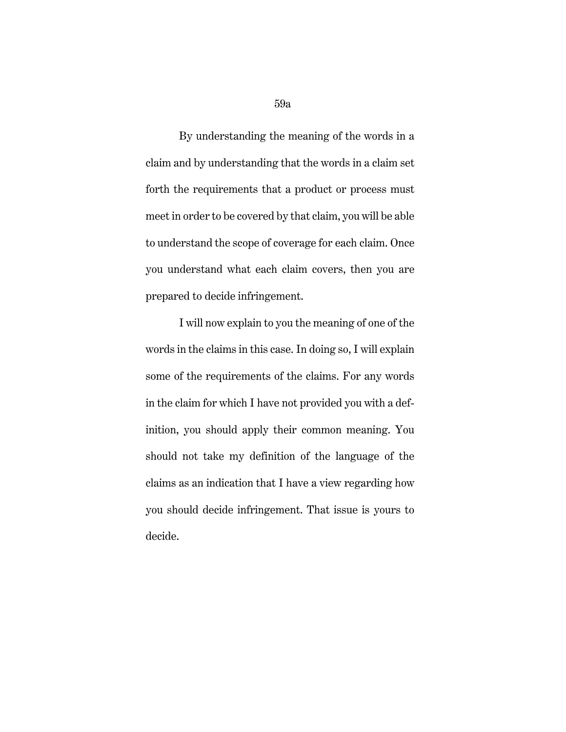By understanding the meaning of the words in a claim and by understanding that the words in a claim set forth the requirements that a product or process must meet in order to be covered by that claim, you will be able to understand the scope of coverage for each claim. Once you understand what each claim covers, then you are prepared to decide infringement.

I will now explain to you the meaning of one of the words in the claims in this case. In doing so, I will explain some of the requirements of the claims. For any words in the claim for which I have not provided you with a definition, you should apply their common meaning. You should not take my definition of the language of the claims as an indication that I have a view regarding how you should decide infringement. That issue is yours to decide.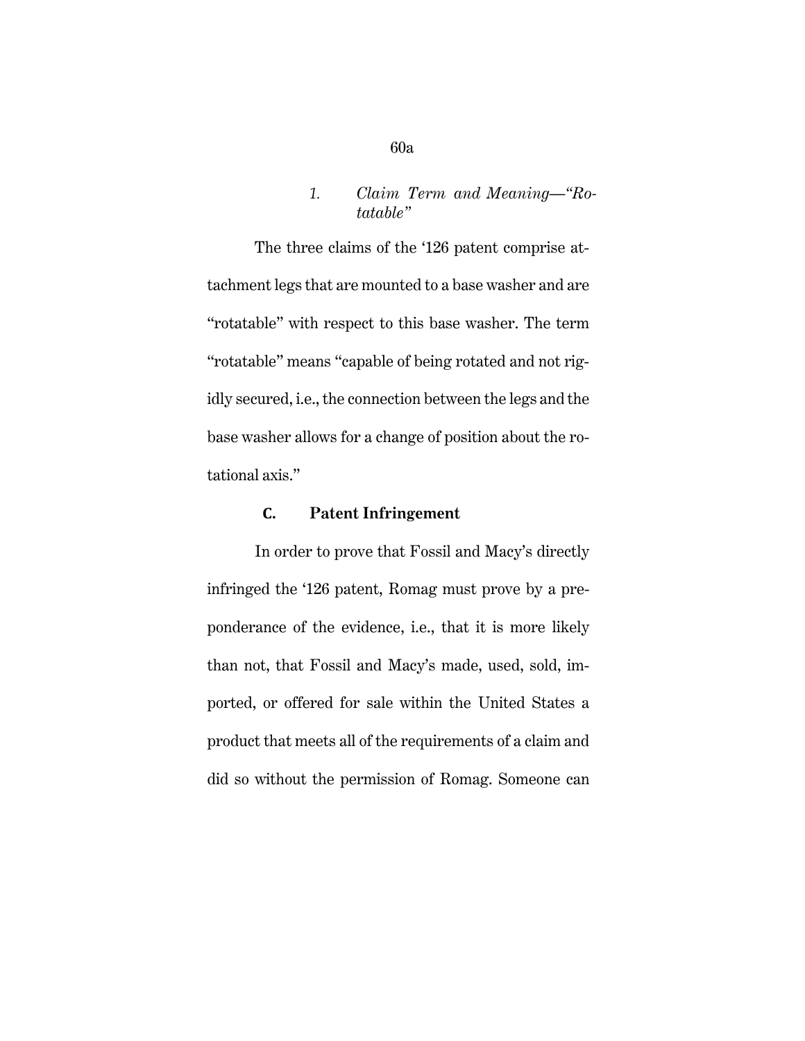### *1. Claim Term and Meaning—"Rotatable"*

The three claims of the '126 patent comprise attachment legs that are mounted to a base washer and are "rotatable" with respect to this base washer. The term "rotatable" means "capable of being rotated and not rigidly secured, i.e., the connection between the legs and the base washer allows for a change of position about the rotational axis."

## **C. Patent Infringement**

In order to prove that Fossil and Macy's directly infringed the '126 patent, Romag must prove by a preponderance of the evidence, i.e., that it is more likely than not, that Fossil and Macy's made, used, sold, imported, or offered for sale within the United States a product that meets all of the requirements of a claim and did so without the permission of Romag. Someone can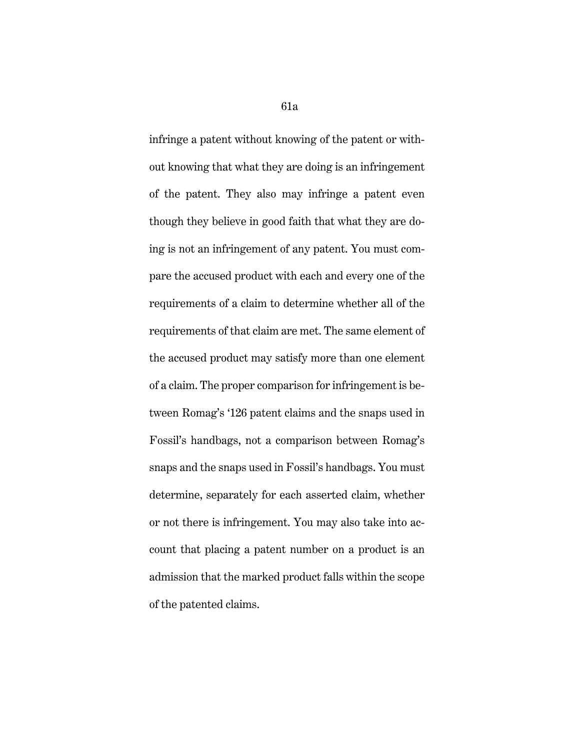infringe a patent without knowing of the patent or without knowing that what they are doing is an infringement of the patent. They also may infringe a patent even though they believe in good faith that what they are doing is not an infringement of any patent. You must compare the accused product with each and every one of the requirements of a claim to determine whether all of the requirements of that claim are met. The same element of the accused product may satisfy more than one element of a claim. The proper comparison for infringement is between Romag's '126 patent claims and the snaps used in Fossil's handbags, not a comparison between Romag's snaps and the snaps used in Fossil's handbags. You must determine, separately for each asserted claim, whether or not there is infringement. You may also take into account that placing a patent number on a product is an admission that the marked product falls within the scope of the patented claims.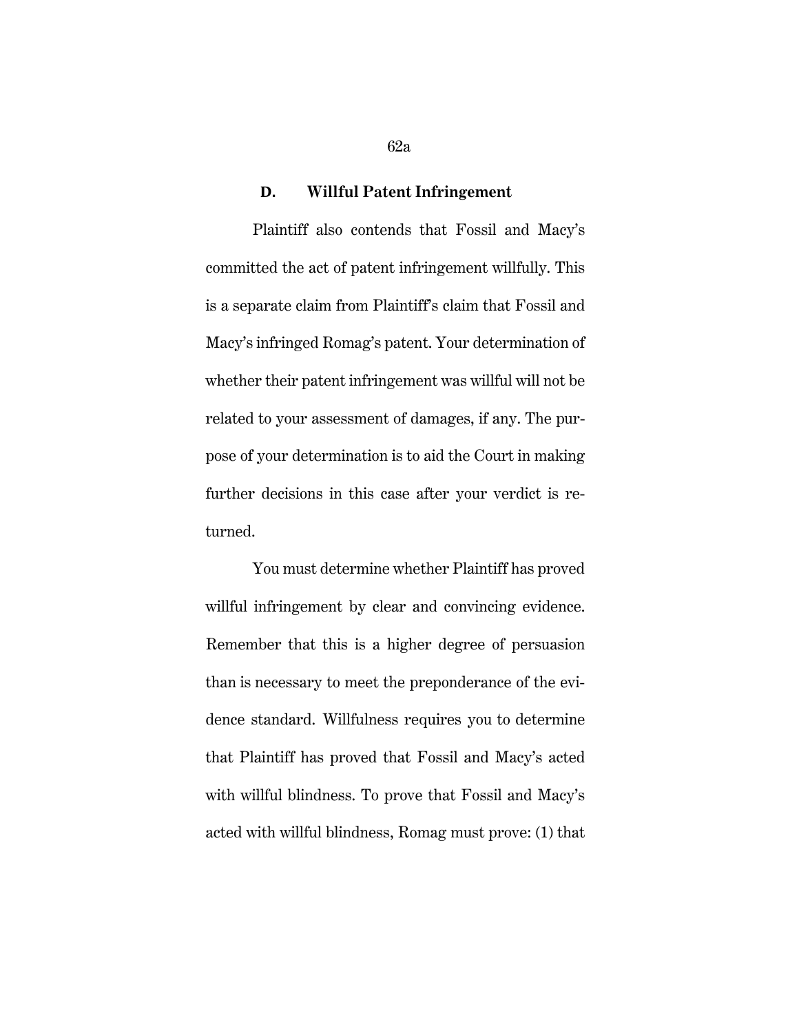### D. Willful Patent Infringement

Plaintiff also contends that Fossil and Macy's committed the act of patent infringement willfully. This is a separate claim from Plaintiff's claim that Fossil and Macy's infringed Romag's patent. Your determination of whether their patent infringement was willful will not be related to your assessment of damages, if any. The purpose of your determination is to aid the Court in making further decisions in this case after your verdict is returned.

You must determine whether Plaintiff has proved willful infringement by clear and convincing evidence. Remember that this is a higher degree of persuasion than is necessary to meet the preponderance of the evidence standard. Willfulness requires you to determine that Plaintiff has proved that Fossil and Macy's acted with willful blindness. To prove that Fossil and Macy's acted with willful blindness, Romag must prove: (1) that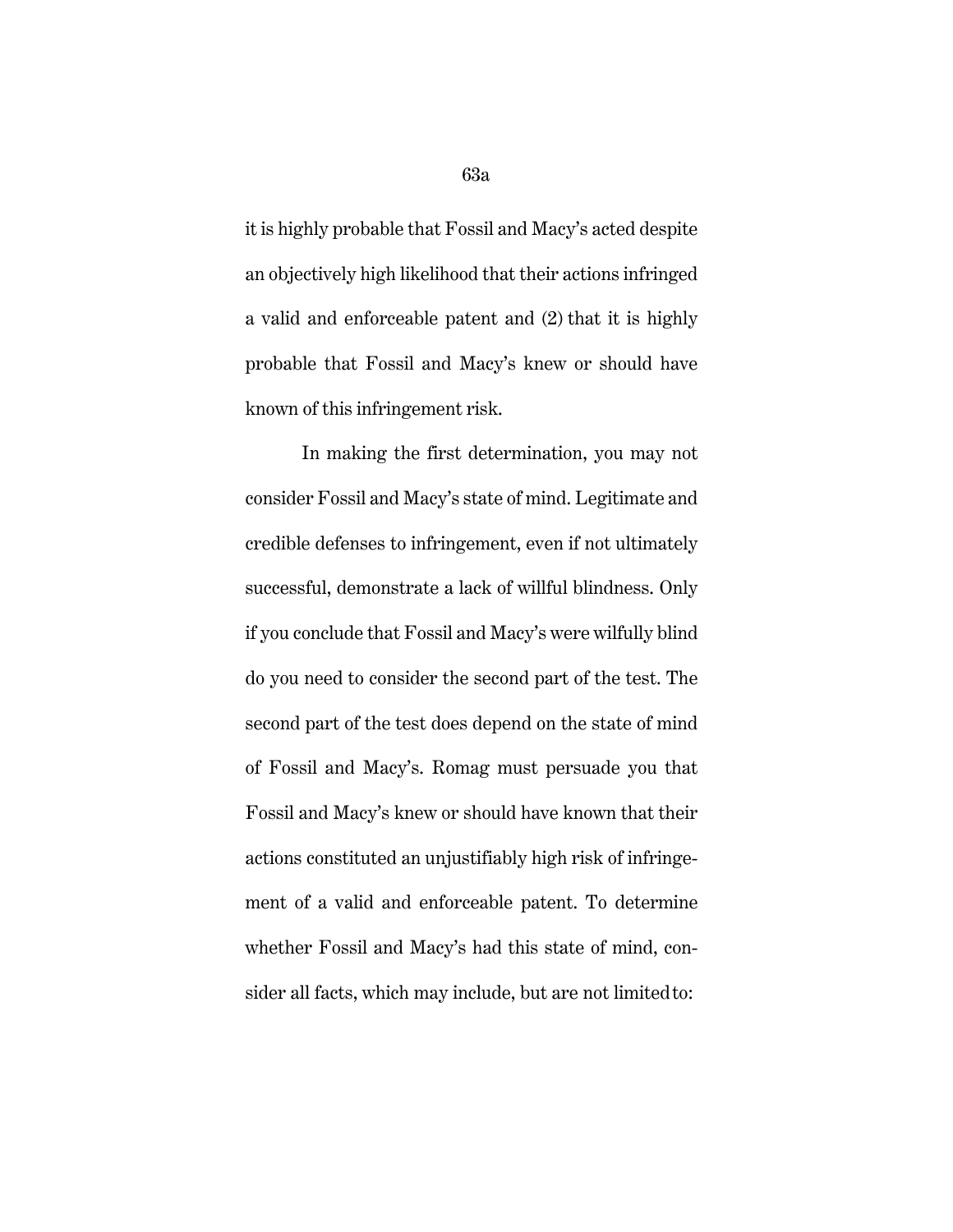it is highly probable that Fossil and Macy's acted despite an objectively high likelihood that their actions infringed a valid and enforceable patent and (2) that it is highly probable that Fossil and Macy's knew or should have known of this infringement risk.

In making the first determination, you may not consider Fossil and Macy's state of mind. Legitimate and credible defenses to infringement, even if not ultimately successful, demonstrate a lack of willful blindness. Only if you conclude that Fossil and Macy's were wilfully blind do you need to consider the second part of the test. The second part of the test does depend on the state of mind of Fossil and Macy's. Romag must persuade you that Fossil and Macy's knew or should have known that their actions constituted an unjustifiably high risk of infringement of a valid and enforceable patent. To determine whether Fossil and Macy's had this state of mind, consider all facts, which may include, but are not limited to: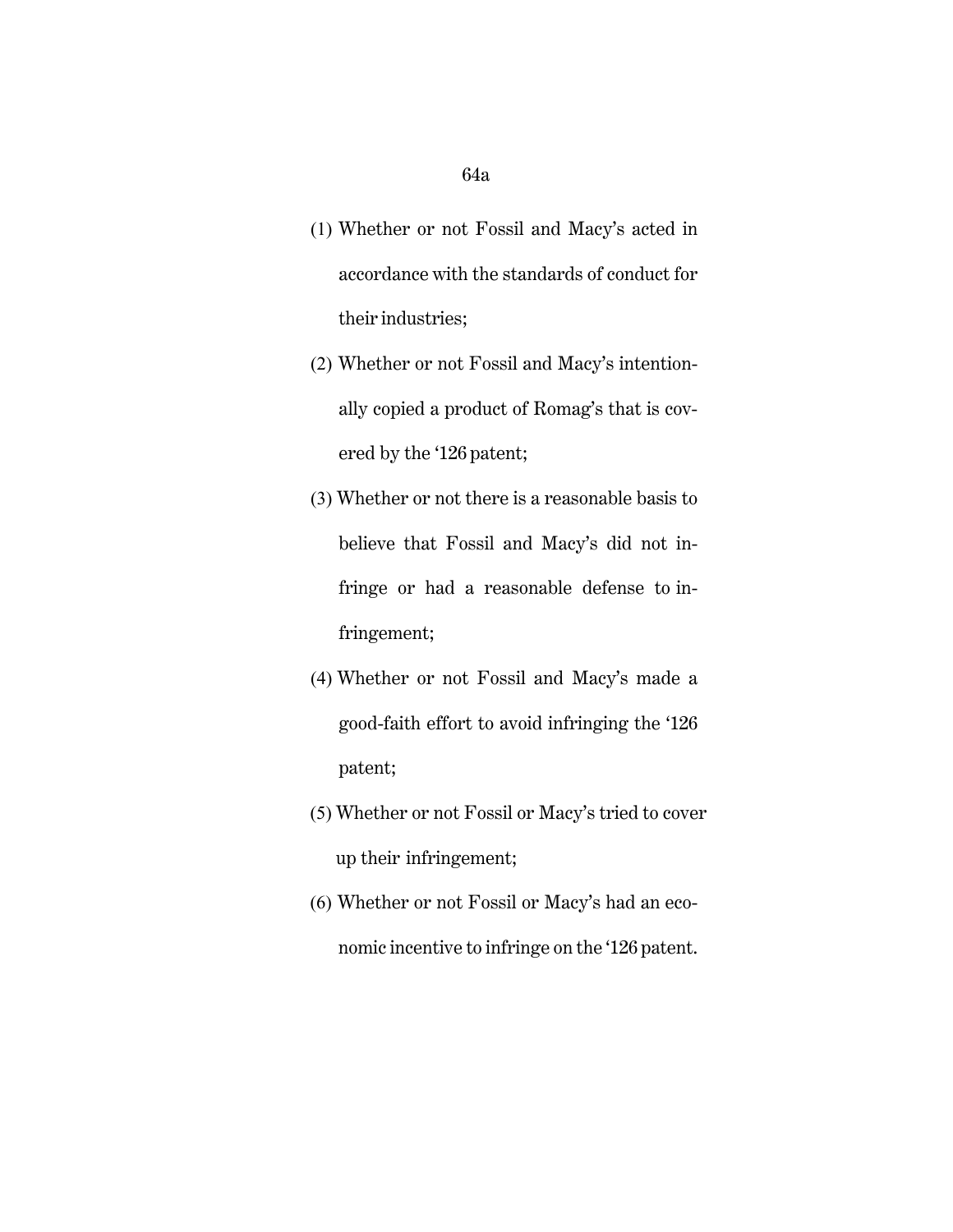(1) Whether or not Fossil and Macy's acted in accordance with the standards of conduct for their industries;

(2) Whether or not Fossil and Macy's intentionally copied a product of Romag's that is covered by the '126 patent;

(3) Whether or not there is a reasonable basis to believe that Fossil and Macy's did not infringe or had a reasonable defense to infringement;

(4) Whether or not Fossil and Macy's made a good-faith effort to avoid infringing the '126 patent;

(5) Whether or not Fossil or Macy's tried to cover up their infringement;

(6) Whether or not Fossil or Macy's had an economic incentive to infringe on the '126 patent.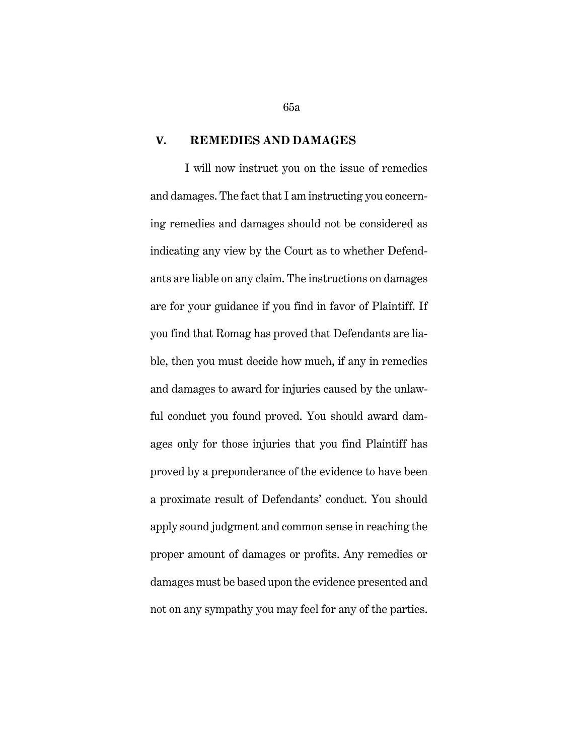## V. REMEDIES AND DAMAGES

I will now instruct you on the issue of remedies and damages. The fact that I am instructing you concerning remedies and damages should not be considered as indicating any view by the Court as to whether Defendants are liable on any claim. The instructions on damages are for your guidance if you find in favor of Plaintiff. If you find that Romag has proved that Defendants are liable, then you must decide how much, if any in remedies and damages to award for injuries caused by the unlawful conduct you found proved. You should award damages only for those injuries that you find Plaintiff has proved by a preponderance of the evidence to have been a proximate result of Defendants' conduct. You should apply sound judgment and common sense in reaching the proper amount of damages or profits. Any remedies or damages must be based upon the evidence presented and not on any sympathy you may feel for any of the parties.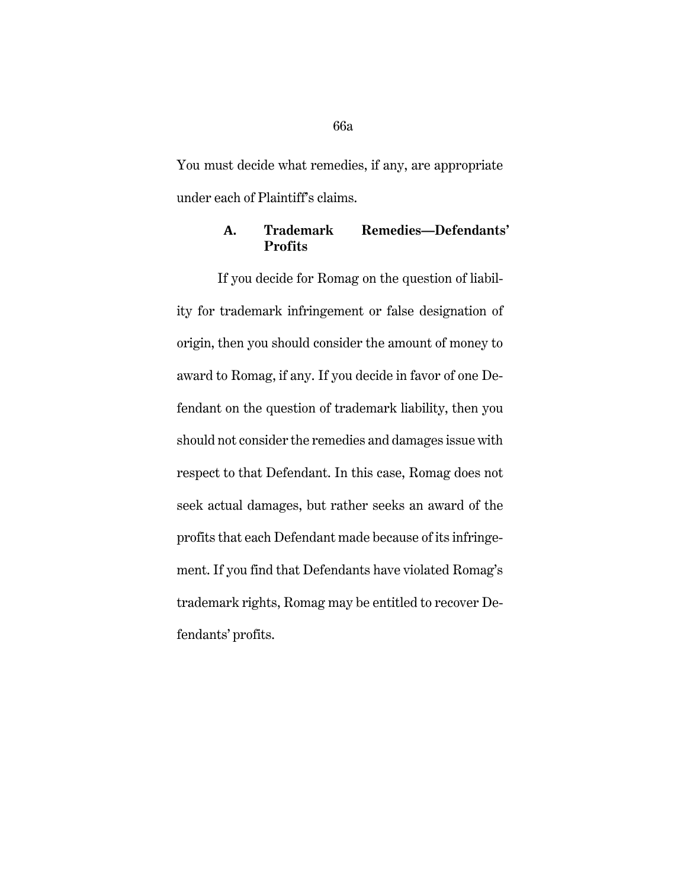You must decide what remedies, if any, are appropriate under each of Plaintiff's claims.

### A. Trademark Remedies—Defendants' Profits

If you decide for Romag on the question of liability for trademark infringement or false designation of origin, then you should consider the amount of money to award to Romag, if any. If you decide in favor of one Defendant on the question of trademark liability, then you should not consider the remedies and damages issue with respect to that Defendant. In this case, Romag does not seek actual damages, but rather seeks an award of the profits that each Defendant made because of its infringement. If you find that Defendants have violated Romag's trademark rights, Romag may be entitled to recover Defendants' profits.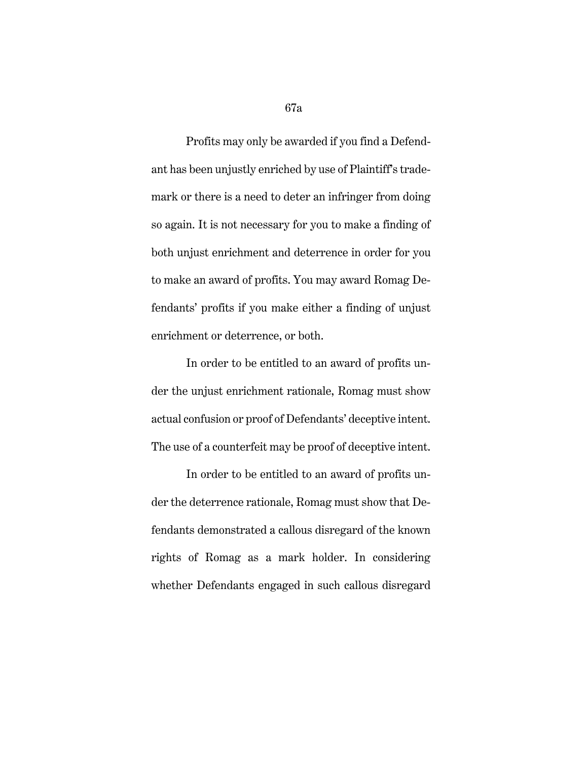Profits may only be awarded if you find a Defendant has been unjustly enriched by use of Plaintiff's trademark or there is a need to deter an infringer from doing so again. It is not necessary for you to make a finding of both unjust enrichment and deterrence in order for you to make an award of profits. You may award Romag Defendants' profits if you make either a finding of unjust enrichment or deterrence, or both.

In order to be entitled to an award of profits under the unjust enrichment rationale, Romag must show actual confusion or proof of Defendants' deceptive intent. The use of a counterfeit may be proof of deceptive intent.

In order to be entitled to an award of profits under the deterrence rationale, Romag must show that Defendants demonstrated a callous disregard of the known rights of Romag as a mark holder. In considering whether Defendants engaged in such callous disregard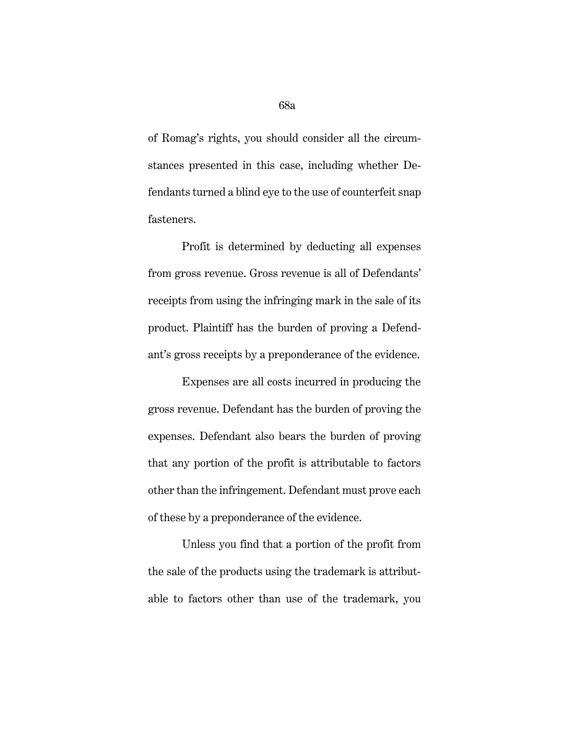of Romag's rights, you should consider all the circumstances presented in this case, including whether Defendants turned a blind eye to the use of counterfeit snap fasteners.

Profit is determined by deducting all expenses from gross revenue. Gross revenue is all of Defendants' receipts from using the infringing mark in the sale of its product. Plaintiff has the burden of proving a Defendant's gross receipts by a preponderance of the evidence.

Expenses are all costs incurred in producing the gross revenue. Defendant has the burden of proving the expenses. Defendant also bears the burden of proving that any portion of the profit is attributable to factors other than the infringement. Defendant must prove each of these by a preponderance of the evidence.

Unless you find that a portion of the profit from the sale of the products using the trademark is attributable to factors other than use of the trademark, you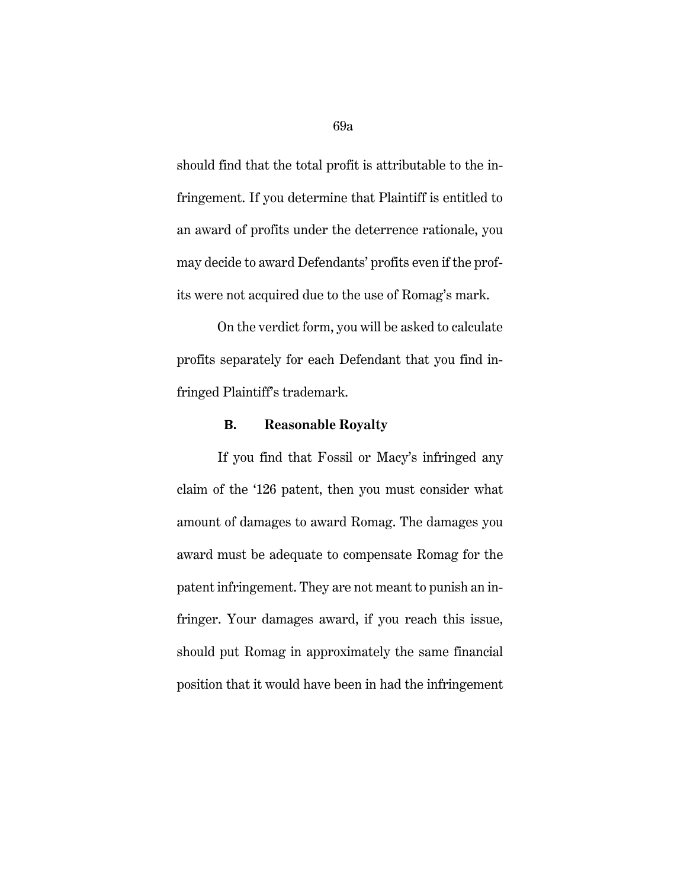should find that the total profit is attributable to the infringement. If you determine that Plaintiff is entitled to an award of profits under the deterrence rationale, you may decide to award Defendants' profits even if the profits were not acquired due to the use of Romag's mark.

On the verdict form, you will be asked to calculate profits separately for each Defendant that you find infringed Plaintiff's trademark.

**B. Reasonable Royalty**

If you find that Fossil or Macy's infringed any claim of the '126 patent, then you must consider what amount of damages to award Romag. The damages you award must be adequate to compensate Romag for the patent infringement. They are not meant to punish an infringer. Your damages award, if you reach this issue, should put Romag in approximately the same financial position that it would have been in had the infringement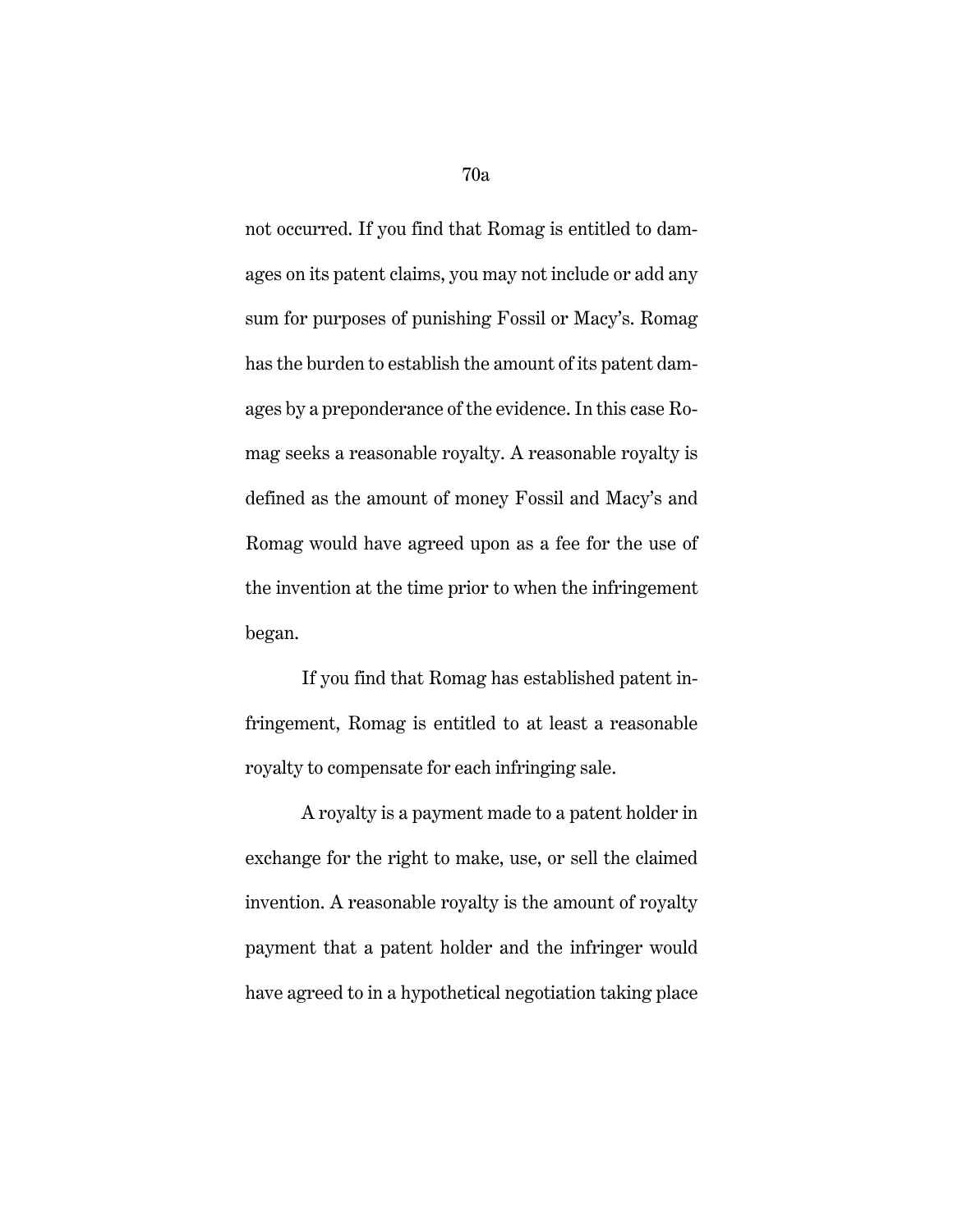not occurred. If you find that Romag is entitled to damages on its patent claims, you may not include or add any sum for purposes of punishing Fossil or Macy's. Romag has the burden to establish the amount of its patent damages by a preponderance of the evidence. In this case Romag seeks a reasonable royalty. A reasonable royalty is defined as the amount of money Fossil and Macy's and Romag would have agreed upon as a fee for the use of the invention at the time prior to when the infringement began.

If you find that Romag has established patent infringement, Romag is entitled to at least a reasonable royalty to compensate for each infringing sale.

A royalty is a payment made to a patent holder in exchange for the right to make, use, or sell the claimed invention. A reasonable royalty is the amount of royalty payment that a patent holder and the infringer would have agreed to in a hypothetical negotiation taking place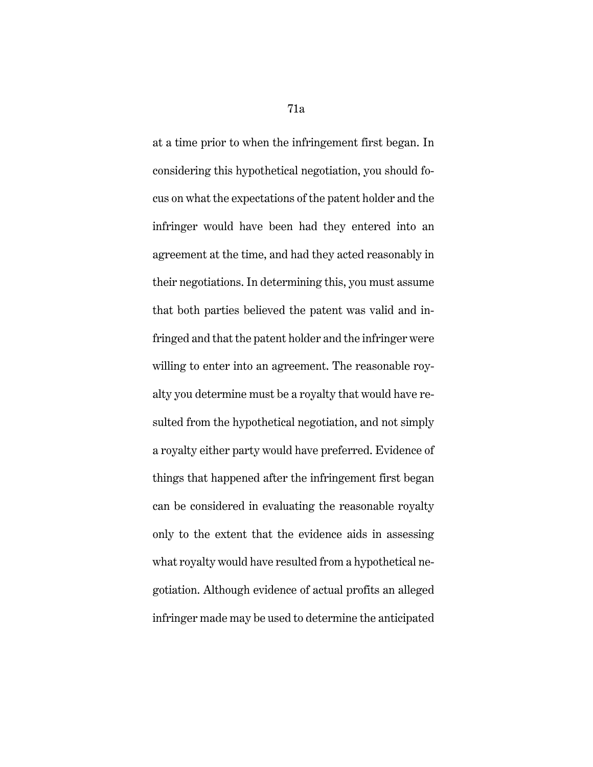at a time prior to when the infringement first began. In considering this hypothetical negotiation, you should focus on what the expectations of the patent holder and the infringer would have been had they entered into an agreement at the time, and had they acted reasonably in their negotiations. In determining this, you must assume that both parties believed the patent was valid and infringed and that the patent holder and the infringer were willing to enter into an agreement. The reasonable royalty you determine must be a royalty that would have resulted from the hypothetical negotiation, and not simply a royalty either party would have preferred. Evidence of things that happened after the infringement first began can be considered in evaluating the reasonable royalty only to the extent that the evidence aids in assessing what royalty would have resulted from a hypothetical negotiation. Although evidence of actual profits an alleged infringer made may be used to determine the anticipated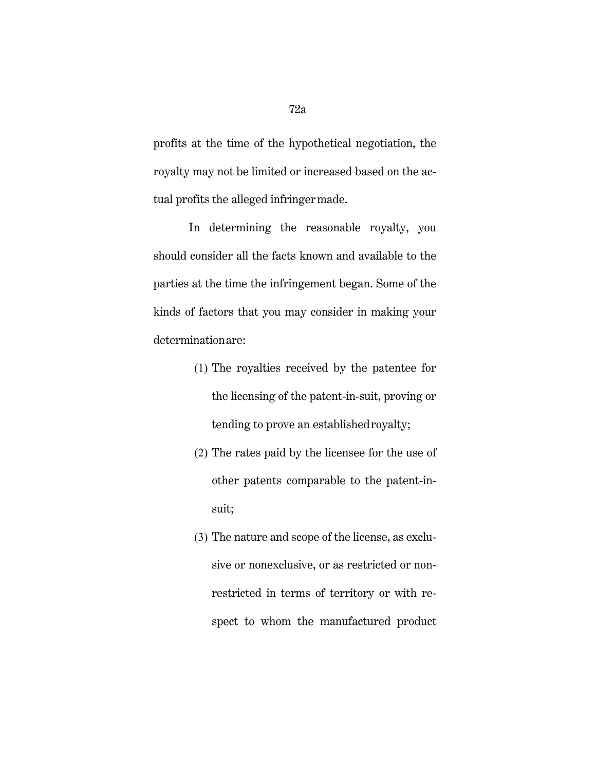profits at the time of the hypothetical negotiation, the royalty may not be limited or increased based on the actual profits the alleged infringer made.

In determining the reasonable royalty, you should consider all the facts known and available to the parties at the time the infringement began. Some of the kinds of factors that you may consider in making your determination are:

(1) The royalties received by the patentee for the licensing of the patent-in-suit, proving or tending to prove an established royalty;

(2) The rates paid by the licensee for the use of other patents comparable to the patent-in-suit;

(3) The nature and scope of the license, as exclusive or nonexclusive, or as restricted or non-restricted in terms of territory or with respect to whom the manufactured product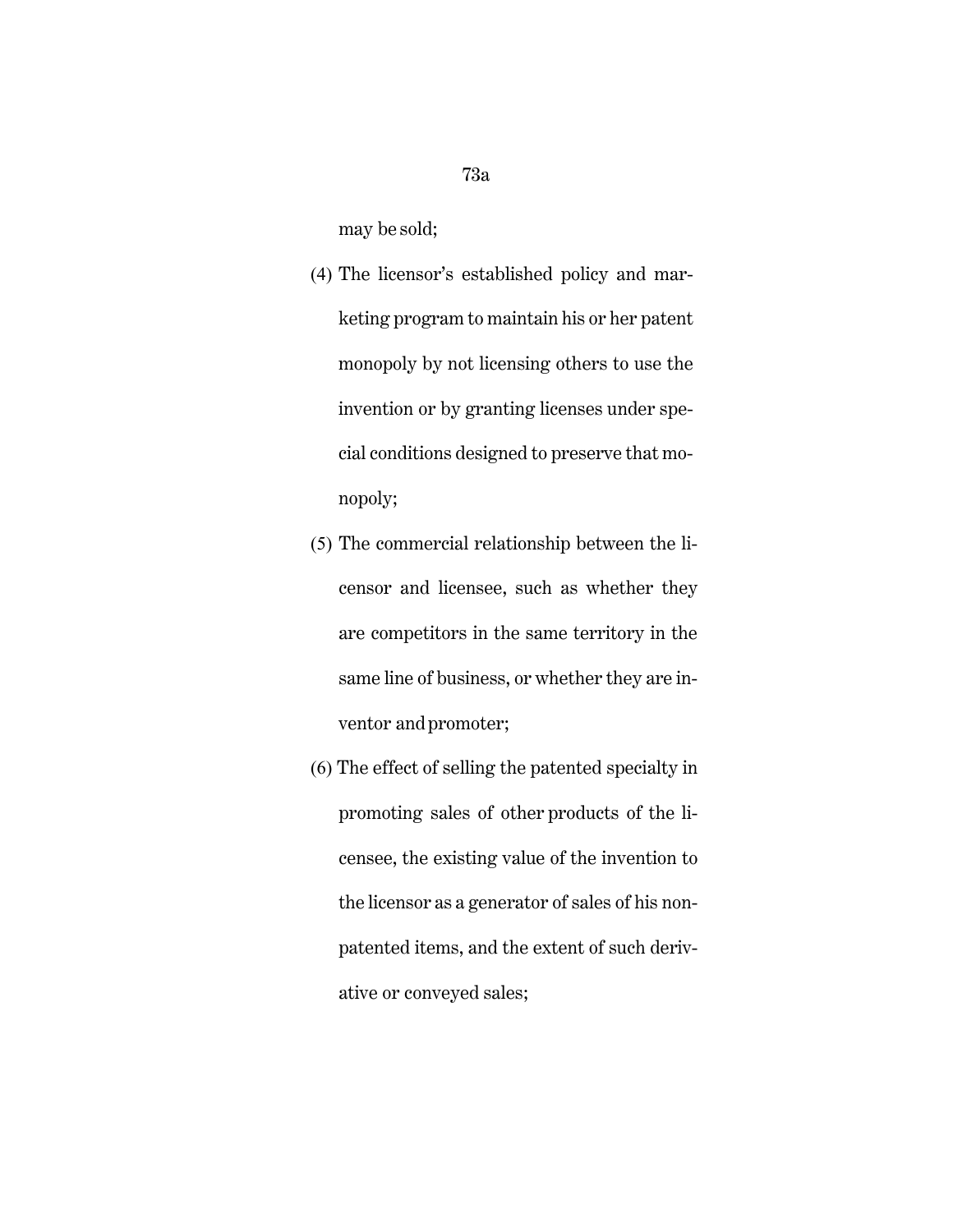may be sold;

(4) The licensor's established policy and marketing program to maintain his or her patent monopoly by not licensing others to use the invention or by granting licenses under special conditions designed to preserve that monopoly;

(5) The commercial relationship between the licensor and licensee, such as whether they are competitors in the same territory in the same line of business, or whether they are inventor and promoter;

(6) The effect of selling the patented specialty in promoting sales of other products of the licensee, the existing value of the invention to the licensor as a generator of sales of his nonpatented items, and the extent of such derivative or conveyed sales;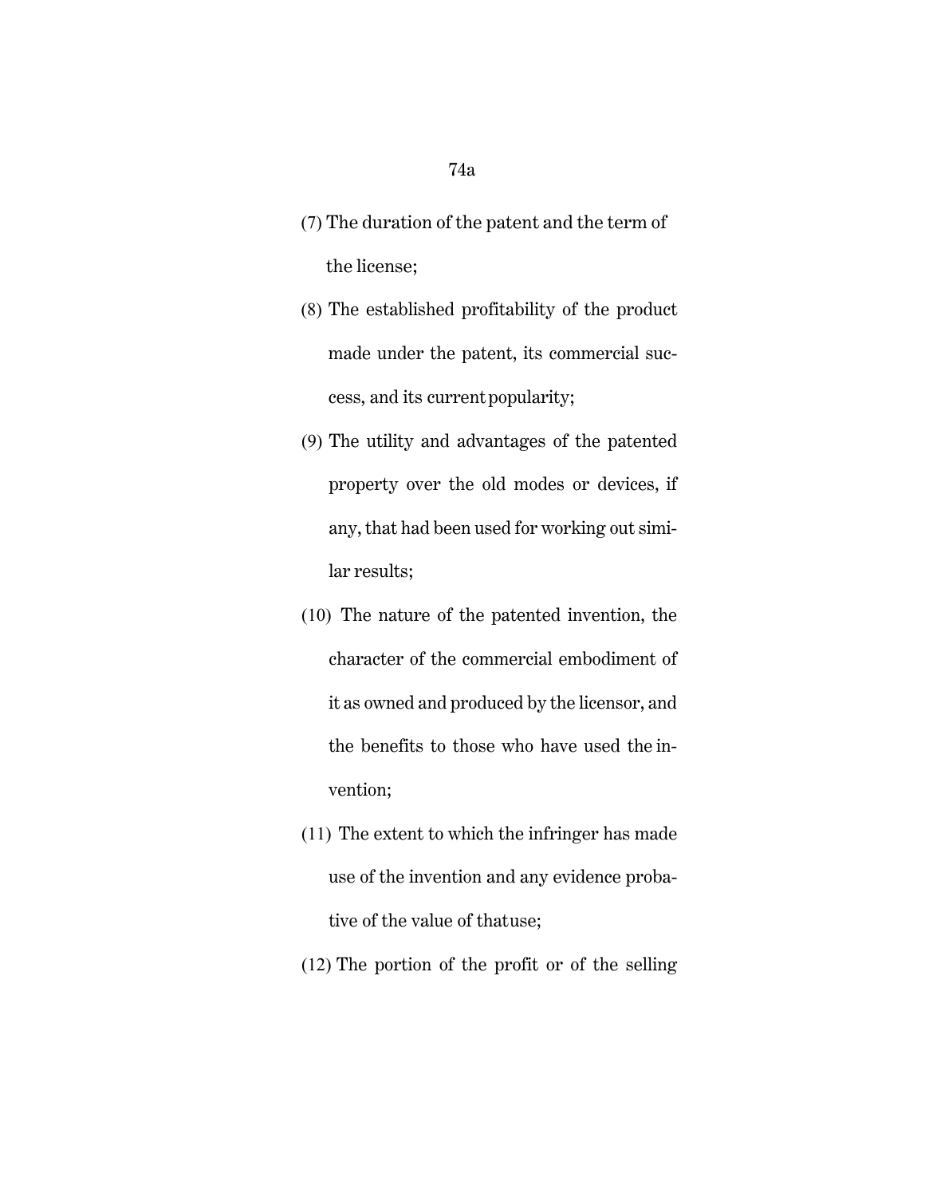(7) The duration of the patent and the term of the license;

(8) The established profitability of the product made under the patent, its commercial success, and its current popularity;

(9) The utility and advantages of the patented property over the old modes or devices, if any, that had been used for working out similar results;

(10) The nature of the patented invention, the character of the commercial embodiment of it as owned and produced by the licensor, and the benefits to those who have used the invention;

(11) The extent to which the infringer has made use of the invention and any evidence probative of the value of that use;

(12) The portion of the profit or of the selling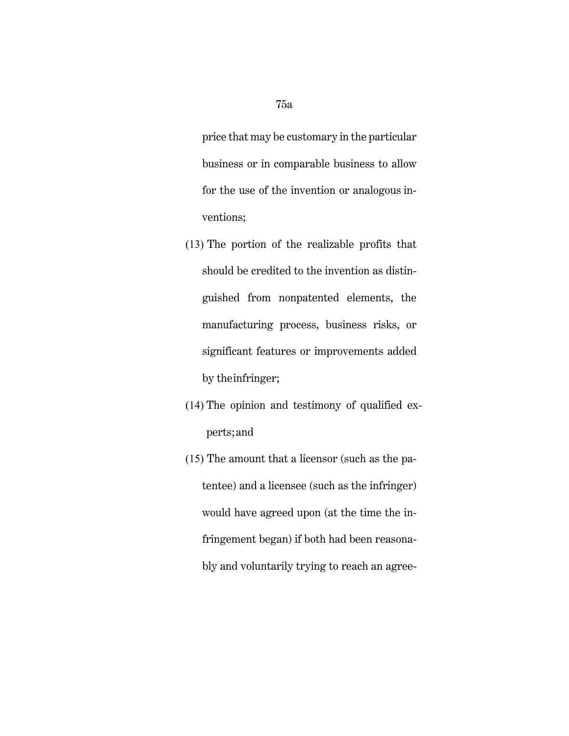price that may be customary in the particular business or in comparable business to allow for the use of the invention or analogous inventions;

(13) The portion of the realizable profits that should be credited to the invention as distinguished from nonpatented elements, the manufacturing process, business risks, or significant features or improvements added by the infringer;

(14) The opinion and testimony of qualified experts; and

(15) The amount that a licensor (such as the patentee) and a licensee (such as the infringer) would have agreed upon (at the time the infringement began) if both had been reasonably and voluntarily trying to reach an agree-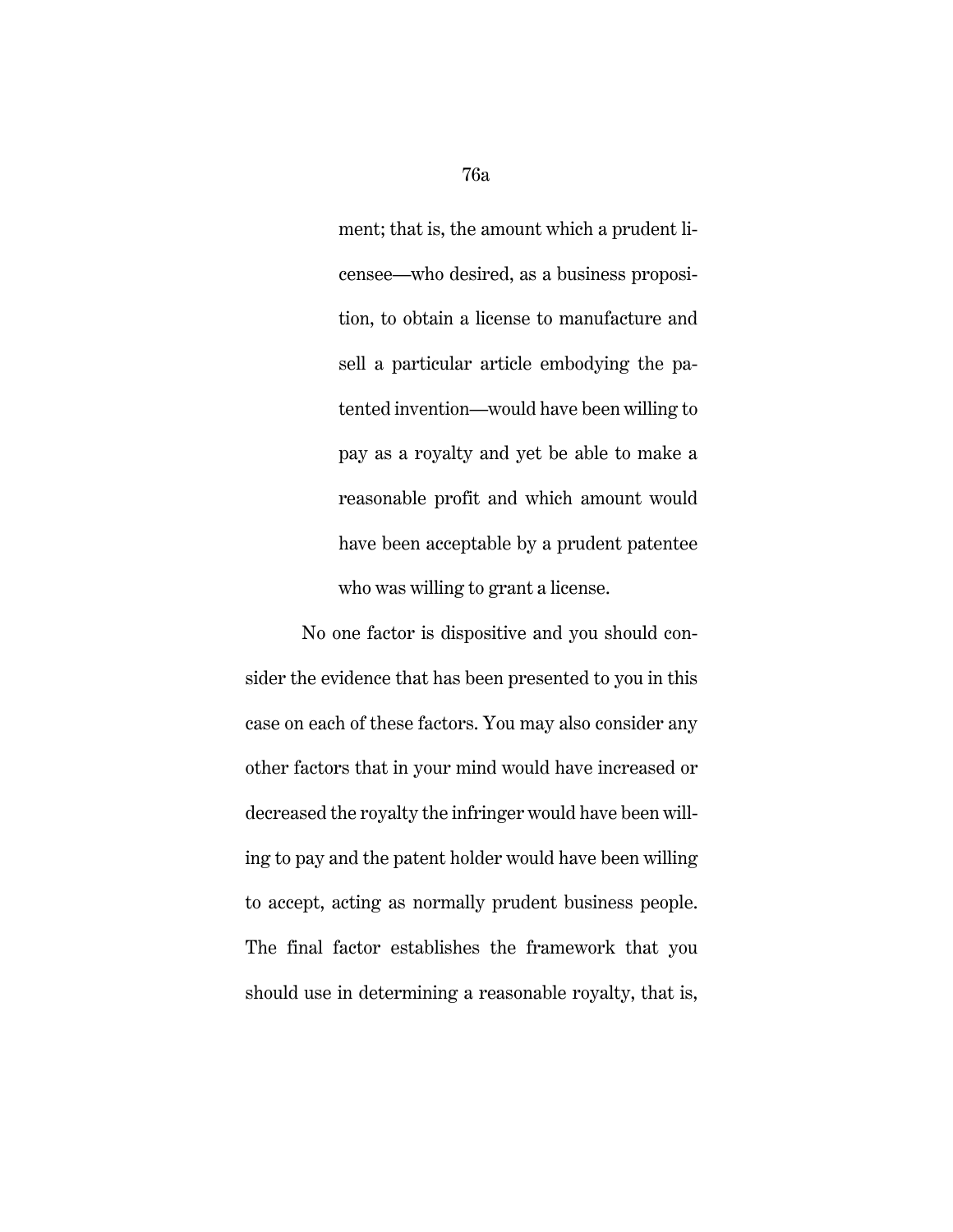ment; that is, the amount which a prudent licensee—who desired, as a business proposition, to obtain a license to manufacture and sell a particular article embodying the patented invention—would have been willing to pay as a royalty and yet be able to make a reasonable profit and which amount would have been acceptable by a prudent patentee who was willing to grant a license.

No one factor is dispositive and you should consider the evidence that has been presented to you in this case on each of these factors. You may also consider any other factors that in your mind would have increased or decreased the royalty the infringer would have been willing to pay and the patent holder would have been willing to accept, acting as normally prudent business people. The final factor establishes the framework that you should use in determining a reasonable royalty, that is,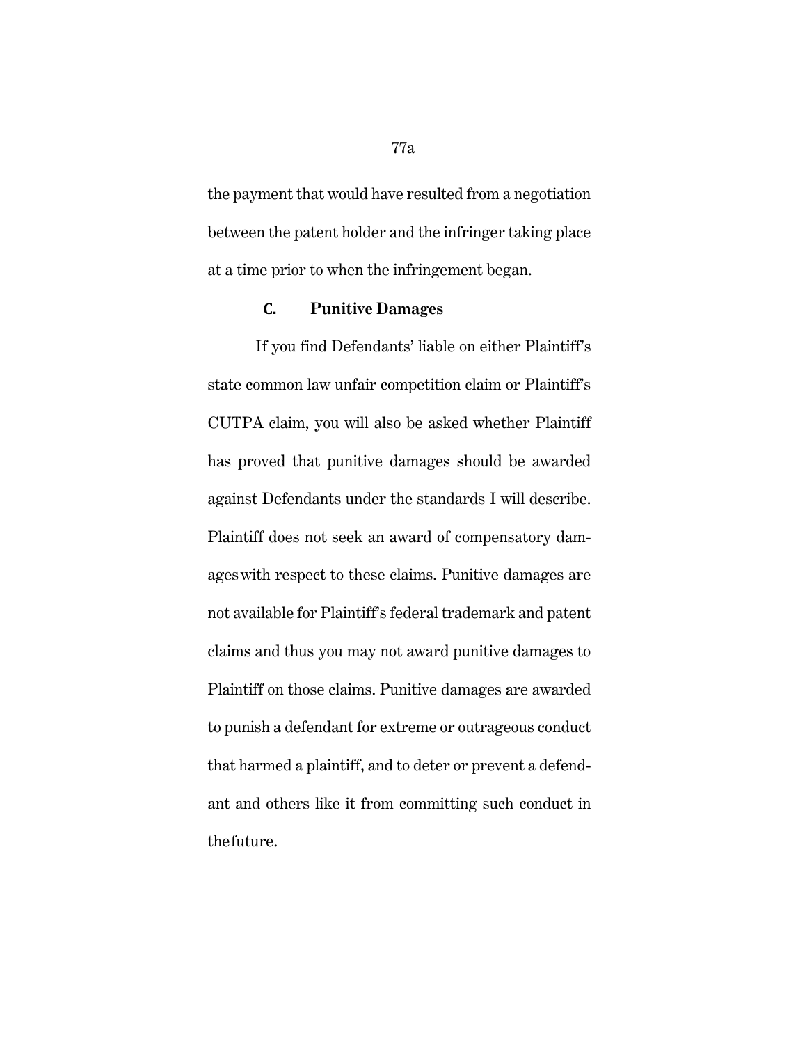the payment that would have resulted from a negotiation between the patent holder and the infringer taking place at a time prior to when the infringement began.

### C. Punitive Damages

If you find Defendants' liable on either Plaintiff's state common law unfair competition claim or Plaintiff's CUTPA claim, you will also be asked whether Plaintiff has proved that punitive damages should be awarded against Defendants under the standards I will describe. Plaintiff does not seek an award of compensatory damages with respect to these claims. Punitive damages are not available for Plaintiff's federal trademark and patent claims and thus you may not award punitive damages to Plaintiff on those claims. Punitive damages are awarded to punish a defendant for extreme or outrageous conduct that harmed a plaintiff, and to deter or prevent a defendant and others like it from committing such conduct in the future.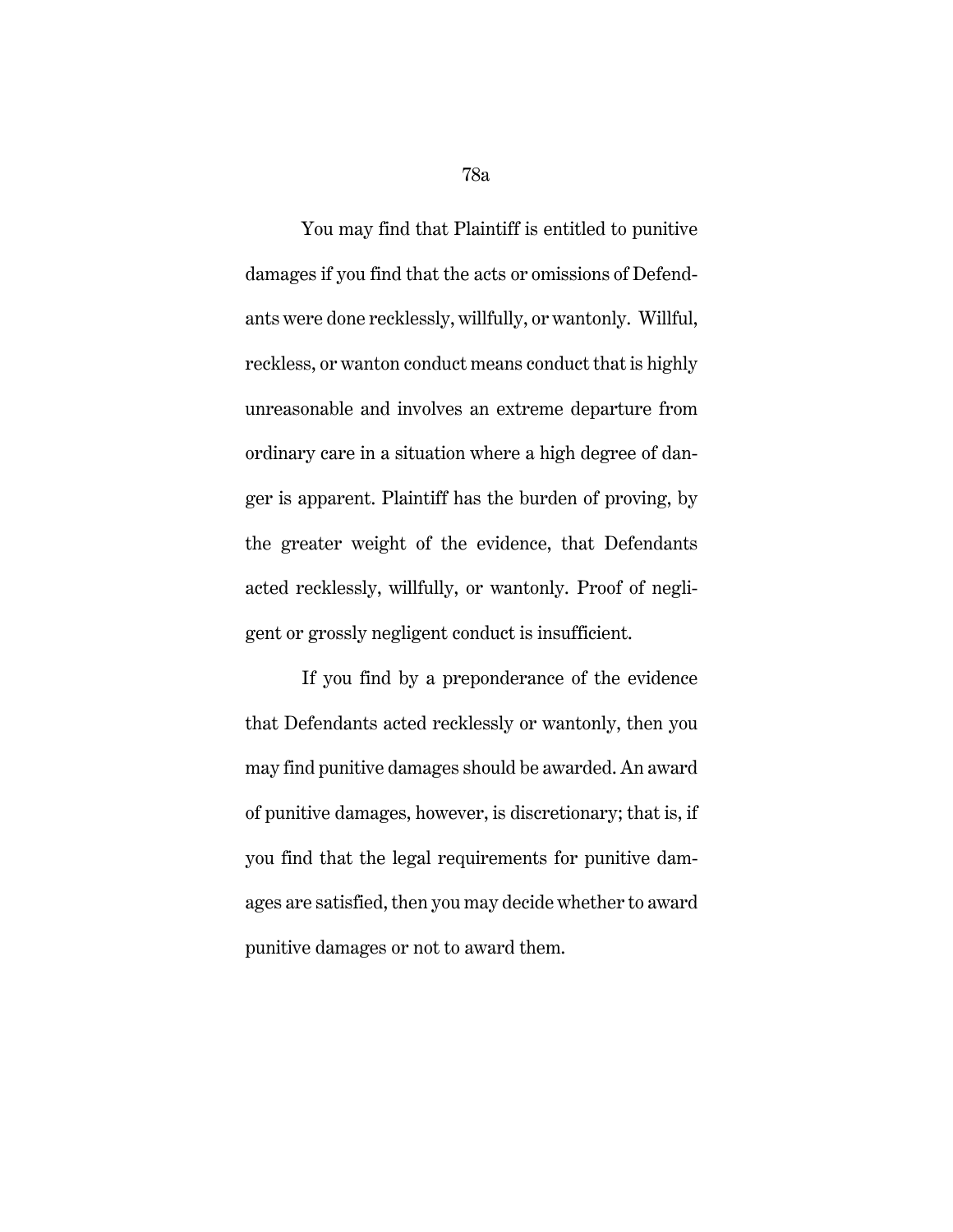You may find that Plaintiff is entitled to punitive damages if you find that the acts or omissions of Defendants were done recklessly, willfully, or wantonly. Willful, reckless, or wanton conduct means conduct that is highly unreasonable and involves an extreme departure from ordinary care in a situation where a high degree of danger is apparent. Plaintiff has the burden of proving, by the greater weight of the evidence, that Defendants acted recklessly, willfully, or wantonly. Proof of negligent or grossly negligent conduct is insufficient.

If you find by a preponderance of the evidence that Defendants acted recklessly or wantonly, then you may find punitive damages should be awarded. An award of punitive damages, however, is discretionary; that is, if you find that the legal requirements for punitive damages are satisfied, then you may decide whether to award punitive damages or not to award them.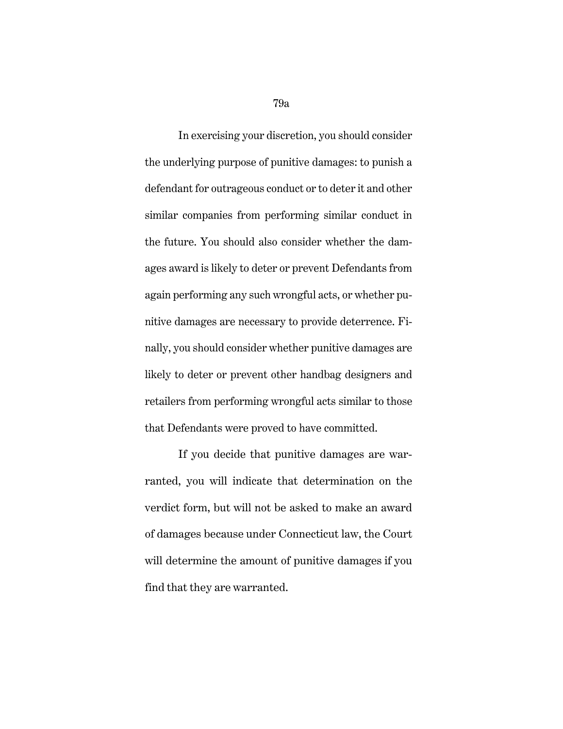In exercising your discretion, you should consider the underlying purpose of punitive damages: to punish a defendant for outrageous conduct or to deter it and other similar companies from performing similar conduct in the future. You should also consider whether the damages award is likely to deter or prevent Defendants from again performing any such wrongful acts, or whether punitive damages are necessary to provide deterrence. Finally, you should consider whether punitive damages are likely to deter or prevent other handbag designers and retailers from performing wrongful acts similar to those that Defendants were proved to have committed.

If you decide that punitive damages are warranted, you will indicate that determination on the verdict form, but will not be asked to make an award of damages because under Connecticut law, the Court will determine the amount of punitive damages if you find that they are warranted.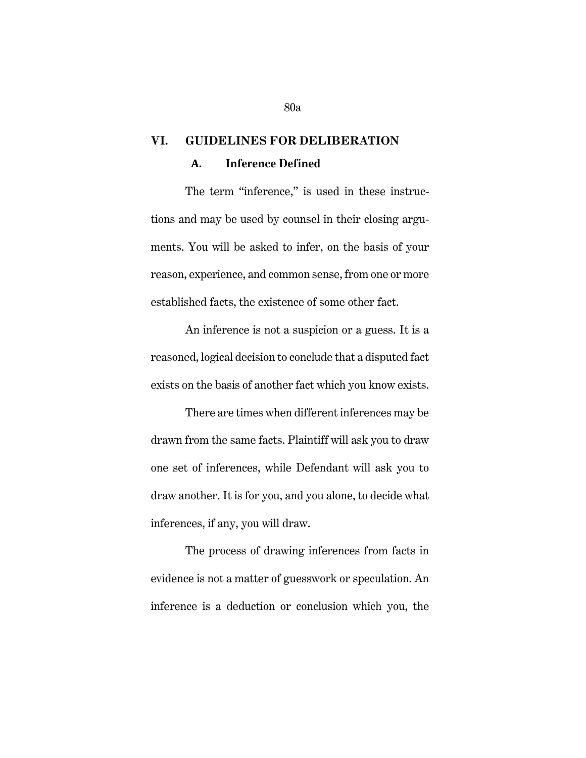## VI. GUIDELINES FOR DELIBERATION

### A. Inference Defined

The term "inference," is used in these instructions and may be used by counsel in their closing arguments. You will be asked to infer, on the basis of your reason, experience, and common sense, from one or more established facts, the existence of some other fact.

An inference is not a suspicion or a guess. It is a reasoned, logical decision to conclude that a disputed fact exists on the basis of another fact which you know exists.

There are times when different inferences may be drawn from the same facts. Plaintiff will ask you to draw one set of inferences, while Defendant will ask you to draw another. It is for you, and you alone, to decide what inferences, if any, you will draw.

The process of drawing inferences from facts in evidence is not a matter of guesswork or speculation. An inference is a deduction or conclusion which you, the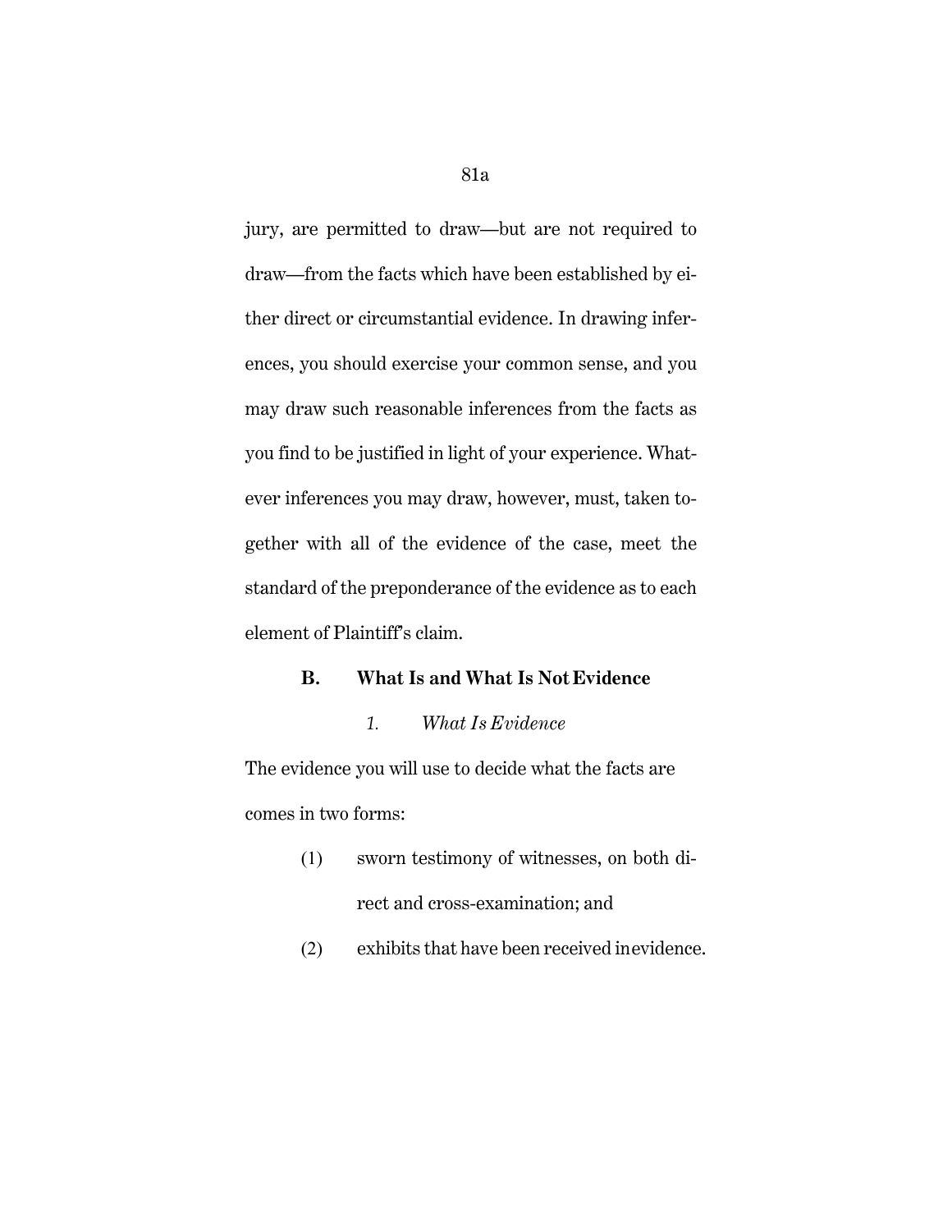jury, are permitted to draw—but are not required to draw—from the facts which have been established by either direct or circumstantial evidence. In drawing inferences, you should exercise your common sense, and you may draw such reasonable inferences from the facts as you find to be justified in light of your experience. Whatever inferences you may draw, however, must, taken together with all of the evidence of the case, meet the standard of the preponderance of the evidence as to each element of Plaintiff's claim.

## B. What Is and What Is Not Evidence

### *1. What Is Evidence*

The evidence you will use to decide what the facts are comes in two forms:

(1) sworn testimony of witnesses, on both direct and cross-examination; and

(2) exhibits that have been received in evidence.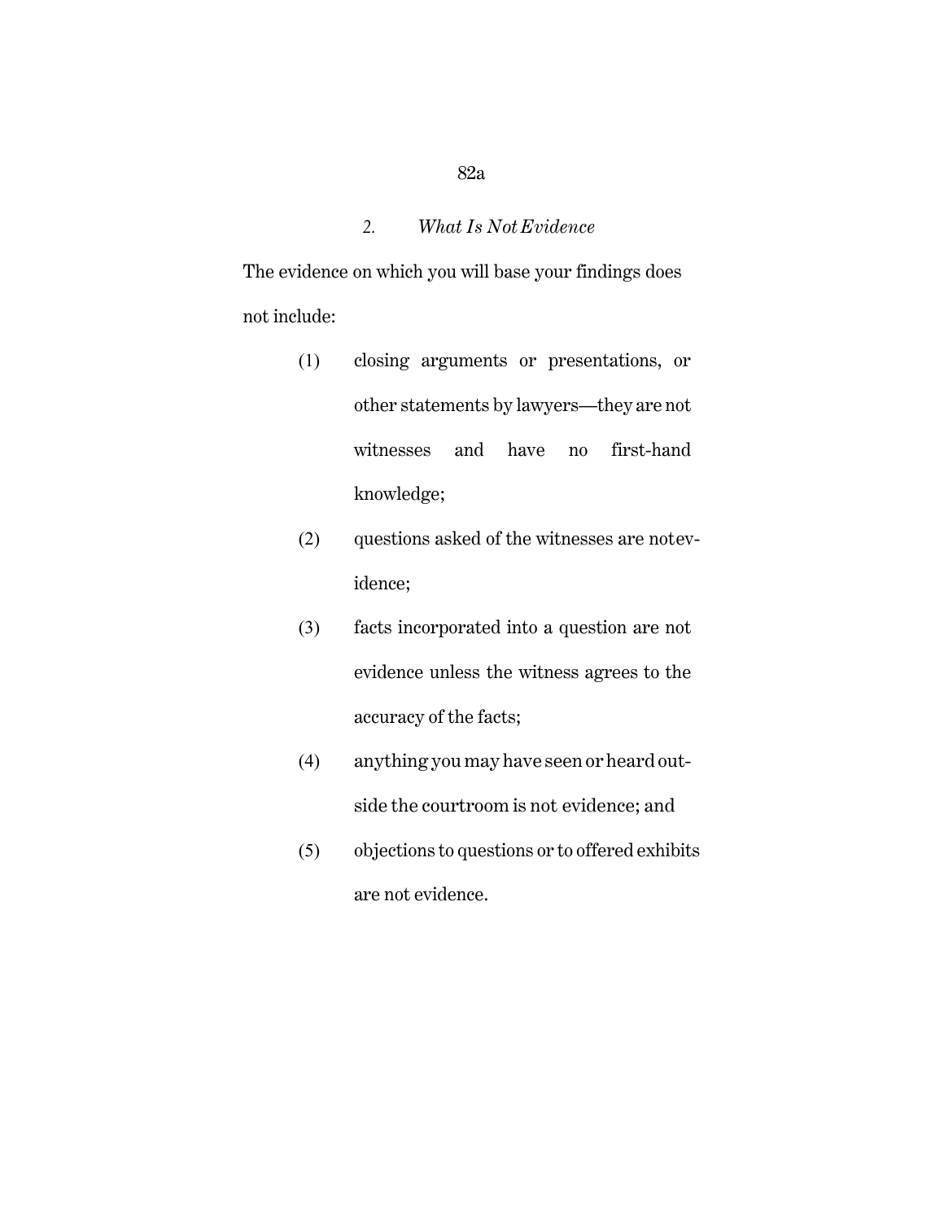## 2. *What Is Not Evidence*

The evidence on which you will base your findings does not include:

(1) closing arguments or presentations, or other statements by lawyers—they are not witnesses and have no first-hand knowledge;

(2) questions asked of the witnesses are not evidence;

(3) facts incorporated into a question are not evidence unless the witness agrees to the accuracy of the facts;

(4) anything you may have seen or heard outside the courtroom is not evidence; and

(5) objections to questions or to offered exhibits are not evidence.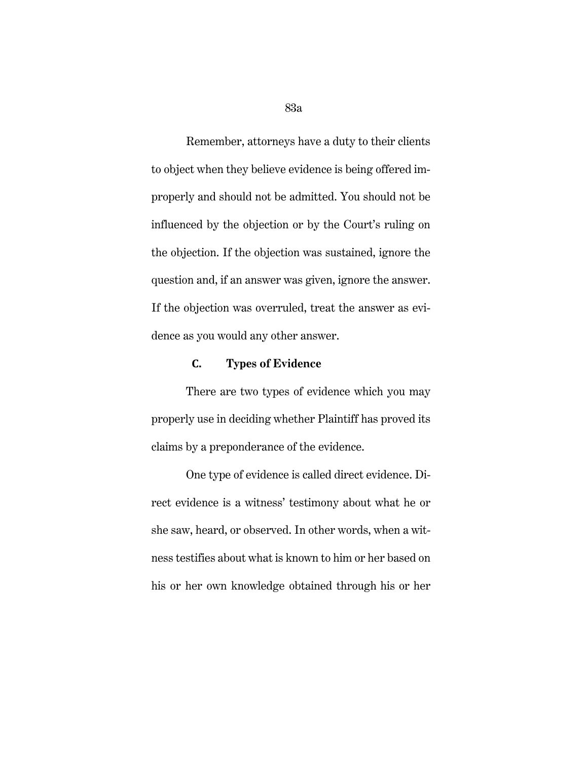Remember, attorneys have a duty to their clients to object when they believe evidence is being offered improperly and should not be admitted. You should not be influenced by the objection or by the Court's ruling on the objection. If the objection was sustained, ignore the question and, if an answer was given, ignore the answer. If the objection was overruled, treat the answer as evidence as you would any other answer.

### C. Types of Evidence

There are two types of evidence which you may properly use in deciding whether Plaintiff has proved its claims by a preponderance of the evidence.

One type of evidence is called direct evidence. Direct evidence is a witness' testimony about what he or she saw, heard, or observed. In other words, when a witness testifies about what is known to him or her based on his or her own knowledge obtained through his or her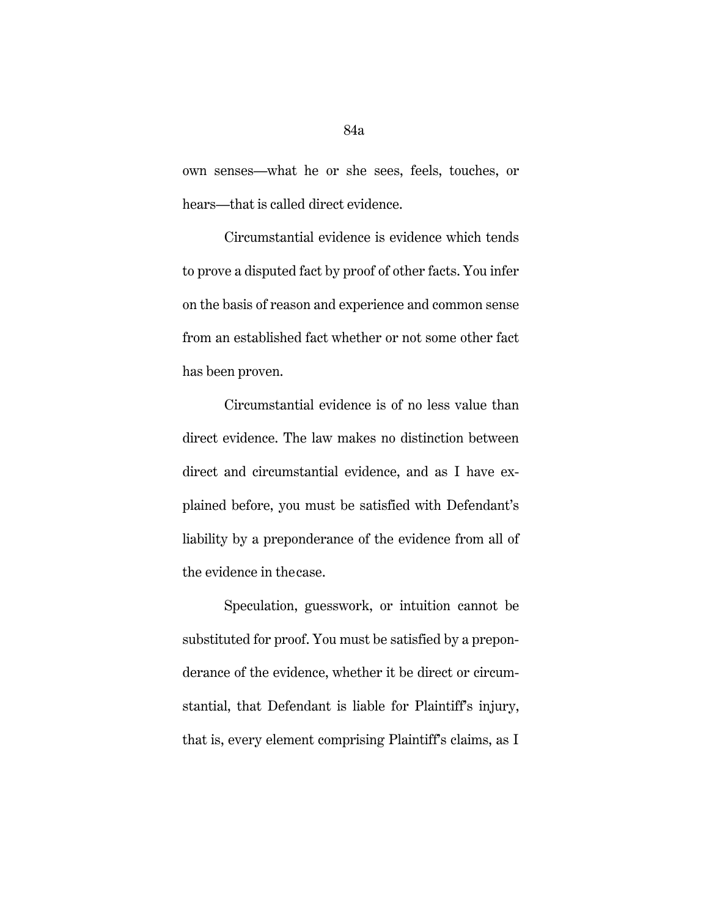own senses—what he or she sees, feels, touches, or hears—that is called direct evidence.

Circumstantial evidence is evidence which tends to prove a disputed fact by proof of other facts. You infer on the basis of reason and experience and common sense from an established fact whether or not some other fact has been proven.

Circumstantial evidence is of no less value than direct evidence. The law makes no distinction between direct and circumstantial evidence, and as I have explained before, you must be satisfied with Defendant's liability by a preponderance of the evidence from all of the evidence in the case.

Speculation, guesswork, or intuition cannot be substituted for proof. You must be satisfied by a preponderance of the evidence, whether it be direct or circumstantial, that Defendant is liable for Plaintiff's injury, that is, every element comprising Plaintiff's claims, as I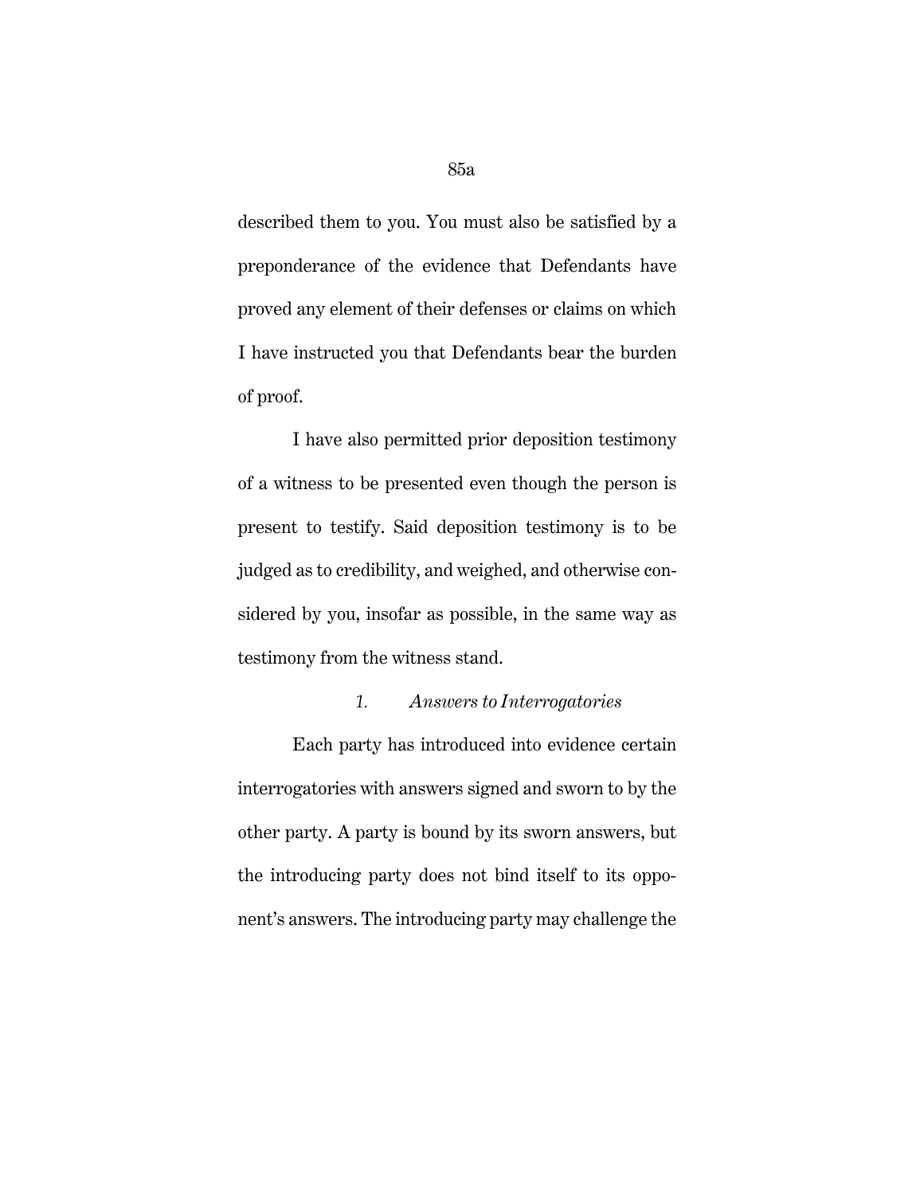described them to you. You must also be satisfied by a preponderance of the evidence that Defendants have proved any element of their defenses or claims on which I have instructed you that Defendants bear the burden of proof.

I have also permitted prior deposition testimony of a witness to be presented even though the person is present to testify. Said deposition testimony is to be judged as to credibility, and weighed, and otherwise considered by you, insofar as possible, in the same way as testimony from the witness stand.

*1. Answers to Interrogatories*

Each party has introduced into evidence certain interrogatories with answers signed and sworn to by the other party. A party is bound by its sworn answers, but the introducing party does not bind itself to its opponent's answers. The introducing party may challenge the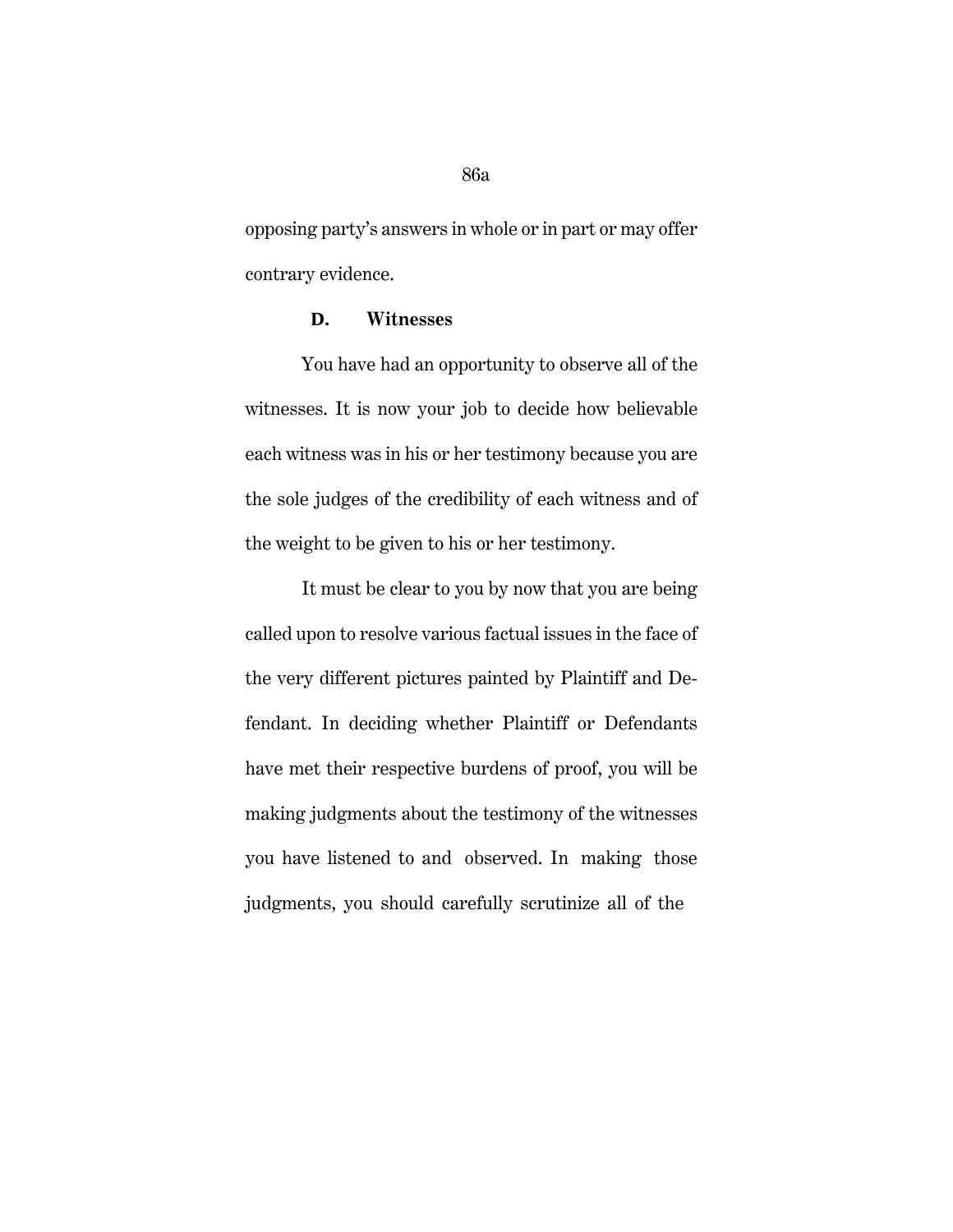opposing party's answers in whole or in part or may offer contrary evidence.

### D. Witnesses

You have had an opportunity to observe all of the witnesses. It is now your job to decide how believable each witness was in his or her testimony because you are the sole judges of the credibility of each witness and of the weight to be given to his or her testimony.

It must be clear to you by now that you are being called upon to resolve various factual issues in the face of the very different pictures painted by Plaintiff and Defendant. In deciding whether Plaintiff or Defendants have met their respective burdens of proof, you will be making judgments about the testimony of the witnesses you have listened to and observed. In making those judgments, you should carefully scrutinize all of the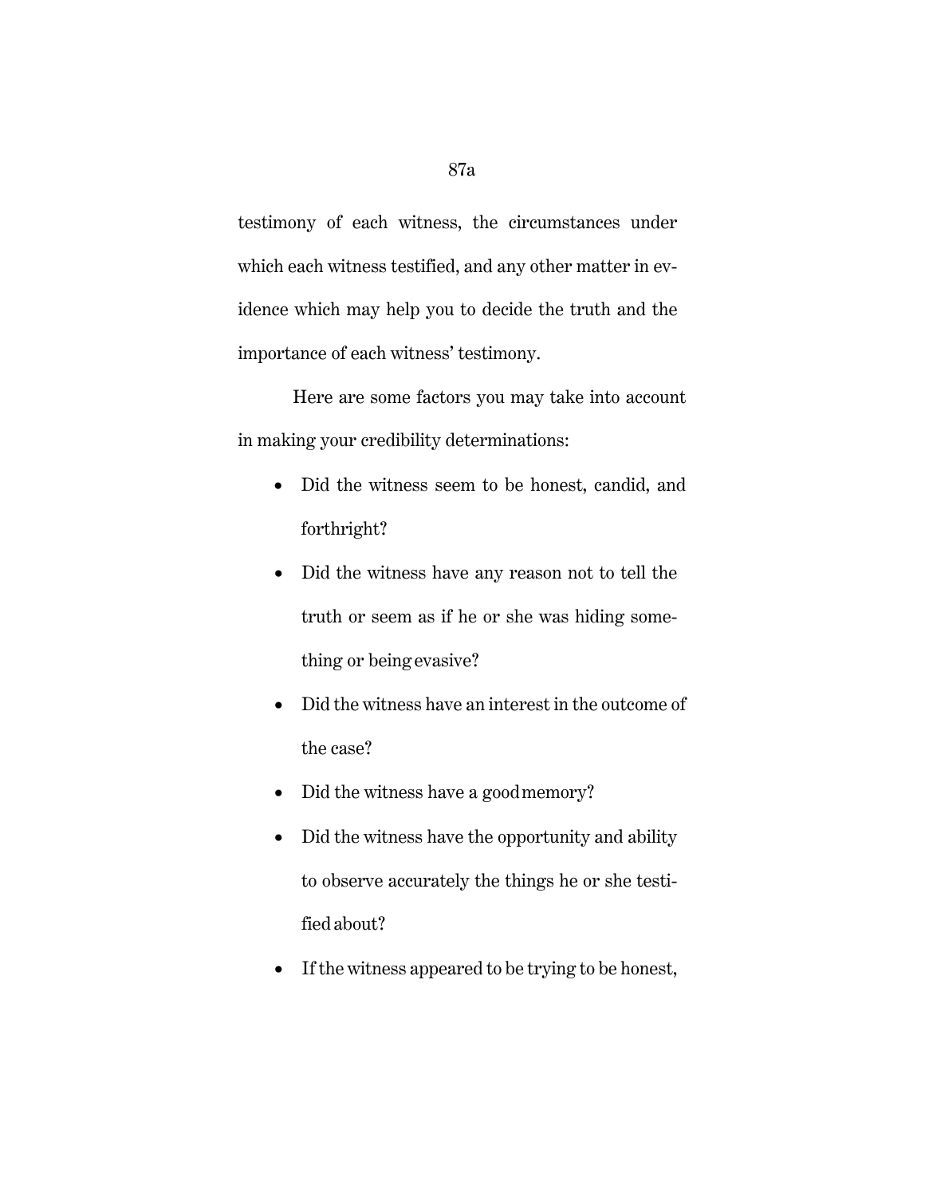testimony of each witness, the circumstances under which each witness testified, and any other matter in evidence which may help you to decide the truth and the importance of each witness' testimony.

Here are some factors you may take into account in making your credibility determinations:

- Did the witness seem to be honest, candid, and forthright?
- Did the witness have any reason not to tell the truth or seem as if he or she was hiding something or being evasive?
- Did the witness have an interest in the outcome of the case?
- Did the witness have a good memory?
- Did the witness have the opportunity and ability to observe accurately the things he or she testified about?
- If the witness appeared to be trying to be honest,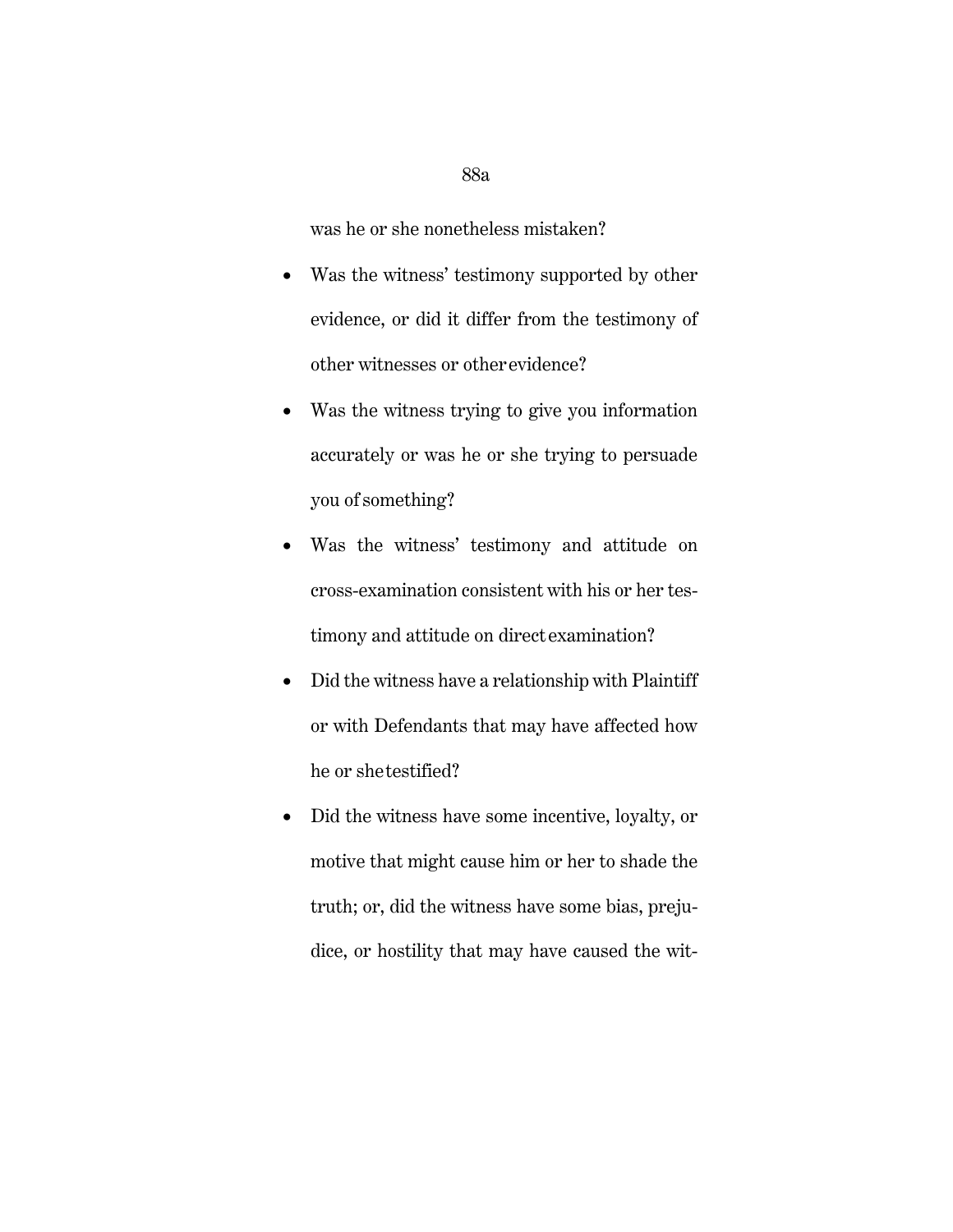was he or she nonetheless mistaken?

- Was the witness' testimony supported by other evidence, or did it differ from the testimony of other witnesses or other evidence?
- Was the witness trying to give you information accurately or was he or she trying to persuade you of something?
- Was the witness' testimony and attitude on cross-examination consistent with his or her testimony and attitude on direct examination?
- Did the witness have a relationship with Plaintiff or with Defendants that may have affected how he or she testified?
- Did the witness have some incentive, loyalty, or motive that might cause him or her to shade the truth; or, did the witness have some bias, prejudice, or hostility that may have caused the wit-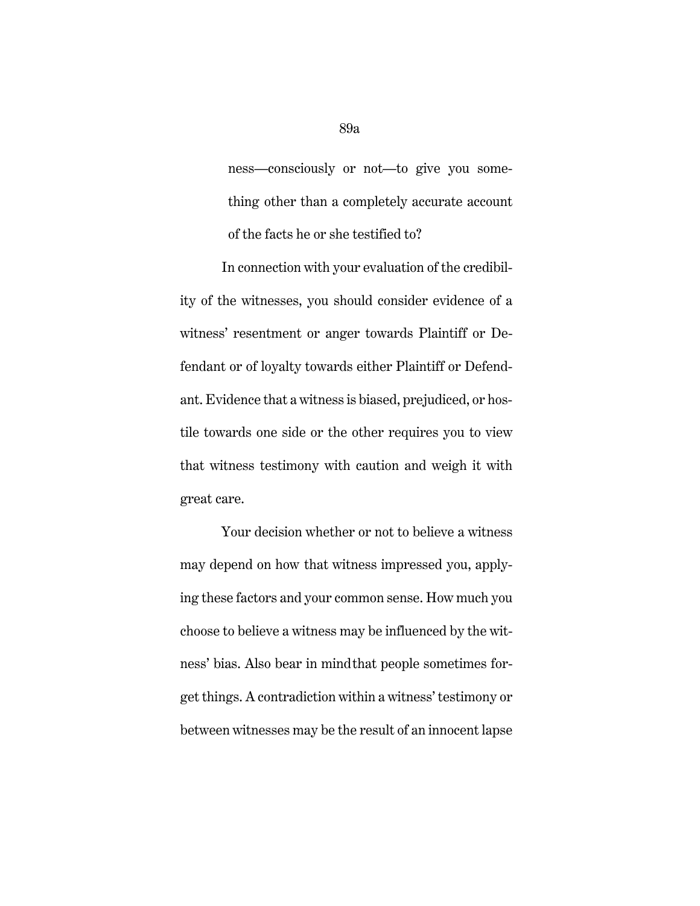ness—consciously or not—to give you something other than a completely accurate account of the facts he or she testified to?

In connection with your evaluation of the credibility of the witnesses, you should consider evidence of a witness' resentment or anger towards Plaintiff or Defendant or of loyalty towards either Plaintiff or Defendant. Evidence that a witness is biased, prejudiced, or hostile towards one side or the other requires you to view that witness testimony with caution and weigh it with great care.

Your decision whether or not to believe a witness may depend on how that witness impressed you, applying these factors and your common sense. How much you choose to believe a witness may be influenced by the witness' bias. Also bear in mind that people sometimes forget things. A contradiction within a witness' testimony or between witnesses may be the result of an innocent lapse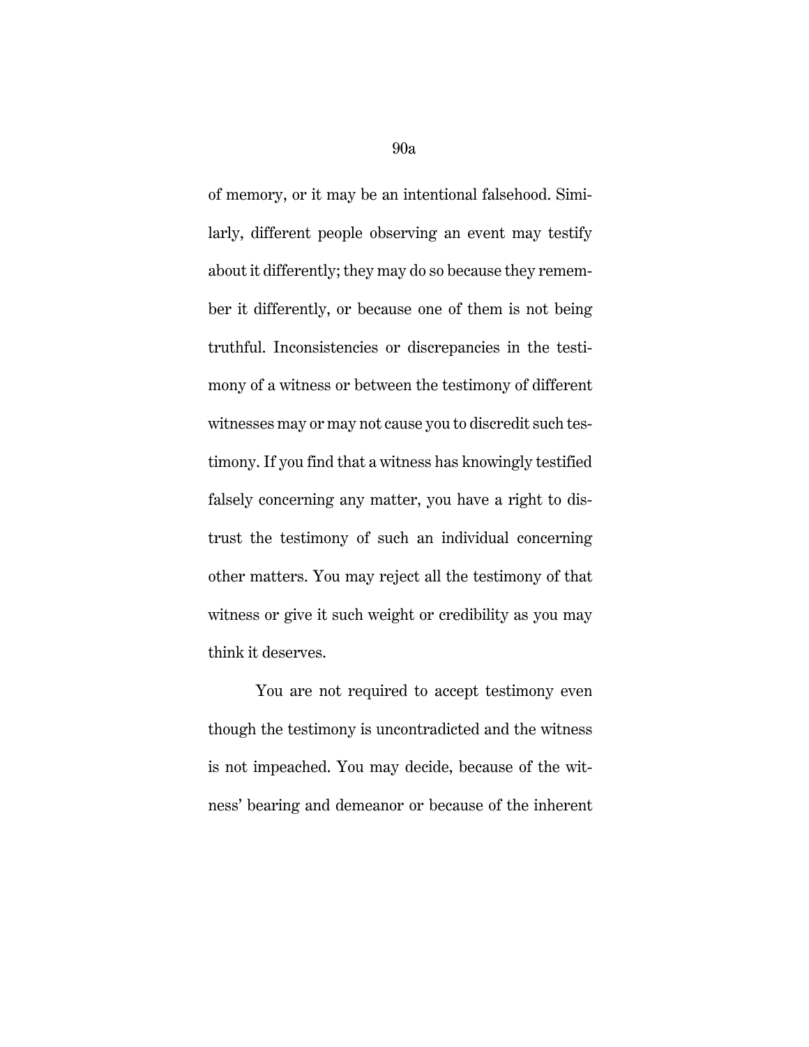of memory, or it may be an intentional falsehood. Similarly, different people observing an event may testify about it differently; they may do so because they remember it differently, or because one of them is not being truthful. Inconsistencies or discrepancies in the testimony of a witness or between the testimony of different witnesses may or may not cause you to discredit such testimony. If you find that a witness has knowingly testified falsely concerning any matter, you have a right to distrust the testimony of such an individual concerning other matters. You may reject all the testimony of that witness or give it such weight or credibility as you may think it deserves.

You are not required to accept testimony even though the testimony is uncontradicted and the witness is not impeached. You may decide, because of the witness' bearing and demeanor or because of the inherent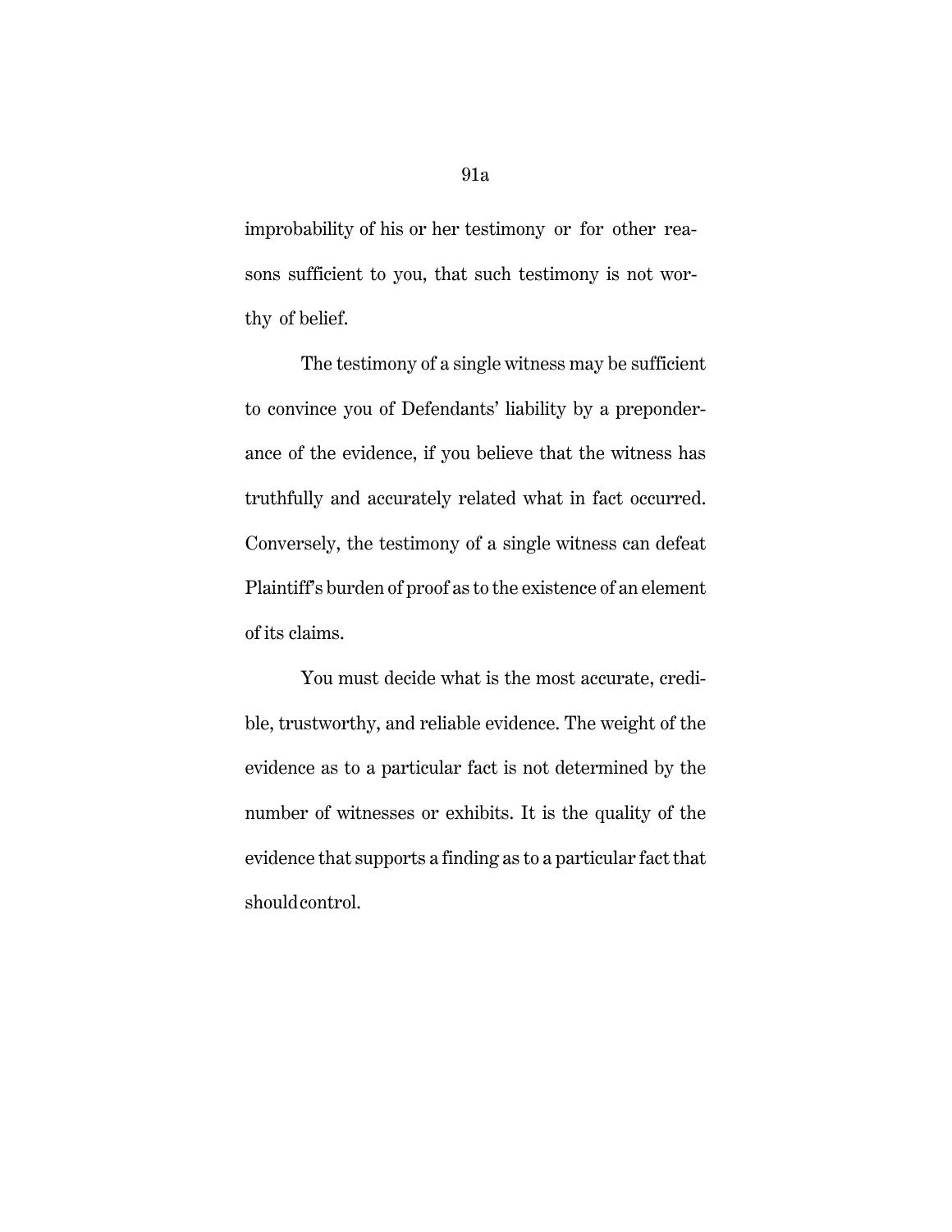improbability of his or her testimony or for other reasons sufficient to you, that such testimony is not worthy of belief.

The testimony of a single witness may be sufficient to convince you of Defendants' liability by a preponderance of the evidence, if you believe that the witness has truthfully and accurately related what in fact occurred. Conversely, the testimony of a single witness can defeat Plaintiff's burden of proof as to the existence of an element of its claims.

You must decide what is the most accurate, credible, trustworthy, and reliable evidence. The weight of the evidence as to a particular fact is not determined by the number of witnesses or exhibits. It is the quality of the evidence that supports a finding as to a particular fact that should control.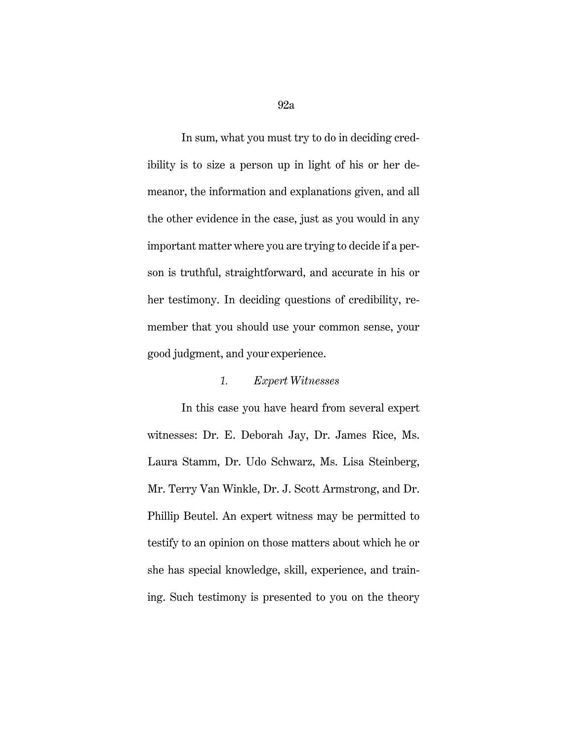In sum, what you must try to do in deciding credibility is to size a person up in light of his or her demeanor, the information and explanations given, and all the other evidence in the case, just as you would in any important matter where you are trying to decide if a person is truthful, straightforward, and accurate in his or her testimony. In deciding questions of credibility, remember that you should use your common sense, your good judgment, and your experience.

### 1. *Expert Witnesses*

In this case you have heard from several expert witnesses: Dr. E. Deborah Jay, Dr. James Rice, Ms. Laura Stamm, Dr. Udo Schwarz, Ms. Lisa Steinberg, Mr. Terry Van Winkle, Dr. J. Scott Armstrong, and Dr. Phillip Beutel. An expert witness may be permitted to testify to an opinion on those matters about which he or she has special knowledge, skill, experience, and training. Such testimony is presented to you on the theory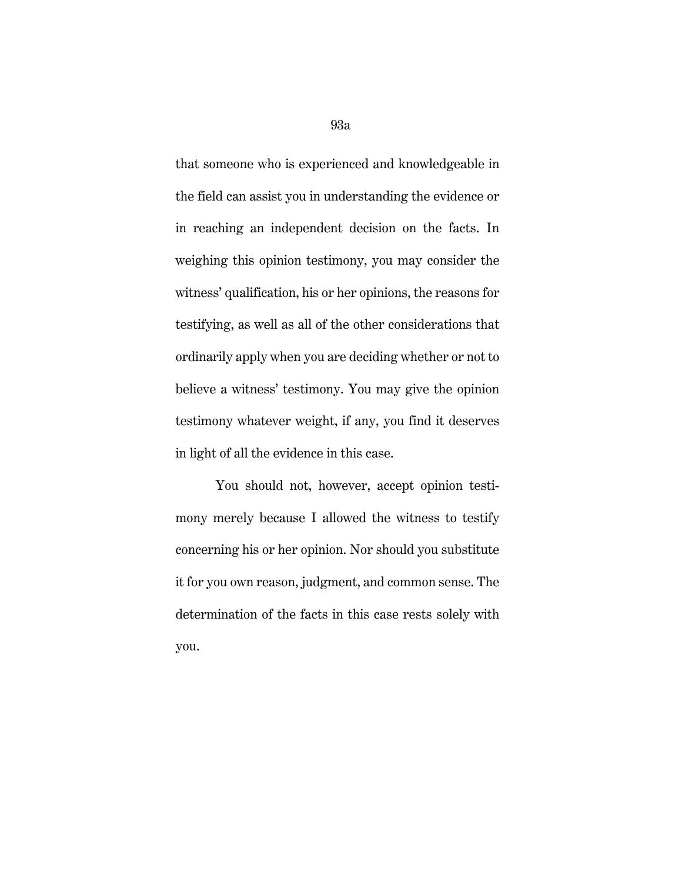that someone who is experienced and knowledgeable in the field can assist you in understanding the evidence or in reaching an independent decision on the facts. In weighing this opinion testimony, you may consider the witness' qualification, his or her opinions, the reasons for testifying, as well as all of the other considerations that ordinarily apply when you are deciding whether or not to believe a witness' testimony. You may give the opinion testimony whatever weight, if any, you find it deserves in light of all the evidence in this case.

You should not, however, accept opinion testimony merely because I allowed the witness to testify concerning his or her opinion. Nor should you substitute it for you own reason, judgment, and common sense. The determination of the facts in this case rests solely with you.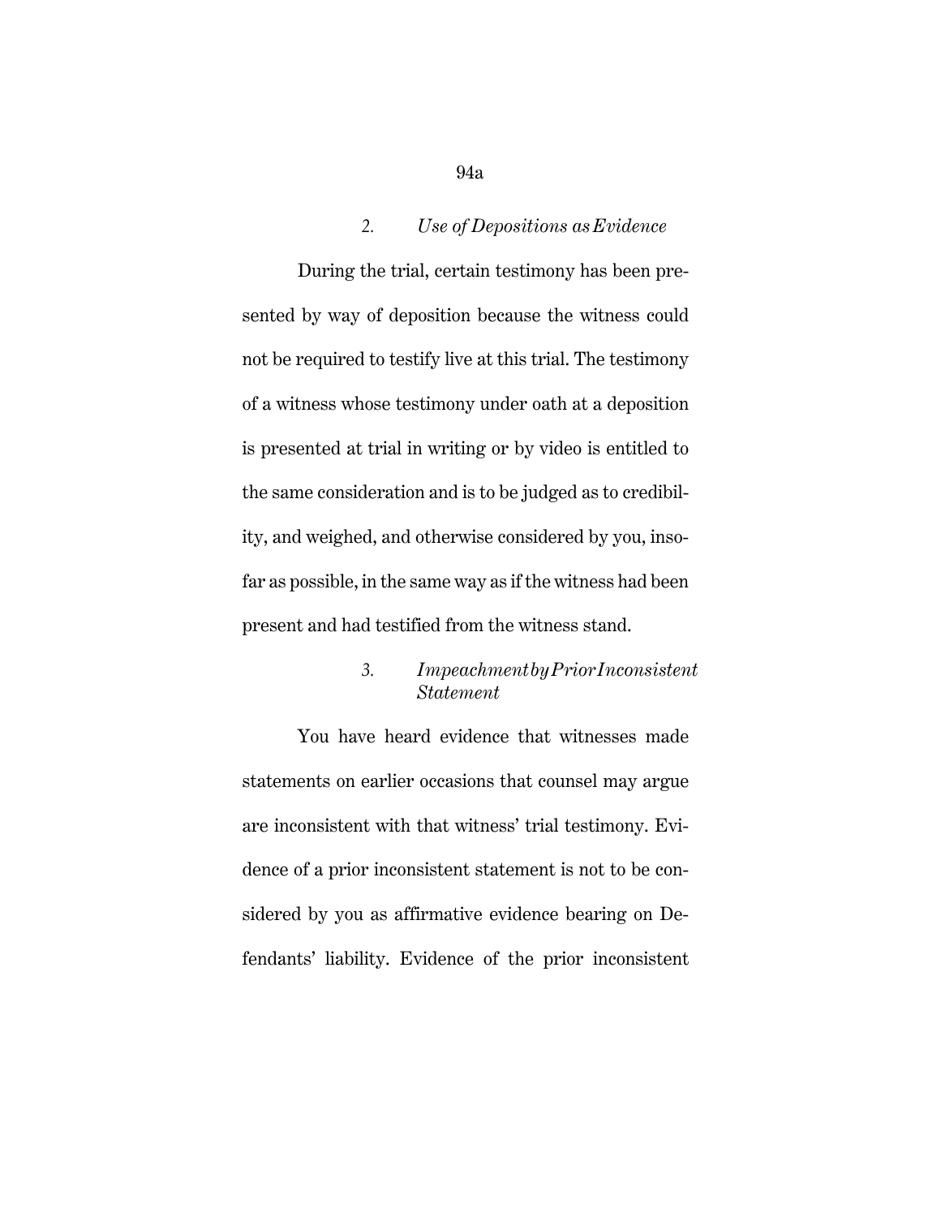### 2. *Use of Depositions as Evidence*

During the trial, certain testimony has been presented by way of deposition because the witness could not be required to testify live at this trial. The testimony of a witness whose testimony under oath at a deposition is presented at trial in writing or by video is entitled to the same consideration and is to be judged as to credibility, and weighed, and otherwise considered by you, insofar as possible, in the same way as if the witness had been present and had testified from the witness stand.

### 3. *Impeachment by Prior Inconsistent Statement*

You have heard evidence that witnesses made statements on earlier occasions that counsel may argue are inconsistent with that witness' trial testimony. Evidence of a prior inconsistent statement is not to be considered by you as affirmative evidence bearing on Defendants' liability. Evidence of the prior inconsistent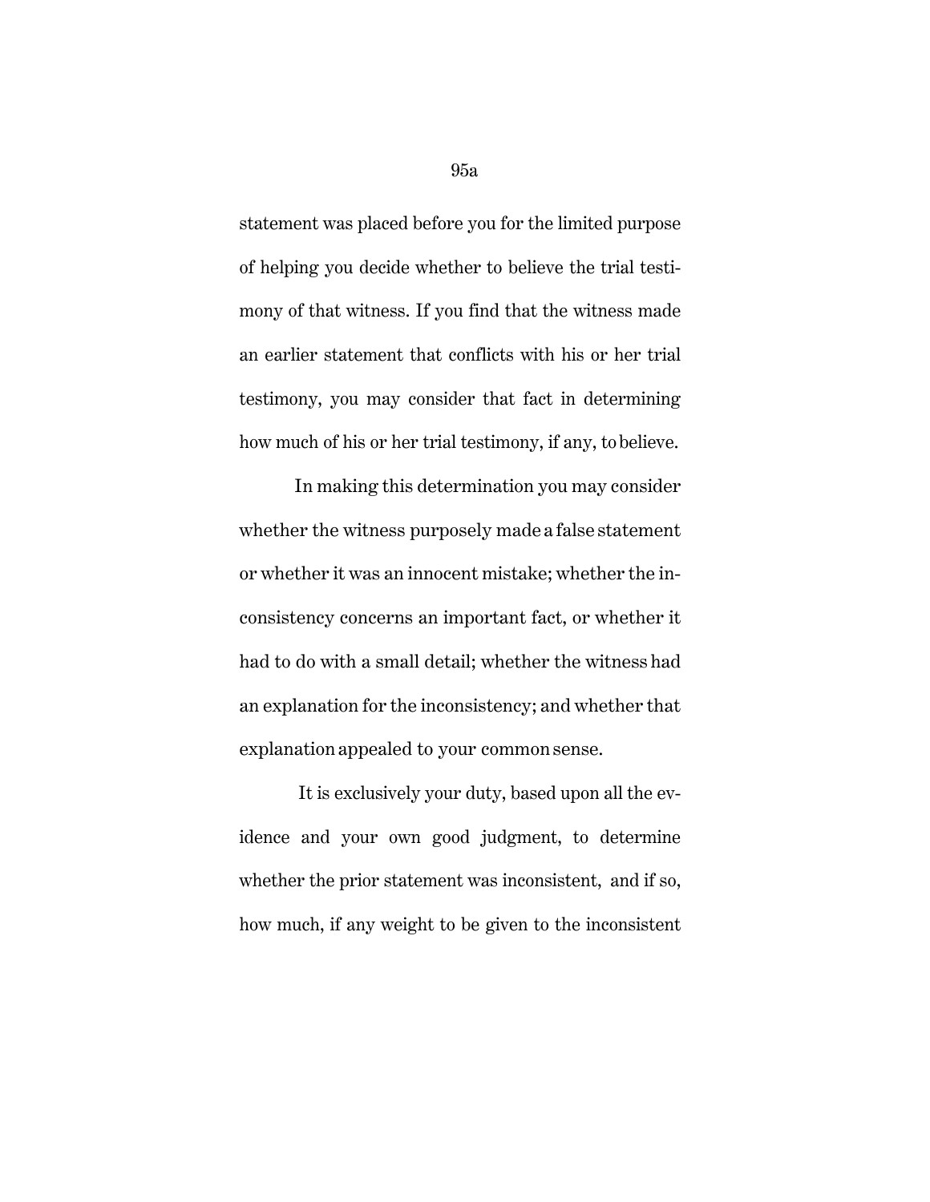statement was placed before you for the limited purpose of helping you decide whether to believe the trial testimony of that witness. If you find that the witness made an earlier statement that conflicts with his or her trial testimony, you may consider that fact in determining how much of his or her trial testimony, if any, to believe.

In making this determination you may consider whether the witness purposely made a false statement or whether it was an innocent mistake; whether the inconsistency concerns an important fact, or whether it had to do with a small detail; whether the witness had an explanation for the inconsistency; and whether that explanation appealed to your common sense.

It is exclusively your duty, based upon all the evidence and your own good judgment, to determine whether the prior statement was inconsistent, and if so, how much, if any weight to be given to the inconsistent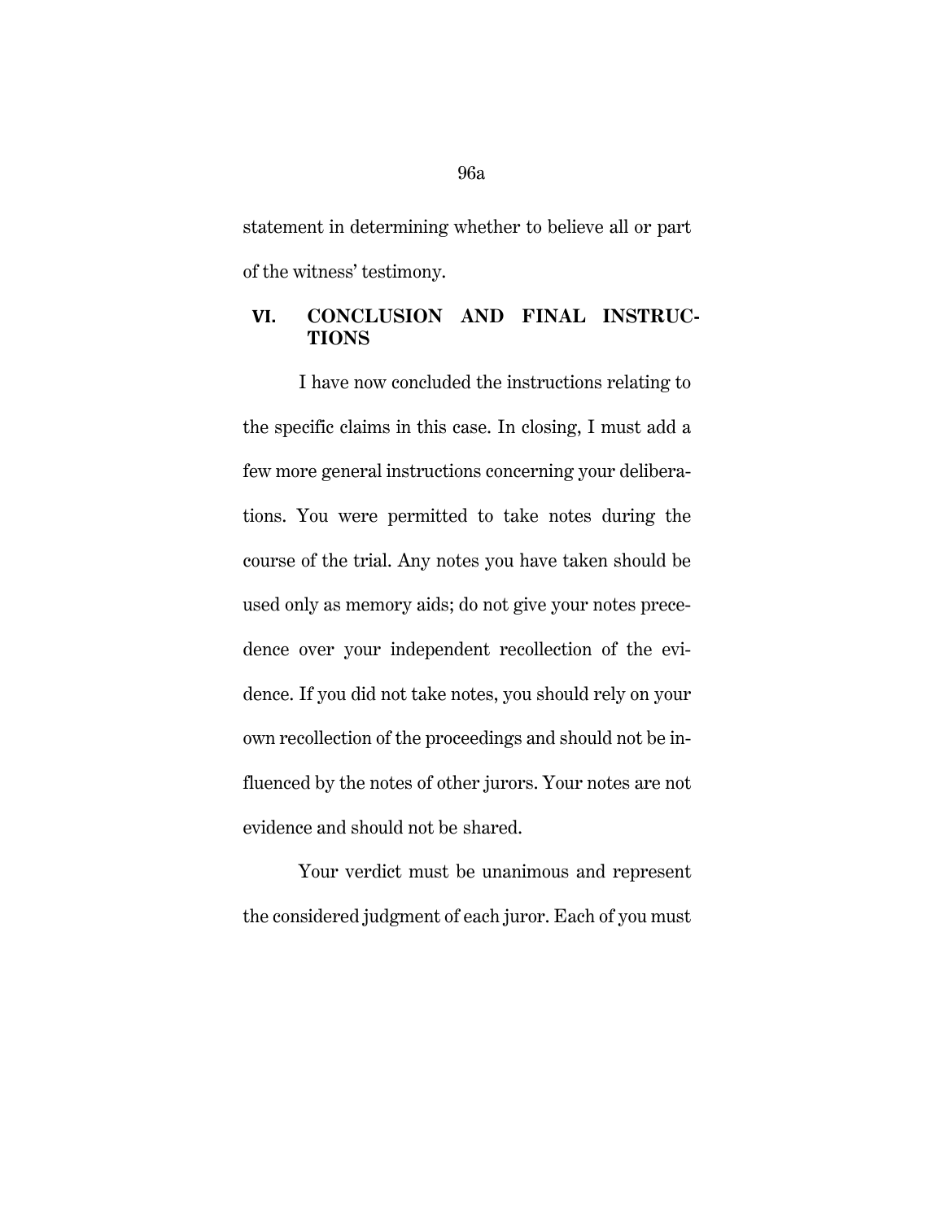statement in determining whether to believe all or part of the witness' testimony.

## VI. CONCLUSION AND FINAL INSTRUCTIONS

I have now concluded the instructions relating to the specific claims in this case. In closing, I must add a few more general instructions concerning your deliberations. You were permitted to take notes during the course of the trial. Any notes you have taken should be used only as memory aids; do not give your notes precedence over your independent recollection of the evidence. If you did not take notes, you should rely on your own recollection of the proceedings and should not be influenced by the notes of other jurors. Your notes are not evidence and should not be shared.

Your verdict must be unanimous and represent the considered judgment of each juror. Each of you must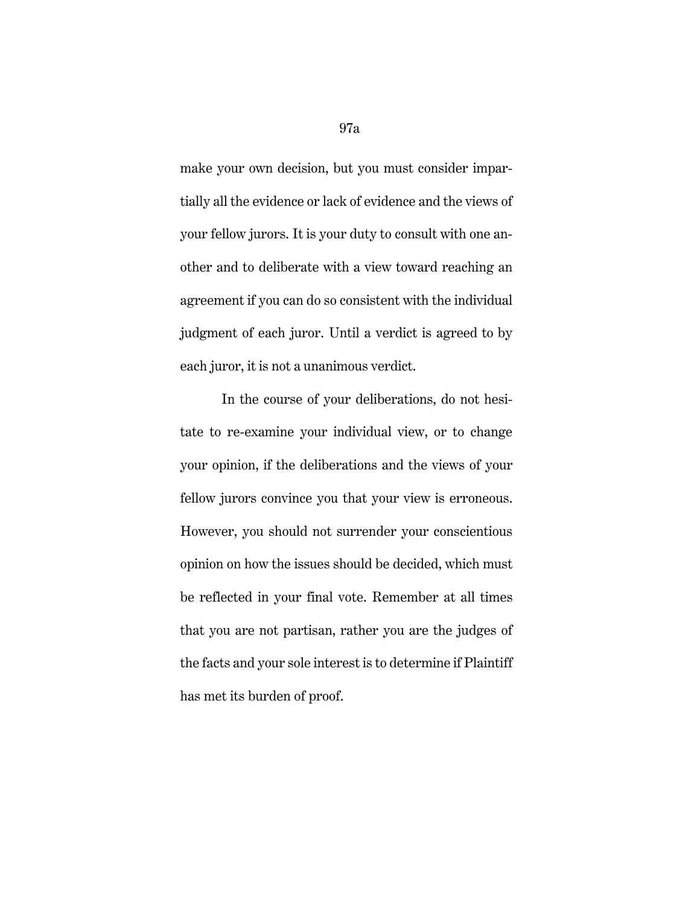make your own decision, but you must consider impartially all the evidence or lack of evidence and the views of your fellow jurors. It is your duty to consult with one another and to deliberate with a view toward reaching an agreement if you can do so consistent with the individual judgment of each juror. Until a verdict is agreed to by each juror, it is not a unanimous verdict.

In the course of your deliberations, do not hesitate to re-examine your individual view, or to change your opinion, if the deliberations and the views of your fellow jurors convince you that your view is erroneous. However, you should not surrender your conscientious opinion on how the issues should be decided, which must be reflected in your final vote. Remember at all times that you are not partisan, rather you are the judges of the facts and your sole interest is to determine if Plaintiff has met its burden of proof.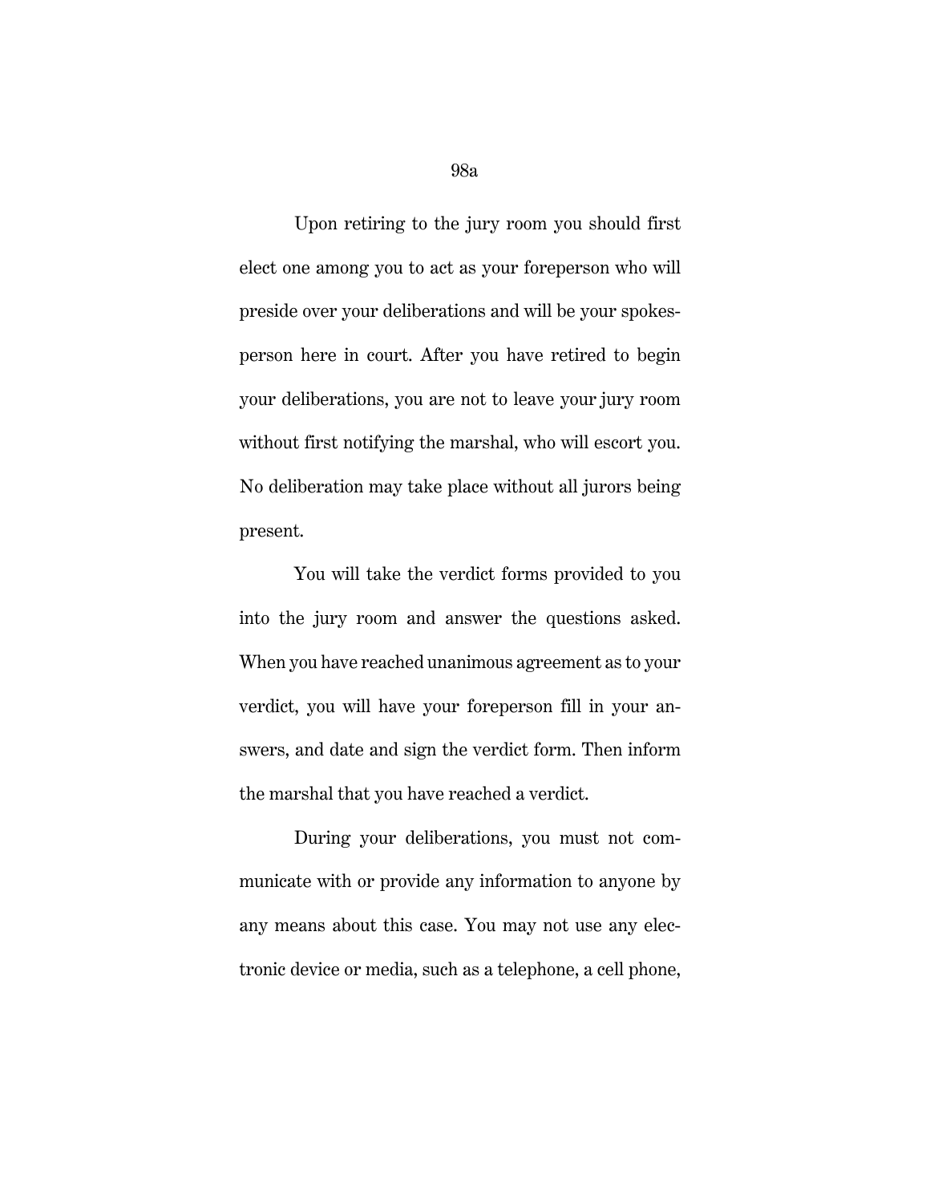Upon retiring to the jury room you should first elect one among you to act as your foreperson who will preside over your deliberations and will be your spokesperson here in court. After you have retired to begin your deliberations, you are not to leave your jury room without first notifying the marshal, who will escort you. No deliberation may take place without all jurors being present.

You will take the verdict forms provided to you into the jury room and answer the questions asked. When you have reached unanimous agreement as to your verdict, you will have your foreperson fill in your answers, and date and sign the verdict form. Then inform the marshal that you have reached a verdict.

During your deliberations, you must not communicate with or provide any information to anyone by any means about this case. You may not use any electronic device or media, such as a telephone, a cell phone,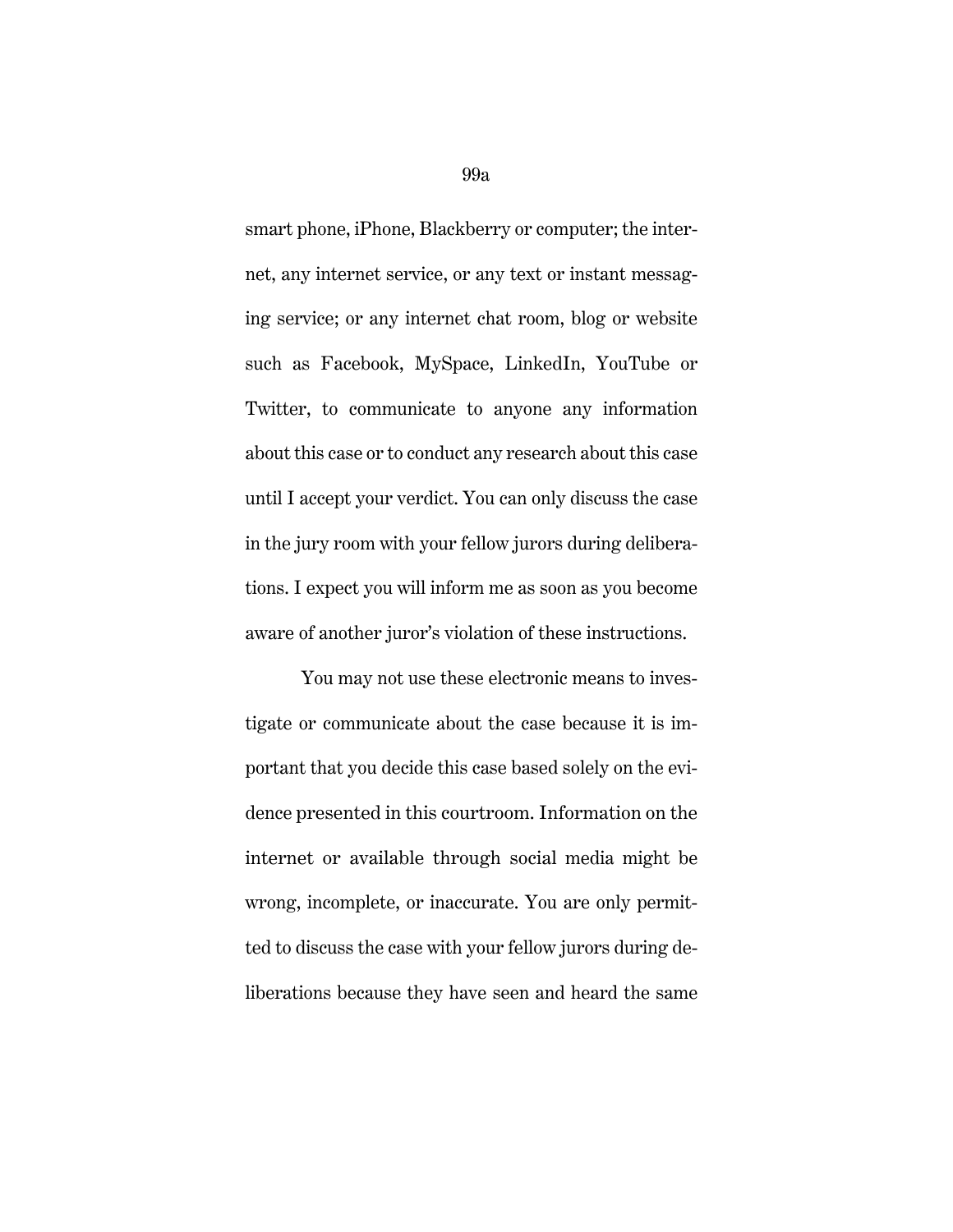smart phone, iPhone, Blackberry or computer; the internet, any internet service, or any text or instant messaging service; or any internet chat room, blog or website such as Facebook, MySpace, LinkedIn, YouTube or Twitter, to communicate to anyone any information about this case or to conduct any research about this case until I accept your verdict. You can only discuss the case in the jury room with your fellow jurors during deliberations. I expect you will inform me as soon as you become aware of another juror's violation of these instructions.

You may not use these electronic means to investigate or communicate about the case because it is important that you decide this case based solely on the evidence presented in this courtroom. Information on the internet or available through social media might be wrong, incomplete, or inaccurate. You are only permitted to discuss the case with your fellow jurors during deliberations because they have seen and heard the same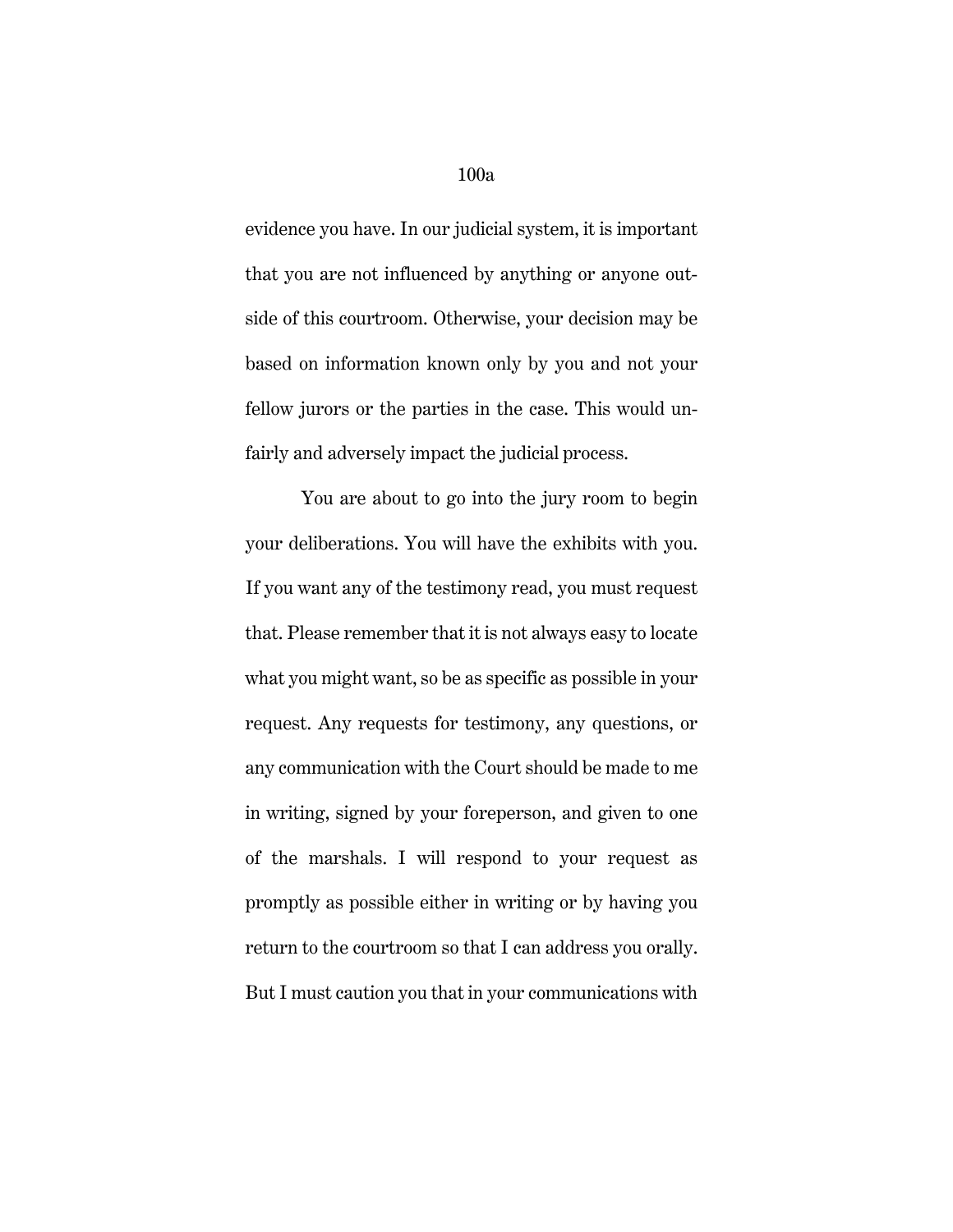evidence you have. In our judicial system, it is important that you are not influenced by anything or anyone outside of this courtroom. Otherwise, your decision may be based on information known only by you and not your fellow jurors or the parties in the case. This would unfairly and adversely impact the judicial process.

You are about to go into the jury room to begin your deliberations. You will have the exhibits with you. If you want any of the testimony read, you must request that. Please remember that it is not always easy to locate what you might want, so be as specific as possible in your request. Any requests for testimony, any questions, or any communication with the Court should be made to me in writing, signed by your foreperson, and given to one of the marshals. I will respond to your request as promptly as possible either in writing or by having you return to the courtroom so that I can address you orally. But I must caution you that in your communications with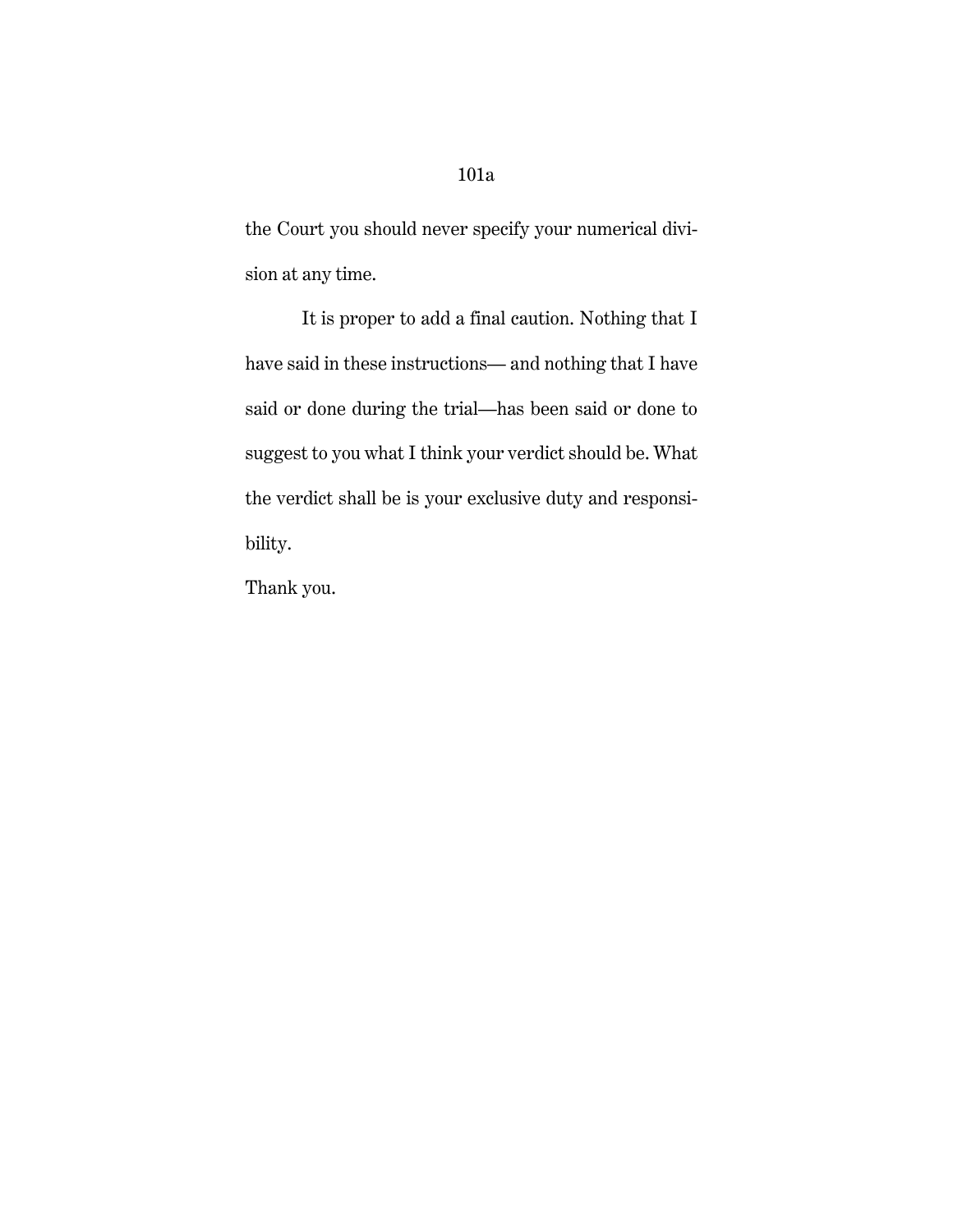the Court you should never specify your numerical division at any time.

It is proper to add a final caution. Nothing that I have said in these instructions— and nothing that I have said or done during the trial—has been said or done to suggest to you what I think your verdict should be. What the verdict shall be is your exclusive duty and responsibility.

Thank you.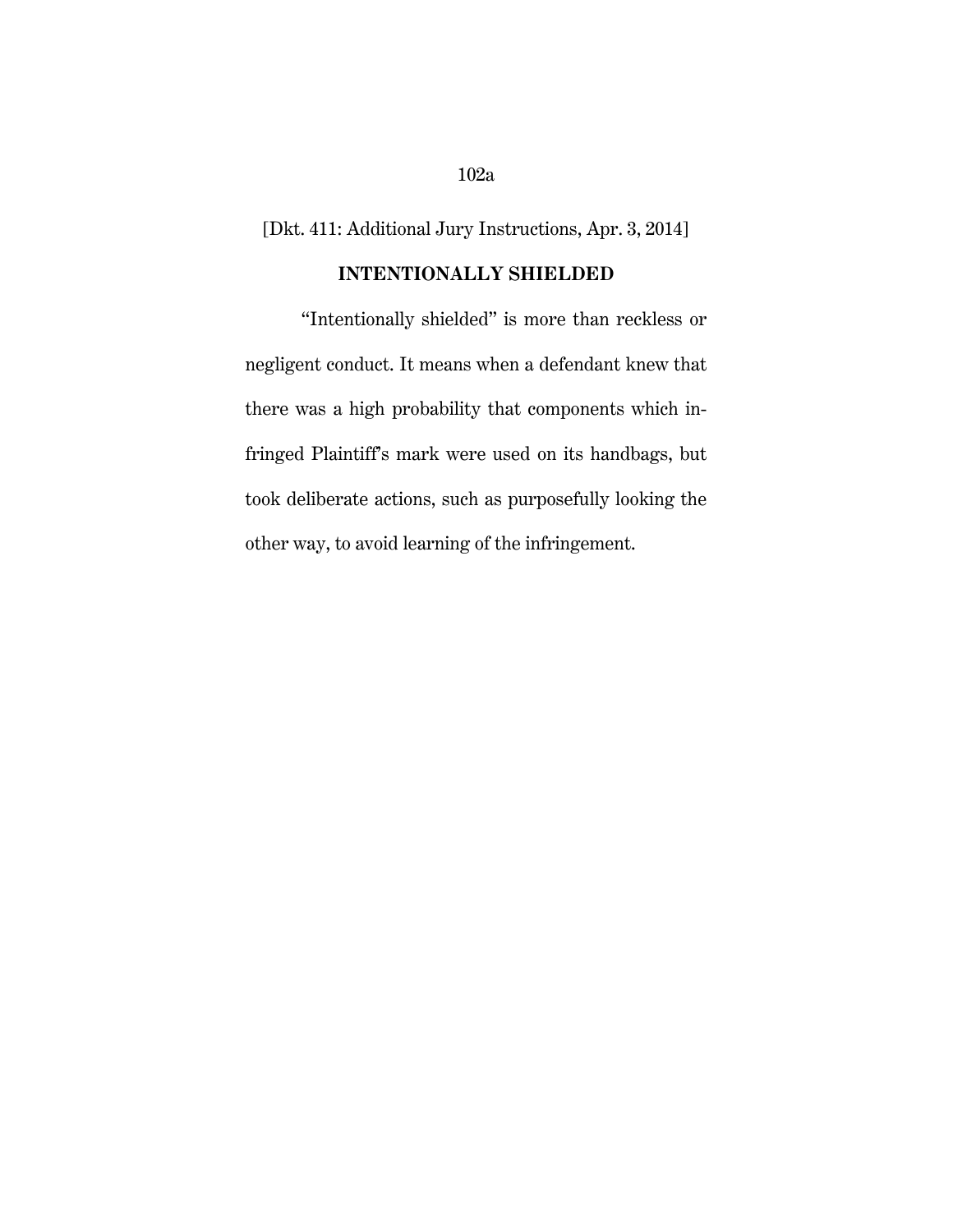[Dkt. 411: Additional Jury Instructions, Apr. 3, 2014]

## INTENTIONALLY SHIELDED

"Intentionally shielded" is more than reckless or negligent conduct. It means when a defendant knew that there was a high probability that components which infringed Plaintiff's mark were used on its handbags, but took deliberate actions, such as purposefully looking the other way, to avoid learning of the infringement.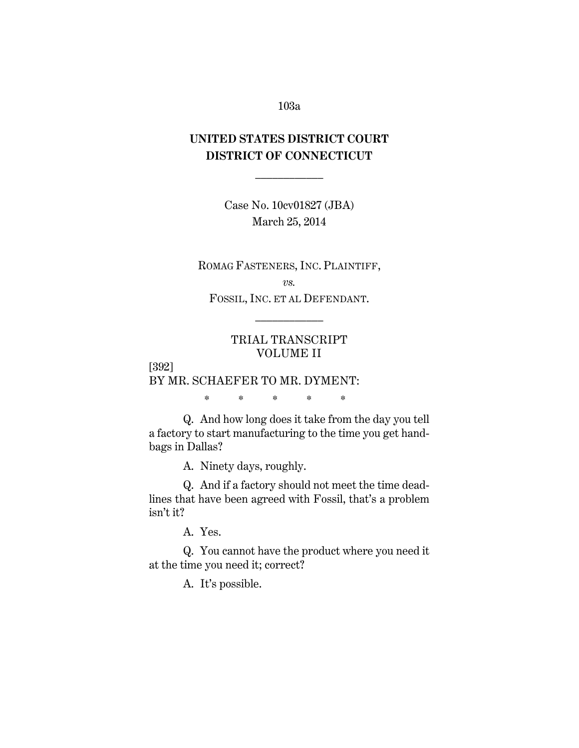**UNITED STATES DISTRICT COURT**
**DISTRICT OF CONNECTICUT**

———————

Case No. 10cv01827 (JBA)
March 25, 2014

ROMAG FASTENERS, INC. PLAINTIFF,

*vs.*

FOSSIL, INC. ET AL DEFENDANT.

———————

TRIAL TRANSCRIPT
VOLUME II

[392]
BY MR. SCHAEFER TO MR. DYMENT:

\* \* \* \* \*

Q. And how long does it take from the day you tell a factory to start manufacturing to the time you get handbags in Dallas?

A. Ninety days, roughly.

Q. And if a factory should not meet the time deadlines that have been agreed with Fossil, that's a problem isn't it?

A. Yes.

Q. You cannot have the product where you need it at the time you need it; correct?

A. It's possible.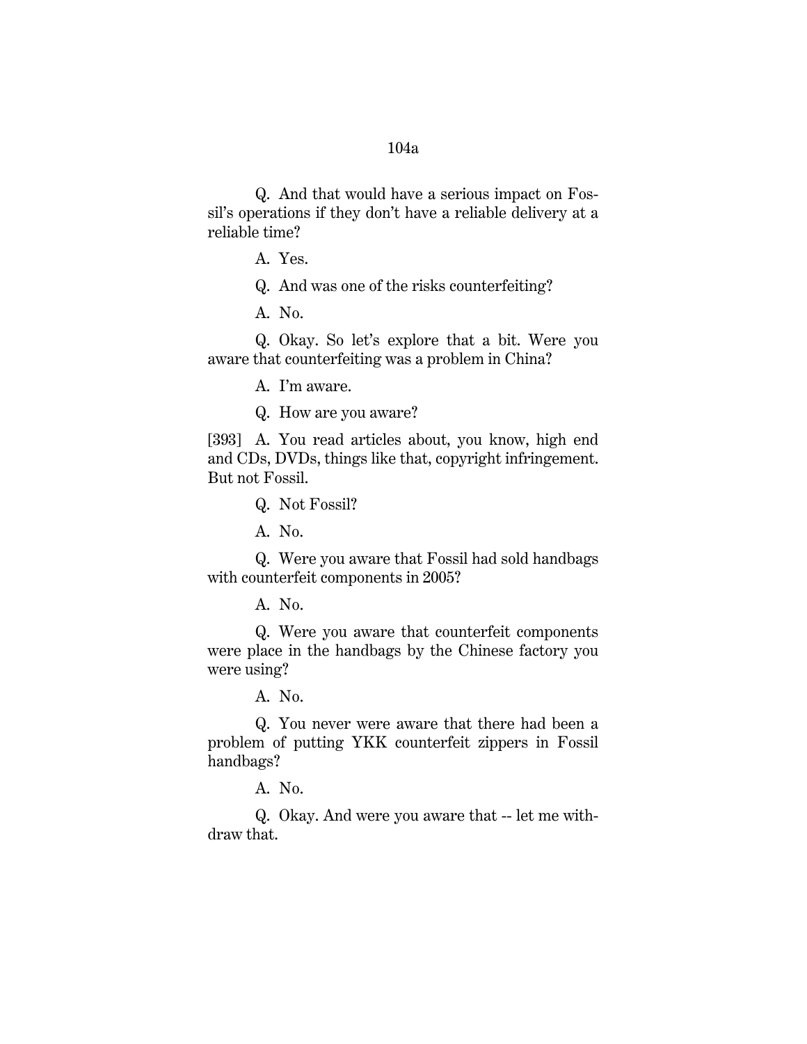Q. And that would have a serious impact on Fossil's operations if they don't have a reliable delivery at a reliable time?

A. Yes.

Q. And was one of the risks counterfeiting?

A. No.

Q. Okay. So let's explore that a bit. Were you aware that counterfeiting was a problem in China?

A. I'm aware.

Q. How are you aware?

[393] A. You read articles about, you know, high end and CDs, DVDs, things like that, copyright infringement. But not Fossil.

Q. Not Fossil?

A. No.

Q. Were you aware that Fossil had sold handbags with counterfeit components in 2005?

A. No.

Q. Were you aware that counterfeit components were place in the handbags by the Chinese factory you were using?

A. No.

Q. You never were aware that there had been a problem of putting YKK counterfeit zippers in Fossil handbags?

A. No.

Q. Okay. And were you aware that -- let me withdraw that.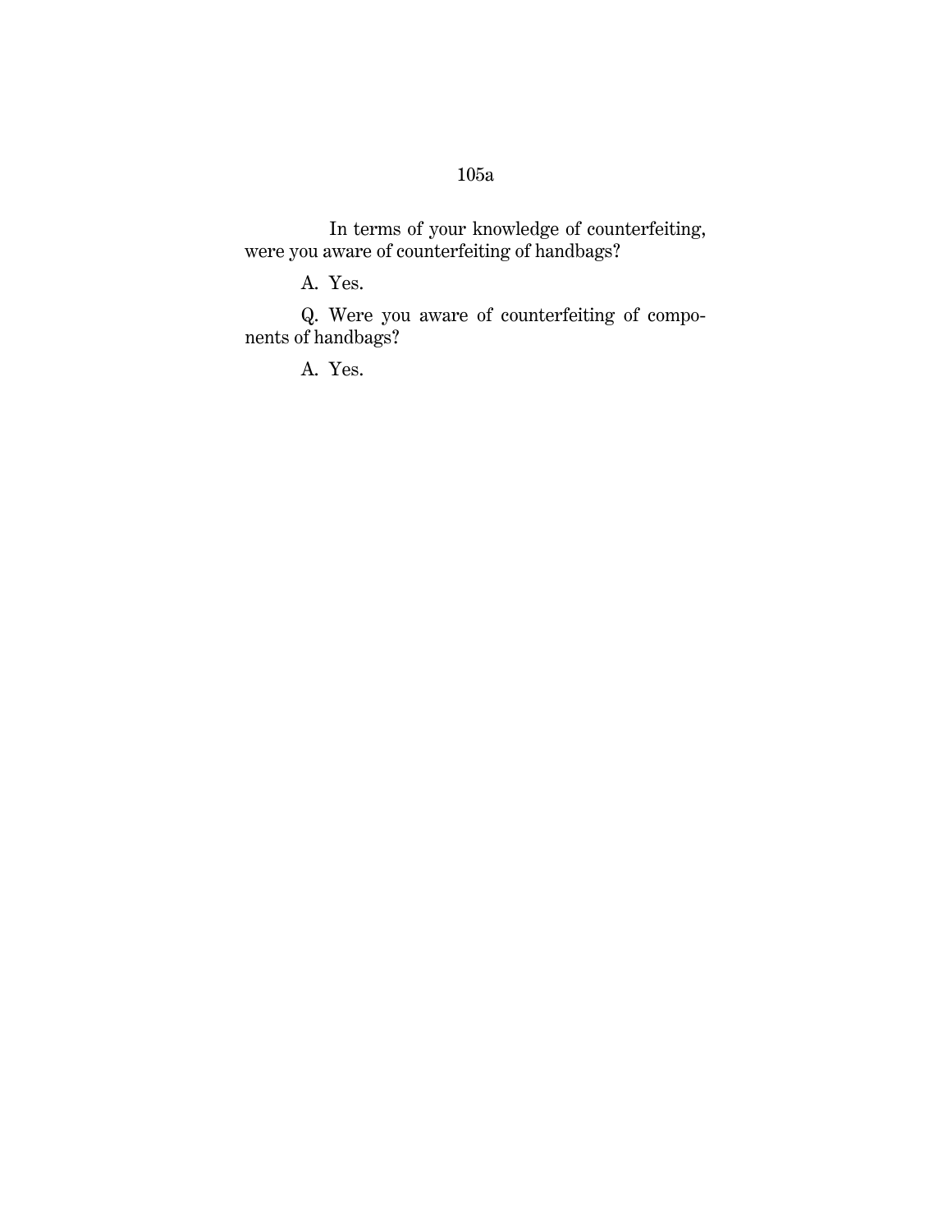In terms of your knowledge of counterfeiting, were you aware of counterfeiting of handbags?

A. Yes.

Q. Were you aware of counterfeiting of components of handbags?

A. Yes.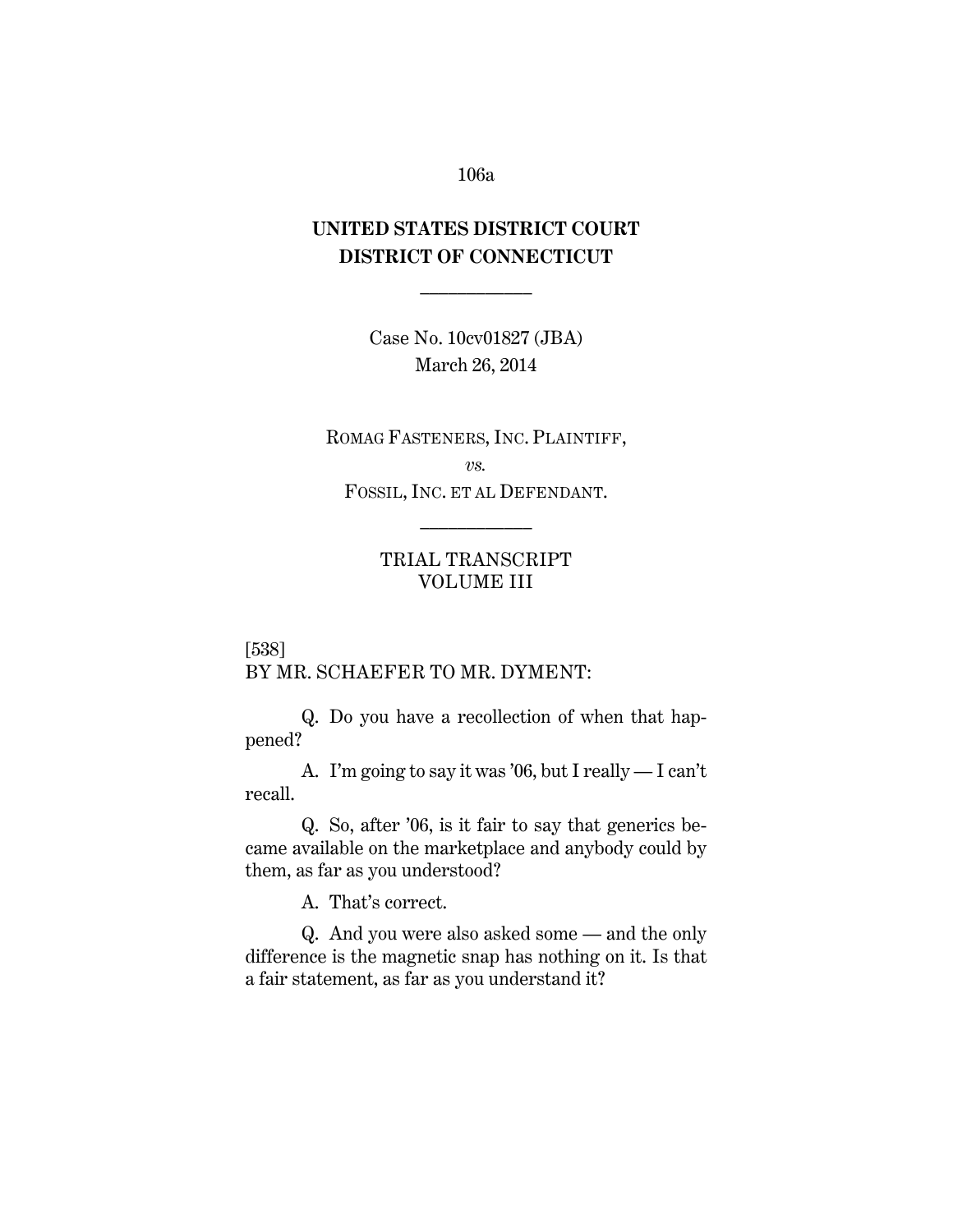**UNITED STATES DISTRICT COURT**
**DISTRICT OF CONNECTICUT**

———————

Case No. 10cv01827 (JBA)
March 26, 2014

———————

ROMAG FASTENERS, INC. PLAINTIFF,

*vs.*

FOSSIL, INC. ET AL DEFENDANT.

———————

TRIAL TRANSCRIPT
VOLUME III

[538]
BY MR. SCHAEFER TO MR. DYMENT:

Q. Do you have a recollection of when that happened?

A. I'm going to say it was '06, but I really — I can't recall.

Q. So, after '06, is it fair to say that generics became available on the marketplace and anybody could by them, as far as you understood?

A. That's correct.

Q. And you were also asked some — and the only difference is the magnetic snap has nothing on it. Is that a fair statement, as far as you understand it?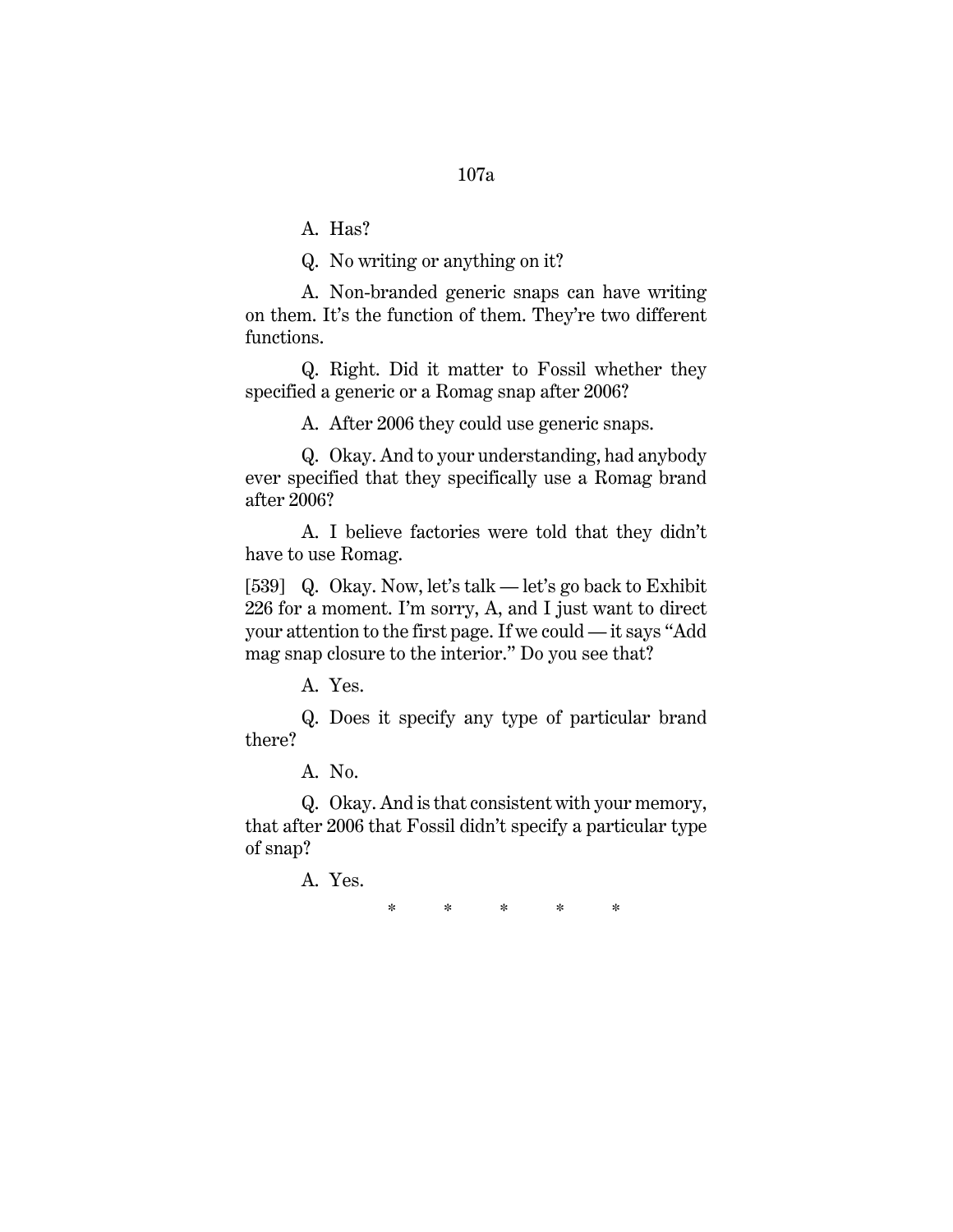A. Has?

Q. No writing or anything on it?

A. Non-branded generic snaps can have writing on them. It's the function of them. They're two different functions.

Q. Right. Did it matter to Fossil whether they specified a generic or a Romag snap after 2006?

A. After 2006 they could use generic snaps.

Q. Okay. And to your understanding, had anybody ever specified that they specifically use a Romag brand after 2006?

A. I believe factories were told that they didn't have to use Romag.

[539] Q. Okay. Now, let's talk — let's go back to Exhibit 226 for a moment. I'm sorry, A, and I just want to direct your attention to the first page. If we could — it says "Add mag snap closure to the interior." Do you see that?

A. Yes.

Q. Does it specify any type of particular brand there?

A. No.

Q. Okay. And is that consistent with your memory, that after 2006 that Fossil didn't specify a particular type of snap?

A. Yes.

\* \* \* \* \*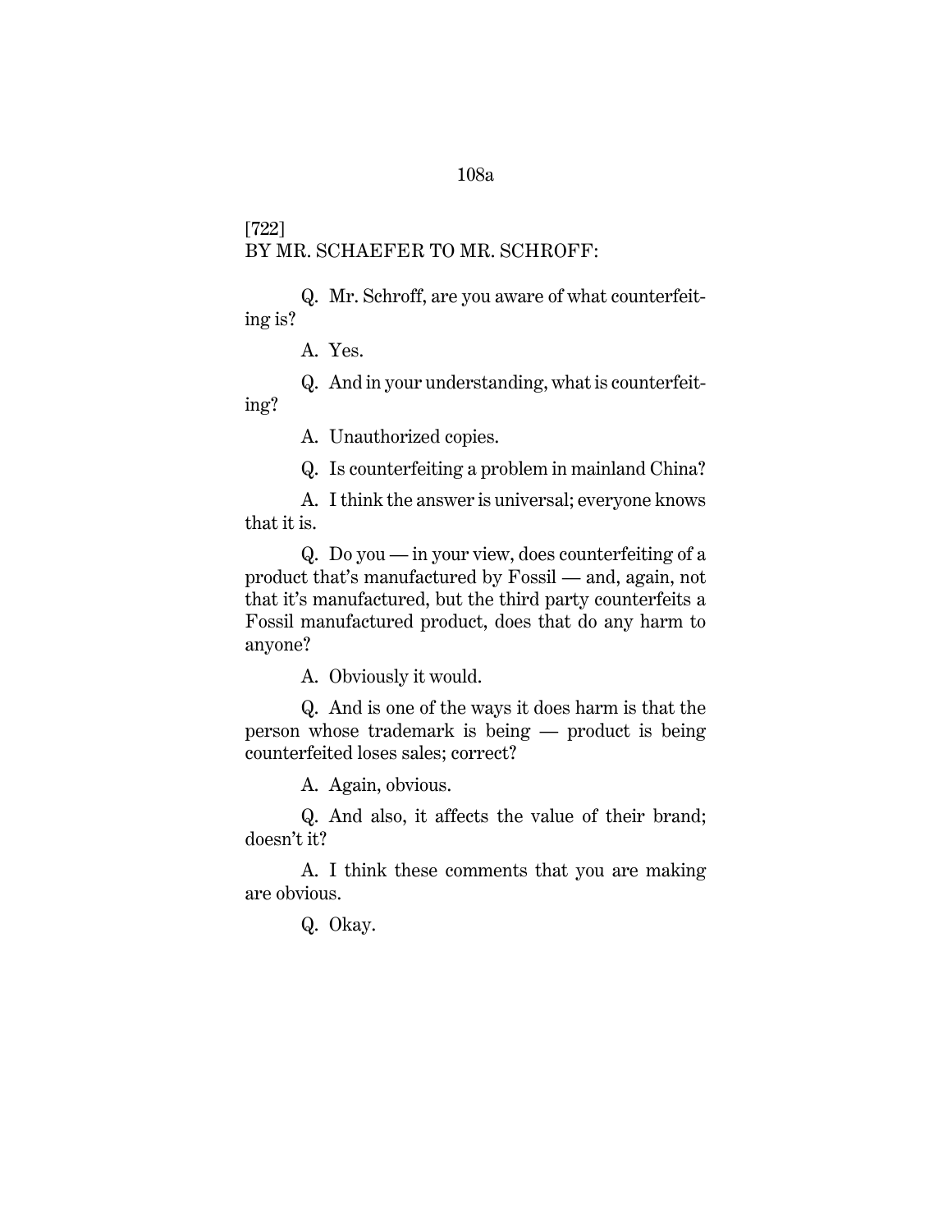[722]
BY MR. SCHAEFER TO MR. SCHROFF:

Q. Mr. Schroff, are you aware of what counterfeiting is?

A. Yes.

Q. And in your understanding, what is counterfeiting?

A. Unauthorized copies.

Q. Is counterfeiting a problem in mainland China?

A. I think the answer is universal; everyone knows that it is.

Q. Do you — in your view, does counterfeiting of a product that's manufactured by Fossil — and, again, not that it's manufactured, but the third party counterfeits a Fossil manufactured product, does that do any harm to anyone?

A. Obviously it would.

Q. And is one of the ways it does harm is that the person whose trademark is being — product is being counterfeited loses sales; correct?

A. Again, obvious.

Q. And also, it affects the value of their brand; doesn't it?

A. I think these comments that you are making are obvious.

Q. Okay.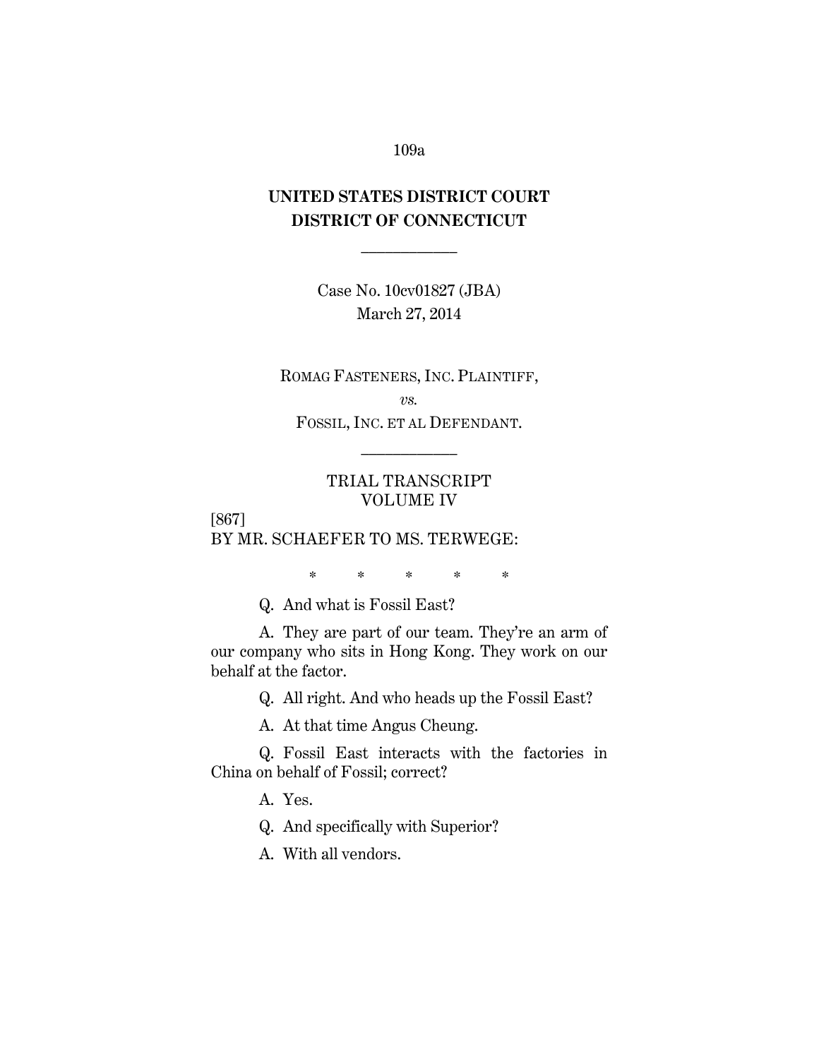**UNITED STATES DISTRICT COURT**
**DISTRICT OF CONNECTICUT**

---

Case No. 10cv01827 (JBA)
March 27, 2014

ROMAG FASTENERS, INC. PLAINTIFF,

*vs.*

FOSSIL, INC. ET AL DEFENDANT.

---

TRIAL TRANSCRIPT
VOLUME IV

[867]
BY MR. SCHAEFER TO MS. TERWEGE:

\* \* \* \* \*

Q. And what is Fossil East?

A. They are part of our team. They're an arm of our company who sits in Hong Kong. They work on our behalf at the factor.

Q. All right. And who heads up the Fossil East?

A. At that time Angus Cheung.

Q. Fossil East interacts with the factories in China on behalf of Fossil; correct?

A. Yes.

Q. And specifically with Superior?

A. With all vendors.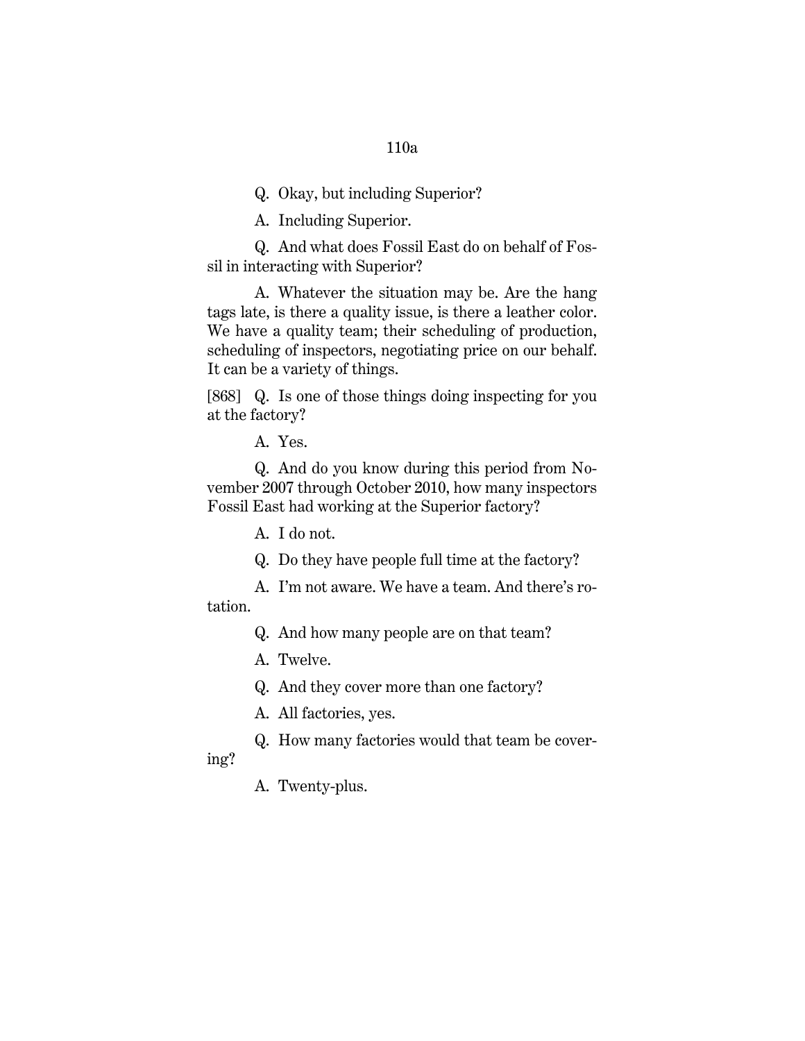Q. Okay, but including Superior?

A. Including Superior.

Q. And what does Fossil East do on behalf of Fossil in interacting with Superior?

A. Whatever the situation may be. Are the hang tags late, is there a quality issue, is there a leather color. We have a quality team; their scheduling of production, scheduling of inspectors, negotiating price on our behalf. It can be a variety of things.

[868] Q. Is one of those things doing inspecting for you at the factory?

A. Yes.

Q. And do you know during this period from November 2007 through October 2010, how many inspectors Fossil East had working at the Superior factory?

A. I do not.

Q. Do they have people full time at the factory?

A. I'm not aware. We have a team. And there's rotation.

Q. And how many people are on that team?

A. Twelve.

Q. And they cover more than one factory?

A. All factories, yes.

Q. How many factories would that team be covering?

A. Twenty-plus.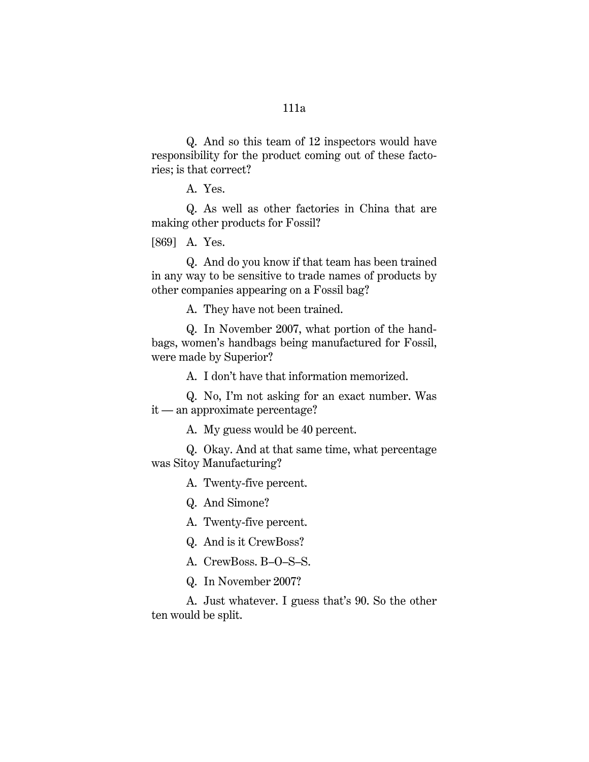Q. And so this team of 12 inspectors would have responsibility for the product coming out of these factories; is that correct?

A. Yes.

Q. As well as other factories in China that are making other products for Fossil?

[869] A. Yes.

Q. And do you know if that team has been trained in any way to be sensitive to trade names of products by other companies appearing on a Fossil bag?

A. They have not been trained.

Q. In November 2007, what portion of the handbags, women's handbags being manufactured for Fossil, were made by Superior?

A. I don't have that information memorized.

Q. No, I'm not asking for an exact number. Was it — an approximate percentage?

A. My guess would be 40 percent.

Q. Okay. And at that same time, what percentage was Sitoy Manufacturing?

A. Twenty-five percent.

Q. And Simone?

A. Twenty-five percent.

Q. And is it CrewBoss?

A. CrewBoss. B–O–S–S.

Q. In November 2007?

A. Just whatever. I guess that's 90. So the other ten would be split.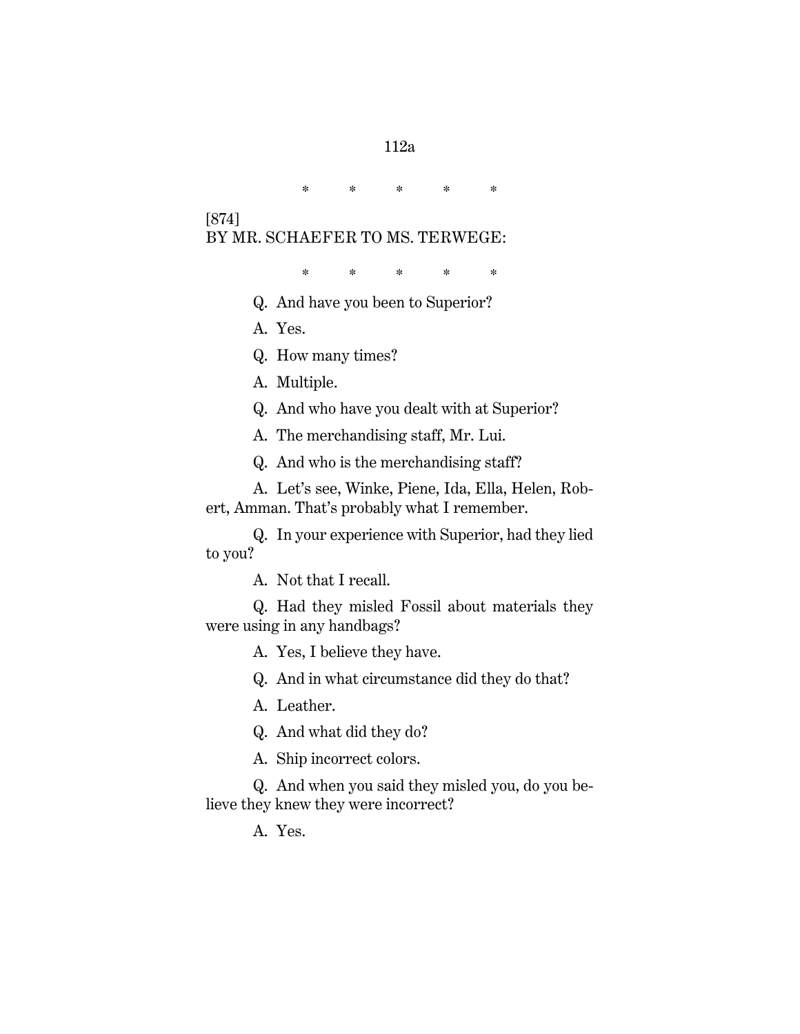\*     \*     \*     \*     \*

[874]
BY MR. SCHAEFER TO MS. TERWEGE:

\*     \*     \*     \*     \*

Q. And have you been to Superior?

A. Yes.

Q. How many times?

A. Multiple.

Q. And who have you dealt with at Superior?

A. The merchandising staff, Mr. Lui.

Q. And who is the merchandising staff?

A. Let's see, Winke, Piene, Ida, Ella, Helen, Robert, Amman. That's probably what I remember.

Q. In your experience with Superior, had they lied to you?

A. Not that I recall.

Q. Had they misled Fossil about materials they were using in any handbags?

A. Yes, I believe they have.

Q. And in what circumstance did they do that?

A. Leather.

Q. And what did they do?

A. Ship incorrect colors.

Q. And when you said they misled you, do you believe they knew they were incorrect?

A. Yes.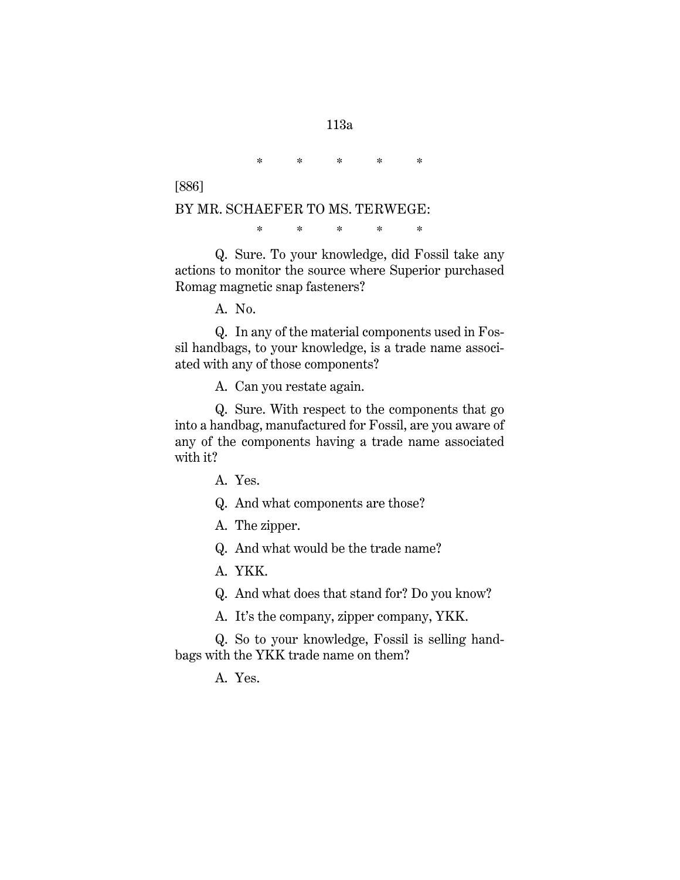\*　　\*　　\*　　\*　　\*

[886]

BY MR. SCHAEFER TO MS. TERWEGE:

\*　　\*　　\*　　\*　　\*

Q. Sure. To your knowledge, did Fossil take any actions to monitor the source where Superior purchased Romag magnetic snap fasteners?

A. No.

Q. In any of the material components used in Fossil handbags, to your knowledge, is a trade name associated with any of those components?

A. Can you restate again.

Q. Sure. With respect to the components that go into a handbag, manufactured for Fossil, are you aware of any of the components having a trade name associated with it?

A. Yes.

Q. And what components are those?

A. The zipper.

Q. And what would be the trade name?

A. YKK.

Q. And what does that stand for? Do you know?

A. It's the company, zipper company, YKK.

Q. So to your knowledge, Fossil is selling handbags with the YKK trade name on them?

A. Yes.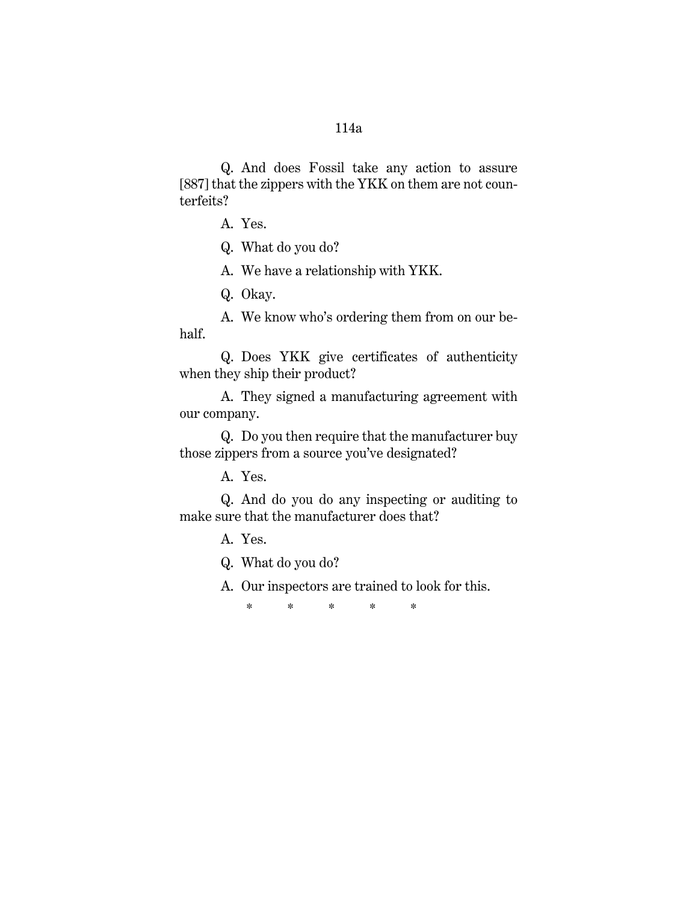Q. And does Fossil take any action to assure [887] that the zippers with the YKK on them are not counterfeits?

A. Yes.

Q. What do you do?

A. We have a relationship with YKK.

Q. Okay.

A. We know who's ordering them from on our behalf.

Q. Does YKK give certificates of authenticity when they ship their product?

A. They signed a manufacturing agreement with our company.

Q. Do you then require that the manufacturer buy those zippers from a source you've designated?

A. Yes.

Q. And do you do any inspecting or auditing to make sure that the manufacturer does that?

A. Yes.

Q. What do you do?

A. Our inspectors are trained to look for this.

\* \* \* \* \*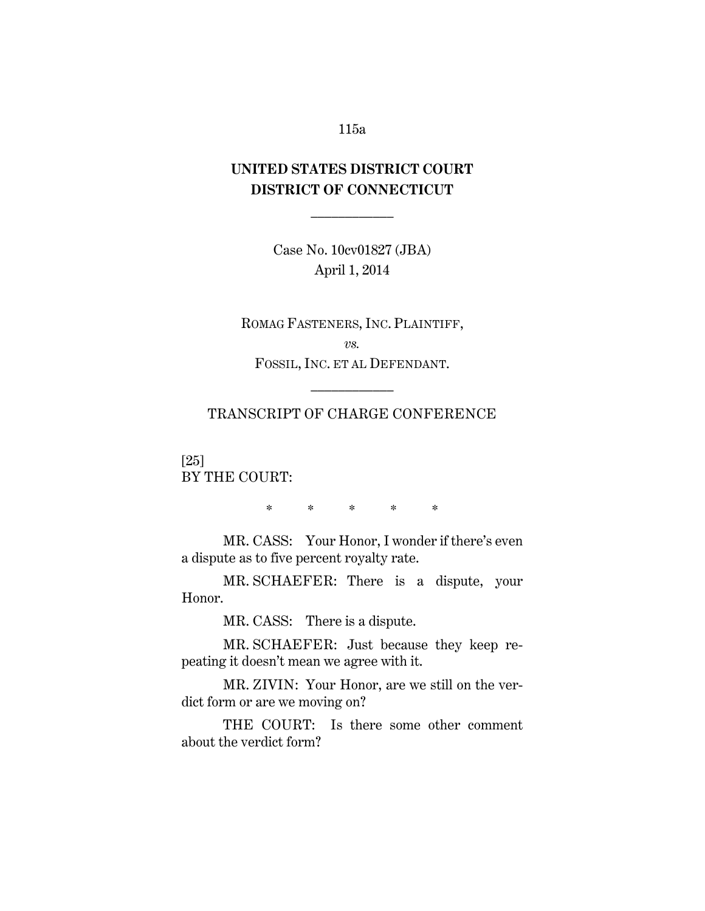# UNITED STATES DISTRICT COURT
# DISTRICT OF CONNECTICUT

---

Case No. 10cv01827 (JBA)
April 1, 2014

ROMAG FASTENERS, INC. PLAINTIFF,
*vs.*
FOSSIL, INC. ET AL DEFENDANT.

---

TRANSCRIPT OF CHARGE CONFERENCE

[25]
BY THE COURT:

\* \* \* \* \*

MR. CASS: Your Honor, I wonder if there's even a dispute as to five percent royalty rate.

MR. SCHAEFER: There is a dispute, your Honor.

MR. CASS: There is a dispute.

MR. SCHAEFER: Just because they keep repeating it doesn't mean we agree with it.

MR. ZIVIN: Your Honor, are we still on the verdict form or are we moving on?

THE COURT: Is there some other comment about the verdict form?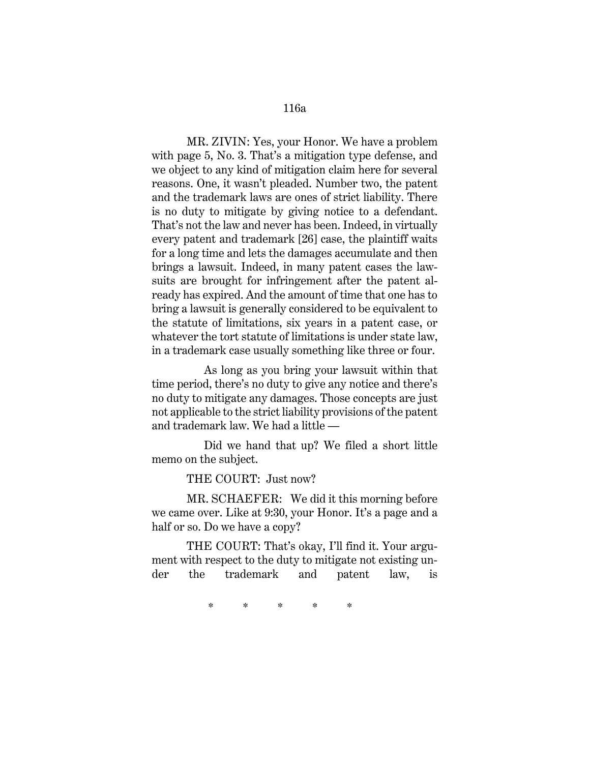MR. ZIVIN: Yes, your Honor. We have a problem with page 5, No. 3. That's a mitigation type defense, and we object to any kind of mitigation claim here for several reasons. One, it wasn't pleaded. Number two, the patent and the trademark laws are ones of strict liability. There is no duty to mitigate by giving notice to a defendant. That's not the law and never has been. Indeed, in virtually every patent and trademark [26] case, the plaintiff waits for a long time and lets the damages accumulate and then brings a lawsuit. Indeed, in many patent cases the lawsuits are brought for infringement after the patent already has expired. And the amount of time that one has to bring a lawsuit is generally considered to be equivalent to the statute of limitations, six years in a patent case, or whatever the tort statute of limitations is under state law, in a trademark case usually something like three or four.

As long as you bring your lawsuit within that time period, there's no duty to give any notice and there's no duty to mitigate any damages. Those concepts are just not applicable to the strict liability provisions of the patent and trademark law. We had a little —

Did we hand that up? We filed a short little memo on the subject.

THE COURT: Just now?

MR. SCHAEFER: We did it this morning before we came over. Like at 9:30, your Honor. It's a page and a half or so. Do we have a copy?

THE COURT: That's okay, I'll find it. Your argument with respect to the duty to mitigate not existing under the trademark and patent law, is

\* \* \* \* \*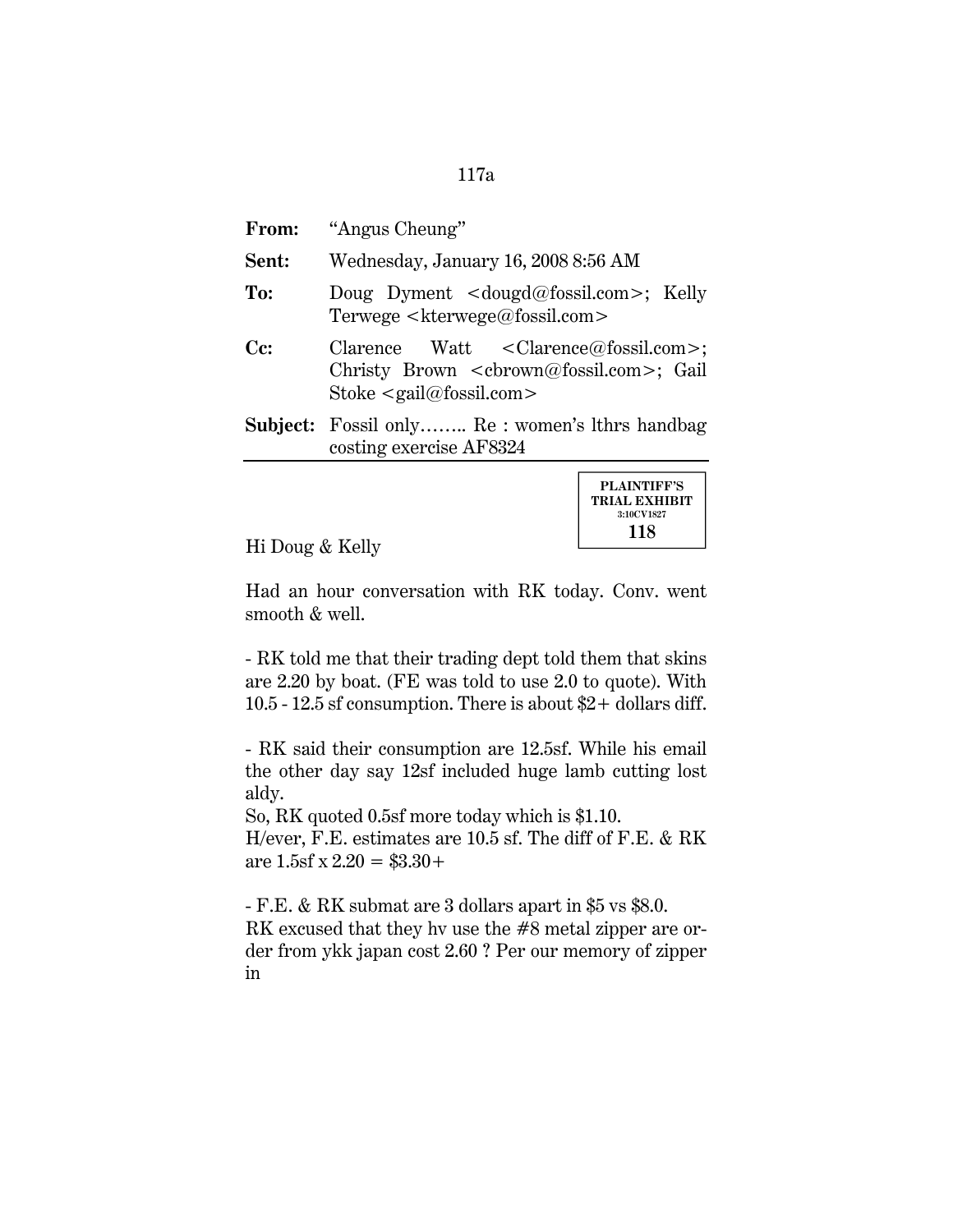| | |
|---|---|
| **From:** | "Angus Cheung" |
| **Sent:** | Wednesday, January 16, 2008 8:56 AM |
| **To:** | Doug Dyment <dougd@fossil.com>; Kelly Terwege <kterwege@fossil.com> |
| **Cc:** | Clarence Watt <Clarence@fossil.com>; Christy Brown <cbrown@fossil.com>; Gail Stoke <gail@fossil.com> |
| **Subject:** | Fossil only…….. Re : women's lthrs handbag costing exercise AF8324 |

**PLAINTIFF'S TRIAL EXHIBIT**
**3:10CV1827**
**118**

Hi Doug & Kelly

Had an hour conversation with RK today. Conv. went smooth & well.

- RK told me that their trading dept told them that skins are 2.20 by boat. (FE was told to use 2.0 to quote). With 10.5 - 12.5 sf consumption. There is about $2+ dollars diff.

- RK said their consumption are 12.5sf. While his email the other day say 12sf included huge lamb cutting lost aldy.
So, RK quoted 0.5sf more today which is $1.10.
H/ever, F.E. estimates are 10.5 sf. The diff of F.E. & RK are 1.5sf x 2.20 = $3.30+

- F.E. & RK submat are 3 dollars apart in $5 vs $8.0.
RK excused that they hv use the #8 metal zipper are order from ykk japan cost 2.60 ? Per our memory of zipper in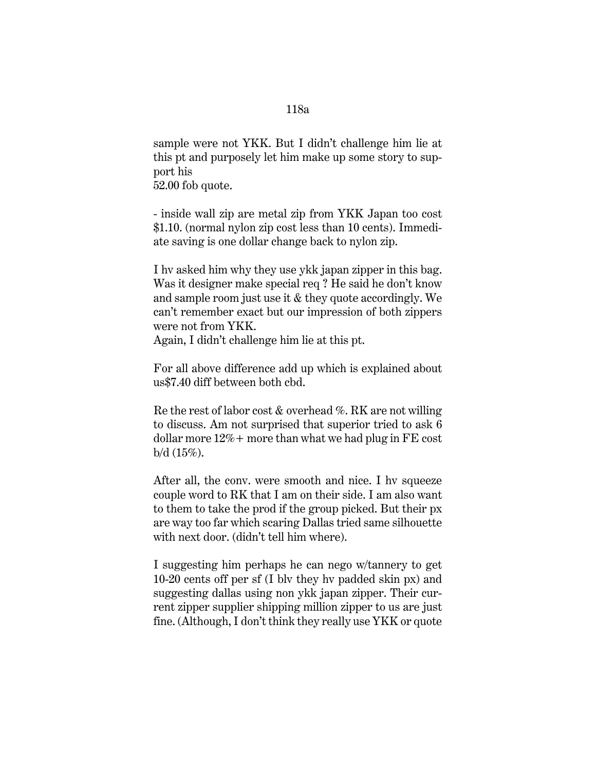sample were not YKK. But I didn't challenge him lie at this pt and purposely let him make up some story to support his
52.00 fob quote.

- inside wall zip are metal zip from YKK Japan too cost $1.10. (normal nylon zip cost less than 10 cents). Immediate saving is one dollar change back to nylon zip.

I hv asked him why they use ykk japan zipper in this bag. Was it designer make special req ? He said he don't know and sample room just use it & they quote accordingly. We can't remember exact but our impression of both zippers were not from YKK.
Again, I didn't challenge him lie at this pt.

For all above difference add up which is explained about us$7.40 diff between both cbd.

Re the rest of labor cost & overhead %. RK are not willing to discuss. Am not surprised that superior tried to ask 6 dollar more 12%+ more than what we had plug in FE cost b/d (15%).

After all, the conv. were smooth and nice. I hv squeeze couple word to RK that I am on their side. I am also want to them to take the prod if the group picked. But their px are way too far which scaring Dallas tried same silhouette with next door. (didn't tell him where).

I suggesting him perhaps he can nego w/tannery to get 10-20 cents off per sf (I blv they hv padded skin px) and suggesting dallas using non ykk japan zipper. Their current zipper supplier shipping million zipper to us are just fine. (Although, I don't think they really use YKK or quote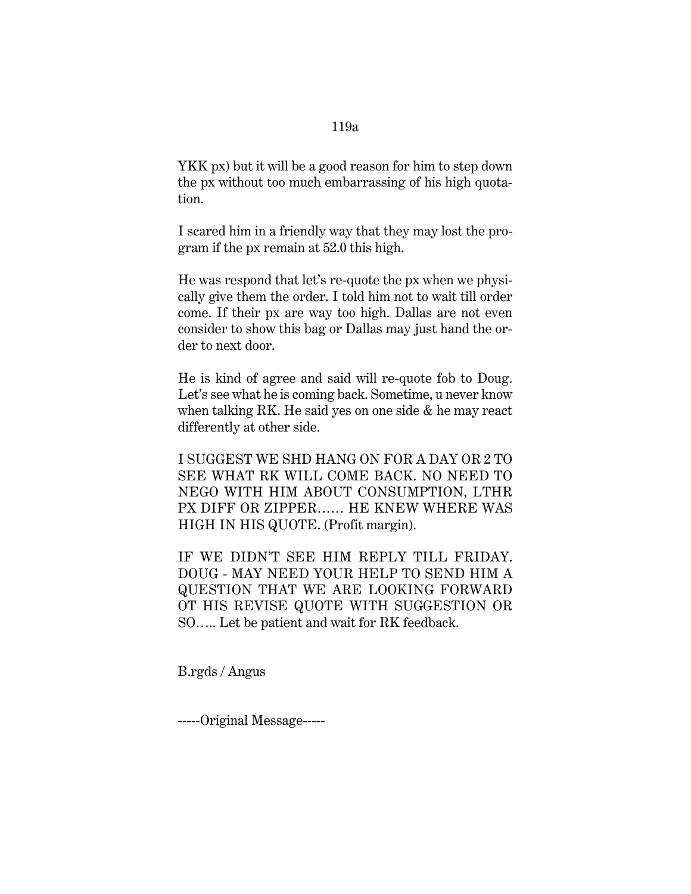YKK px) but it will be a good reason for him to step down the px without too much embarrassing of his high quotation.

I scared him in a friendly way that they may lost the program if the px remain at 52.0 this high.

He was respond that let's re-quote the px when we physically give them the order. I told him not to wait till order come. If their px are way too high. Dallas are not even consider to show this bag or Dallas may just hand the order to next door.

He is kind of agree and said will re-quote fob to Doug. Let's see what he is coming back. Sometime, u never know when talking RK. He said yes on one side & he may react differently at other side.

I SUGGEST WE SHD HANG ON FOR A DAY OR 2 TO SEE WHAT RK WILL COME BACK. NO NEED TO NEGO WITH HIM ABOUT CONSUMPTION, LTHR PX DIFF OR ZIPPER…… HE KNEW WHERE WAS HIGH IN HIS QUOTE. (Profit margin).

IF WE DIDN'T SEE HIM REPLY TILL FRIDAY. DOUG - MAY NEED YOUR HELP TO SEND HIM A QUESTION THAT WE ARE LOOKING FORWARD OT HIS REVISE QUOTE WITH SUGGESTION OR SO….. Let be patient and wait for RK feedback.

B.rgds / Angus

-----Original Message-----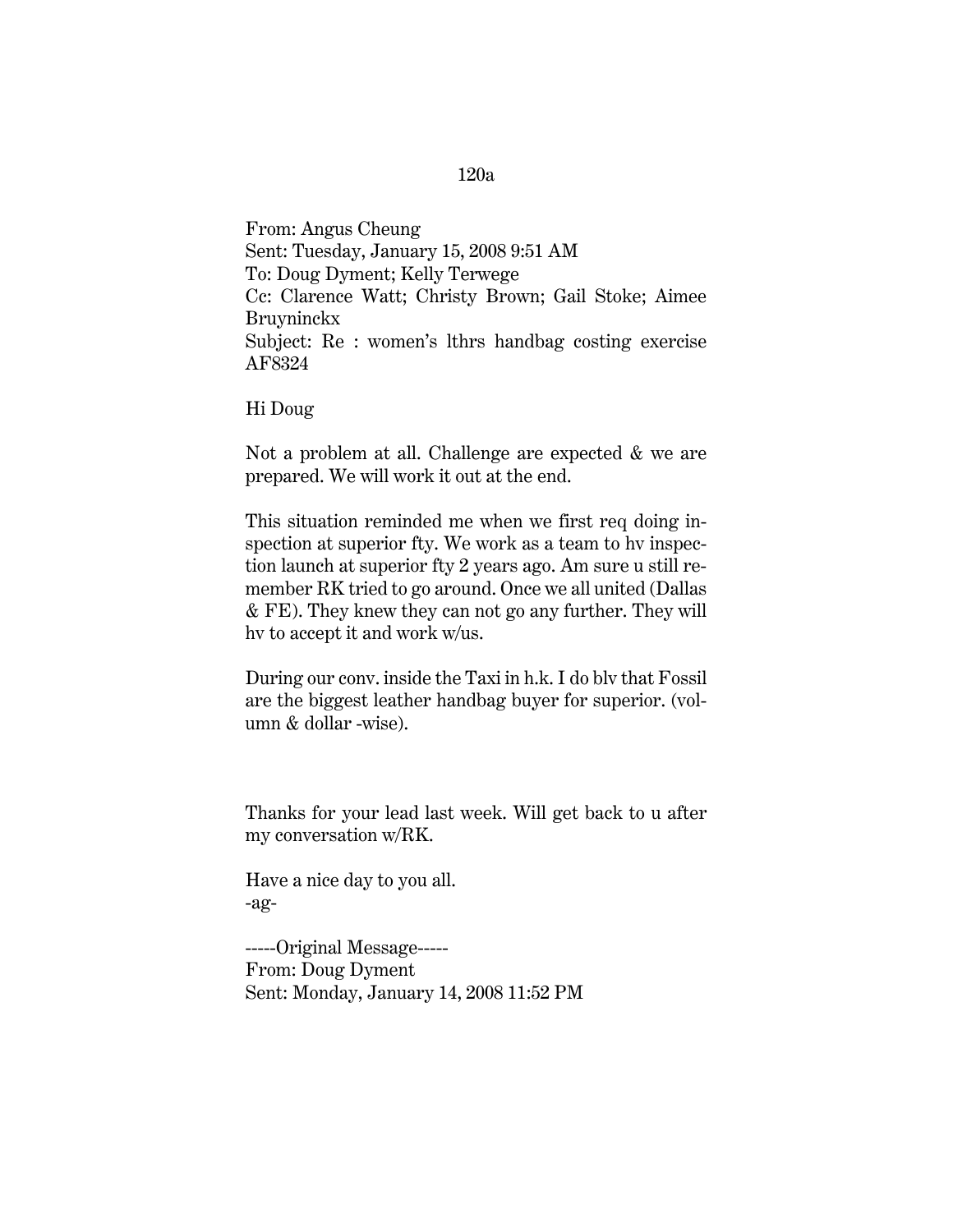From: Angus Cheung
Sent: Tuesday, January 15, 2008 9:51 AM
To: Doug Dyment; Kelly Terwege
Cc: Clarence Watt; Christy Brown; Gail Stoke; Aimee Bruyninckx
Subject: Re : women's lthrs handbag costing exercise AF8324

Hi Doug

Not a problem at all. Challenge are expected & we are prepared. We will work it out at the end.

This situation reminded me when we first req doing inspection at superior fty. We work as a team to hv inspection launch at superior fty 2 years ago. Am sure u still remember RK tried to go around. Once we all united (Dallas & FE). They knew they can not go any further. They will hv to accept it and work w/us.

During our conv. inside the Taxi in h.k. I do blv that Fossil are the biggest leather handbag buyer for superior. (volumn & dollar -wise).

Thanks for your lead last week. Will get back to u after my conversation w/RK.

Have a nice day to you all.
-ag-

-----Original Message-----
From: Doug Dyment
Sent: Monday, January 14, 2008 11:52 PM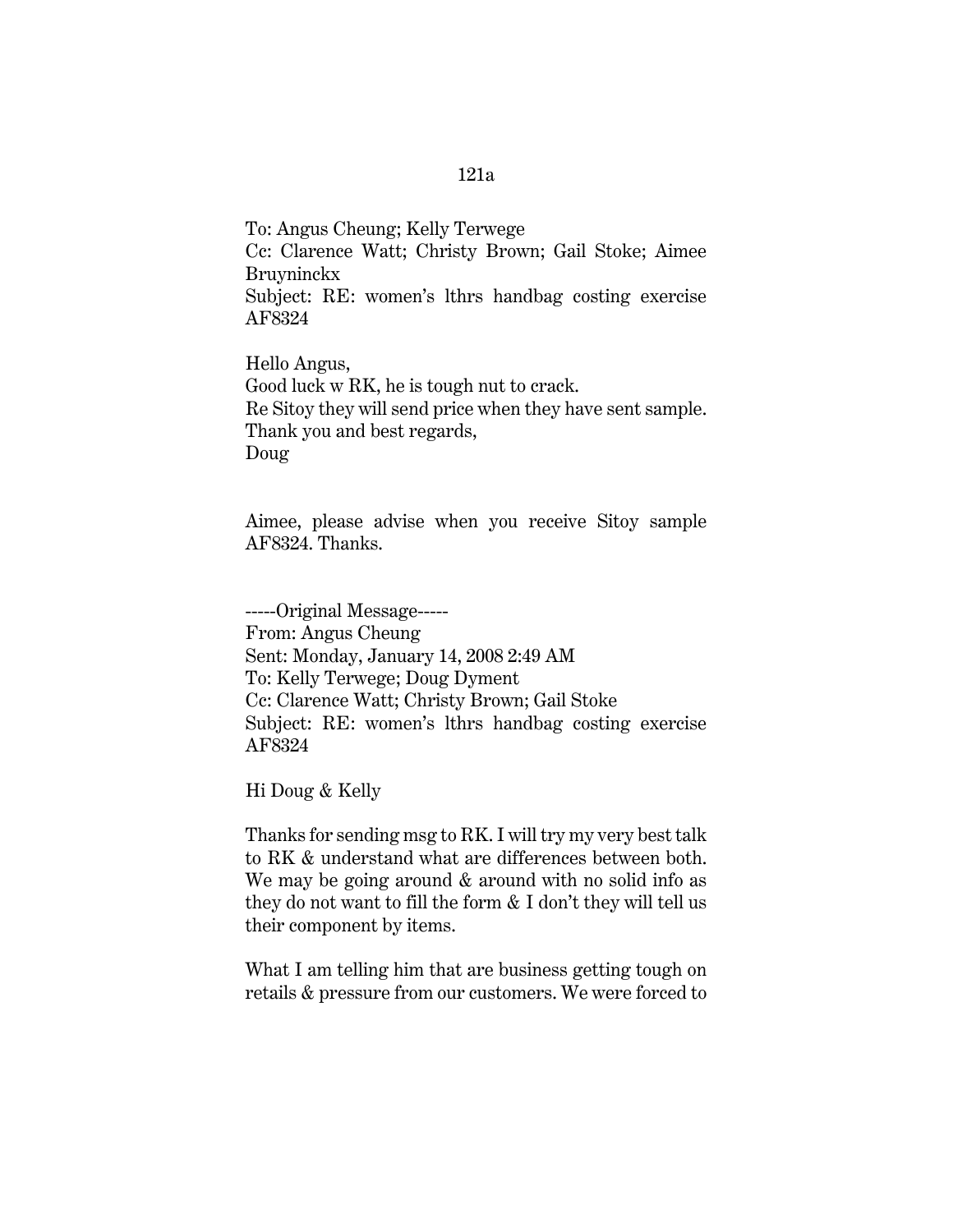To: Angus Cheung; Kelly Terwege
Cc: Clarence Watt; Christy Brown; Gail Stoke; Aimee Bruyninckx
Subject: RE: women's lthrs handbag costing exercise AF8324

Hello Angus,
Good luck w RK, he is tough nut to crack.
Re Sitoy they will send price when they have sent sample.
Thank you and best regards,
Doug

Aimee, please advise when you receive Sitoy sample AF8324. Thanks.

-----Original Message-----
From: Angus Cheung
Sent: Monday, January 14, 2008 2:49 AM
To: Kelly Terwege; Doug Dyment
Cc: Clarence Watt; Christy Brown; Gail Stoke
Subject: RE: women's lthrs handbag costing exercise AF8324

Hi Doug & Kelly

Thanks for sending msg to RK. I will try my very best talk to RK & understand what are differences between both. We may be going around & around with no solid info as they do not want to fill the form & I don't they will tell us their component by items.

What I am telling him that are business getting tough on retails & pressure from our customers. We were forced to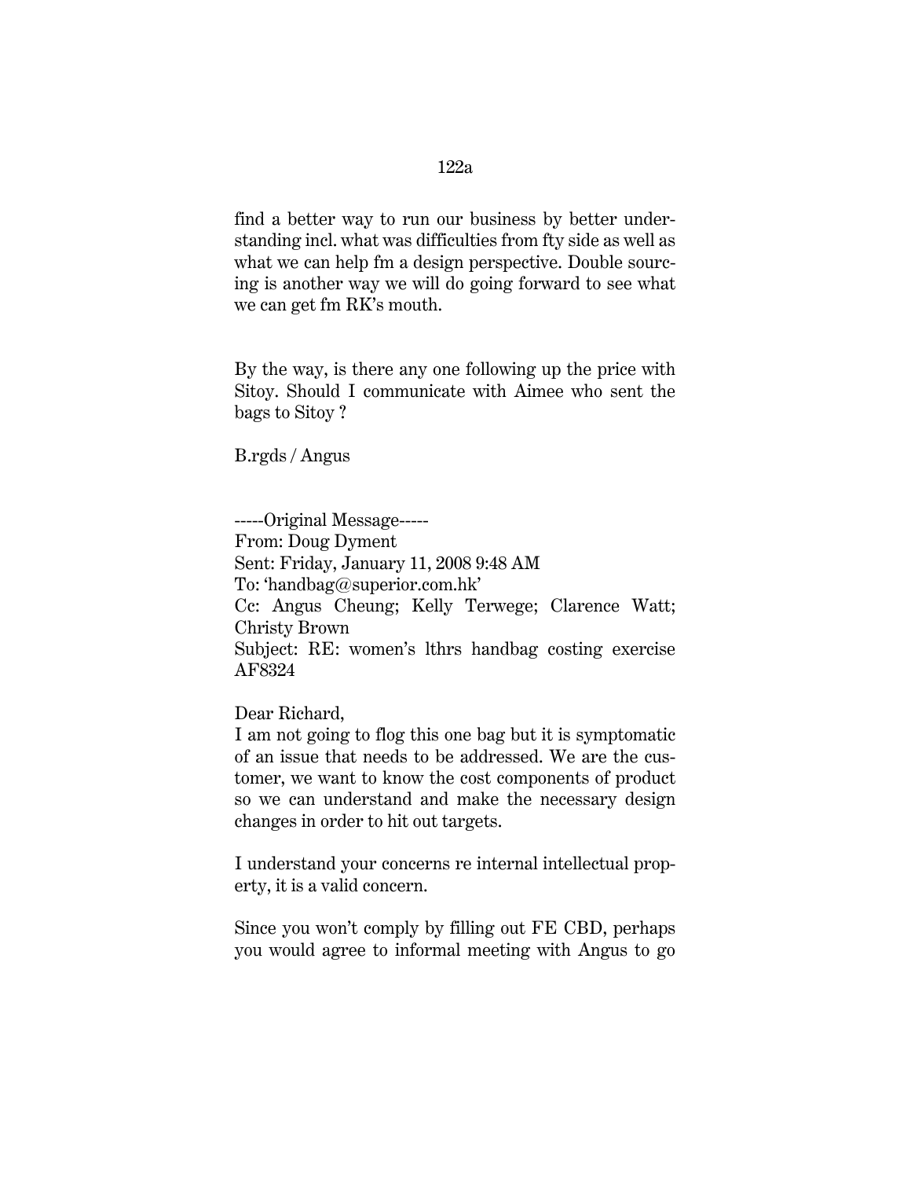find a better way to run our business by better understanding incl. what was difficulties from fty side as well as what we can help fm a design perspective. Double sourcing is another way we will do going forward to see what we can get fm RK's mouth.

By the way, is there any one following up the price with Sitoy. Should I communicate with Aimee who sent the bags to Sitoy ?

B.rgds / Angus

-----Original Message-----
From: Doug Dyment
Sent: Friday, January 11, 2008 9:48 AM
To: 'handbag@superior.com.hk'
Cc: Angus Cheung; Kelly Terwege; Clarence Watt; Christy Brown
Subject: RE: women's lthrs handbag costing exercise AF8324

Dear Richard,
I am not going to flog this one bag but it is symptomatic of an issue that needs to be addressed. We are the customer, we want to know the cost components of product so we can understand and make the necessary design changes in order to hit out targets.

I understand your concerns re internal intellectual property, it is a valid concern.

Since you won't comply by filling out FE CBD, perhaps you would agree to informal meeting with Angus to go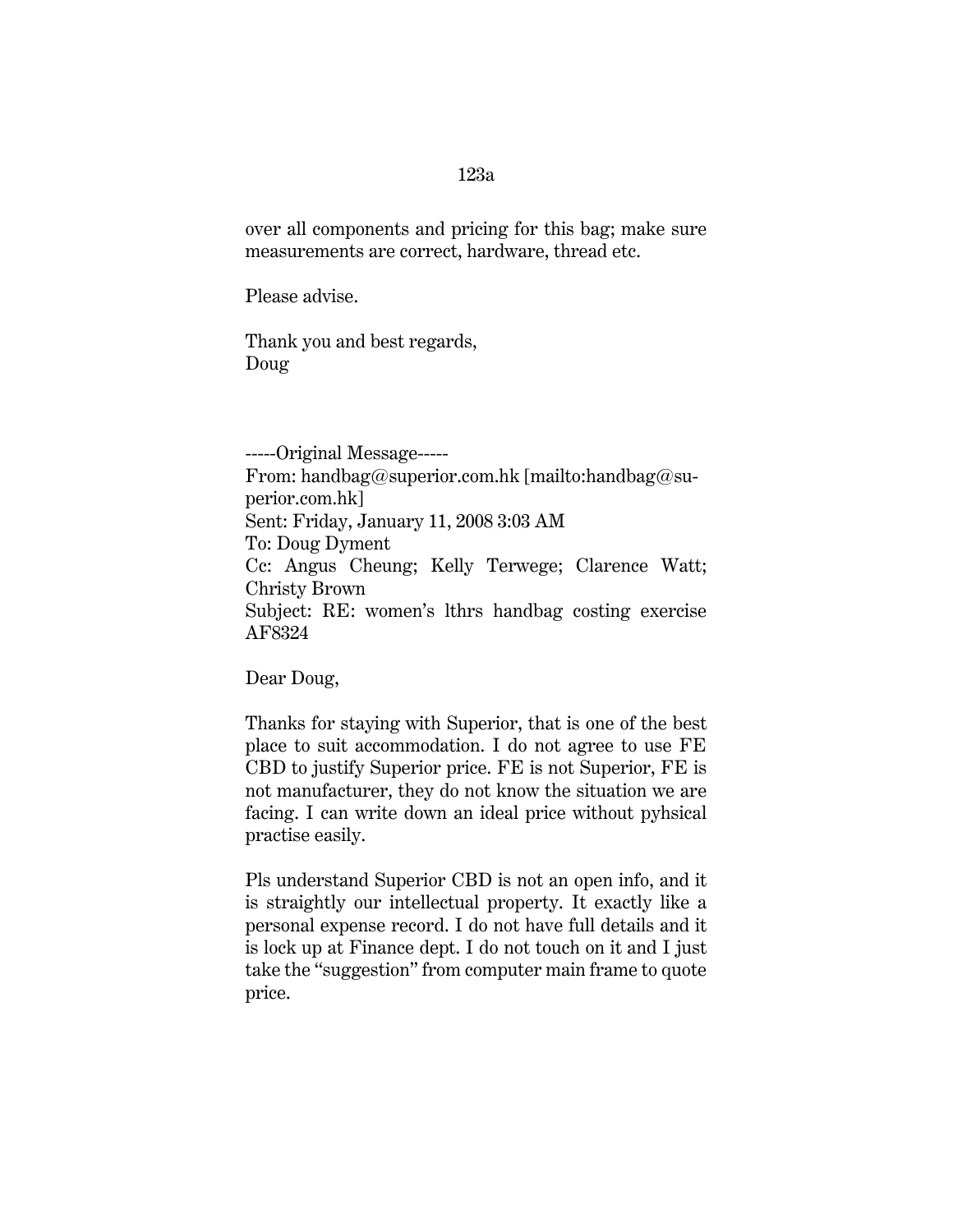over all components and pricing for this bag; make sure measurements are correct, hardware, thread etc.

Please advise.

Thank you and best regards,
Doug

-----Original Message-----
From: handbag@superior.com.hk [mailto:handbag@superior.com.hk]
Sent: Friday, January 11, 2008 3:03 AM
To: Doug Dyment
Cc: Angus Cheung; Kelly Terwege; Clarence Watt; Christy Brown
Subject: RE: women's lthrs handbag costing exercise AF8324

Dear Doug,

Thanks for staying with Superior, that is one of the best place to suit accommodation. I do not agree to use FE CBD to justify Superior price. FE is not Superior, FE is not manufacturer, they do not know the situation we are facing. I can write down an ideal price without pyhsical practise easily.

Pls understand Superior CBD is not an open info, and it is straightly our intellectual property. It exactly like a personal expense record. I do not have full details and it is lock up at Finance dept. I do not touch on it and I just take the "suggestion" from computer main frame to quote price.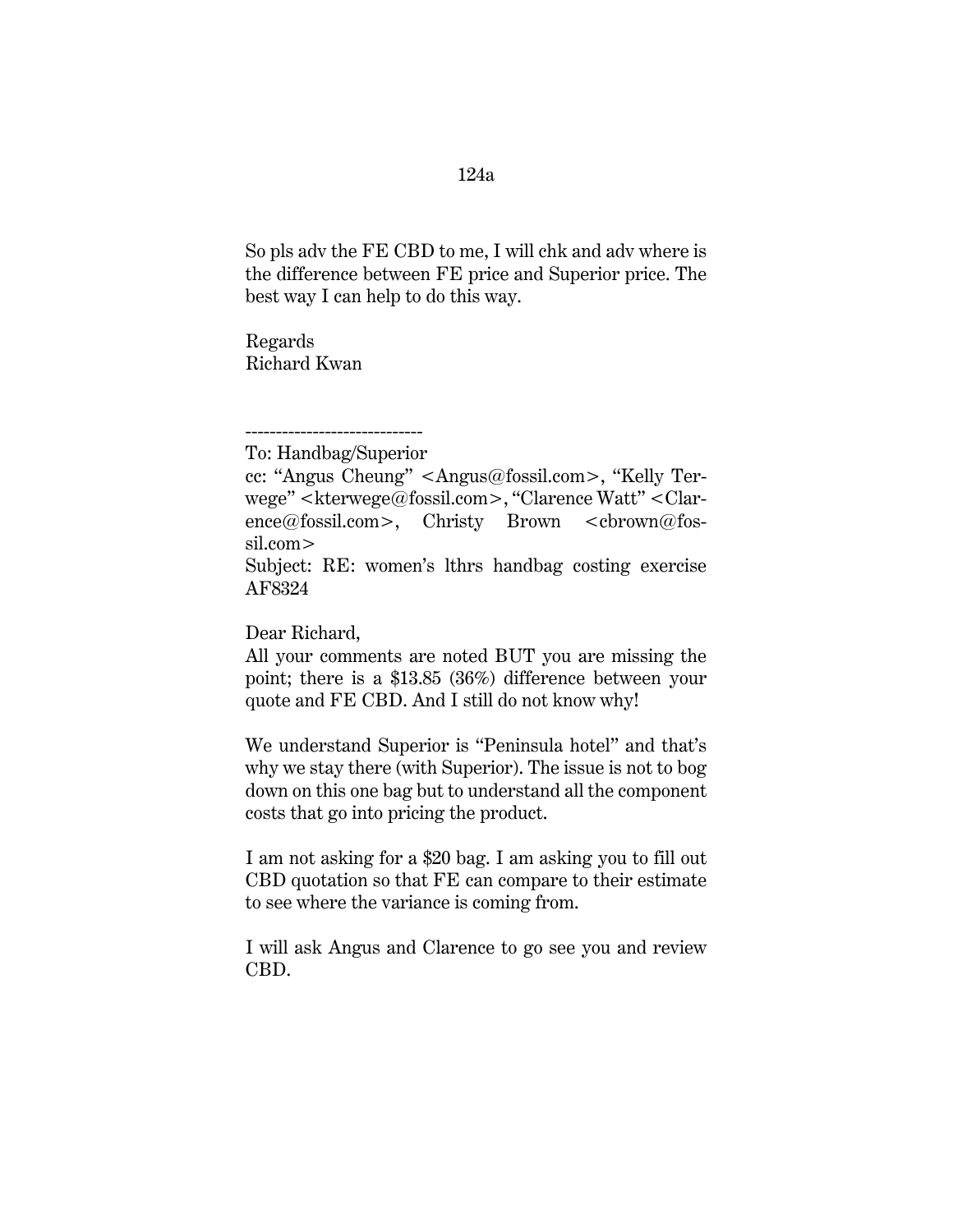So pls adv the FE CBD to me, I will chk and adv where is the difference between FE price and Superior price. The best way I can help to do this way.

Regards
Richard Kwan

-----------------------------

To: Handbag/Superior
cc: "Angus Cheung" <Angus@fossil.com>, "Kelly Terwege" <kterwege@fossil.com>, "Clarence Watt" <Clarence@fossil.com>, Christy Brown <cbrown@fossil.com>
Subject: RE: women's lthrs handbag costing exercise AF8324

Dear Richard,
All your comments are noted BUT you are missing the point; there is a $13.85 (36%) difference between your quote and FE CBD. And I still do not know why!

We understand Superior is "Peninsula hotel" and that's why we stay there (with Superior). The issue is not to bog down on this one bag but to understand all the component costs that go into pricing the product.

I am not asking for a $20 bag. I am asking you to fill out CBD quotation so that FE can compare to their estimate to see where the variance is coming from.

I will ask Angus and Clarence to go see you and review CBD.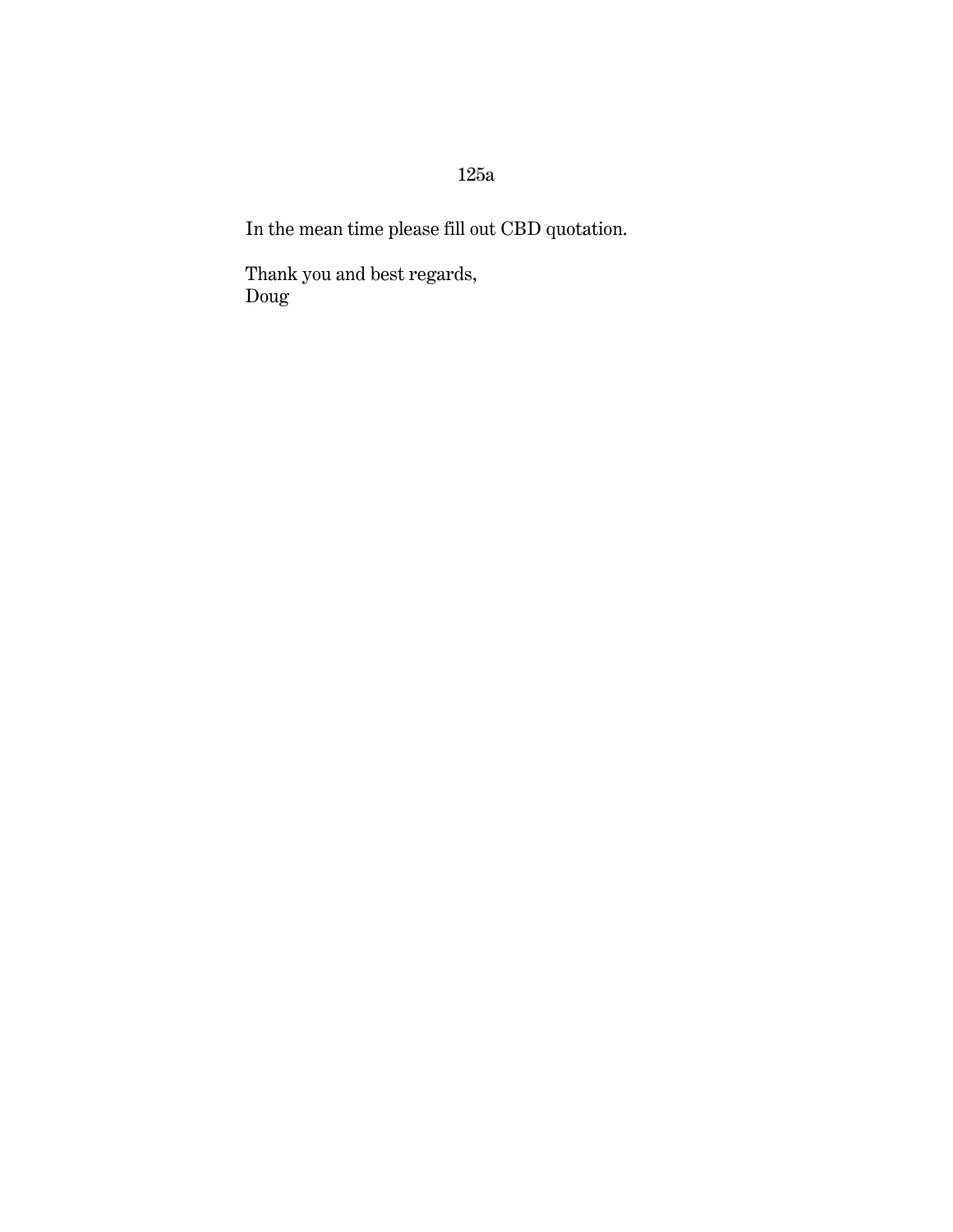In the mean time please fill out CBD quotation.

Thank you and best regards,
Doug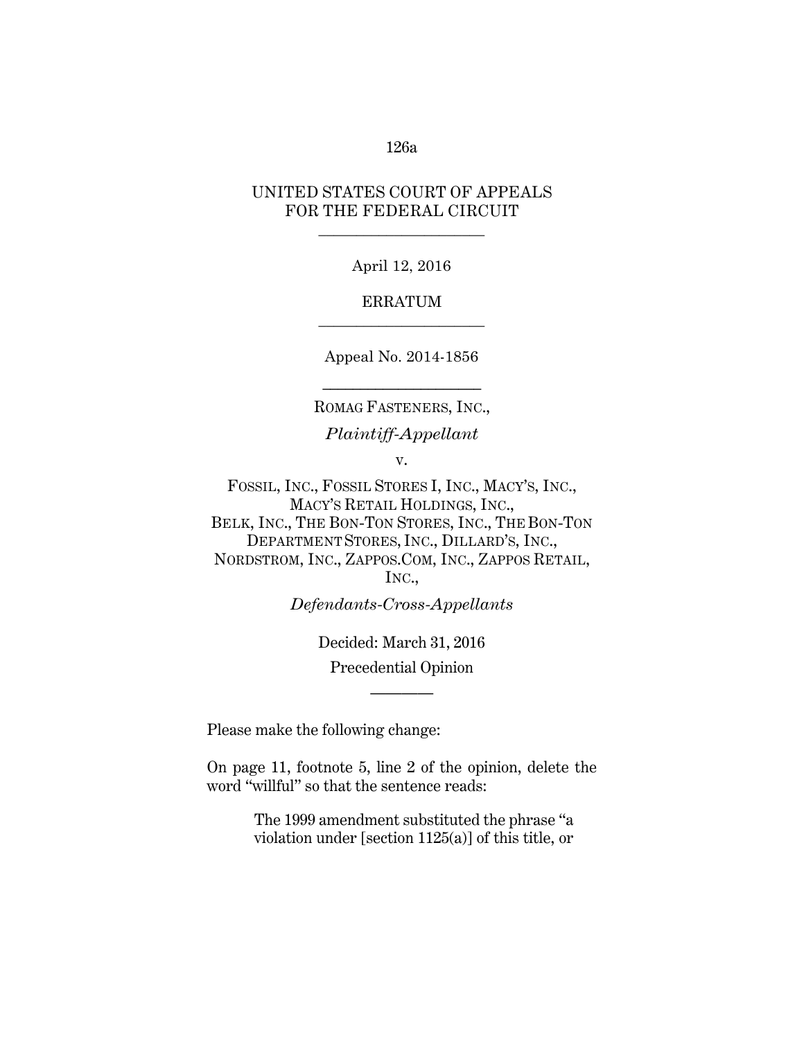UNITED STATES COURT OF APPEALS
FOR THE FEDERAL CIRCUIT

---

April 12, 2016

ERRATUM

---

Appeal No. 2014-1856

---

ROMAG FASTENERS, INC.,

*Plaintiff-Appellant*

v.

FOSSIL, INC., FOSSIL STORES I, INC., MACY'S, INC., MACY'S RETAIL HOLDINGS, INC., BELK, INC., THE BON-TON STORES, INC., THE BON-TON DEPARTMENT STORES, INC., DILLARD'S, INC., NORDSTROM, INC., ZAPPOS.COM, INC., ZAPPOS RETAIL, INC.,

*Defendants-Cross-Appellants*

Decided: March 31, 2016

Precedential Opinion

---

Please make the following change:

On page 11, footnote 5, line 2 of the opinion, delete the word "willful" so that the sentence reads:

> The 1999 amendment substituted the phrase "a violation under [section 1125(a)] of this title, or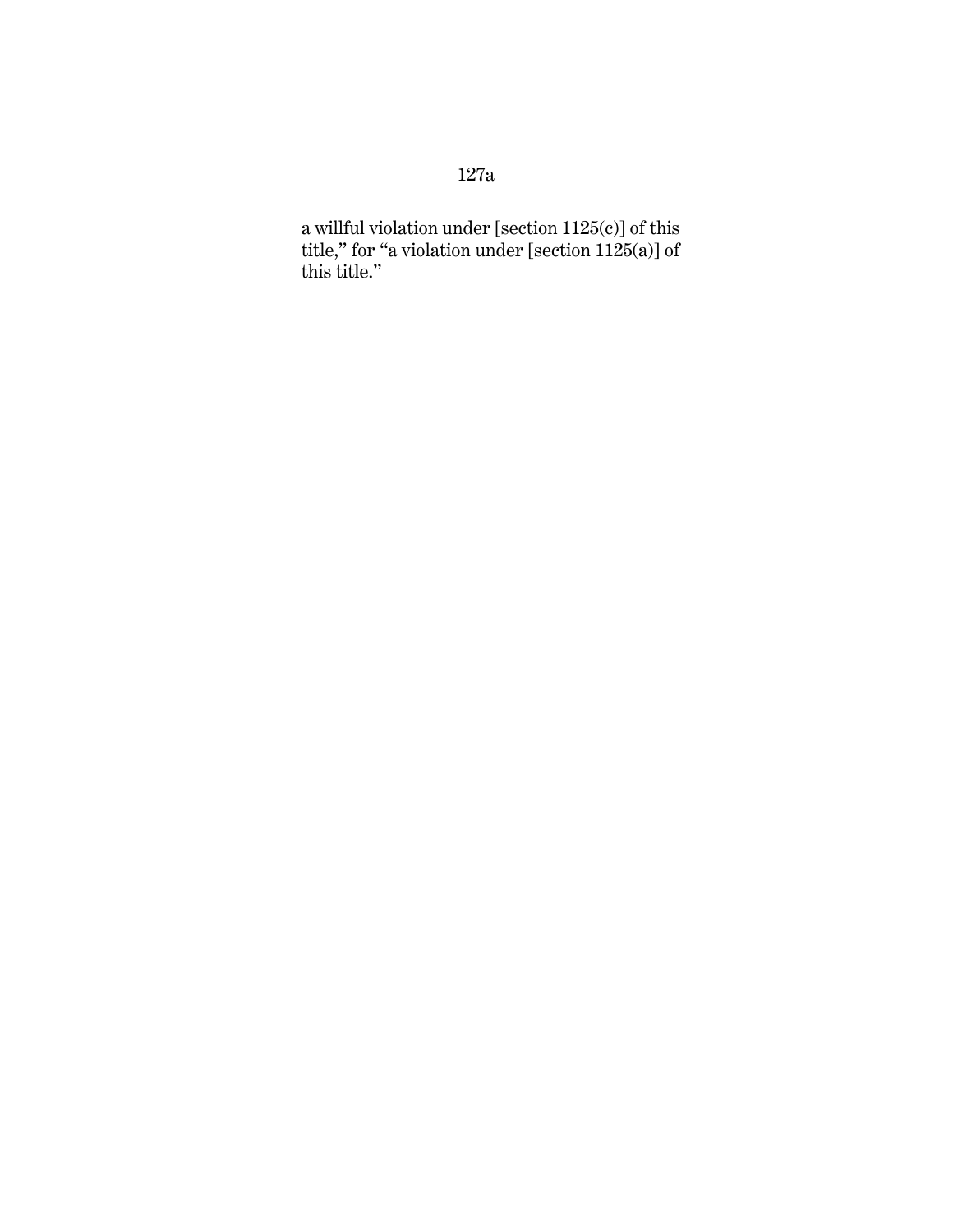a willful violation under [section 1125(c)] of this title," for "a violation under [section 1125(a)] of this title."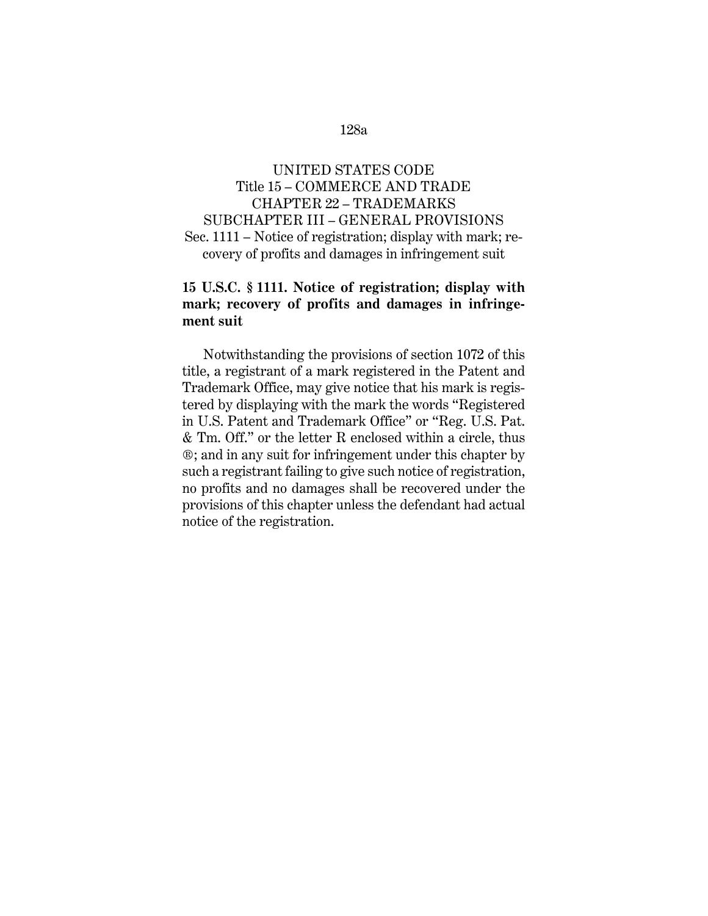UNITED STATES CODE
Title 15 – COMMERCE AND TRADE
CHAPTER 22 – TRADEMARKS
SUBCHAPTER III – GENERAL PROVISIONS
Sec. 1111 – Notice of registration; display with mark; recovery of profits and damages in infringement suit

**15 U.S.C. § 1111. Notice of registration; display with mark; recovery of profits and damages in infringement suit**

Notwithstanding the provisions of section 1072 of this title, a registrant of a mark registered in the Patent and Trademark Office, may give notice that his mark is registered by displaying with the mark the words "Registered in U.S. Patent and Trademark Office" or "Reg. U.S. Pat. & Tm. Off." or the letter R enclosed within a circle, thus ®; and in any suit for infringement under this chapter by such a registrant failing to give such notice of registration, no profits and no damages shall be recovered under the provisions of this chapter unless the defendant had actual notice of the registration.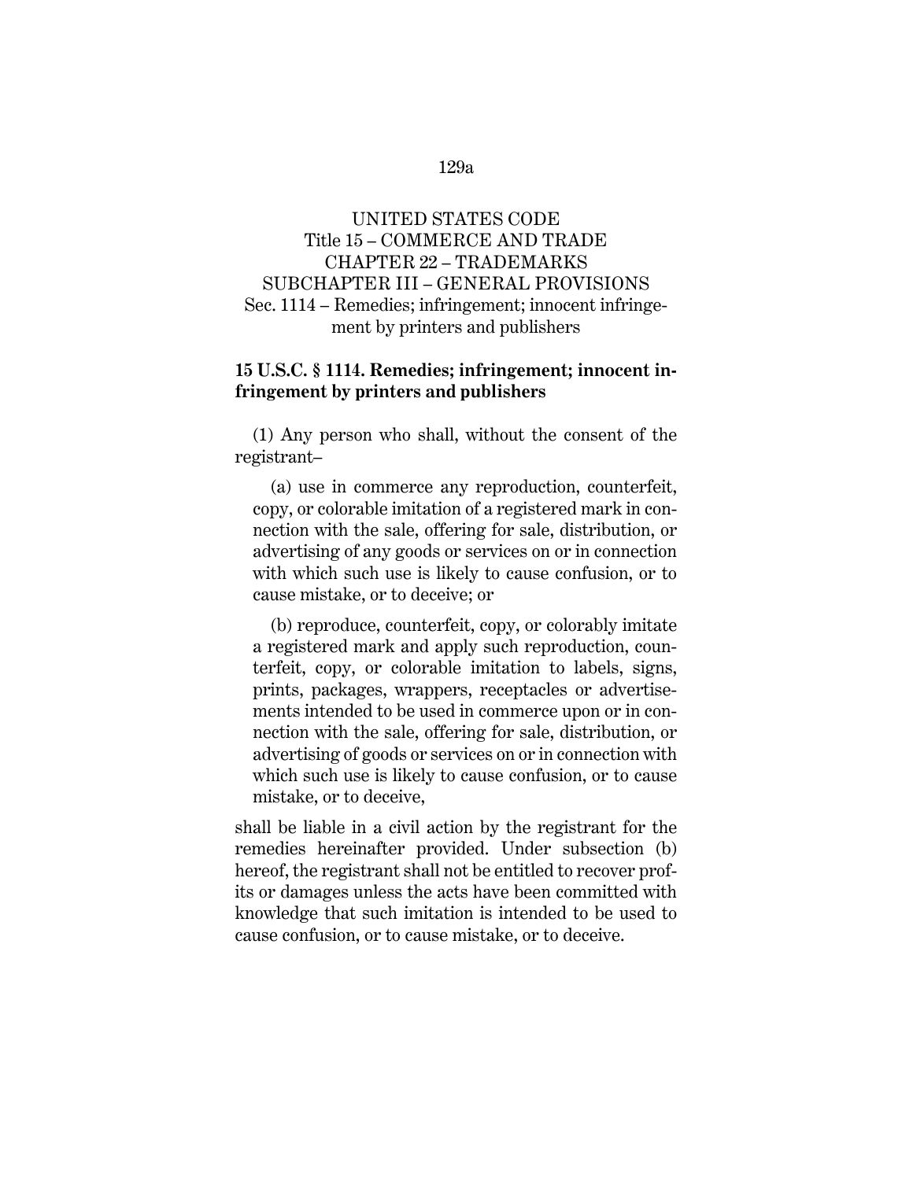UNITED STATES CODE
Title 15 – COMMERCE AND TRADE
CHAPTER 22 – TRADEMARKS
SUBCHAPTER III – GENERAL PROVISIONS
Sec. 1114 – Remedies; infringement; innocent infringement by printers and publishers

**15 U.S.C. § 1114. Remedies; infringement; innocent infringement by printers and publishers**

(1) Any person who shall, without the consent of the registrant–

(a) use in commerce any reproduction, counterfeit, copy, or colorable imitation of a registered mark in connection with the sale, offering for sale, distribution, or advertising of any goods or services on or in connection with which such use is likely to cause confusion, or to cause mistake, or to deceive; or

(b) reproduce, counterfeit, copy, or colorably imitate a registered mark and apply such reproduction, counterfeit, copy, or colorable imitation to labels, signs, prints, packages, wrappers, receptacles or advertisements intended to be used in commerce upon or in connection with the sale, offering for sale, distribution, or advertising of goods or services on or in connection with which such use is likely to cause confusion, or to cause mistake, or to deceive,

shall be liable in a civil action by the registrant for the remedies hereinafter provided. Under subsection (b) hereof, the registrant shall not be entitled to recover profits or damages unless the acts have been committed with knowledge that such imitation is intended to be used to cause confusion, or to cause mistake, or to deceive.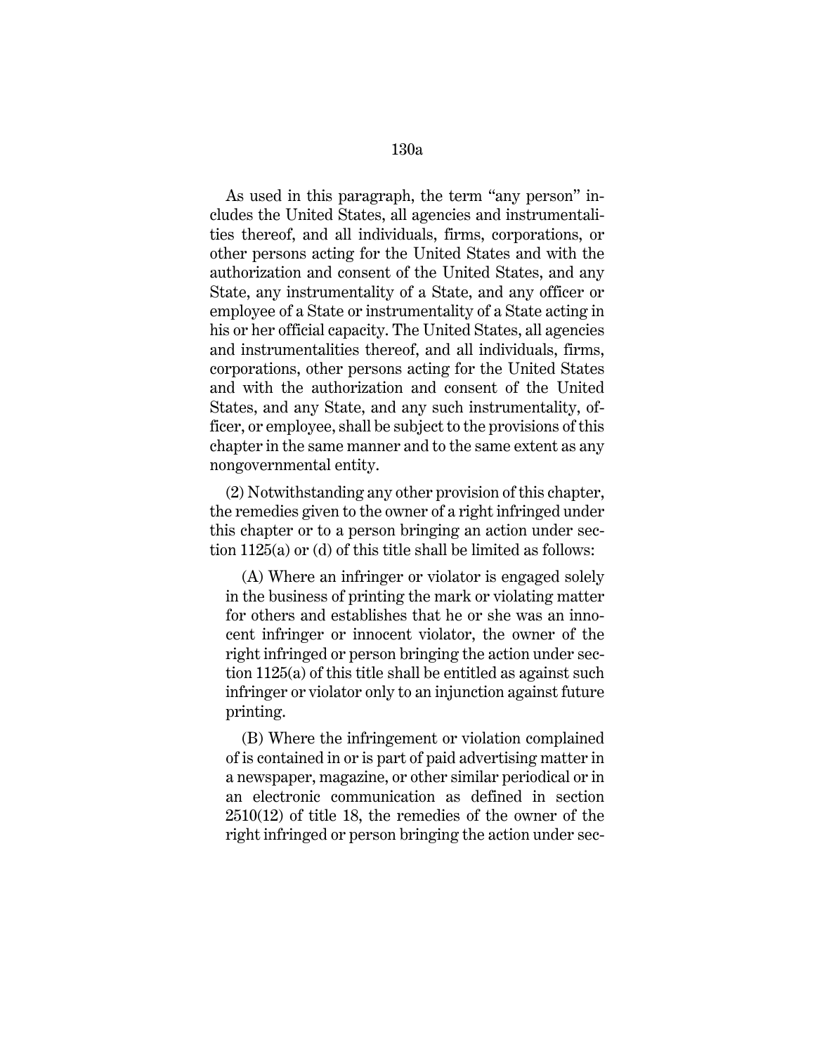As used in this paragraph, the term "any person" includes the United States, all agencies and instrumentalities thereof, and all individuals, firms, corporations, or other persons acting for the United States and with the authorization and consent of the United States, and any State, any instrumentality of a State, and any officer or employee of a State or instrumentality of a State acting in his or her official capacity. The United States, all agencies and instrumentalities thereof, and all individuals, firms, corporations, other persons acting for the United States and with the authorization and consent of the United States, and any State, and any such instrumentality, officer, or employee, shall be subject to the provisions of this chapter in the same manner and to the same extent as any nongovernmental entity.

(2) Notwithstanding any other provision of this chapter, the remedies given to the owner of a right infringed under this chapter or to a person bringing an action under section 1125(a) or (d) of this title shall be limited as follows:

(A) Where an infringer or violator is engaged solely in the business of printing the mark or violating matter for others and establishes that he or she was an innocent infringer or innocent violator, the owner of the right infringed or person bringing the action under section 1125(a) of this title shall be entitled as against such infringer or violator only to an injunction against future printing.

(B) Where the infringement or violation complained of is contained in or is part of paid advertising matter in a newspaper, magazine, or other similar periodical or in an electronic communication as defined in section 2510(12) of title 18, the remedies of the owner of the right infringed or person bringing the action under sec-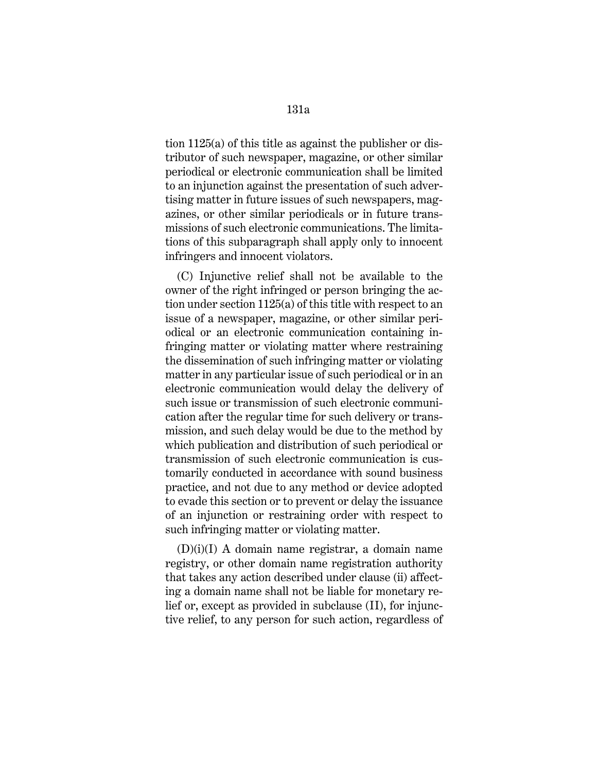tion 1125(a) of this title as against the publisher or distributor of such newspaper, magazine, or other similar periodical or electronic communication shall be limited to an injunction against the presentation of such advertising matter in future issues of such newspapers, magazines, or other similar periodicals or in future transmissions of such electronic communications. The limitations of this subparagraph shall apply only to innocent infringers and innocent violators.

(C) Injunctive relief shall not be available to the owner of the right infringed or person bringing the action under section 1125(a) of this title with respect to an issue of a newspaper, magazine, or other similar periodical or an electronic communication containing infringing matter or violating matter where restraining the dissemination of such infringing matter or violating matter in any particular issue of such periodical or in an electronic communication would delay the delivery of such issue or transmission of such electronic communication after the regular time for such delivery or transmission, and such delay would be due to the method by which publication and distribution of such periodical or transmission of such electronic communication is customarily conducted in accordance with sound business practice, and not due to any method or device adopted to evade this section or to prevent or delay the issuance of an injunction or restraining order with respect to such infringing matter or violating matter.

(D)(i)(I) A domain name registrar, a domain name registry, or other domain name registration authority that takes any action described under clause (ii) affecting a domain name shall not be liable for monetary relief or, except as provided in subclause (II), for injunctive relief, to any person for such action, regardless of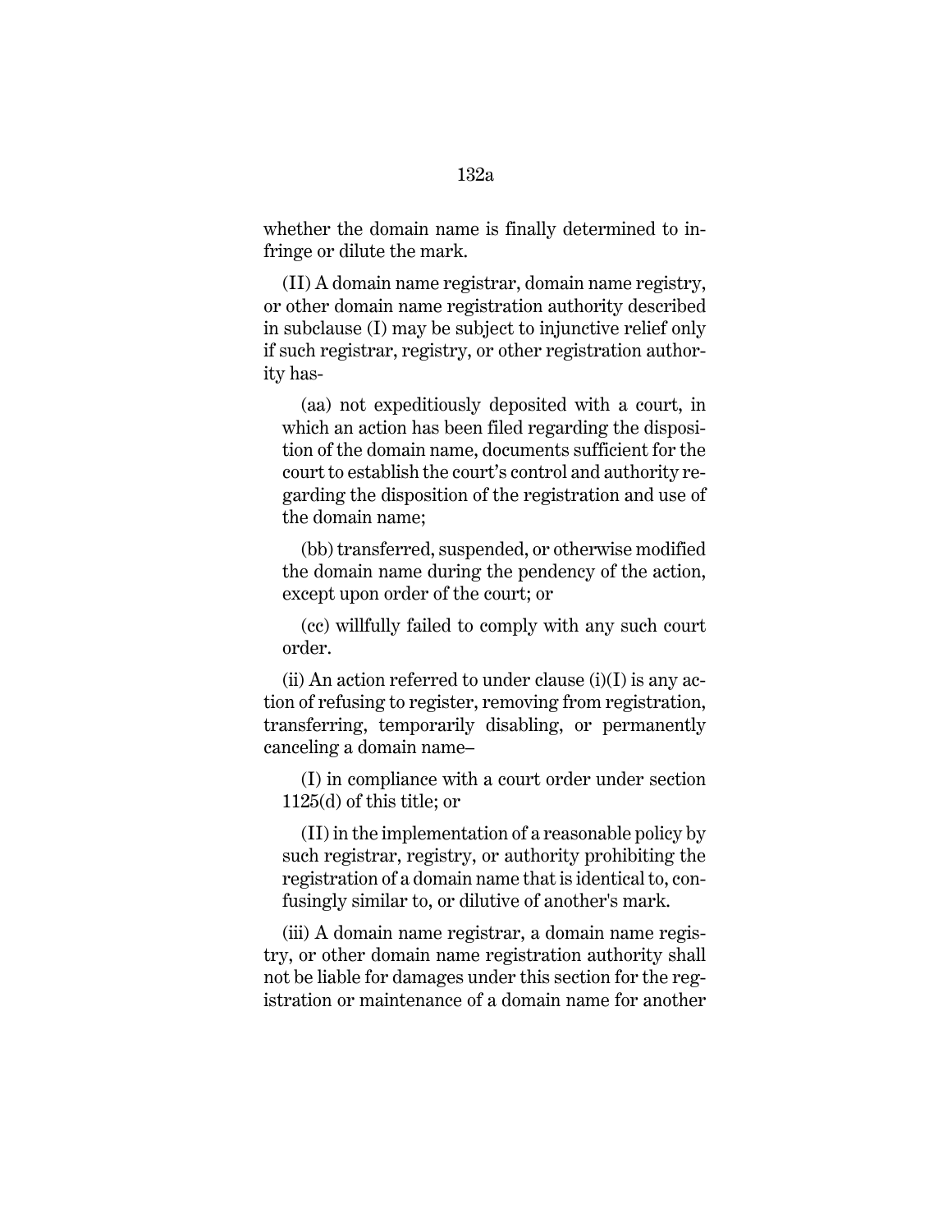whether the domain name is finally determined to infringe or dilute the mark.

(II) A domain name registrar, domain name registry, or other domain name registration authority described in subclause (I) may be subject to injunctive relief only if such registrar, registry, or other registration authority has-

(aa) not expeditiously deposited with a court, in which an action has been filed regarding the disposition of the domain name, documents sufficient for the court to establish the court's control and authority regarding the disposition of the registration and use of the domain name;

(bb) transferred, suspended, or otherwise modified the domain name during the pendency of the action, except upon order of the court; or

(cc) willfully failed to comply with any such court order.

(ii) An action referred to under clause (i)(I) is any action of refusing to register, removing from registration, transferring, temporarily disabling, or permanently canceling a domain name–

(I) in compliance with a court order under section 1125(d) of this title; or

(II) in the implementation of a reasonable policy by such registrar, registry, or authority prohibiting the registration of a domain name that is identical to, confusingly similar to, or dilutive of another's mark.

(iii) A domain name registrar, a domain name registry, or other domain name registration authority shall not be liable for damages under this section for the registration or maintenance of a domain name for another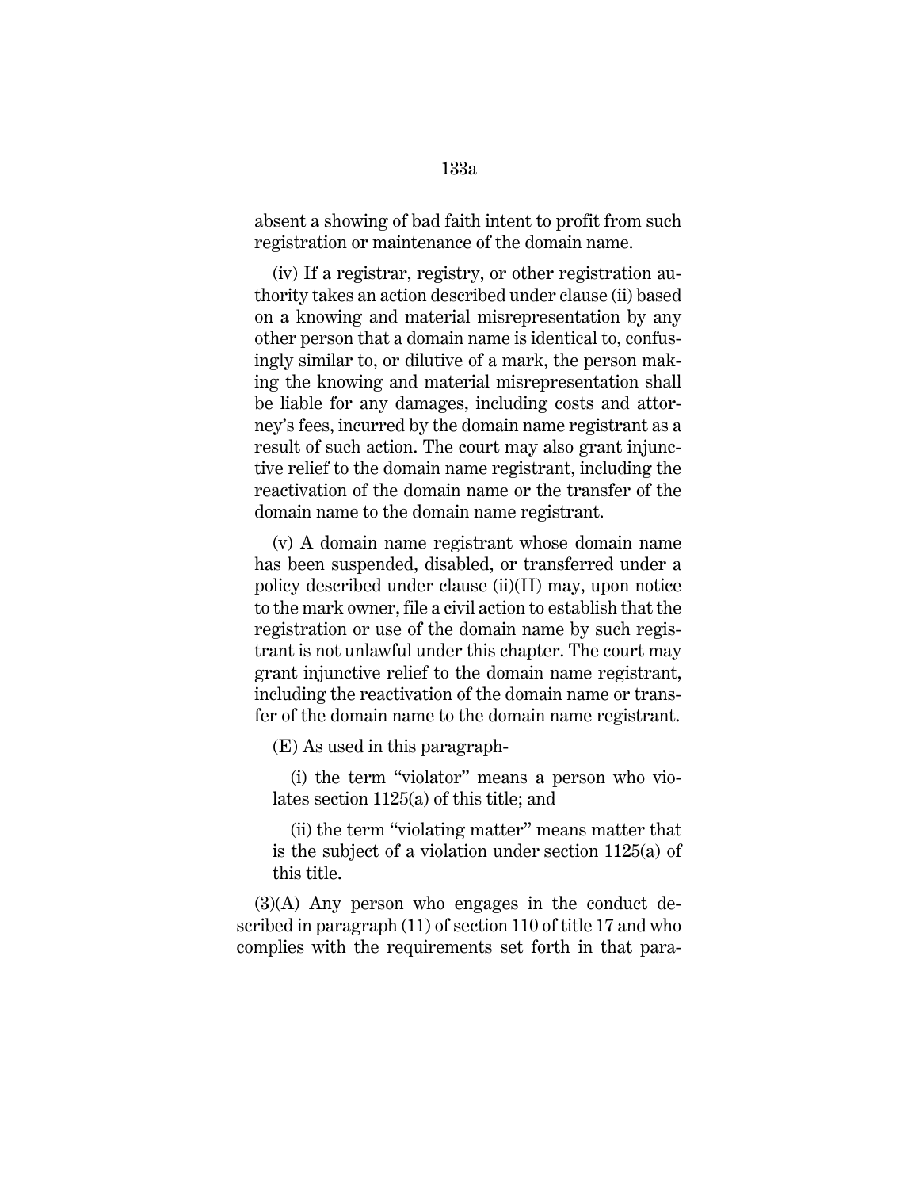absent a showing of bad faith intent to profit from such registration or maintenance of the domain name.

(iv) If a registrar, registry, or other registration authority takes an action described under clause (ii) based on a knowing and material misrepresentation by any other person that a domain name is identical to, confusingly similar to, or dilutive of a mark, the person making the knowing and material misrepresentation shall be liable for any damages, including costs and attorney's fees, incurred by the domain name registrant as a result of such action. The court may also grant injunctive relief to the domain name registrant, including the reactivation of the domain name or the transfer of the domain name to the domain name registrant.

(v) A domain name registrant whose domain name has been suspended, disabled, or transferred under a policy described under clause (ii)(II) may, upon notice to the mark owner, file a civil action to establish that the registration or use of the domain name by such registrant is not unlawful under this chapter. The court may grant injunctive relief to the domain name registrant, including the reactivation of the domain name or transfer of the domain name to the domain name registrant.

(E) As used in this paragraph-

(i) the term "violator" means a person who violates section 1125(a) of this title; and

(ii) the term "violating matter" means matter that is the subject of a violation under section 1125(a) of this title.

(3)(A) Any person who engages in the conduct described in paragraph (11) of section 110 of title 17 and who complies with the requirements set forth in that para-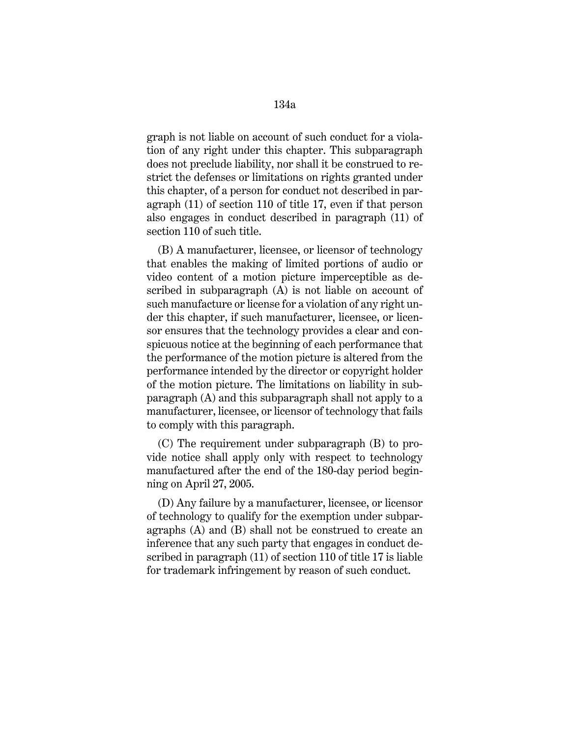graph is not liable on account of such conduct for a violation of any right under this chapter. This subparagraph does not preclude liability, nor shall it be construed to restrict the defenses or limitations on rights granted under this chapter, of a person for conduct not described in paragraph (11) of section 110 of title 17, even if that person also engages in conduct described in paragraph (11) of section 110 of such title.

(B) A manufacturer, licensee, or licensor of technology that enables the making of limited portions of audio or video content of a motion picture imperceptible as described in subparagraph (A) is not liable on account of such manufacture or license for a violation of any right under this chapter, if such manufacturer, licensee, or licensor ensures that the technology provides a clear and conspicuous notice at the beginning of each performance that the performance of the motion picture is altered from the performance intended by the director or copyright holder of the motion picture. The limitations on liability in subparagraph (A) and this subparagraph shall not apply to a manufacturer, licensee, or licensor of technology that fails to comply with this paragraph.

(C) The requirement under subparagraph (B) to provide notice shall apply only with respect to technology manufactured after the end of the 180-day period beginning on April 27, 2005.

(D) Any failure by a manufacturer, licensee, or licensor of technology to qualify for the exemption under subparagraphs (A) and (B) shall not be construed to create an inference that any such party that engages in conduct described in paragraph (11) of section 110 of title 17 is liable for trademark infringement by reason of such conduct.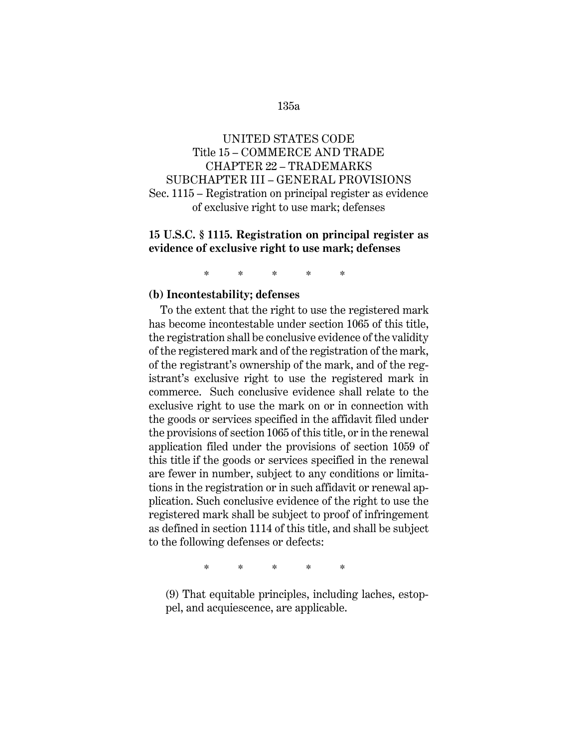UNITED STATES CODE
Title 15 – COMMERCE AND TRADE
CHAPTER 22 – TRADEMARKS
SUBCHAPTER III – GENERAL PROVISIONS
Sec. 1115 – Registration on principal register as evidence of exclusive right to use mark; defenses

## 15 U.S.C. § 1115. Registration on principal register as evidence of exclusive right to use mark; defenses

\*     \*     \*     \*     \*

**(b) Incontestability; defenses**

To the extent that the right to use the registered mark has become incontestable under section 1065 of this title, the registration shall be conclusive evidence of the validity of the registered mark and of the registration of the mark, of the registrant's ownership of the mark, and of the registrant's exclusive right to use the registered mark in commerce. Such conclusive evidence shall relate to the exclusive right to use the mark on or in connection with the goods or services specified in the affidavit filed under the provisions of section 1065 of this title, or in the renewal application filed under the provisions of section 1059 of this title if the goods or services specified in the renewal are fewer in number, subject to any conditions or limitations in the registration or in such affidavit or renewal application. Such conclusive evidence of the right to use the registered mark shall be subject to proof of infringement as defined in section 1114 of this title, and shall be subject to the following defenses or defects:

\*     \*     \*     \*     \*

(9) That equitable principles, including laches, estoppel, and acquiescence, are applicable.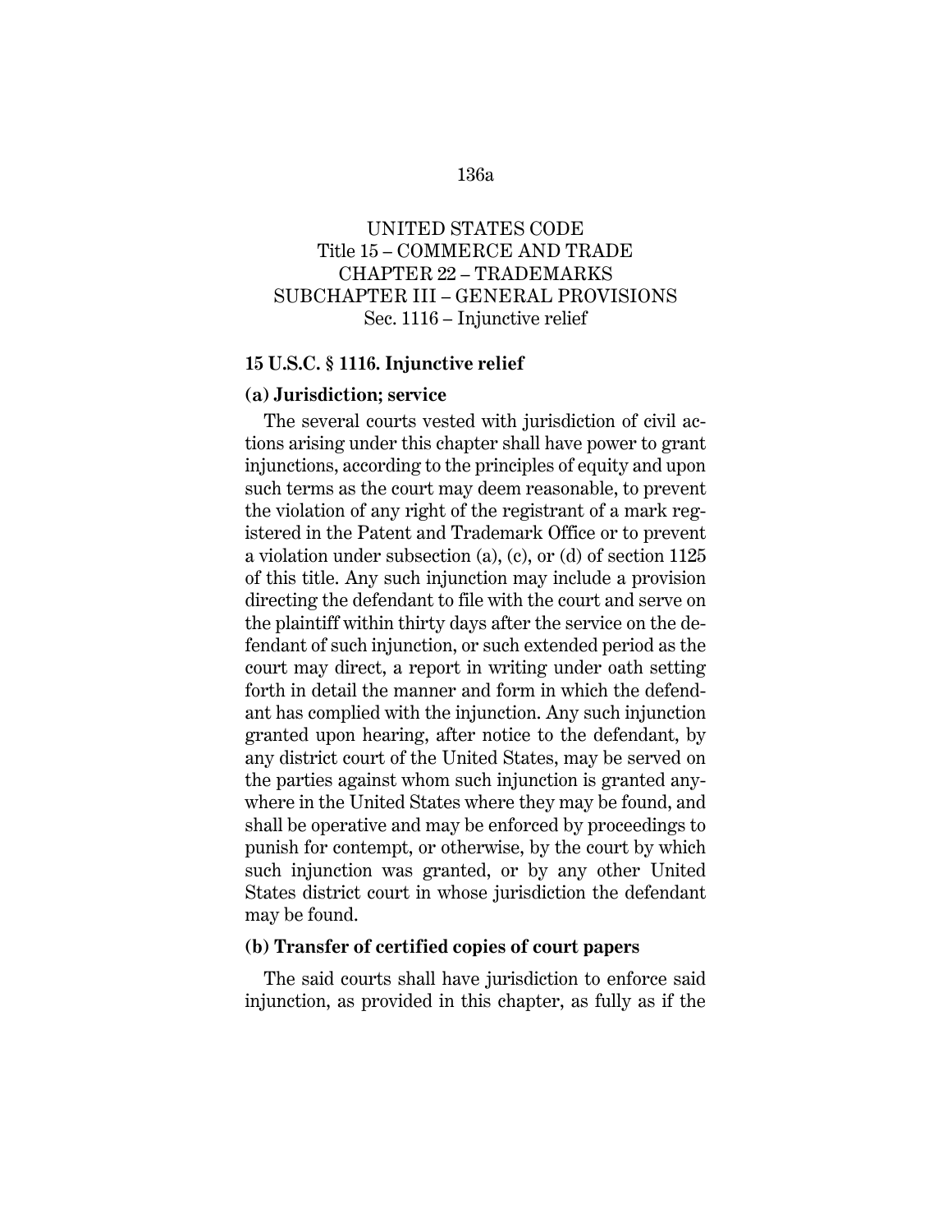UNITED STATES CODE
Title 15 – COMMERCE AND TRADE
CHAPTER 22 – TRADEMARKS
SUBCHAPTER III – GENERAL PROVISIONS
Sec. 1116 – Injunctive relief

**15 U.S.C. § 1116. Injunctive relief**

**(a) Jurisdiction; service**

The several courts vested with jurisdiction of civil actions arising under this chapter shall have power to grant injunctions, according to the principles of equity and upon such terms as the court may deem reasonable, to prevent the violation of any right of the registrant of a mark registered in the Patent and Trademark Office or to prevent a violation under subsection (a), (c), or (d) of section 1125 of this title. Any such injunction may include a provision directing the defendant to file with the court and serve on the plaintiff within thirty days after the service on the defendant of such injunction, or such extended period as the court may direct, a report in writing under oath setting forth in detail the manner and form in which the defendant has complied with the injunction. Any such injunction granted upon hearing, after notice to the defendant, by any district court of the United States, may be served on the parties against whom such injunction is granted anywhere in the United States where they may be found, and shall be operative and may be enforced by proceedings to punish for contempt, or otherwise, by the court by which such injunction was granted, or by any other United States district court in whose jurisdiction the defendant may be found.

**(b) Transfer of certified copies of court papers**

The said courts shall have jurisdiction to enforce said injunction, as provided in this chapter, as fully as if the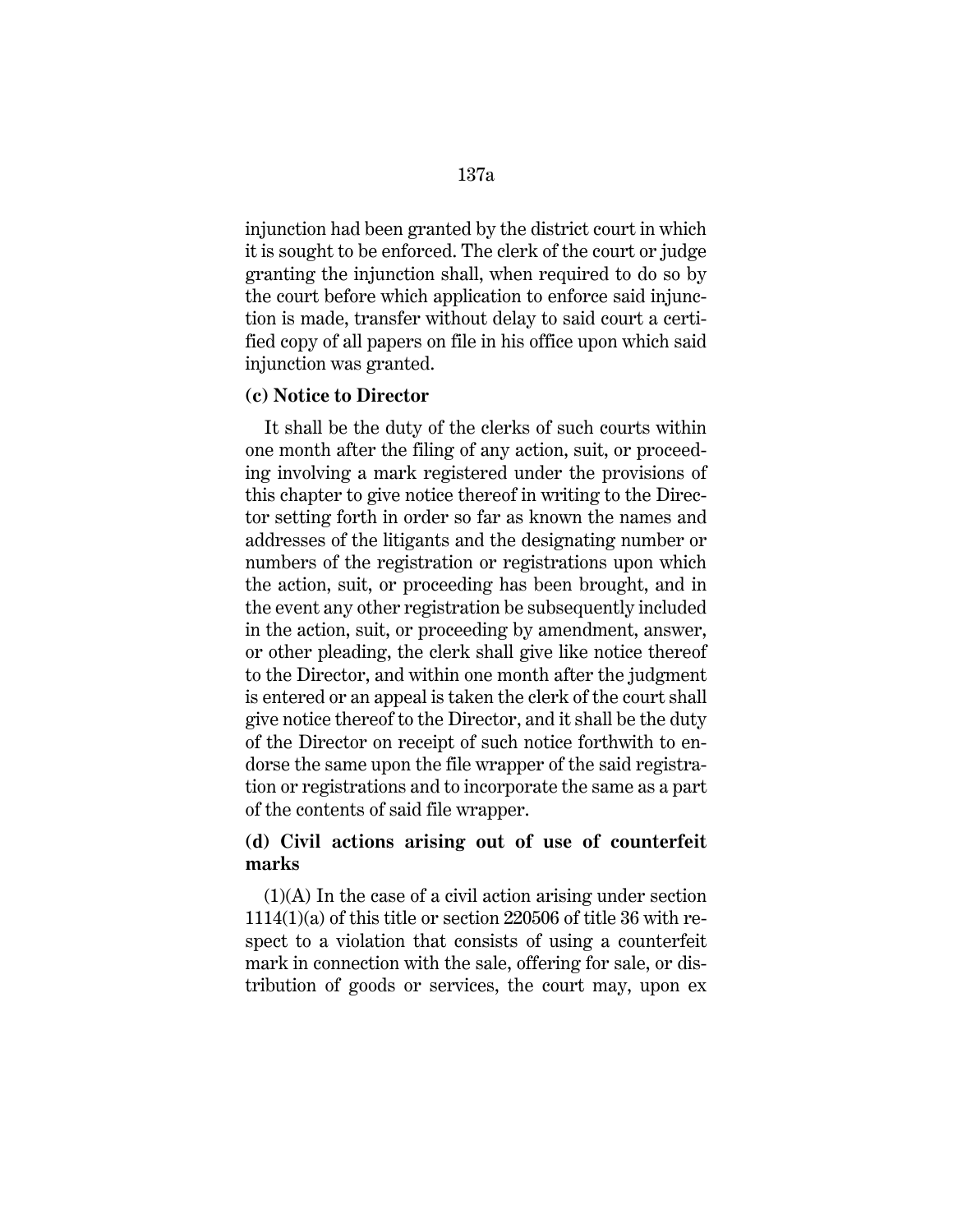injunction had been granted by the district court in which it is sought to be enforced. The clerk of the court or judge granting the injunction shall, when required to do so by the court before which application to enforce said injunction is made, transfer without delay to said court a certified copy of all papers on file in his office upon which said injunction was granted.

**(c) Notice to Director**

It shall be the duty of the clerks of such courts within one month after the filing of any action, suit, or proceeding involving a mark registered under the provisions of this chapter to give notice thereof in writing to the Director setting forth in order so far as known the names and addresses of the litigants and the designating number or numbers of the registration or registrations upon which the action, suit, or proceeding has been brought, and in the event any other registration be subsequently included in the action, suit, or proceeding by amendment, answer, or other pleading, the clerk shall give like notice thereof to the Director, and within one month after the judgment is entered or an appeal is taken the clerk of the court shall give notice thereof to the Director, and it shall be the duty of the Director on receipt of such notice forthwith to endorse the same upon the file wrapper of the said registration or registrations and to incorporate the same as a part of the contents of said file wrapper.

**(d) Civil actions arising out of use of counterfeit marks**

(1)(A) In the case of a civil action arising under section 1114(1)(a) of this title or section 220506 of title 36 with respect to a violation that consists of using a counterfeit mark in connection with the sale, offering for sale, or distribution of goods or services, the court may, upon ex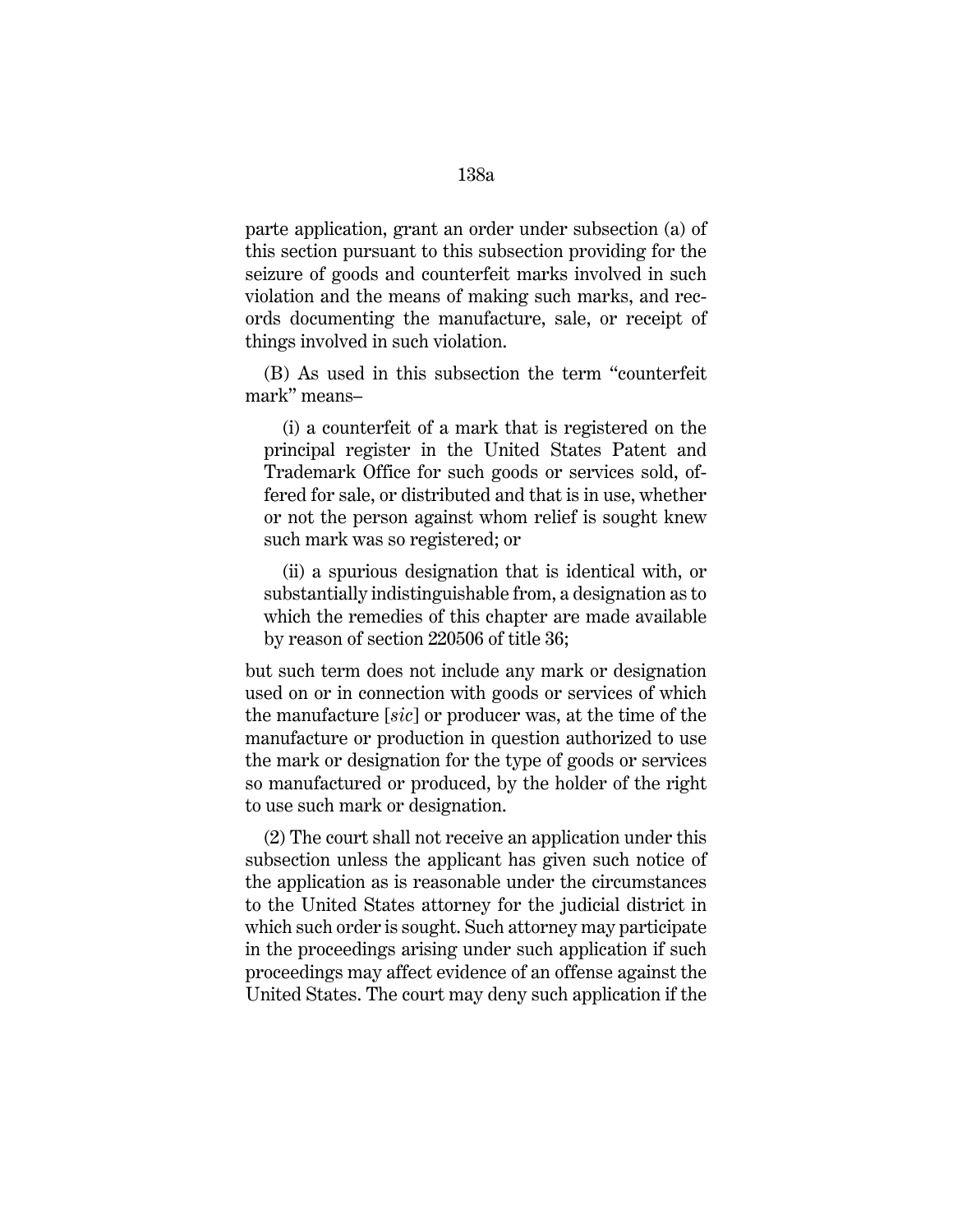parte application, grant an order under subsection (a) of this section pursuant to this subsection providing for the seizure of goods and counterfeit marks involved in such violation and the means of making such marks, and records documenting the manufacture, sale, or receipt of things involved in such violation.

(B) As used in this subsection the term "counterfeit mark" means–

(i) a counterfeit of a mark that is registered on the principal register in the United States Patent and Trademark Office for such goods or services sold, offered for sale, or distributed and that is in use, whether or not the person against whom relief is sought knew such mark was so registered; or

(ii) a spurious designation that is identical with, or substantially indistinguishable from, a designation as to which the remedies of this chapter are made available by reason of section 220506 of title 36;

but such term does not include any mark or designation used on or in connection with goods or services of which the manufacture [*sic*] or producer was, at the time of the manufacture or production in question authorized to use the mark or designation for the type of goods or services so manufactured or produced, by the holder of the right to use such mark or designation.

(2) The court shall not receive an application under this subsection unless the applicant has given such notice of the application as is reasonable under the circumstances to the United States attorney for the judicial district in which such order is sought. Such attorney may participate in the proceedings arising under such application if such proceedings may affect evidence of an offense against the United States. The court may deny such application if the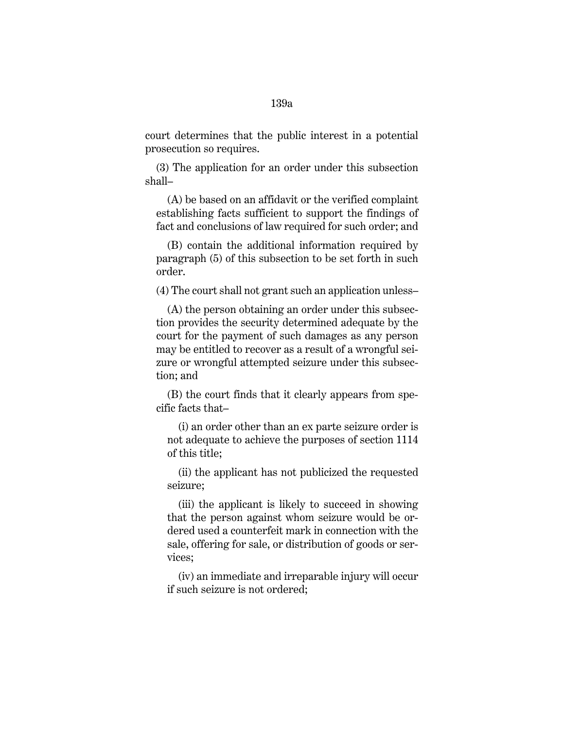court determines that the public interest in a potential prosecution so requires.

(3) The application for an order under this subsection shall–

(A) be based on an affidavit or the verified complaint establishing facts sufficient to support the findings of fact and conclusions of law required for such order; and

(B) contain the additional information required by paragraph (5) of this subsection to be set forth in such order.

(4) The court shall not grant such an application unless–

(A) the person obtaining an order under this subsection provides the security determined adequate by the court for the payment of such damages as any person may be entitled to recover as a result of a wrongful seizure or wrongful attempted seizure under this subsection; and

(B) the court finds that it clearly appears from specific facts that–

(i) an order other than an ex parte seizure order is not adequate to achieve the purposes of section 1114 of this title;

(ii) the applicant has not publicized the requested seizure;

(iii) the applicant is likely to succeed in showing that the person against whom seizure would be ordered used a counterfeit mark in connection with the sale, offering for sale, or distribution of goods or services;

(iv) an immediate and irreparable injury will occur if such seizure is not ordered;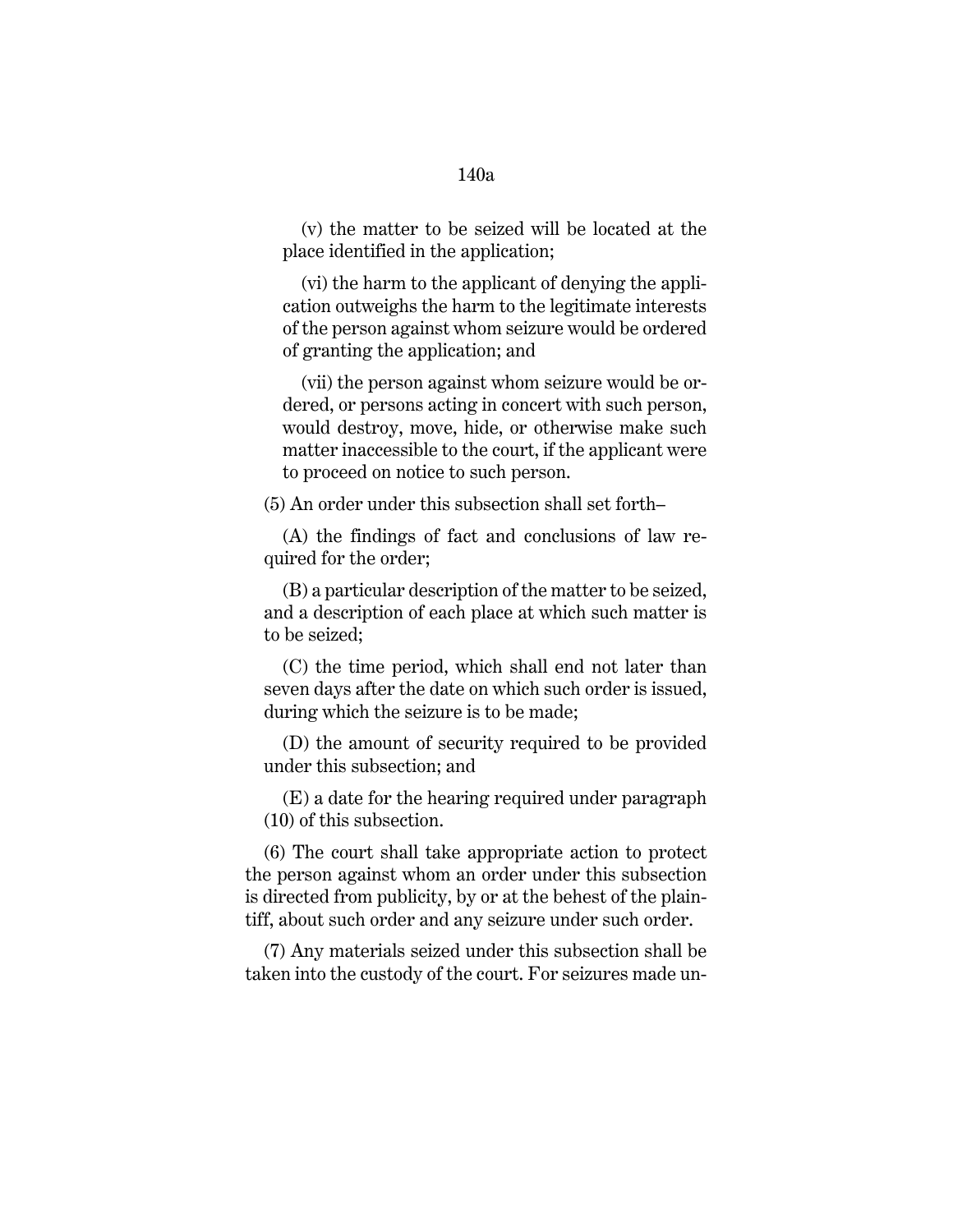(v) the matter to be seized will be located at the place identified in the application;

(vi) the harm to the applicant of denying the application outweighs the harm to the legitimate interests of the person against whom seizure would be ordered of granting the application; and

(vii) the person against whom seizure would be ordered, or persons acting in concert with such person, would destroy, move, hide, or otherwise make such matter inaccessible to the court, if the applicant were to proceed on notice to such person.

(5) An order under this subsection shall set forth–

(A) the findings of fact and conclusions of law required for the order;

(B) a particular description of the matter to be seized, and a description of each place at which such matter is to be seized;

(C) the time period, which shall end not later than seven days after the date on which such order is issued, during which the seizure is to be made;

(D) the amount of security required to be provided under this subsection; and

(E) a date for the hearing required under paragraph (10) of this subsection.

(6) The court shall take appropriate action to protect the person against whom an order under this subsection is directed from publicity, by or at the behest of the plaintiff, about such order and any seizure under such order.

(7) Any materials seized under this subsection shall be taken into the custody of the court. For seizures made un-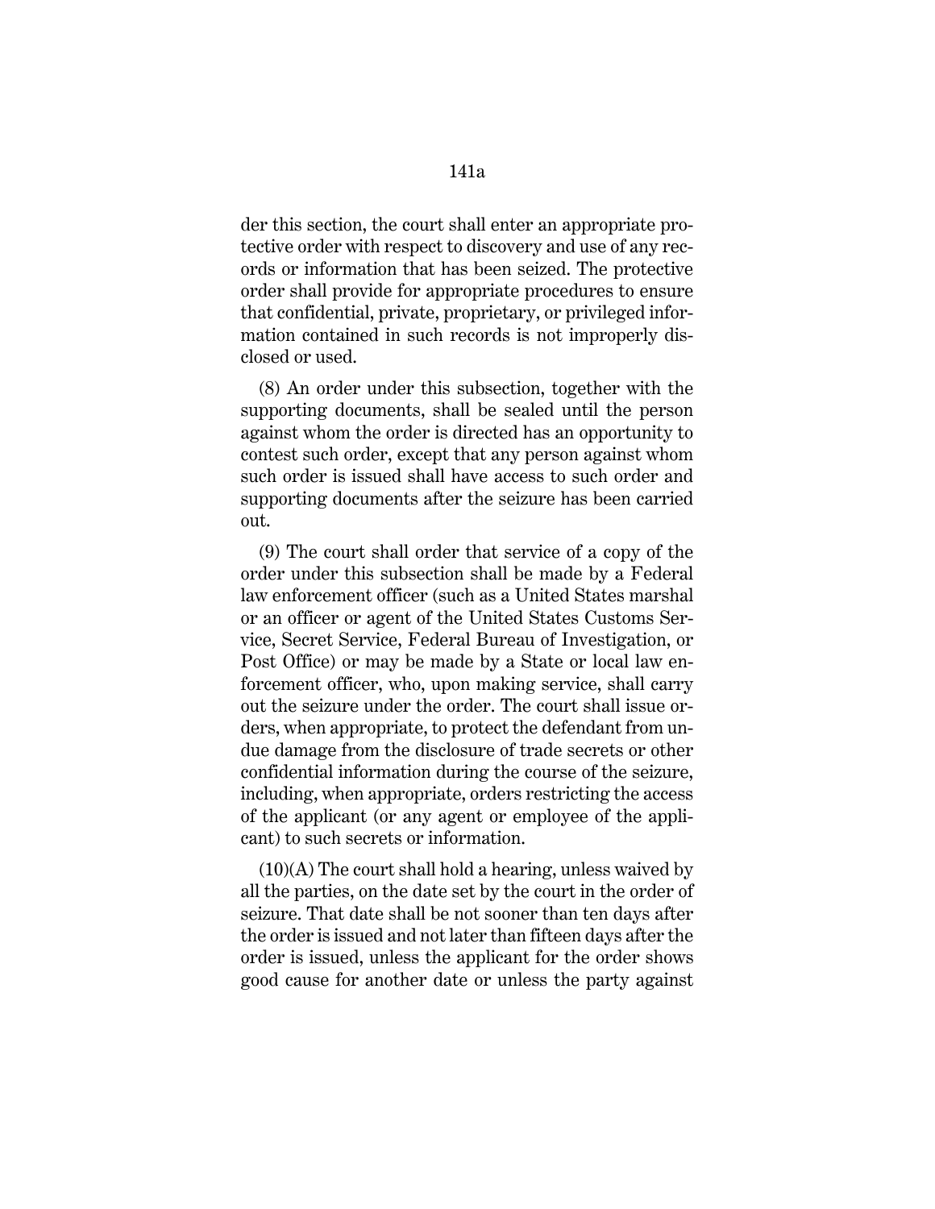der this section, the court shall enter an appropriate protective order with respect to discovery and use of any records or information that has been seized. The protective order shall provide for appropriate procedures to ensure that confidential, private, proprietary, or privileged information contained in such records is not improperly disclosed or used.

(8) An order under this subsection, together with the supporting documents, shall be sealed until the person against whom the order is directed has an opportunity to contest such order, except that any person against whom such order is issued shall have access to such order and supporting documents after the seizure has been carried out.

(9) The court shall order that service of a copy of the order under this subsection shall be made by a Federal law enforcement officer (such as a United States marshal or an officer or agent of the United States Customs Service, Secret Service, Federal Bureau of Investigation, or Post Office) or may be made by a State or local law enforcement officer, who, upon making service, shall carry out the seizure under the order. The court shall issue orders, when appropriate, to protect the defendant from undue damage from the disclosure of trade secrets or other confidential information during the course of the seizure, including, when appropriate, orders restricting the access of the applicant (or any agent or employee of the applicant) to such secrets or information.

(10)(A) The court shall hold a hearing, unless waived by all the parties, on the date set by the court in the order of seizure. That date shall be not sooner than ten days after the order is issued and not later than fifteen days after the order is issued, unless the applicant for the order shows good cause for another date or unless the party against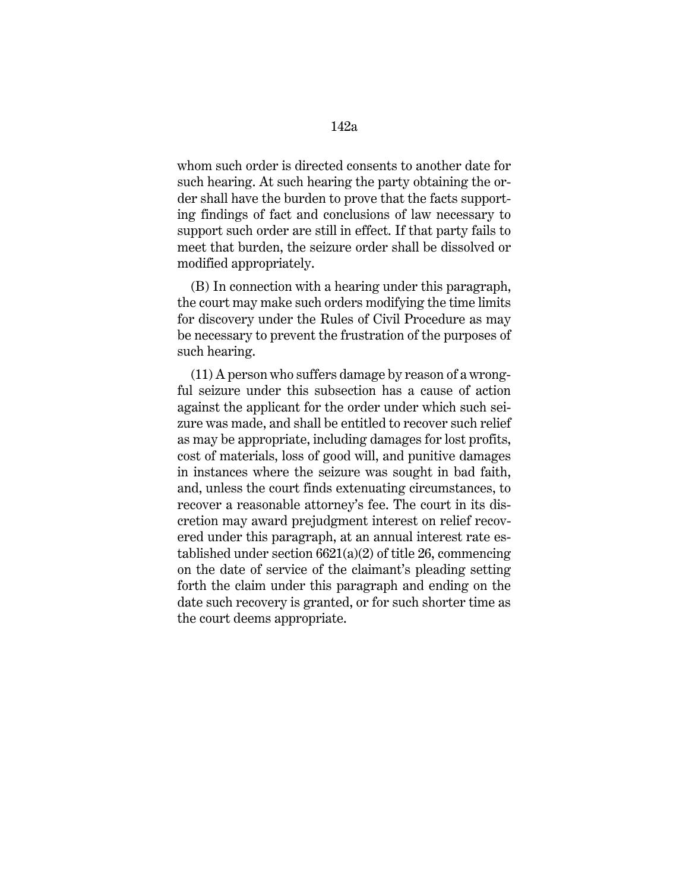whom such order is directed consents to another date for such hearing. At such hearing the party obtaining the order shall have the burden to prove that the facts supporting findings of fact and conclusions of law necessary to support such order are still in effect. If that party fails to meet that burden, the seizure order shall be dissolved or modified appropriately.

(B) In connection with a hearing under this paragraph, the court may make such orders modifying the time limits for discovery under the Rules of Civil Procedure as may be necessary to prevent the frustration of the purposes of such hearing.

(11) A person who suffers damage by reason of a wrongful seizure under this subsection has a cause of action against the applicant for the order under which such seizure was made, and shall be entitled to recover such relief as may be appropriate, including damages for lost profits, cost of materials, loss of good will, and punitive damages in instances where the seizure was sought in bad faith, and, unless the court finds extenuating circumstances, to recover a reasonable attorney's fee. The court in its discretion may award prejudgment interest on relief recovered under this paragraph, at an annual interest rate established under section 6621(a)(2) of title 26, commencing on the date of service of the claimant's pleading setting forth the claim under this paragraph and ending on the date such recovery is granted, or for such shorter time as the court deems appropriate.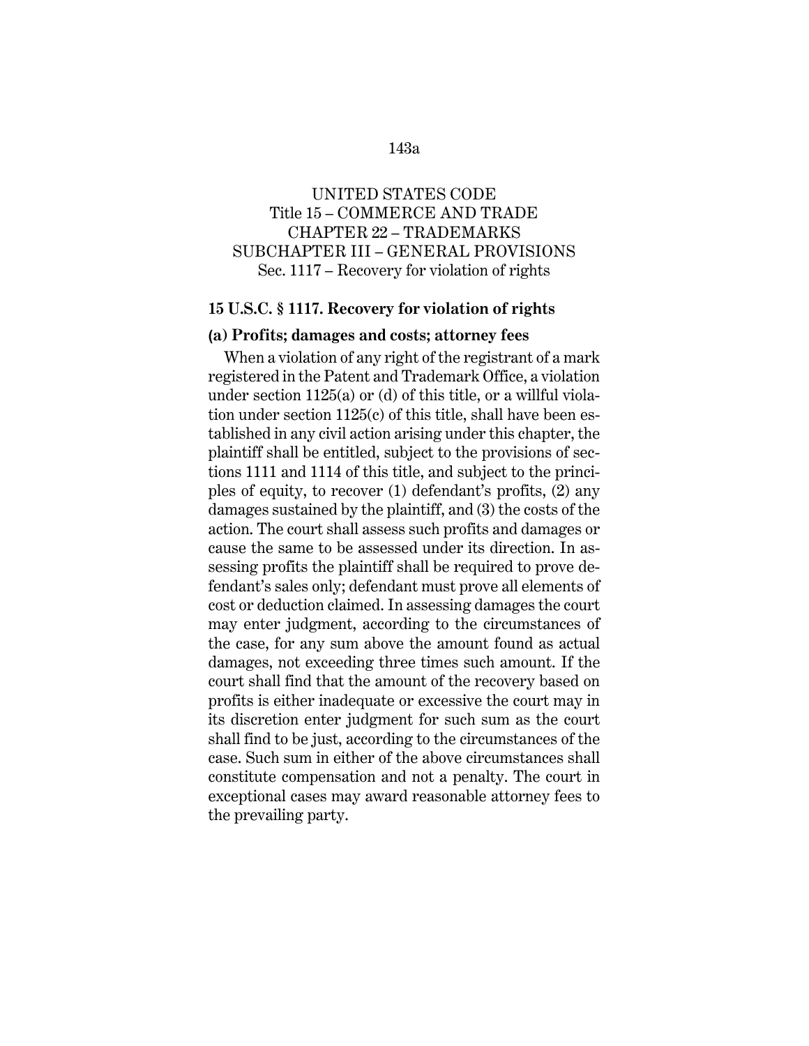UNITED STATES CODE
Title 15 – COMMERCE AND TRADE
CHAPTER 22 – TRADEMARKS
SUBCHAPTER III – GENERAL PROVISIONS
Sec. 1117 – Recovery for violation of rights

## 15 U.S.C. § 1117. Recovery for violation of rights

### (a) Profits; damages and costs; attorney fees

When a violation of any right of the registrant of a mark registered in the Patent and Trademark Office, a violation under section 1125(a) or (d) of this title, or a willful violation under section 1125(c) of this title, shall have been established in any civil action arising under this chapter, the plaintiff shall be entitled, subject to the provisions of sections 1111 and 1114 of this title, and subject to the principles of equity, to recover (1) defendant's profits, (2) any damages sustained by the plaintiff, and (3) the costs of the action. The court shall assess such profits and damages or cause the same to be assessed under its direction. In assessing profits the plaintiff shall be required to prove defendant's sales only; defendant must prove all elements of cost or deduction claimed. In assessing damages the court may enter judgment, according to the circumstances of the case, for any sum above the amount found as actual damages, not exceeding three times such amount. If the court shall find that the amount of the recovery based on profits is either inadequate or excessive the court may in its discretion enter judgment for such sum as the court shall find to be just, according to the circumstances of the case. Such sum in either of the above circumstances shall constitute compensation and not a penalty. The court in exceptional cases may award reasonable attorney fees to the prevailing party.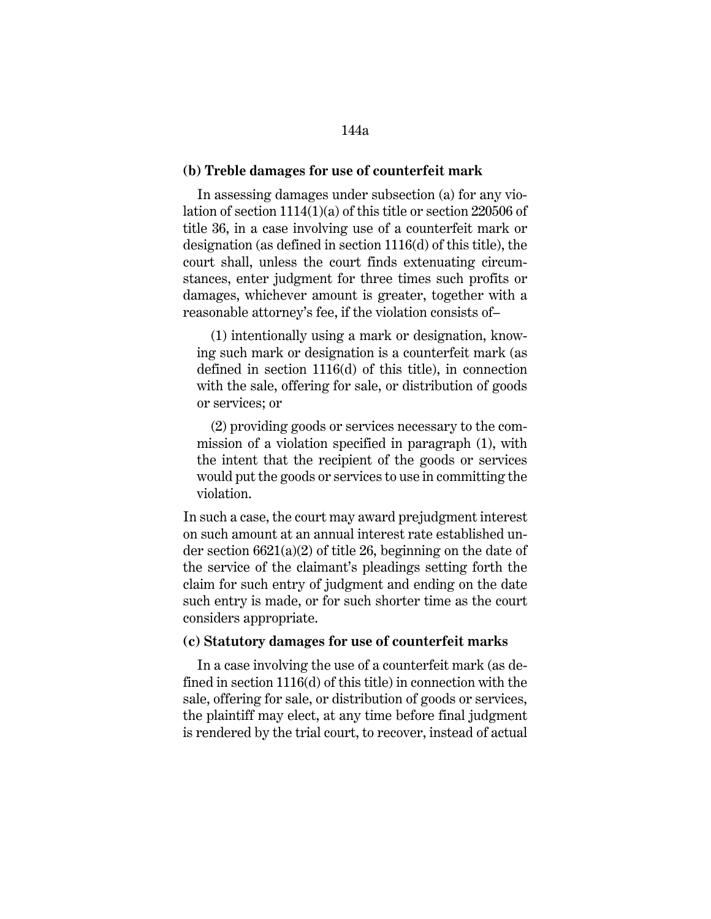**(b) Treble damages for use of counterfeit mark**

In assessing damages under subsection (a) for any violation of section 1114(1)(a) of this title or section 220506 of title 36, in a case involving use of a counterfeit mark or designation (as defined in section 1116(d) of this title), the court shall, unless the court finds extenuating circumstances, enter judgment for three times such profits or damages, whichever amount is greater, together with a reasonable attorney's fee, if the violation consists of–

(1) intentionally using a mark or designation, knowing such mark or designation is a counterfeit mark (as defined in section 1116(d) of this title), in connection with the sale, offering for sale, or distribution of goods or services; or

(2) providing goods or services necessary to the commission of a violation specified in paragraph (1), with the intent that the recipient of the goods or services would put the goods or services to use in committing the violation.

In such a case, the court may award prejudgment interest on such amount at an annual interest rate established under section 6621(a)(2) of title 26, beginning on the date of the service of the claimant's pleadings setting forth the claim for such entry of judgment and ending on the date such entry is made, or for such shorter time as the court considers appropriate.

**(c) Statutory damages for use of counterfeit marks**

In a case involving the use of a counterfeit mark (as defined in section 1116(d) of this title) in connection with the sale, offering for sale, or distribution of goods or services, the plaintiff may elect, at any time before final judgment is rendered by the trial court, to recover, instead of actual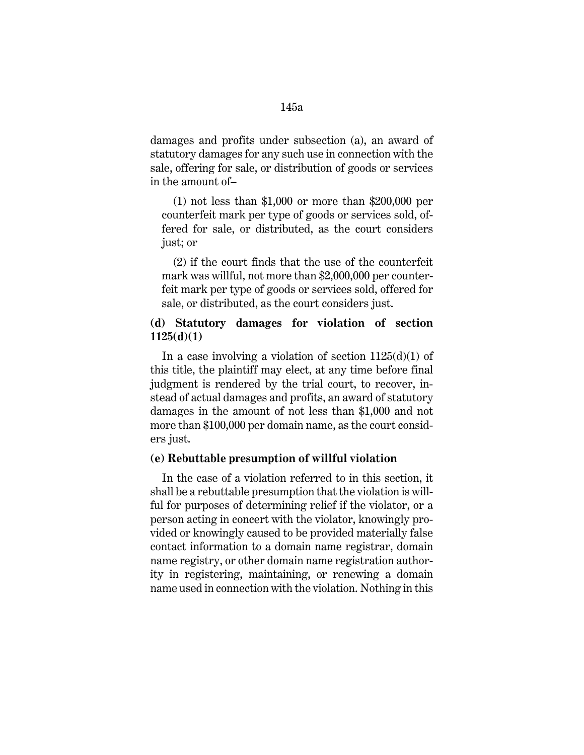damages and profits under subsection (a), an award of statutory damages for any such use in connection with the sale, offering for sale, or distribution of goods or services in the amount of–

(1) not less than $1,000 or more than $200,000 per counterfeit mark per type of goods or services sold, offered for sale, or distributed, as the court considers just; or

(2) if the court finds that the use of the counterfeit mark was willful, not more than $2,000,000 per counterfeit mark per type of goods or services sold, offered for sale, or distributed, as the court considers just.

**(d) Statutory damages for violation of section 1125(d)(1)**

In a case involving a violation of section 1125(d)(1) of this title, the plaintiff may elect, at any time before final judgment is rendered by the trial court, to recover, instead of actual damages and profits, an award of statutory damages in the amount of not less than $1,000 and not more than $100,000 per domain name, as the court considers just.

**(e) Rebuttable presumption of willful violation**

In the case of a violation referred to in this section, it shall be a rebuttable presumption that the violation is willful for purposes of determining relief if the violator, or a person acting in concert with the violator, knowingly provided or knowingly caused to be provided materially false contact information to a domain name registrar, domain name registry, or other domain name registration authority in registering, maintaining, or renewing a domain name used in connection with the violation. Nothing in this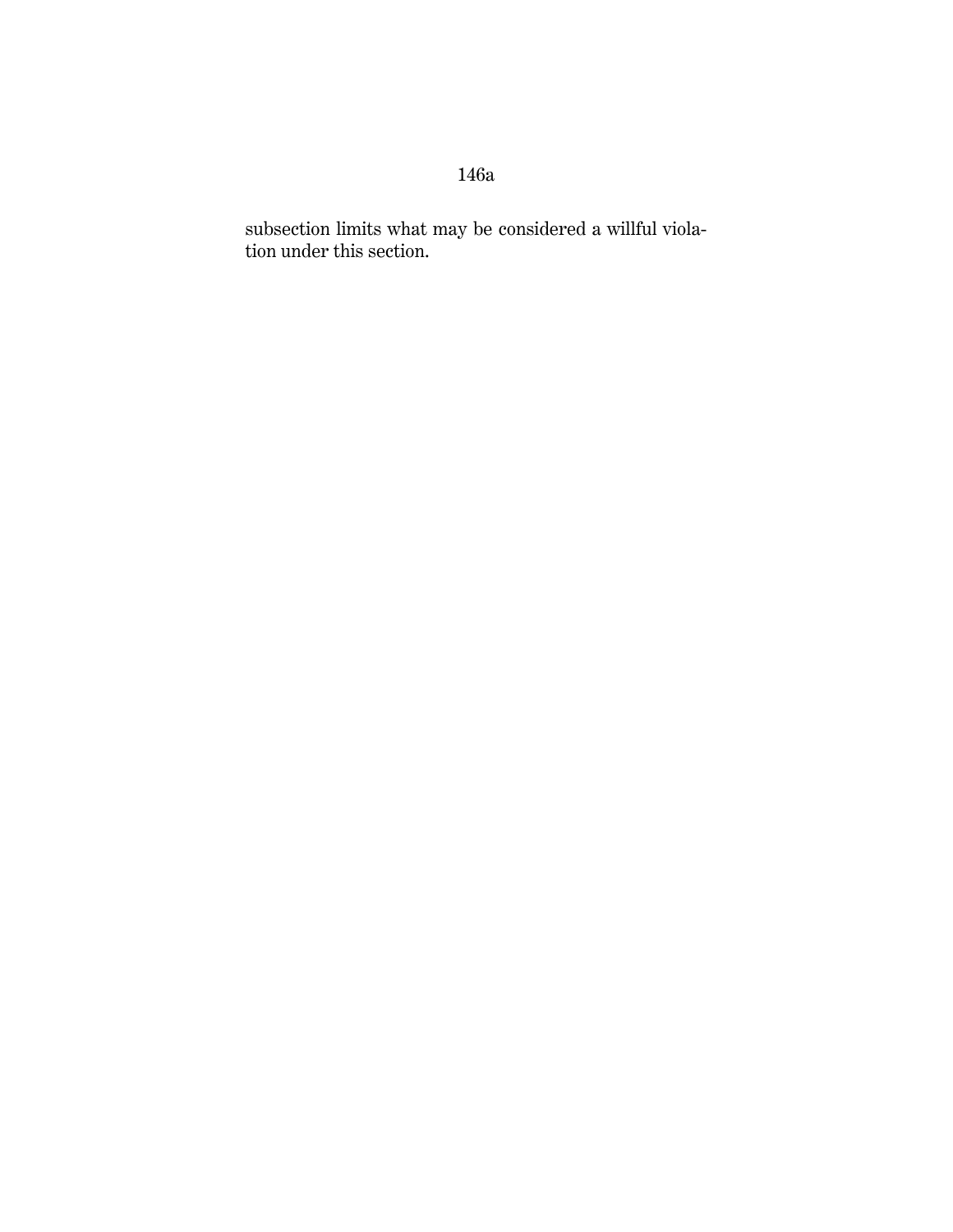subsection limits what may be considered a willful violation under this section.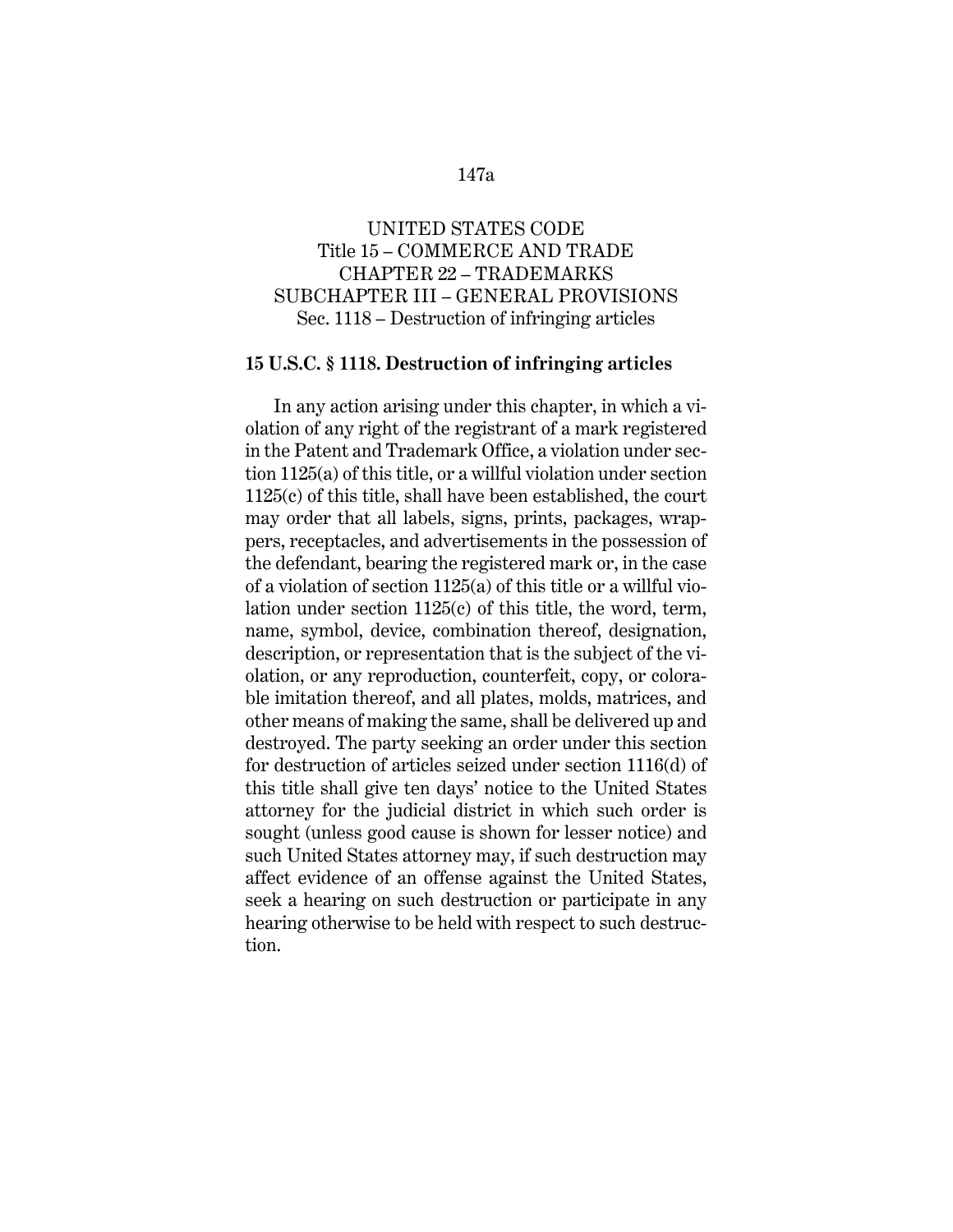UNITED STATES CODE
Title 15 – COMMERCE AND TRADE
CHAPTER 22 – TRADEMARKS
SUBCHAPTER III – GENERAL PROVISIONS
Sec. 1118 – Destruction of infringing articles

**15 U.S.C. § 1118. Destruction of infringing articles**

In any action arising under this chapter, in which a violation of any right of the registrant of a mark registered in the Patent and Trademark Office, a violation under section 1125(a) of this title, or a willful violation under section 1125(c) of this title, shall have been established, the court may order that all labels, signs, prints, packages, wrappers, receptacles, and advertisements in the possession of the defendant, bearing the registered mark or, in the case of a violation of section 1125(a) of this title or a willful violation under section 1125(c) of this title, the word, term, name, symbol, device, combination thereof, designation, description, or representation that is the subject of the violation, or any reproduction, counterfeit, copy, or colorable imitation thereof, and all plates, molds, matrices, and other means of making the same, shall be delivered up and destroyed. The party seeking an order under this section for destruction of articles seized under section 1116(d) of this title shall give ten days' notice to the United States attorney for the judicial district in which such order is sought (unless good cause is shown for lesser notice) and such United States attorney may, if such destruction may affect evidence of an offense against the United States, seek a hearing on such destruction or participate in any hearing otherwise to be held with respect to such destruction.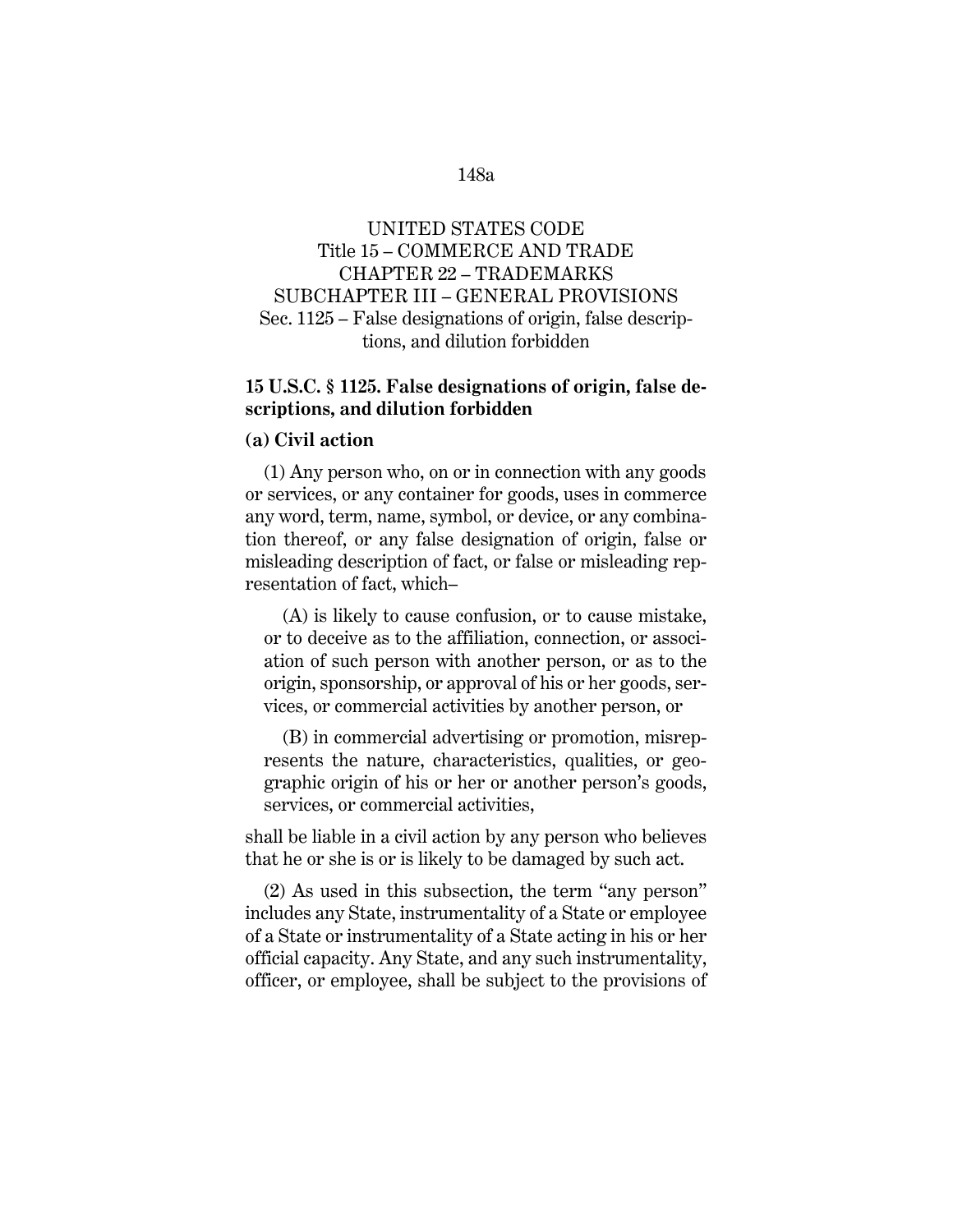UNITED STATES CODE
Title 15 – COMMERCE AND TRADE
CHAPTER 22 – TRADEMARKS
SUBCHAPTER III – GENERAL PROVISIONS
Sec. 1125 – False designations of origin, false descriptions, and dilution forbidden

**15 U.S.C. § 1125. False designations of origin, false descriptions, and dilution forbidden**

**(a) Civil action**

(1) Any person who, on or in connection with any goods or services, or any container for goods, uses in commerce any word, term, name, symbol, or device, or any combination thereof, or any false designation of origin, false or misleading description of fact, or false or misleading representation of fact, which–

(A) is likely to cause confusion, or to cause mistake, or to deceive as to the affiliation, connection, or association of such person with another person, or as to the origin, sponsorship, or approval of his or her goods, services, or commercial activities by another person, or

(B) in commercial advertising or promotion, misrepresents the nature, characteristics, qualities, or geographic origin of his or her or another person's goods, services, or commercial activities,

shall be liable in a civil action by any person who believes that he or she is or is likely to be damaged by such act.

(2) As used in this subsection, the term "any person" includes any State, instrumentality of a State or employee of a State or instrumentality of a State acting in his or her official capacity. Any State, and any such instrumentality, officer, or employee, shall be subject to the provisions of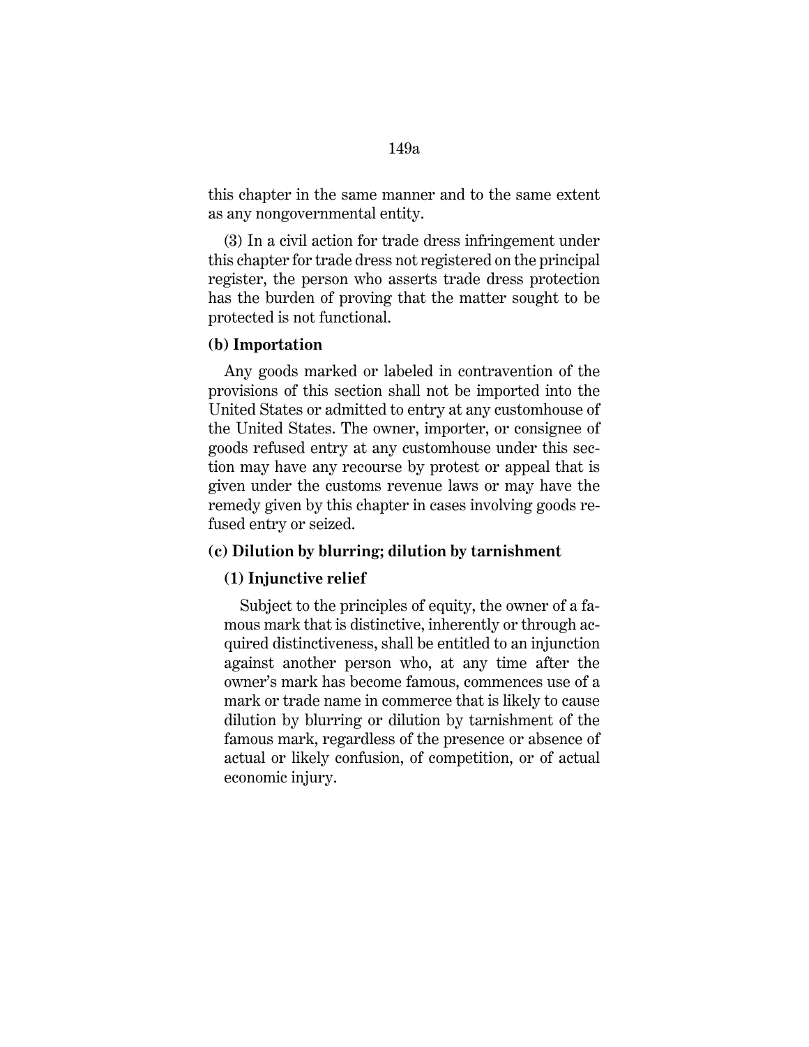this chapter in the same manner and to the same extent as any nongovernmental entity.

(3) In a civil action for trade dress infringement under this chapter for trade dress not registered on the principal register, the person who asserts trade dress protection has the burden of proving that the matter sought to be protected is not functional.

**(b) Importation**

Any goods marked or labeled in contravention of the provisions of this section shall not be imported into the United States or admitted to entry at any customhouse of the United States. The owner, importer, or consignee of goods refused entry at any customhouse under this section may have any recourse by protest or appeal that is given under the customs revenue laws or may have the remedy given by this chapter in cases involving goods refused entry or seized.

**(c) Dilution by blurring; dilution by tarnishment**

**(1) Injunctive relief**

Subject to the principles of equity, the owner of a famous mark that is distinctive, inherently or through acquired distinctiveness, shall be entitled to an injunction against another person who, at any time after the owner's mark has become famous, commences use of a mark or trade name in commerce that is likely to cause dilution by blurring or dilution by tarnishment of the famous mark, regardless of the presence or absence of actual or likely confusion, of competition, or of actual economic injury.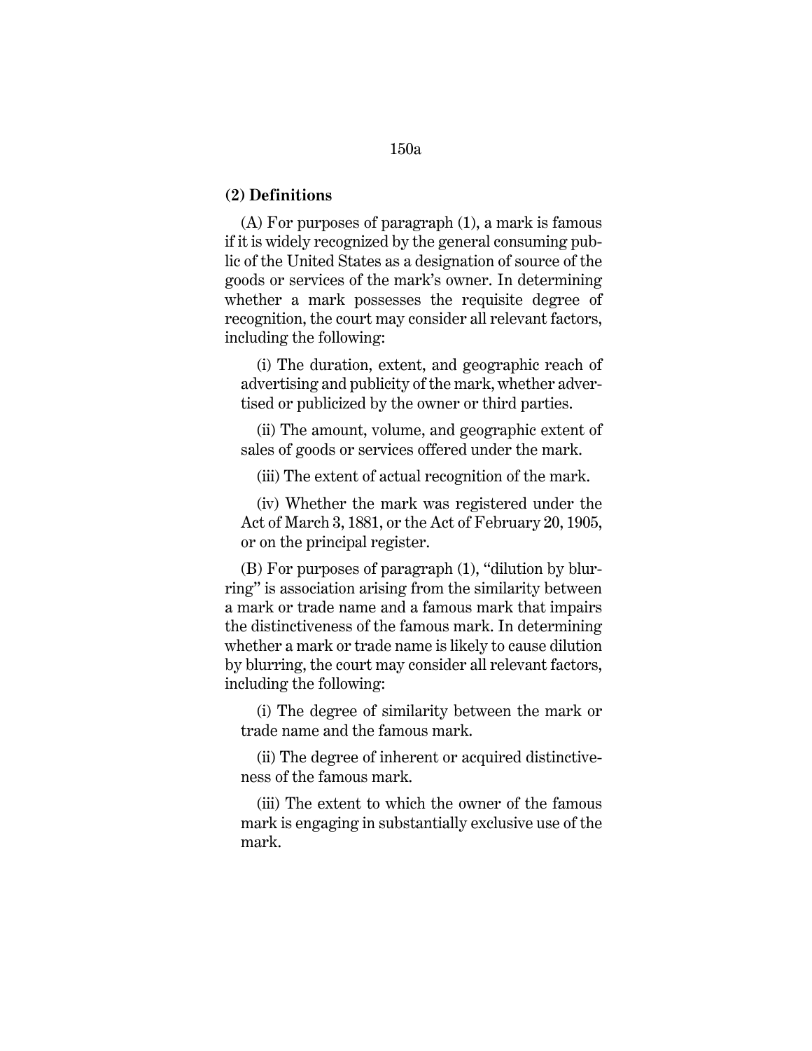**(2) Definitions**

(A) For purposes of paragraph (1), a mark is famous if it is widely recognized by the general consuming public of the United States as a designation of source of the goods or services of the mark's owner. In determining whether a mark possesses the requisite degree of recognition, the court may consider all relevant factors, including the following:

(i) The duration, extent, and geographic reach of advertising and publicity of the mark, whether advertised or publicized by the owner or third parties.

(ii) The amount, volume, and geographic extent of sales of goods or services offered under the mark.

(iii) The extent of actual recognition of the mark.

(iv) Whether the mark was registered under the Act of March 3, 1881, or the Act of February 20, 1905, or on the principal register.

(B) For purposes of paragraph (1), "dilution by blurring" is association arising from the similarity between a mark or trade name and a famous mark that impairs the distinctiveness of the famous mark. In determining whether a mark or trade name is likely to cause dilution by blurring, the court may consider all relevant factors, including the following:

(i) The degree of similarity between the mark or trade name and the famous mark.

(ii) The degree of inherent or acquired distinctiveness of the famous mark.

(iii) The extent to which the owner of the famous mark is engaging in substantially exclusive use of the mark.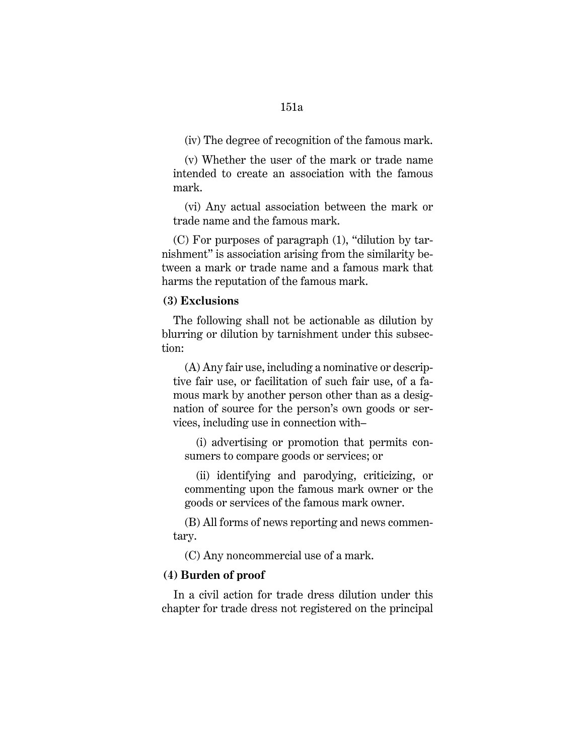(iv) The degree of recognition of the famous mark.

(v) Whether the user of the mark or trade name intended to create an association with the famous mark.

(vi) Any actual association between the mark or trade name and the famous mark.

(C) For purposes of paragraph (1), "dilution by tarnishment" is association arising from the similarity between a mark or trade name and a famous mark that harms the reputation of the famous mark.

**(3) Exclusions**

The following shall not be actionable as dilution by blurring or dilution by tarnishment under this subsection:

(A) Any fair use, including a nominative or descriptive fair use, or facilitation of such fair use, of a famous mark by another person other than as a designation of source for the person's own goods or services, including use in connection with–

(i) advertising or promotion that permits consumers to compare goods or services; or

(ii) identifying and parodying, criticizing, or commenting upon the famous mark owner or the goods or services of the famous mark owner.

(B) All forms of news reporting and news commentary.

(C) Any noncommercial use of a mark.

**(4) Burden of proof**

In a civil action for trade dress dilution under this chapter for trade dress not registered on the principal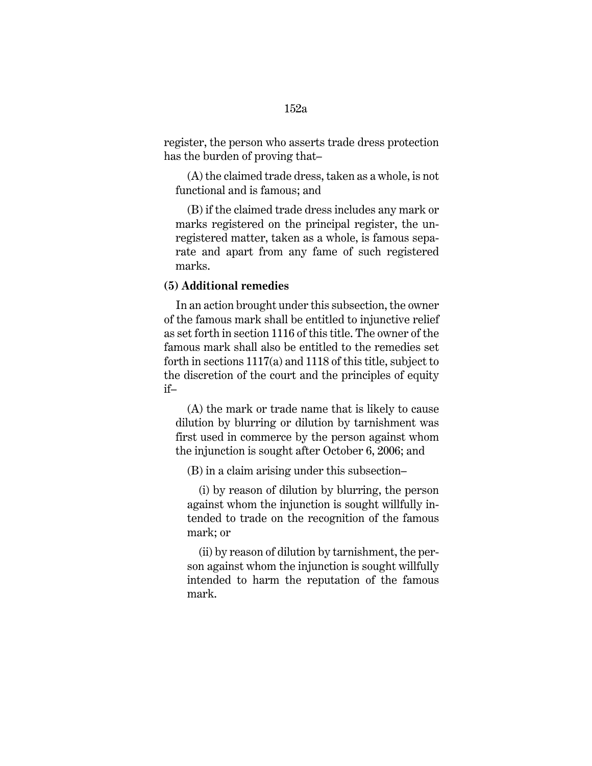register, the person who asserts trade dress protection has the burden of proving that–

(A) the claimed trade dress, taken as a whole, is not functional and is famous; and

(B) if the claimed trade dress includes any mark or marks registered on the principal register, the unregistered matter, taken as a whole, is famous separate and apart from any fame of such registered marks.

**(5) Additional remedies**

In an action brought under this subsection, the owner of the famous mark shall be entitled to injunctive relief as set forth in section 1116 of this title. The owner of the famous mark shall also be entitled to the remedies set forth in sections 1117(a) and 1118 of this title, subject to the discretion of the court and the principles of equity if–

(A) the mark or trade name that is likely to cause dilution by blurring or dilution by tarnishment was first used in commerce by the person against whom the injunction is sought after October 6, 2006; and

(B) in a claim arising under this subsection–

(i) by reason of dilution by blurring, the person against whom the injunction is sought willfully intended to trade on the recognition of the famous mark; or

(ii) by reason of dilution by tarnishment, the person against whom the injunction is sought willfully intended to harm the reputation of the famous mark.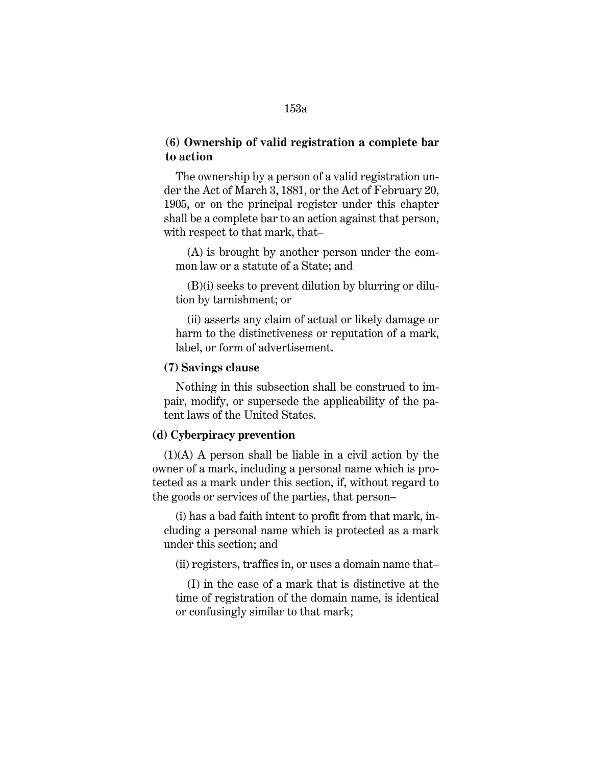**(6) Ownership of valid registration a complete bar to action**

The ownership by a person of a valid registration under the Act of March 3, 1881, or the Act of February 20, 1905, or on the principal register under this chapter shall be a complete bar to an action against that person, with respect to that mark, that–

(A) is brought by another person under the common law or a statute of a State; and

(B)(i) seeks to prevent dilution by blurring or dilution by tarnishment; or

(ii) asserts any claim of actual or likely damage or harm to the distinctiveness or reputation of a mark, label, or form of advertisement.

**(7) Savings clause**

Nothing in this subsection shall be construed to impair, modify, or supersede the applicability of the patent laws of the United States.

**(d) Cyberpiracy prevention**

(1)(A) A person shall be liable in a civil action by the owner of a mark, including a personal name which is protected as a mark under this section, if, without regard to the goods or services of the parties, that person–

(i) has a bad faith intent to profit from that mark, including a personal name which is protected as a mark under this section; and

(ii) registers, traffics in, or uses a domain name that–

(I) in the case of a mark that is distinctive at the time of registration of the domain name, is identical or confusingly similar to that mark;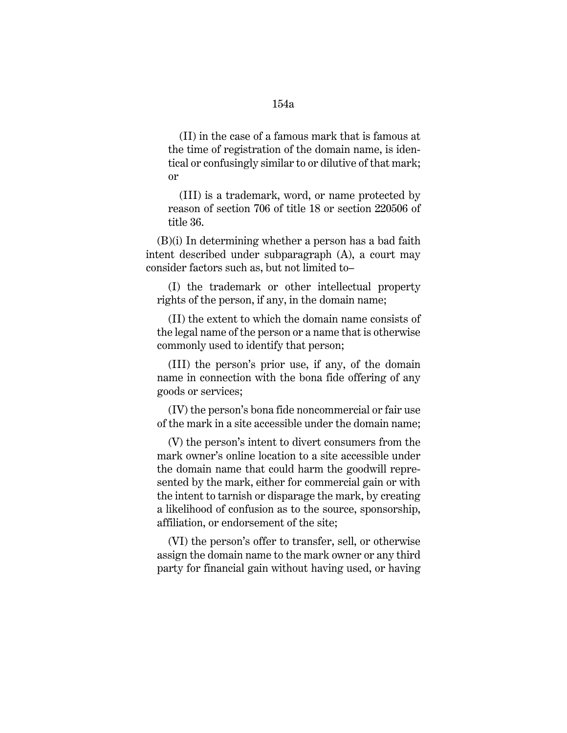(II) in the case of a famous mark that is famous at the time of registration of the domain name, is identical or confusingly similar to or dilutive of that mark; or

(III) is a trademark, word, or name protected by reason of section 706 of title 18 or section 220506 of title 36.

(B)(i) In determining whether a person has a bad faith intent described under subparagraph (A), a court may consider factors such as, but not limited to–

(I) the trademark or other intellectual property rights of the person, if any, in the domain name;

(II) the extent to which the domain name consists of the legal name of the person or a name that is otherwise commonly used to identify that person;

(III) the person's prior use, if any, of the domain name in connection with the bona fide offering of any goods or services;

(IV) the person's bona fide noncommercial or fair use of the mark in a site accessible under the domain name;

(V) the person's intent to divert consumers from the mark owner's online location to a site accessible under the domain name that could harm the goodwill represented by the mark, either for commercial gain or with the intent to tarnish or disparage the mark, by creating a likelihood of confusion as to the source, sponsorship, affiliation, or endorsement of the site;

(VI) the person's offer to transfer, sell, or otherwise assign the domain name to the mark owner or any third party for financial gain without having used, or having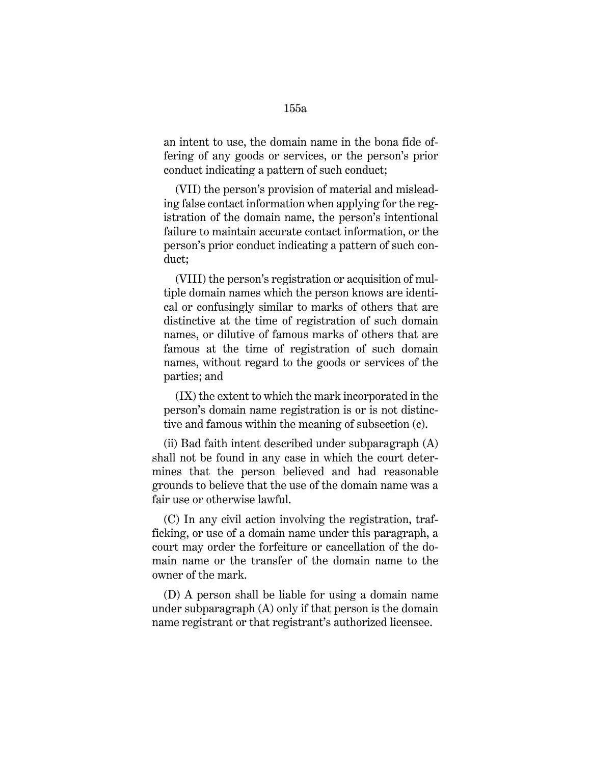an intent to use, the domain name in the bona fide offering of any goods or services, or the person's prior conduct indicating a pattern of such conduct;

(VII) the person's provision of material and misleading false contact information when applying for the registration of the domain name, the person's intentional failure to maintain accurate contact information, or the person's prior conduct indicating a pattern of such conduct;

(VIII) the person's registration or acquisition of multiple domain names which the person knows are identical or confusingly similar to marks of others that are distinctive at the time of registration of such domain names, or dilutive of famous marks of others that are famous at the time of registration of such domain names, without regard to the goods or services of the parties; and

(IX) the extent to which the mark incorporated in the person's domain name registration is or is not distinctive and famous within the meaning of subsection (c).

(ii) Bad faith intent described under subparagraph (A) shall not be found in any case in which the court determines that the person believed and had reasonable grounds to believe that the use of the domain name was a fair use or otherwise lawful.

(C) In any civil action involving the registration, trafficking, or use of a domain name under this paragraph, a court may order the forfeiture or cancellation of the domain name or the transfer of the domain name to the owner of the mark.

(D) A person shall be liable for using a domain name under subparagraph (A) only if that person is the domain name registrant or that registrant's authorized licensee.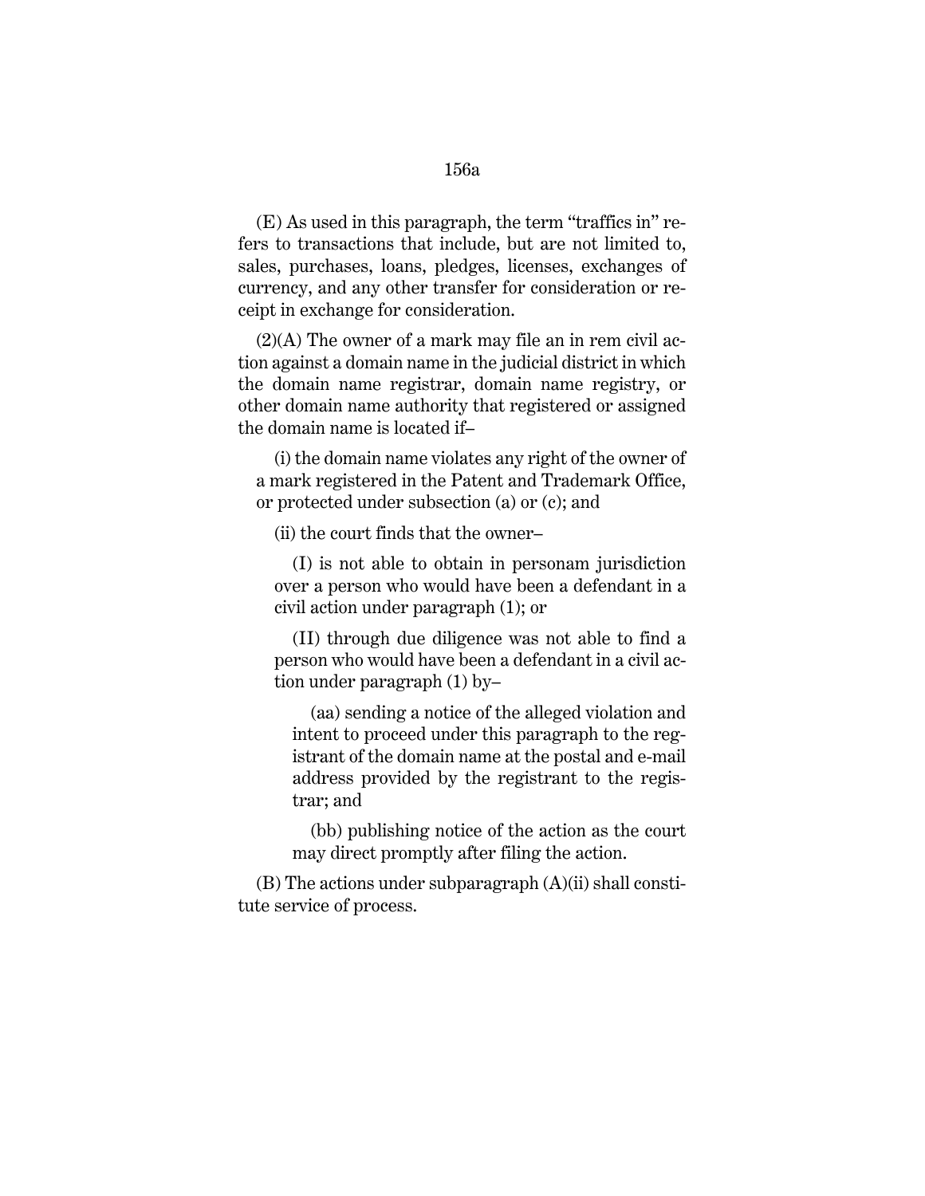(E) As used in this paragraph, the term "traffics in" refers to transactions that include, but are not limited to, sales, purchases, loans, pledges, licenses, exchanges of currency, and any other transfer for consideration or receipt in exchange for consideration.

(2)(A) The owner of a mark may file an in rem civil action against a domain name in the judicial district in which the domain name registrar, domain name registry, or other domain name authority that registered or assigned the domain name is located if–

(i) the domain name violates any right of the owner of a mark registered in the Patent and Trademark Office, or protected under subsection (a) or (c); and

(ii) the court finds that the owner–

(I) is not able to obtain in personam jurisdiction over a person who would have been a defendant in a civil action under paragraph (1); or

(II) through due diligence was not able to find a person who would have been a defendant in a civil action under paragraph (1) by–

(aa) sending a notice of the alleged violation and intent to proceed under this paragraph to the registrant of the domain name at the postal and e-mail address provided by the registrant to the registrar; and

(bb) publishing notice of the action as the court may direct promptly after filing the action.

(B) The actions under subparagraph (A)(ii) shall constitute service of process.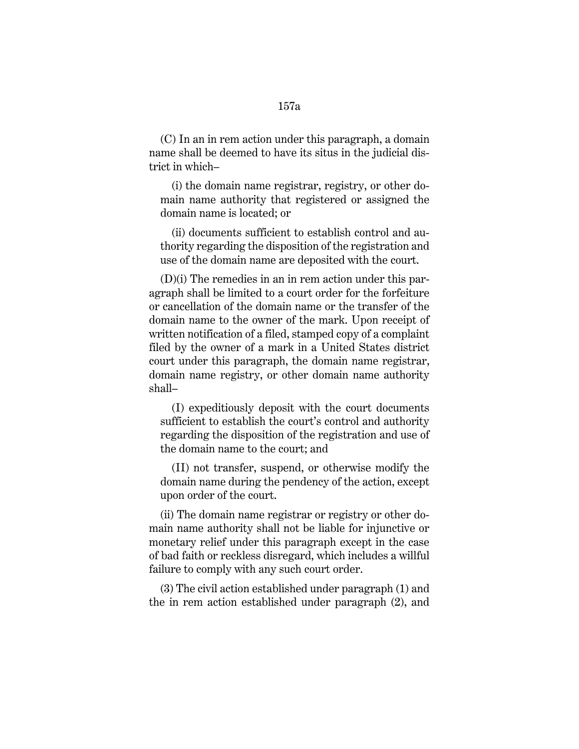(C) In an in rem action under this paragraph, a domain name shall be deemed to have its situs in the judicial district in which–

(i) the domain name registrar, registry, or other domain name authority that registered or assigned the domain name is located; or

(ii) documents sufficient to establish control and authority regarding the disposition of the registration and use of the domain name are deposited with the court.

(D)(i) The remedies in an in rem action under this paragraph shall be limited to a court order for the forfeiture or cancellation of the domain name or the transfer of the domain name to the owner of the mark. Upon receipt of written notification of a filed, stamped copy of a complaint filed by the owner of a mark in a United States district court under this paragraph, the domain name registrar, domain name registry, or other domain name authority shall–

(I) expeditiously deposit with the court documents sufficient to establish the court's control and authority regarding the disposition of the registration and use of the domain name to the court; and

(II) not transfer, suspend, or otherwise modify the domain name during the pendency of the action, except upon order of the court.

(ii) The domain name registrar or registry or other domain name authority shall not be liable for injunctive or monetary relief under this paragraph except in the case of bad faith or reckless disregard, which includes a willful failure to comply with any such court order.

(3) The civil action established under paragraph (1) and the in rem action established under paragraph (2), and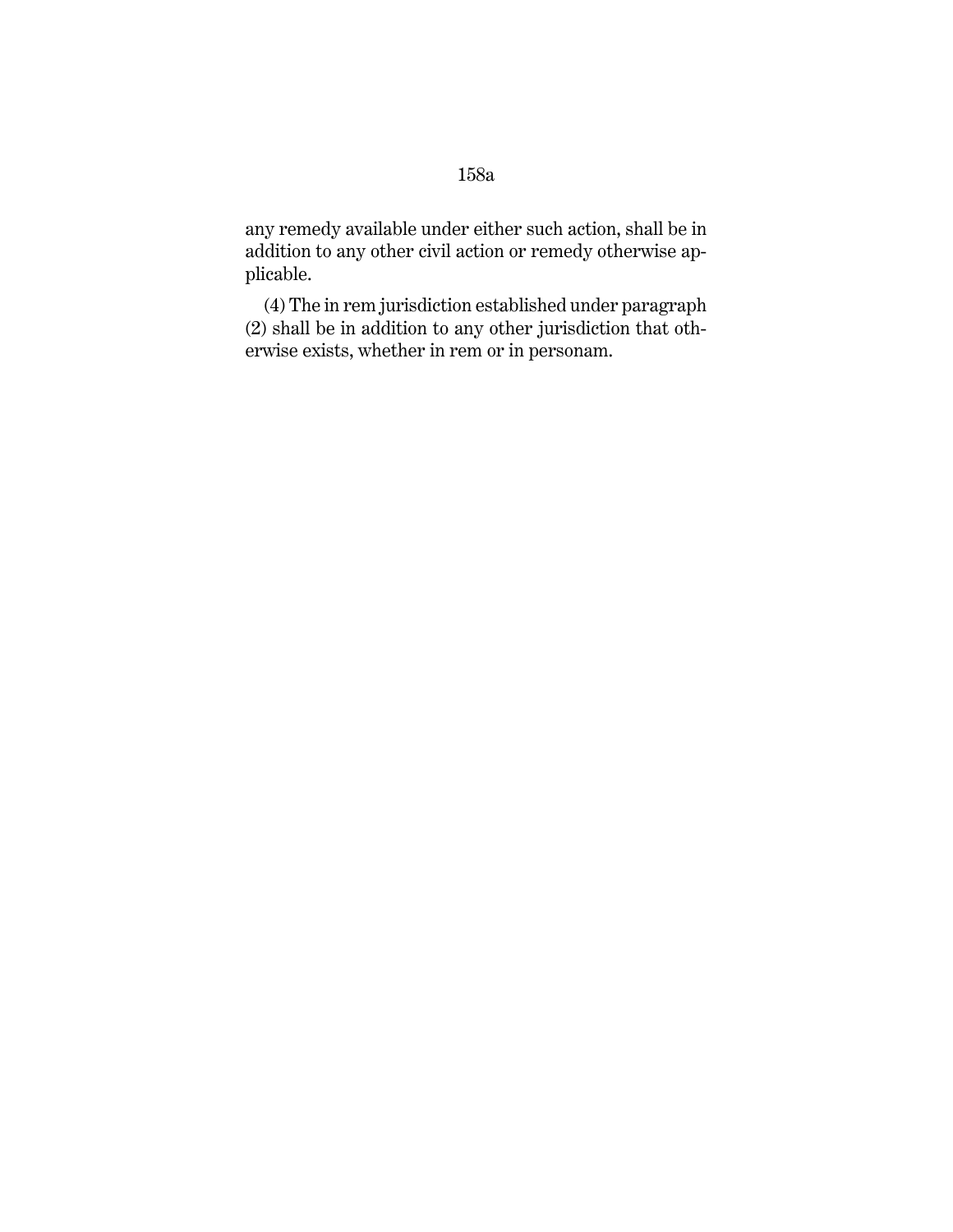any remedy available under either such action, shall be in addition to any other civil action or remedy otherwise applicable.

(4) The in rem jurisdiction established under paragraph (2) shall be in addition to any other jurisdiction that otherwise exists, whether in rem or in personam.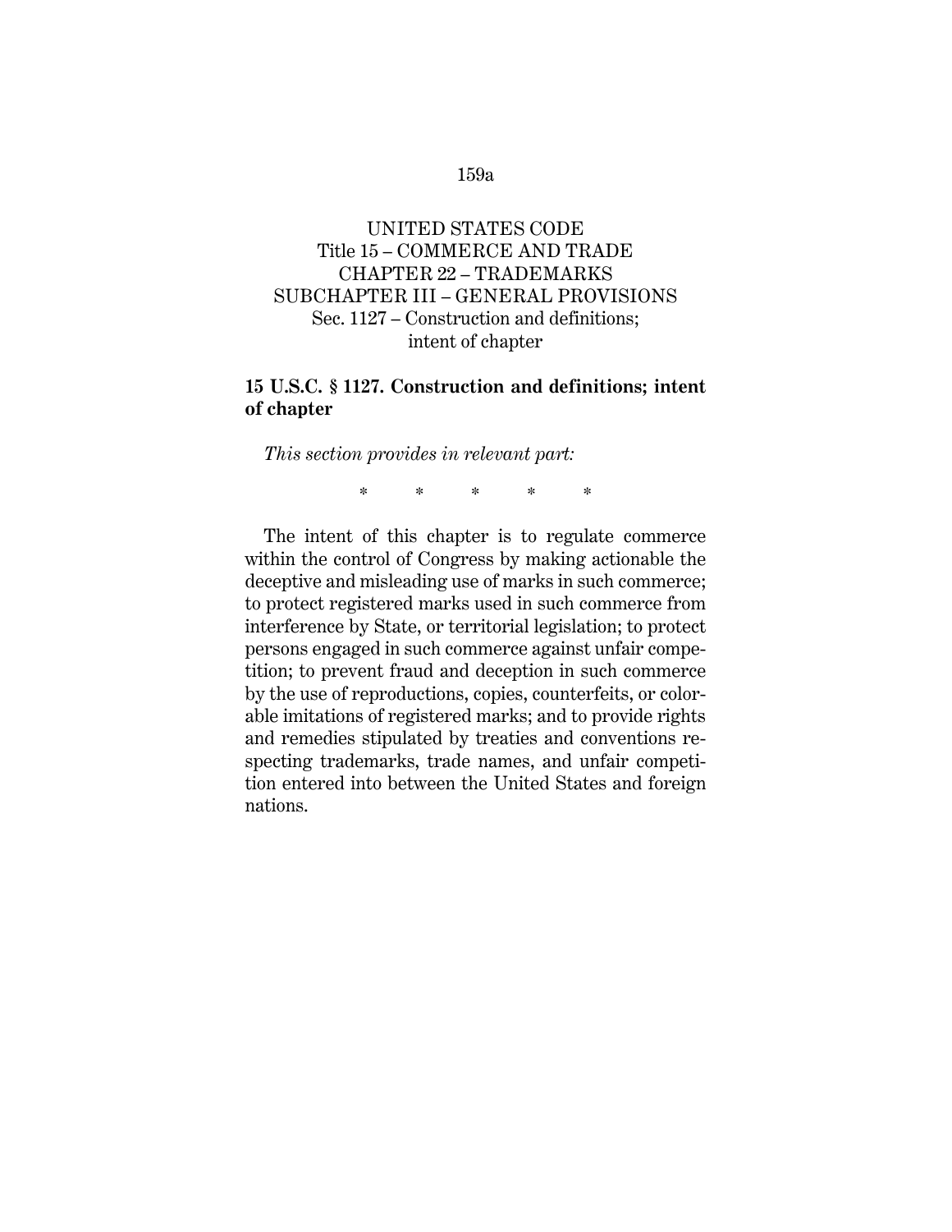UNITED STATES CODE
Title 15 – COMMERCE AND TRADE
CHAPTER 22 – TRADEMARKS
SUBCHAPTER III – GENERAL PROVISIONS
Sec. 1127 – Construction and definitions;
intent of chapter

**15 U.S.C. § 1127. Construction and definitions; intent of chapter**

*This section provides in relevant part:*

\* \* \* \* \*

The intent of this chapter is to regulate commerce within the control of Congress by making actionable the deceptive and misleading use of marks in such commerce; to protect registered marks used in such commerce from interference by State, or territorial legislation; to protect persons engaged in such commerce against unfair competition; to prevent fraud and deception in such commerce by the use of reproductions, copies, counterfeits, or colorable imitations of registered marks; and to provide rights and remedies stipulated by treaties and conventions respecting trademarks, trade names, and unfair competition entered into between the United States and foreign nations.